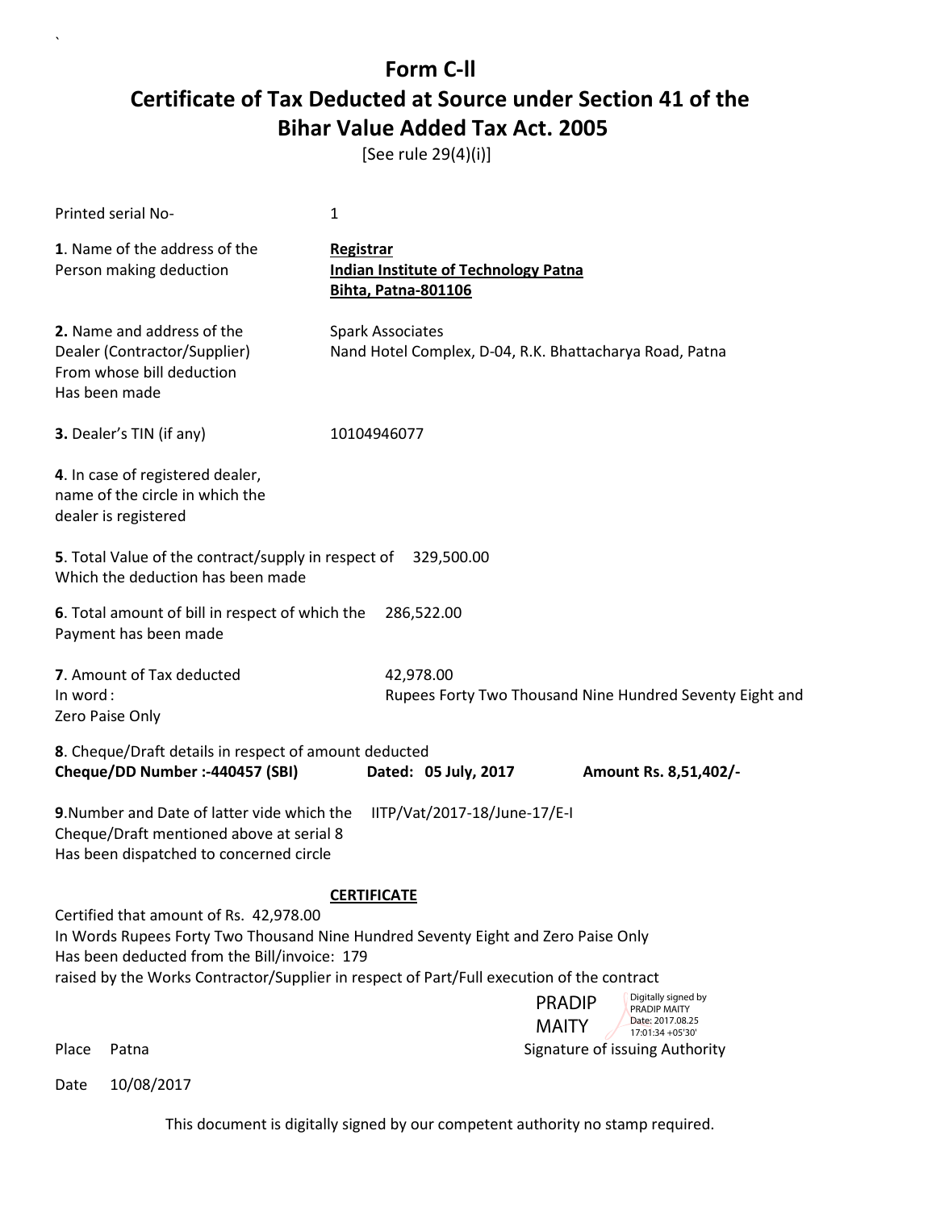# Form C-ll

# Certificate of Tax Deducted at Source under Section 41 of the Bihar Value Added Tax Act. 2005

[See rule 29(4)(i)]

Printed serial No- 1

**1**. Name of the address of the Person making deduction

**Registrar**
**Indian Institute of Technology Patna**
**Bihta, Patna-801106**

**2.** Name and address of the Dealer (Contractor/Supplier) From whose bill deduction Has been made

Spark Associates
Nand Hotel Complex, D-04, R.K. Bhattacharya Road, Patna

**3.** Dealer's TIN (if any) 10104946077

**4**. In case of registered dealer, name of the circle in which the dealer is registered

**5**. Total Value of the contract/supply in respect of Which the deduction has been made 329,500.00

**6**. Total amount of bill in respect of which the Payment has been made 286,522.00

**7**. Amount of Tax deducted 42,978.00
In word : Rupees Forty Two Thousand Nine Hundred Seventy Eight and Zero Paise Only

**8**. Cheque/Draft details in respect of amount deducted
**Cheque/DD Number :-440457 (SBI)** **Dated: 05 July, 2017** **Amount Rs. 8,51,402/-**

**9**.Number and Date of latter vide which the Cheque/Draft mentioned above at serial 8 Has been dispatched to concerned circle IITP/Vat/2017-18/June-17/E-I

**CERTIFICATE**

Certified that amount of Rs. 42,978.00
In Words Rupees Forty Two Thousand Nine Hundred Seventy Eight and Zero Paise Only
Has been deducted from the Bill/invoice: 179
raised by the Works Contractor/Supplier in respect of Part/Full execution of the contract

PRADIP MAITY — Digitally signed by PRADIP MAITY Date: 2017.08.25 17:01:34 +05'30'

Place Patna Signature of issuing Authority

Date 10/08/2017

This document is digitally signed by our competent authority no stamp required.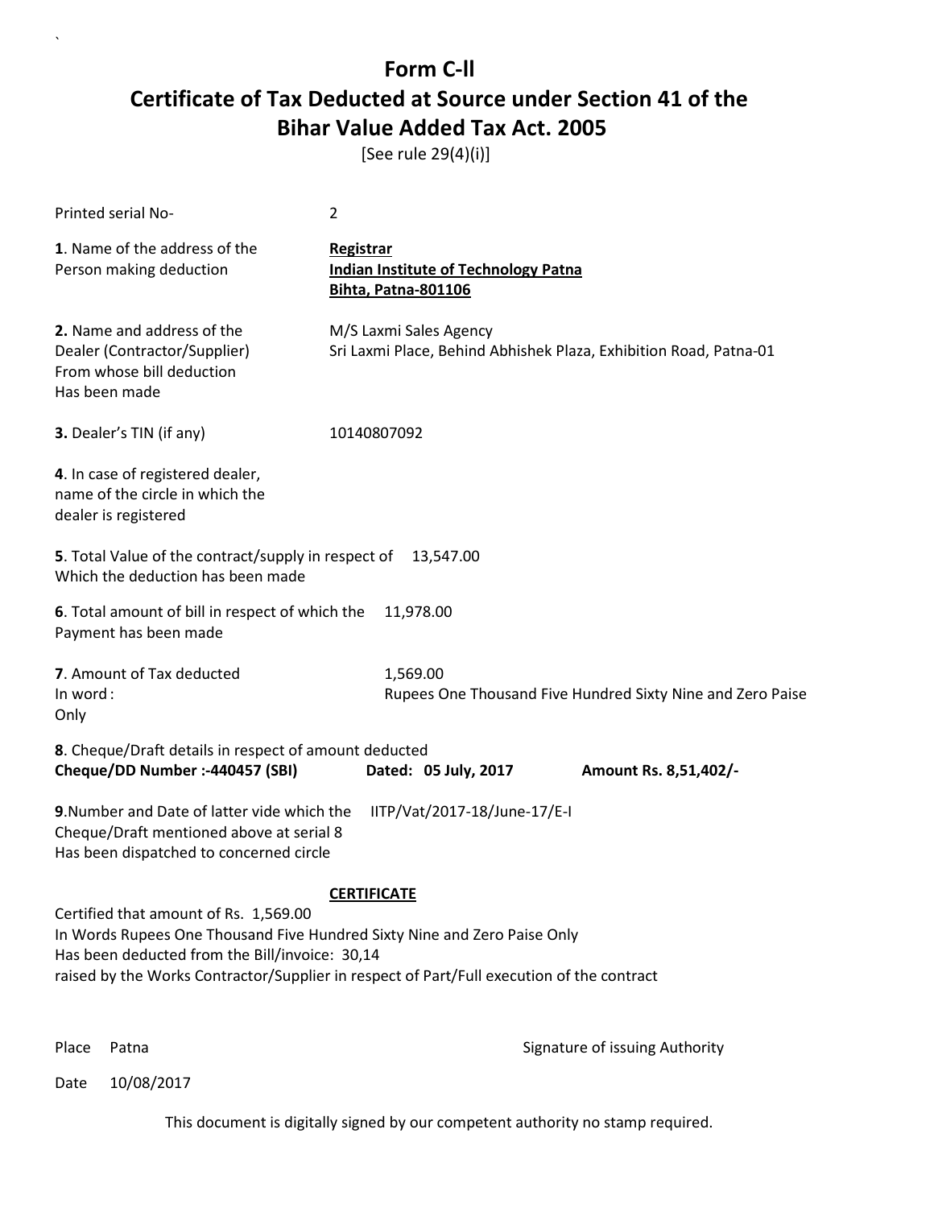# Form C-ll

# Certificate of Tax Deducted at Source under Section 41 of the Bihar Value Added Tax Act. 2005

[See rule 29(4)(i)]

Printed serial No- 2

**1**. Name of the address of the Person making deduction

**Registrar**
**Indian Institute of Technology Patna**
**Bihta, Patna-801106**

**2.** Name and address of the Dealer (Contractor/Supplier) From whose bill deduction Has been made

M/S Laxmi Sales Agency
Sri Laxmi Place, Behind Abhishek Plaza, Exhibition Road, Patna-01

**3.** Dealer's TIN (if any) 10140807092

**4**. In case of registered dealer, name of the circle in which the dealer is registered

**5**. Total Value of the contract/supply in respect of Which the deduction has been made 13,547.00

**6**. Total amount of bill in respect of which the Payment has been made 11,978.00

**7**. Amount of Tax deducted 1,569.00
In word : Rupees One Thousand Five Hundred Sixty Nine and Zero Paise Only

**8**. Cheque/Draft details in respect of amount deducted
**Cheque/DD Number :-440457 (SBI)** **Dated: 05 July, 2017** **Amount Rs. 8,51,402/-**

**9**.Number and Date of latter vide which the Cheque/Draft mentioned above at serial 8 Has been dispatched to concerned circle IITP/Vat/2017-18/June-17/E-I

**CERTIFICATE**

Certified that amount of Rs. 1,569.00
In Words Rupees One Thousand Five Hundred Sixty Nine and Zero Paise Only
Has been deducted from the Bill/invoice: 30,14
raised by the Works Contractor/Supplier in respect of Part/Full execution of the contract

Place Patna

Signature of issuing Authority

Date 10/08/2017

This document is digitally signed by our competent authority no stamp required.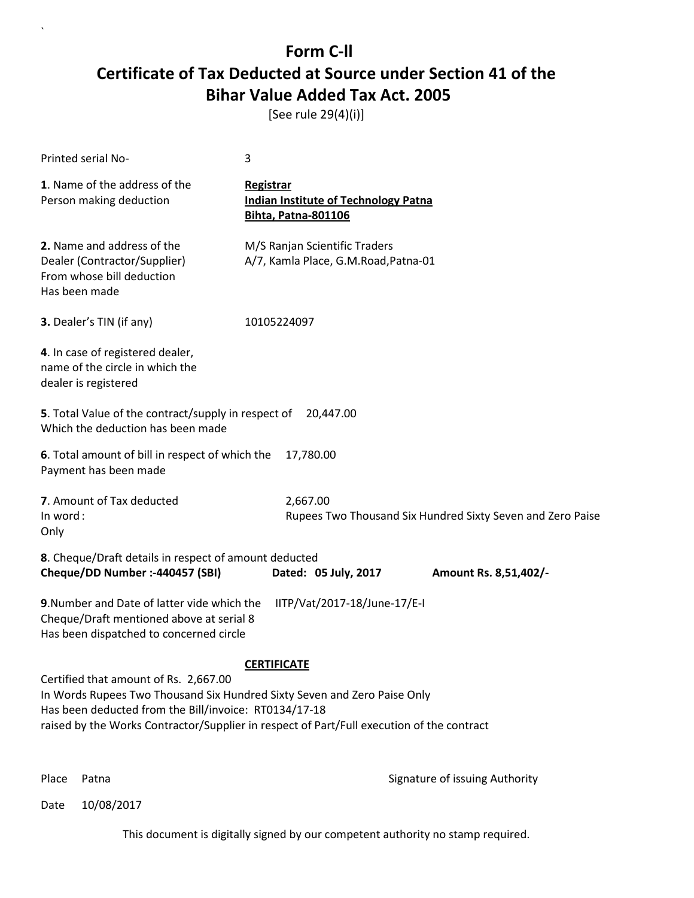# Form C-ll

## Certificate of Tax Deducted at Source under Section 41 of the Bihar Value Added Tax Act. 2005

[See rule 29(4)(i)]

Printed serial No- 3

**1**. Name of the address of the Person making deduction

**Registrar**
**Indian Institute of Technology Patna**
**Bihta, Patna-801106**

**2.** Name and address of the Dealer (Contractor/Supplier) From whose bill deduction Has been made

M/S Ranjan Scientific Traders
A/7, Kamla Place, G.M.Road,Patna-01

**3.** Dealer's TIN (if any) 10105224097

**4**. In case of registered dealer, name of the circle in which the dealer is registered

**5**. Total Value of the contract/supply in respect of Which the deduction has been made 20,447.00

**6**. Total amount of bill in respect of which the Payment has been made 17,780.00

**7**. Amount of Tax deducted 2,667.00
In word : Rupees Two Thousand Six Hundred Sixty Seven and Zero Paise Only

**8**. Cheque/Draft details in respect of amount deducted
**Cheque/DD Number :-440457 (SBI)** **Dated: 05 July, 2017** **Amount Rs. 8,51,402/-**

**9**.Number and Date of latter vide which the Cheque/Draft mentioned above at serial 8 Has been dispatched to concerned circle IITP/Vat/2017-18/June-17/E-I

**CERTIFICATE**

Certified that amount of Rs. 2,667.00
In Words Rupees Two Thousand Six Hundred Sixty Seven and Zero Paise Only
Has been deducted from the Bill/invoice: RT0134/17-18
raised by the Works Contractor/Supplier in respect of Part/Full execution of the contract

Place Patna

Signature of issuing Authority

Date 10/08/2017

This document is digitally signed by our competent authority no stamp required.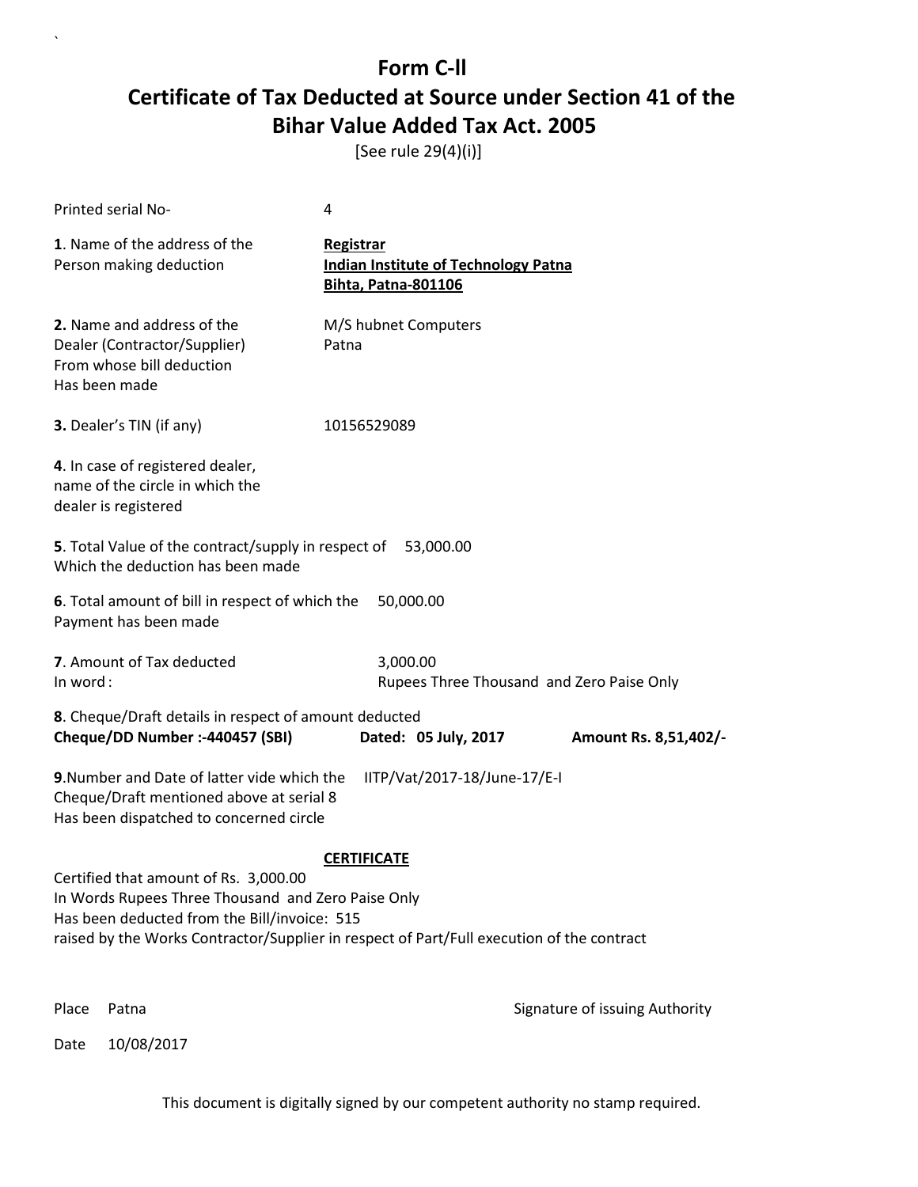# Form C-II

## Certificate of Tax Deducted at Source under Section 41 of the Bihar Value Added Tax Act. 2005

[See rule 29(4)(i)]

Printed serial No- 4

**1**. Name of the address of the Person making deduction

**Registrar**
**Indian Institute of Technology Patna**
**Bihta, Patna-801106**

**2.** Name and address of the Dealer (Contractor/Supplier) From whose bill deduction Has been made

M/S hubnet Computers
Patna

**3.** Dealer's TIN (if any) 10156529089

**4**. In case of registered dealer, name of the circle in which the dealer is registered

**5**. Total Value of the contract/supply in respect of Which the deduction has been made 53,000.00

**6**. Total amount of bill in respect of which the Payment has been made 50,000.00

**7**. Amount of Tax deducted 3,000.00
In word : Rupees Three Thousand and Zero Paise Only

**8**. Cheque/Draft details in respect of amount deducted
**Cheque/DD Number :-440457 (SBI)** **Dated: 05 July, 2017** **Amount Rs. 8,51,402/-**

**9**.Number and Date of latter vide which the Cheque/Draft mentioned above at serial 8 Has been dispatched to concerned circle IITP/Vat/2017-18/June-17/E-I

**CERTIFICATE**

Certified that amount of Rs. 3,000.00
In Words Rupees Three Thousand and Zero Paise Only
Has been deducted from the Bill/invoice: 515
raised by the Works Contractor/Supplier in respect of Part/Full execution of the contract

Place Patna

Signature of issuing Authority

Date 10/08/2017

This document is digitally signed by our competent authority no stamp required.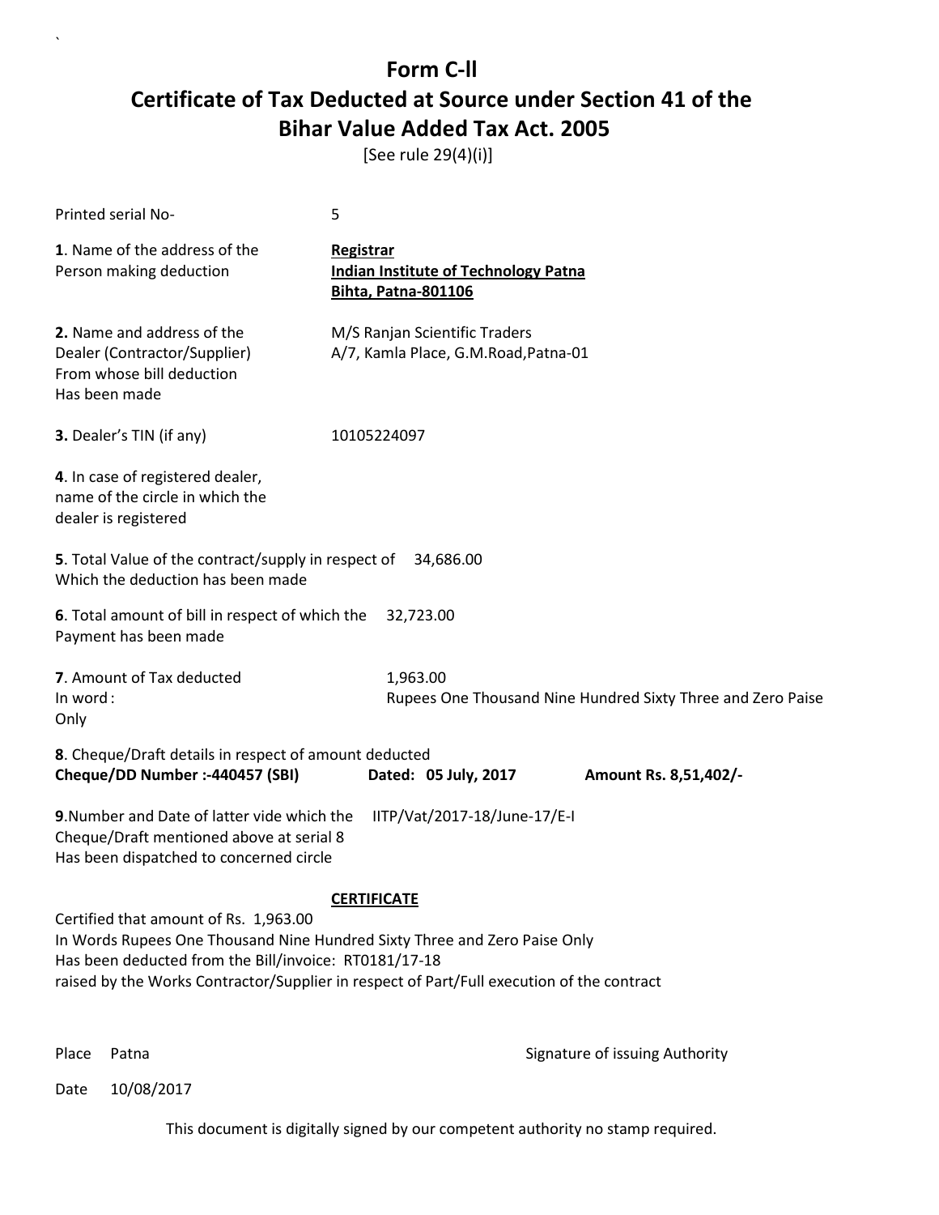# Form C-ll

# Certificate of Tax Deducted at Source under Section 41 of the Bihar Value Added Tax Act. 2005

[See rule 29(4)(i)]

Printed serial No- 5

**1**. Name of the address of the Person making deduction

**Registrar**
**Indian Institute of Technology Patna**
**Bihta, Patna-801106**

**2.** Name and address of the Dealer (Contractor/Supplier) From whose bill deduction Has been made

M/S Ranjan Scientific Traders
A/7, Kamla Place, G.M.Road,Patna-01

**3.** Dealer's TIN (if any) 10105224097

**4**. In case of registered dealer, name of the circle in which the dealer is registered

**5**. Total Value of the contract/supply in respect of Which the deduction has been made 34,686.00

**6**. Total amount of bill in respect of which the Payment has been made 32,723.00

**7**. Amount of Tax deducted 1,963.00
In word : Rupees One Thousand Nine Hundred Sixty Three and Zero Paise Only

**8**. Cheque/Draft details in respect of amount deducted
**Cheque/DD Number :-440457 (SBI)** **Dated: 05 July, 2017** **Amount Rs. 8,51,402/-**

**9**.Number and Date of latter vide which the Cheque/Draft mentioned above at serial 8 Has been dispatched to concerned circle IITP/Vat/2017-18/June-17/E-I

**CERTIFICATE**

Certified that amount of Rs. 1,963.00
In Words Rupees One Thousand Nine Hundred Sixty Three and Zero Paise Only
Has been deducted from the Bill/invoice: RT0181/17-18
raised by the Works Contractor/Supplier in respect of Part/Full execution of the contract

Place Patna

Signature of issuing Authority

Date 10/08/2017

This document is digitally signed by our competent authority no stamp required.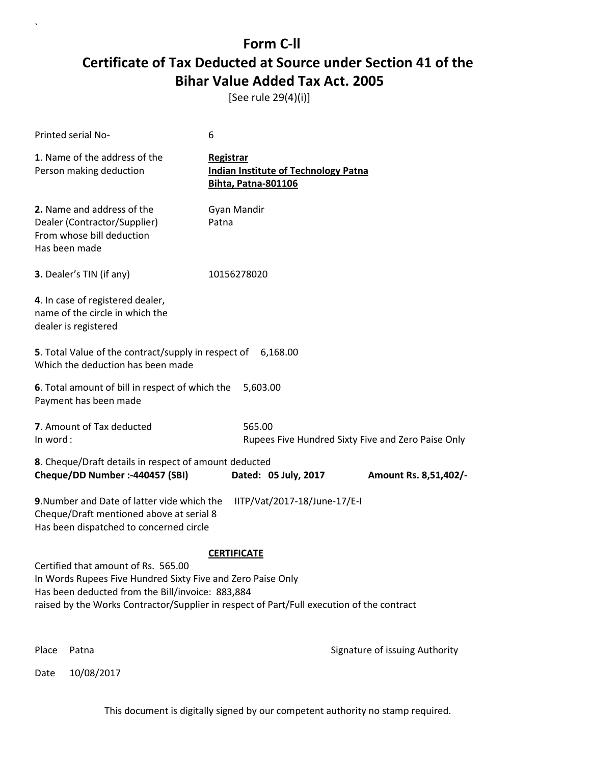# Form C-ll

## Certificate of Tax Deducted at Source under Section 41 of the Bihar Value Added Tax Act. 2005

[See rule 29(4)(i)]

Printed serial No- 6

**1**. Name of the address of the Person making deduction

**Registrar**
**Indian Institute of Technology Patna**
**Bihta, Patna-801106**

**2.** Name and address of the Dealer (Contractor/Supplier) From whose bill deduction Has been made

Gyan Mandir
Patna

**3.** Dealer's TIN (if any) 10156278020

**4**. In case of registered dealer, name of the circle in which the dealer is registered

**5**. Total Value of the contract/supply in respect of Which the deduction has been made 6,168.00

**6**. Total amount of bill in respect of which the Payment has been made 5,603.00

**7**. Amount of Tax deducted 565.00
In word : Rupees Five Hundred Sixty Five and Zero Paise Only

**8**. Cheque/Draft details in respect of amount deducted
**Cheque/DD Number :-440457 (SBI)** **Dated: 05 July, 2017** **Amount Rs. 8,51,402/-**

**9**.Number and Date of latter vide which the Cheque/Draft mentioned above at serial 8 Has been dispatched to concerned circle IITP/Vat/2017-18/June-17/E-I

**CERTIFICATE**

Certified that amount of Rs. 565.00
In Words Rupees Five Hundred Sixty Five and Zero Paise Only
Has been deducted from the Bill/invoice: 883,884
raised by the Works Contractor/Supplier in respect of Part/Full execution of the contract

Place Patna

Signature of issuing Authority

Date 10/08/2017

This document is digitally signed by our competent authority no stamp required.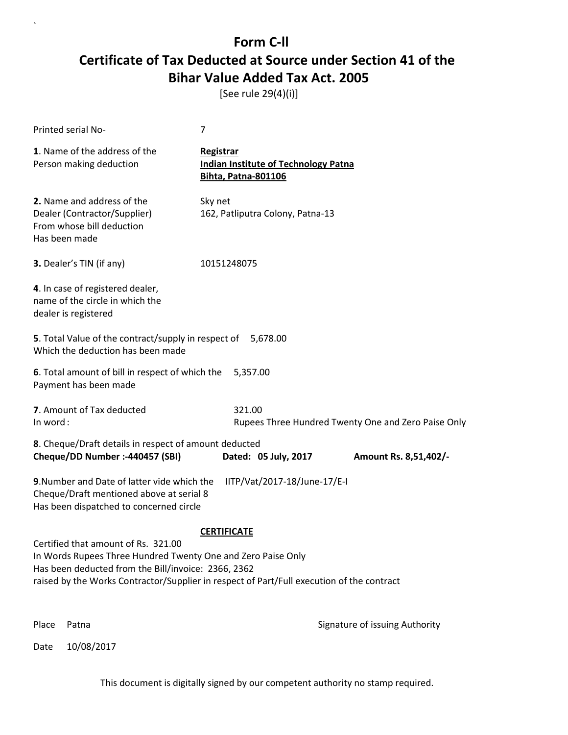# Form C-ll

## Certificate of Tax Deducted at Source under Section 41 of the Bihar Value Added Tax Act. 2005

[See rule 29(4)(i)]

Printed serial No- 7

**1**. Name of the address of the Person making deduction

**Registrar**
**Indian Institute of Technology Patna**
**Bihta, Patna-801106**

**2.** Name and address of the Dealer (Contractor/Supplier) From whose bill deduction Has been made

Sky net
162, Patliputra Colony, Patna-13

**3.** Dealer's TIN (if any) 10151248075

**4**. In case of registered dealer, name of the circle in which the dealer is registered

**5**. Total Value of the contract/supply in respect of Which the deduction has been made 5,678.00

**6**. Total amount of bill in respect of which the Payment has been made 5,357.00

**7**. Amount of Tax deducted 321.00
In word : Rupees Three Hundred Twenty One and Zero Paise Only

**8**. Cheque/Draft details in respect of amount deducted
**Cheque/DD Number :-440457 (SBI)** **Dated: 05 July, 2017** **Amount Rs. 8,51,402/-**

**9**.Number and Date of latter vide which the Cheque/Draft mentioned above at serial 8 Has been dispatched to concerned circle IITP/Vat/2017-18/June-17/E-I

**CERTIFICATE**

Certified that amount of Rs. 321.00
In Words Rupees Three Hundred Twenty One and Zero Paise Only
Has been deducted from the Bill/invoice: 2366, 2362
raised by the Works Contractor/Supplier in respect of Part/Full execution of the contract

Place Patna

Signature of issuing Authority

Date 10/08/2017

This document is digitally signed by our competent authority no stamp required.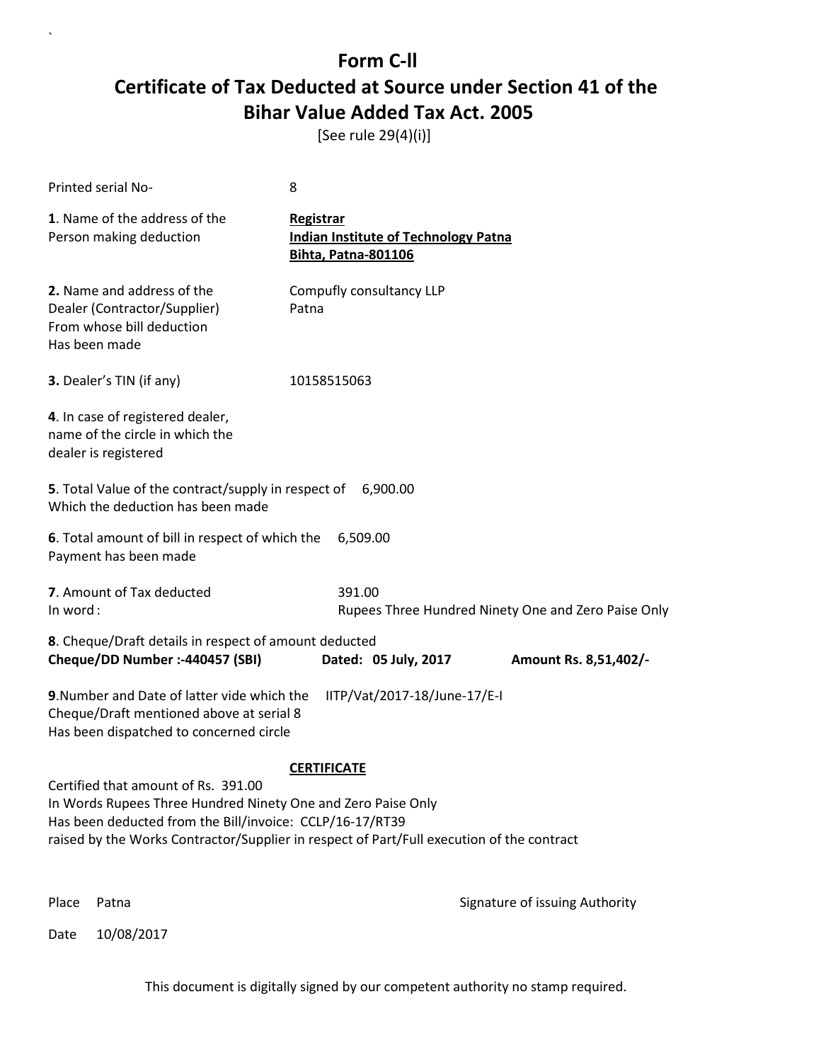# Form C-II

# Certificate of Tax Deducted at Source under Section 41 of the Bihar Value Added Tax Act. 2005

[See rule 29(4)(i)]

Printed serial No- 8

**1**. Name of the address of the Person making deduction

**Registrar**
**Indian Institute of Technology Patna**
**Bihta, Patna-801106**

**2.** Name and address of the Dealer (Contractor/Supplier) From whose bill deduction Has been made

Compufly consultancy LLP
Patna

**3.** Dealer's TIN (if any) 10158515063

**4**. In case of registered dealer, name of the circle in which the dealer is registered

**5**. Total Value of the contract/supply in respect of Which the deduction has been made 6,900.00

**6**. Total amount of bill in respect of which the Payment has been made 6,509.00

**7**. Amount of Tax deducted 391.00
In word : Rupees Three Hundred Ninety One and Zero Paise Only

**8**. Cheque/Draft details in respect of amount deducted
**Cheque/DD Number :-440457 (SBI)** **Dated: 05 July, 2017** **Amount Rs. 8,51,402/-**

**9**.Number and Date of latter vide which the Cheque/Draft mentioned above at serial 8 Has been dispatched to concerned circle IITP/Vat/2017-18/June-17/E-I

**CERTIFICATE**

Certified that amount of Rs. 391.00
In Words Rupees Three Hundred Ninety One and Zero Paise Only
Has been deducted from the Bill/invoice: CCLP/16-17/RT39
raised by the Works Contractor/Supplier in respect of Part/Full execution of the contract

Place Patna

Signature of issuing Authority

Date 10/08/2017

This document is digitally signed by our competent authority no stamp required.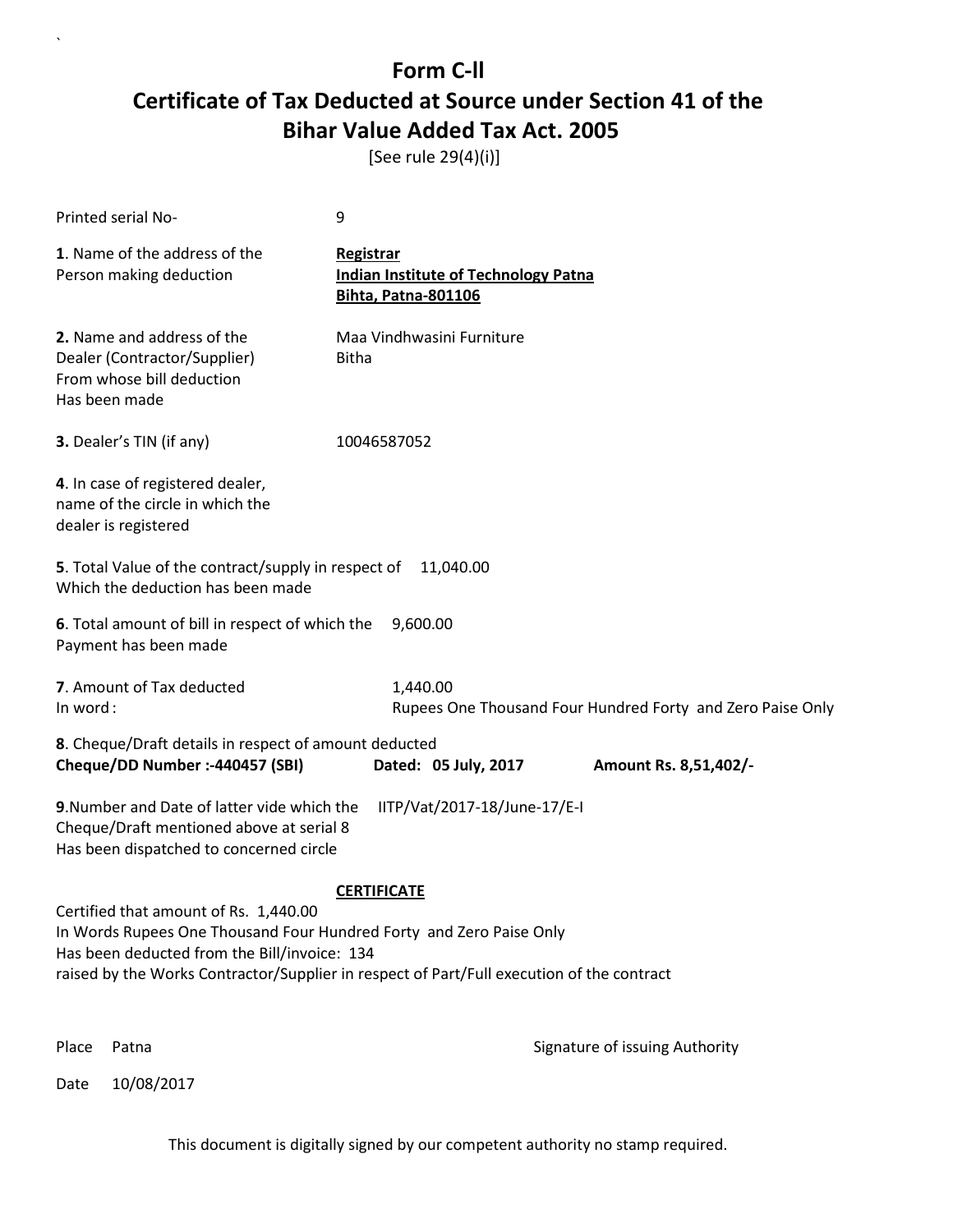# Form C-ll

## Certificate of Tax Deducted at Source under Section 41 of the Bihar Value Added Tax Act. 2005

[See rule 29(4)(i)]

Printed serial No- 9

**1**. Name of the address of the Person making deduction

**Registrar**
**Indian Institute of Technology Patna**
**Bihta, Patna-801106**

**2.** Name and address of the Dealer (Contractor/Supplier) From whose bill deduction Has been made

Maa Vindhwasini Furniture
Bitha

**3.** Dealer's TIN (if any) 10046587052

**4**. In case of registered dealer, name of the circle in which the dealer is registered

**5**. Total Value of the contract/supply in respect of Which the deduction has been made 11,040.00

**6**. Total amount of bill in respect of which the Payment has been made 9,600.00

**7**. Amount of Tax deducted 1,440.00
In word : Rupees One Thousand Four Hundred Forty and Zero Paise Only

**8**. Cheque/Draft details in respect of amount deducted
**Cheque/DD Number :-440457 (SBI) Dated: 05 July, 2017 Amount Rs. 8,51,402/-**

**9**.Number and Date of latter vide which the Cheque/Draft mentioned above at serial 8 Has been dispatched to concerned circle IITP/Vat/2017-18/June-17/E-I

**CERTIFICATE**

Certified that amount of Rs. 1,440.00
In Words Rupees One Thousand Four Hundred Forty and Zero Paise Only
Has been deducted from the Bill/invoice: 134
raised by the Works Contractor/Supplier in respect of Part/Full execution of the contract

Place Patna

Signature of issuing Authority

Date 10/08/2017

This document is digitally signed by our competent authority no stamp required.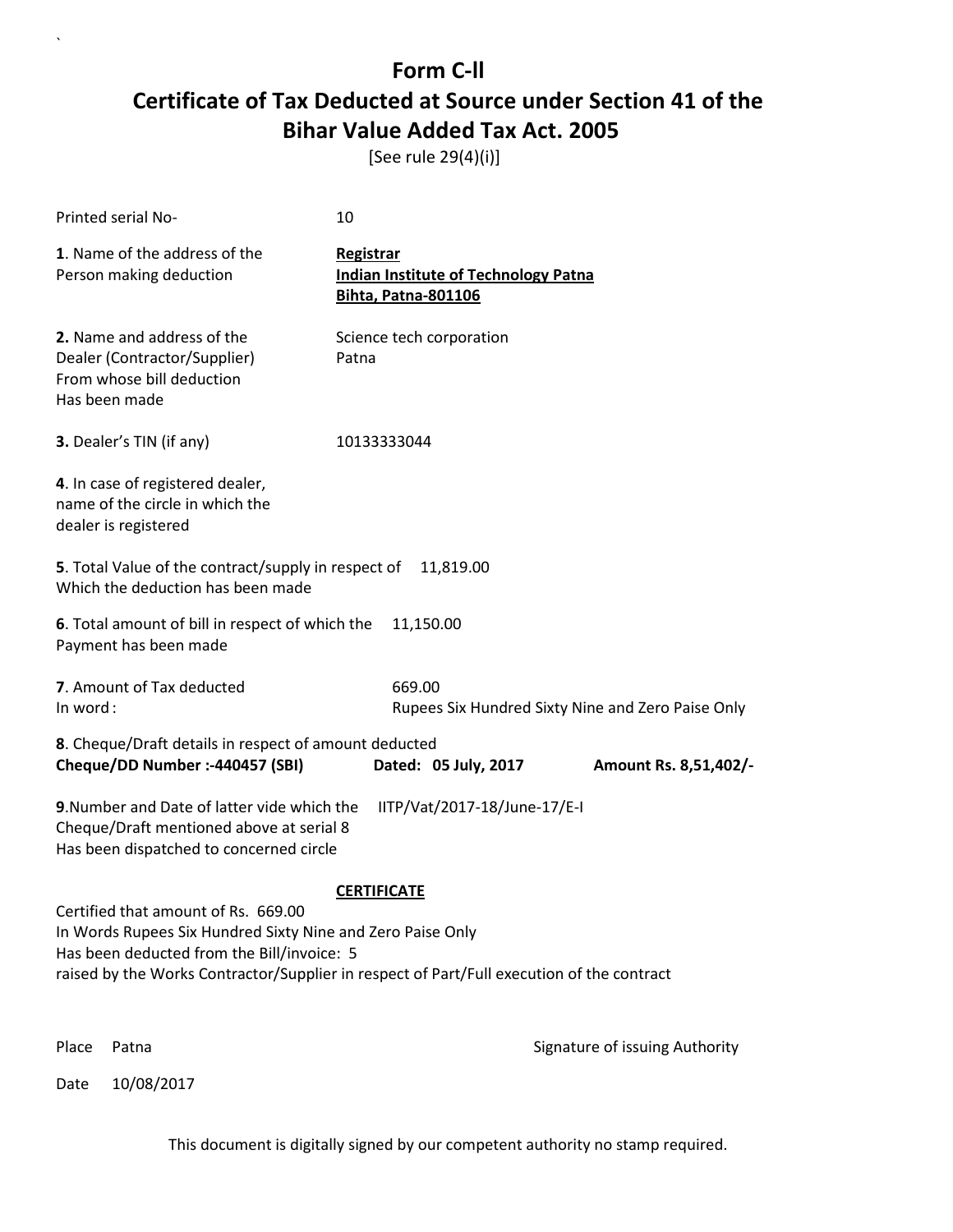# Form C-II

# Certificate of Tax Deducted at Source under Section 41 of the Bihar Value Added Tax Act. 2005

[See rule 29(4)(i)]

Printed serial No- 10

**1**. Name of the address of the Person making deduction

**Registrar**
**Indian Institute of Technology Patna**
**Bihta, Patna-801106**

**2.** Name and address of the Dealer (Contractor/Supplier) From whose bill deduction Has been made

Science tech corporation
Patna

**3.** Dealer's TIN (if any) 10133333044

**4**. In case of registered dealer, name of the circle in which the dealer is registered

**5**. Total Value of the contract/supply in respect of Which the deduction has been made 11,819.00

**6**. Total amount of bill in respect of which the Payment has been made 11,150.00

**7**. Amount of Tax deducted 669.00
In word : Rupees Six Hundred Sixty Nine and Zero Paise Only

**8**. Cheque/Draft details in respect of amount deducted
**Cheque/DD Number :-440457 (SBI)** **Dated: 05 July, 2017** **Amount Rs. 8,51,402/-**

**9**.Number and Date of latter vide which the Cheque/Draft mentioned above at serial 8 Has been dispatched to concerned circle IITP/Vat/2017-18/June-17/E-I

**CERTIFICATE**

Certified that amount of Rs. 669.00
In Words Rupees Six Hundred Sixty Nine and Zero Paise Only
Has been deducted from the Bill/invoice: 5
raised by the Works Contractor/Supplier in respect of Part/Full execution of the contract

Place Patna

Signature of issuing Authority

Date 10/08/2017

This document is digitally signed by our competent authority no stamp required.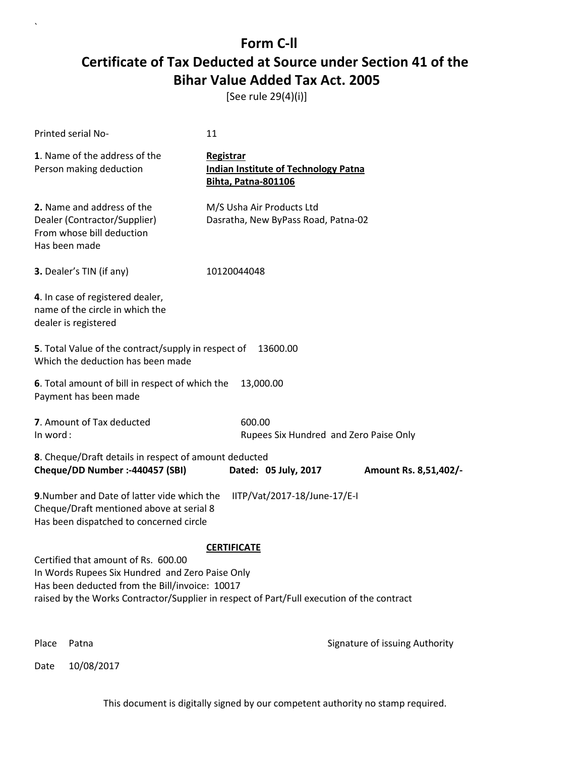# Form C-ll

# Certificate of Tax Deducted at Source under Section 41 of the Bihar Value Added Tax Act. 2005

[See rule 29(4)(i)]

Printed serial No- 11

**1**. Name of the address of the Person making deduction

**Registrar**
**Indian Institute of Technology Patna**
**Bihta, Patna-801106**

**2.** Name and address of the Dealer (Contractor/Supplier) From whose bill deduction Has been made

M/S Usha Air Products Ltd
Dasratha, New ByPass Road, Patna-02

**3.** Dealer's TIN (if any) 10120044048

**4**. In case of registered dealer, name of the circle in which the dealer is registered

**5**. Total Value of the contract/supply in respect of Which the deduction has been made 13600.00

**6**. Total amount of bill in respect of which the Payment has been made 13,000.00

**7**. Amount of Tax deducted 600.00
In word : Rupees Six Hundred and Zero Paise Only

**8**. Cheque/Draft details in respect of amount deducted
**Cheque/DD Number :-440457 (SBI)** **Dated: 05 July, 2017** **Amount Rs. 8,51,402/-**

**9**.Number and Date of latter vide which the Cheque/Draft mentioned above at serial 8 Has been dispatched to concerned circle IITP/Vat/2017-18/June-17/E-I

**CERTIFICATE**

Certified that amount of Rs. 600.00
In Words Rupees Six Hundred and Zero Paise Only
Has been deducted from the Bill/invoice: 10017
raised by the Works Contractor/Supplier in respect of Part/Full execution of the contract

Place Patna

Signature of issuing Authority

Date 10/08/2017

This document is digitally signed by our competent authority no stamp required.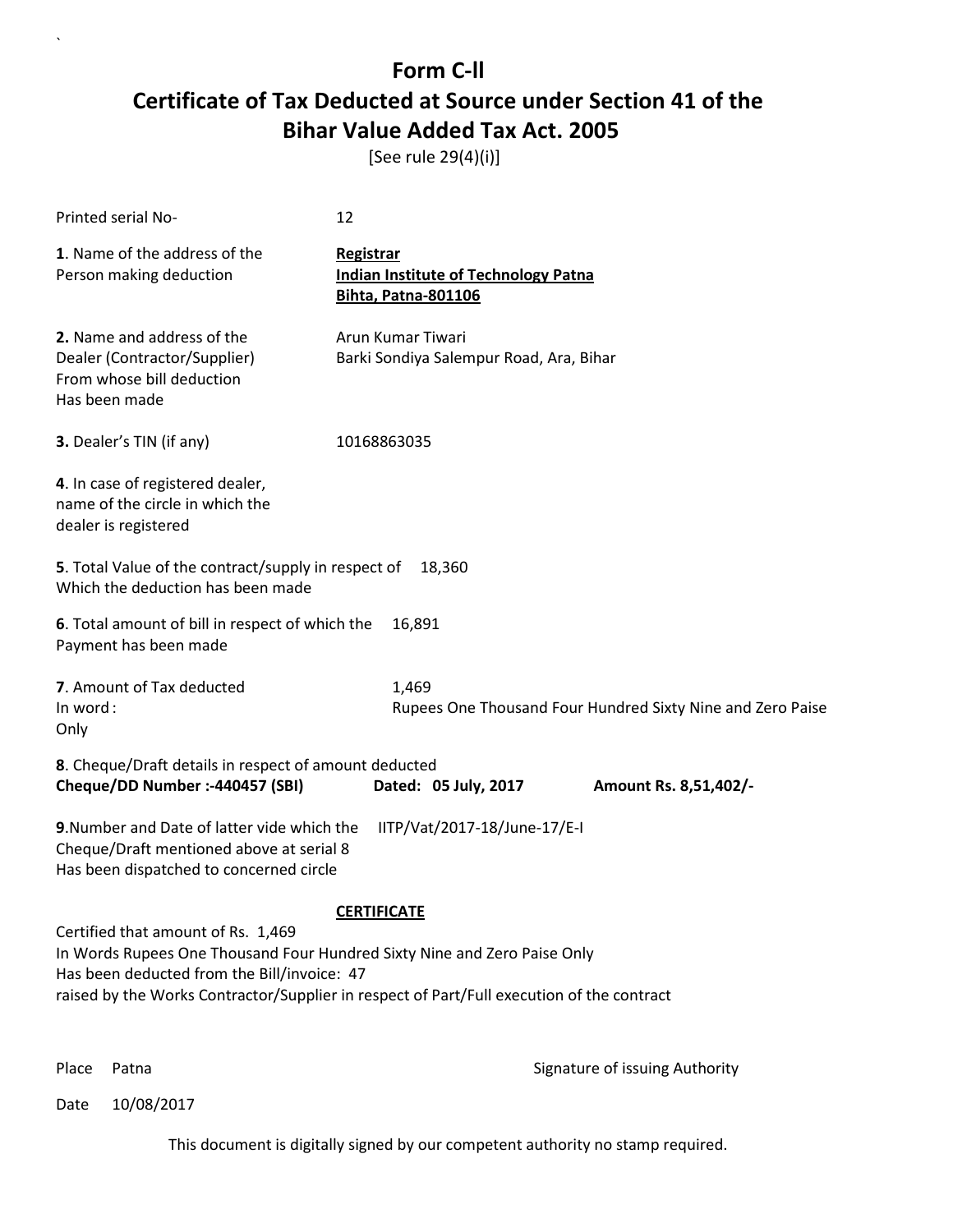# Form C-ll

# Certificate of Tax Deducted at Source under Section 41 of the Bihar Value Added Tax Act. 2005

[See rule 29(4)(i)]

Printed serial No- 12

**1**. Name of the address of the Person making deduction

**Registrar**
**Indian Institute of Technology Patna**
**Bihta, Patna-801106**

**2.** Name and address of the Dealer (Contractor/Supplier) From whose bill deduction Has been made

Arun Kumar Tiwari
Barki Sondiya Salempur Road, Ara, Bihar

**3.** Dealer's TIN (if any) 10168863035

**4**. In case of registered dealer, name of the circle in which the dealer is registered

**5**. Total Value of the contract/supply in respect of Which the deduction has been made 18,360

**6**. Total amount of bill in respect of which the Payment has been made 16,891

**7**. Amount of Tax deducted 1,469
In word : Rupees One Thousand Four Hundred Sixty Nine and Zero Paise
Only

**8**. Cheque/Draft details in respect of amount deducted
**Cheque/DD Number :-440457 (SBI)** **Dated: 05 July, 2017** **Amount Rs. 8,51,402/-**

**9**.Number and Date of latter vide which the Cheque/Draft mentioned above at serial 8 Has been dispatched to concerned circle IITP/Vat/2017-18/June-17/E-I

**CERTIFICATE**

Certified that amount of Rs. 1,469
In Words Rupees One Thousand Four Hundred Sixty Nine and Zero Paise Only
Has been deducted from the Bill/invoice: 47
raised by the Works Contractor/Supplier in respect of Part/Full execution of the contract

Place Patna

Signature of issuing Authority

Date 10/08/2017

This document is digitally signed by our competent authority no stamp required.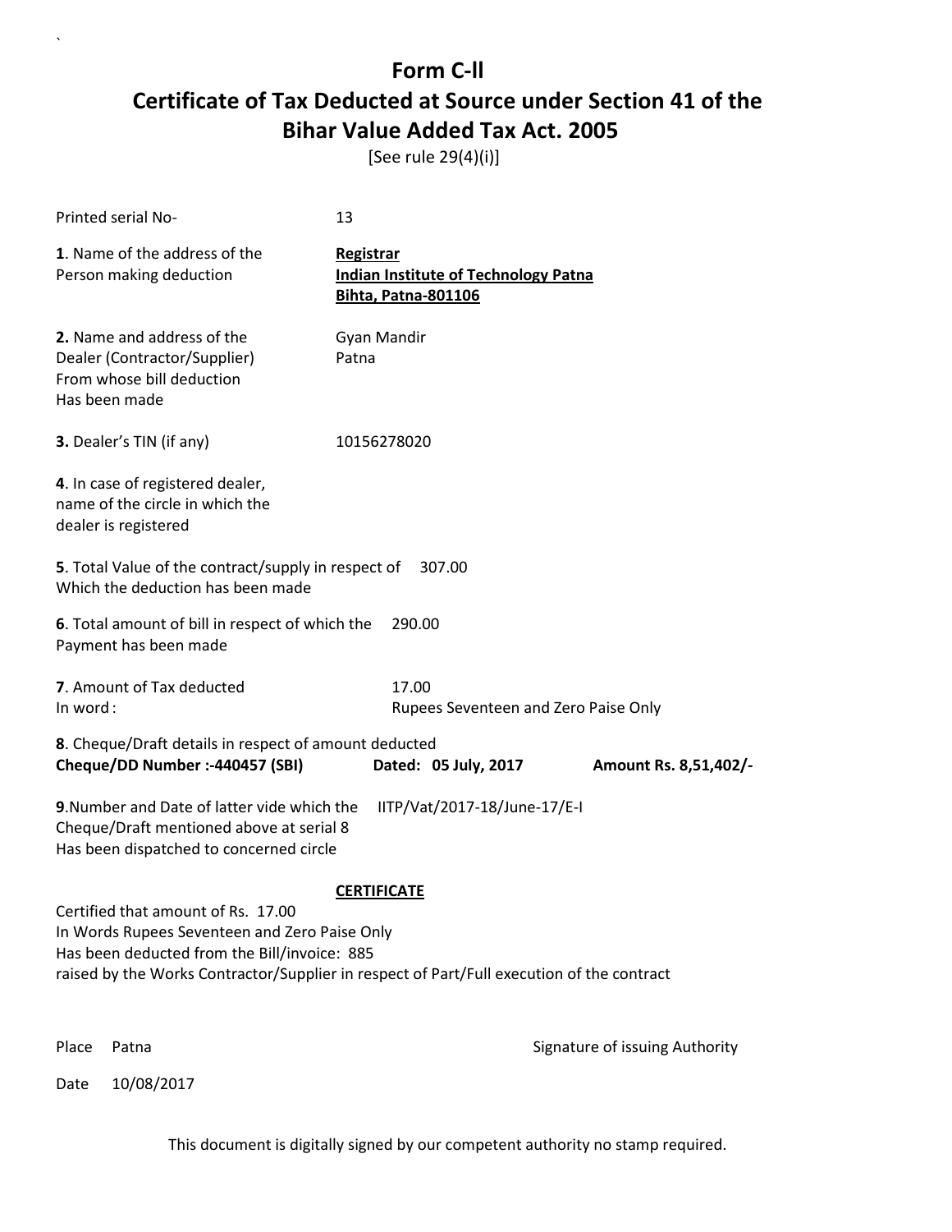# Form C-ll

## Certificate of Tax Deducted at Source under Section 41 of the Bihar Value Added Tax Act. 2005

[See rule 29(4)(i)]

Printed serial No- 13

**1**. Name of the address of the Person making deduction

**Registrar**
**Indian Institute of Technology Patna**
**Bihta, Patna-801106**

**2.** Name and address of the Dealer (Contractor/Supplier) From whose bill deduction Has been made

Gyan Mandir
Patna

**3.** Dealer's TIN (if any) 10156278020

**4**. In case of registered dealer, name of the circle in which the dealer is registered

**5**. Total Value of the contract/supply in respect of Which the deduction has been made 307.00

**6**. Total amount of bill in respect of which the Payment has been made 290.00

**7**. Amount of Tax deducted 17.00
In word : Rupees Seventeen and Zero Paise Only

**8**. Cheque/Draft details in respect of amount deducted
**Cheque/DD Number :-440457 (SBI)** **Dated: 05 July, 2017** **Amount Rs. 8,51,402/-**

**9**.Number and Date of latter vide which the Cheque/Draft mentioned above at serial 8 Has been dispatched to concerned circle IITP/Vat/2017-18/June-17/E-I

**CERTIFICATE**

Certified that amount of Rs. 17.00
In Words Rupees Seventeen and Zero Paise Only
Has been deducted from the Bill/invoice: 885
raised by the Works Contractor/Supplier in respect of Part/Full execution of the contract

Place Patna

Signature of issuing Authority

Date 10/08/2017

This document is digitally signed by our competent authority no stamp required.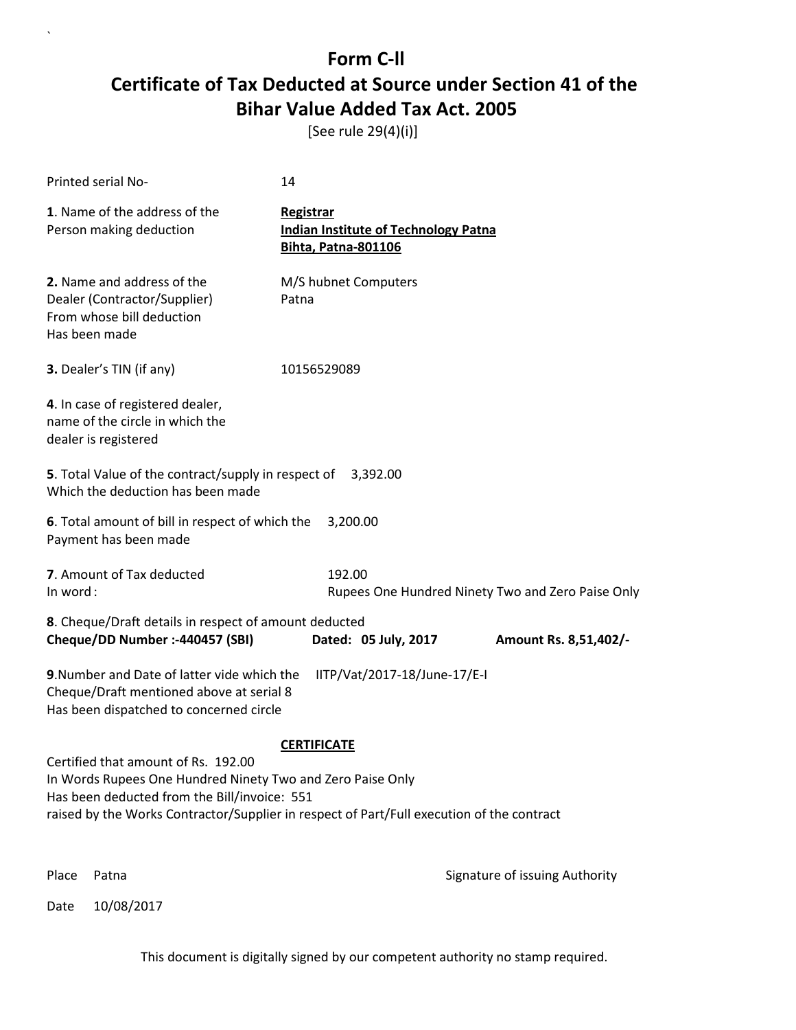# Form C-ll

## Certificate of Tax Deducted at Source under Section 41 of the Bihar Value Added Tax Act. 2005

[See rule 29(4)(i)]

Printed serial No- 14

**1**. Name of the address of the Person making deduction

**Registrar**
**Indian Institute of Technology Patna**
**Bihta, Patna-801106**

**2.** Name and address of the Dealer (Contractor/Supplier) From whose bill deduction Has been made

M/S hubnet Computers
Patna

**3.** Dealer's TIN (if any) 10156529089

**4**. In case of registered dealer, name of the circle in which the dealer is registered

**5**. Total Value of the contract/supply in respect of Which the deduction has been made 3,392.00

**6**. Total amount of bill in respect of which the Payment has been made 3,200.00

**7**. Amount of Tax deducted 192.00
In word : Rupees One Hundred Ninety Two and Zero Paise Only

**8**. Cheque/Draft details in respect of amount deducted
**Cheque/DD Number :-440457 (SBI) Dated: 05 July, 2017 Amount Rs. 8,51,402/-**

**9**.Number and Date of latter vide which the Cheque/Draft mentioned above at serial 8 Has been dispatched to concerned circle IITP/Vat/2017-18/June-17/E-I

**CERTIFICATE**

Certified that amount of Rs. 192.00
In Words Rupees One Hundred Ninety Two and Zero Paise Only
Has been deducted from the Bill/invoice: 551
raised by the Works Contractor/Supplier in respect of Part/Full execution of the contract

Place Patna

Signature of issuing Authority

Date 10/08/2017

This document is digitally signed by our competent authority no stamp required.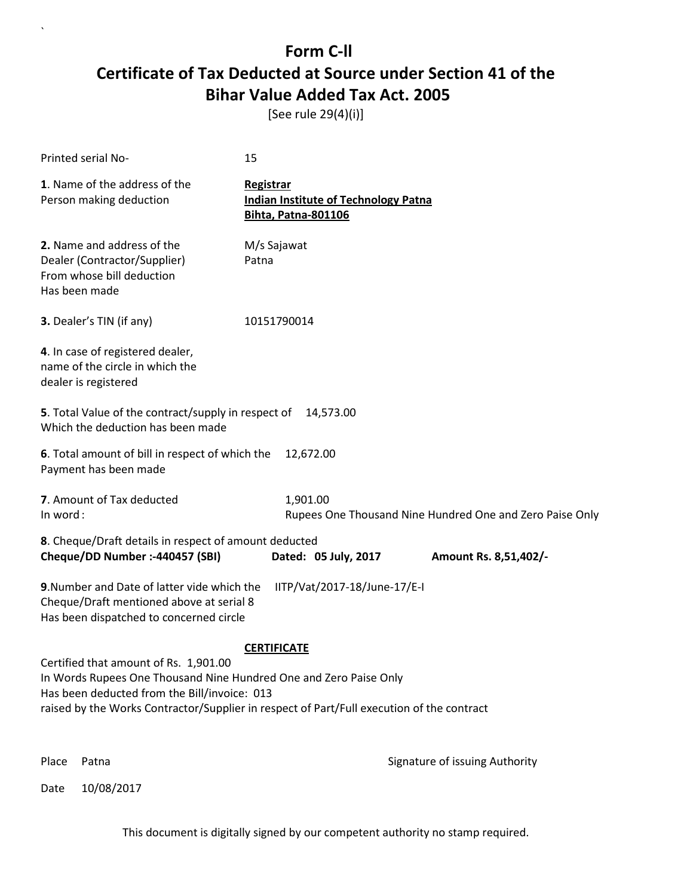# Form C-ll

# Certificate of Tax Deducted at Source under Section 41 of the Bihar Value Added Tax Act. 2005

[See rule 29(4)(i)]

Printed serial No- 15

**1**. Name of the address of the Person making deduction

**Registrar**
**Indian Institute of Technology Patna**
**Bihta, Patna-801106**

**2.** Name and address of the Dealer (Contractor/Supplier) From whose bill deduction Has been made

M/s Sajawat
Patna

**3.** Dealer's TIN (if any) 10151790014

**4**. In case of registered dealer, name of the circle in which the dealer is registered

**5**. Total Value of the contract/supply in respect of Which the deduction has been made 14,573.00

**6**. Total amount of bill in respect of which the Payment has been made 12,672.00

**7**. Amount of Tax deducted 1,901.00
In word : Rupees One Thousand Nine Hundred One and Zero Paise Only

**8**. Cheque/Draft details in respect of amount deducted
**Cheque/DD Number :-440457 (SBI) Dated: 05 July, 2017 Amount Rs. 8,51,402/-**

**9**.Number and Date of latter vide which the Cheque/Draft mentioned above at serial 8 Has been dispatched to concerned circle IITP/Vat/2017-18/June-17/E-I

**CERTIFICATE**

Certified that amount of Rs. 1,901.00
In Words Rupees One Thousand Nine Hundred One and Zero Paise Only
Has been deducted from the Bill/invoice: 013
raised by the Works Contractor/Supplier in respect of Part/Full execution of the contract

Place Patna

Signature of issuing Authority

Date 10/08/2017

This document is digitally signed by our competent authority no stamp required.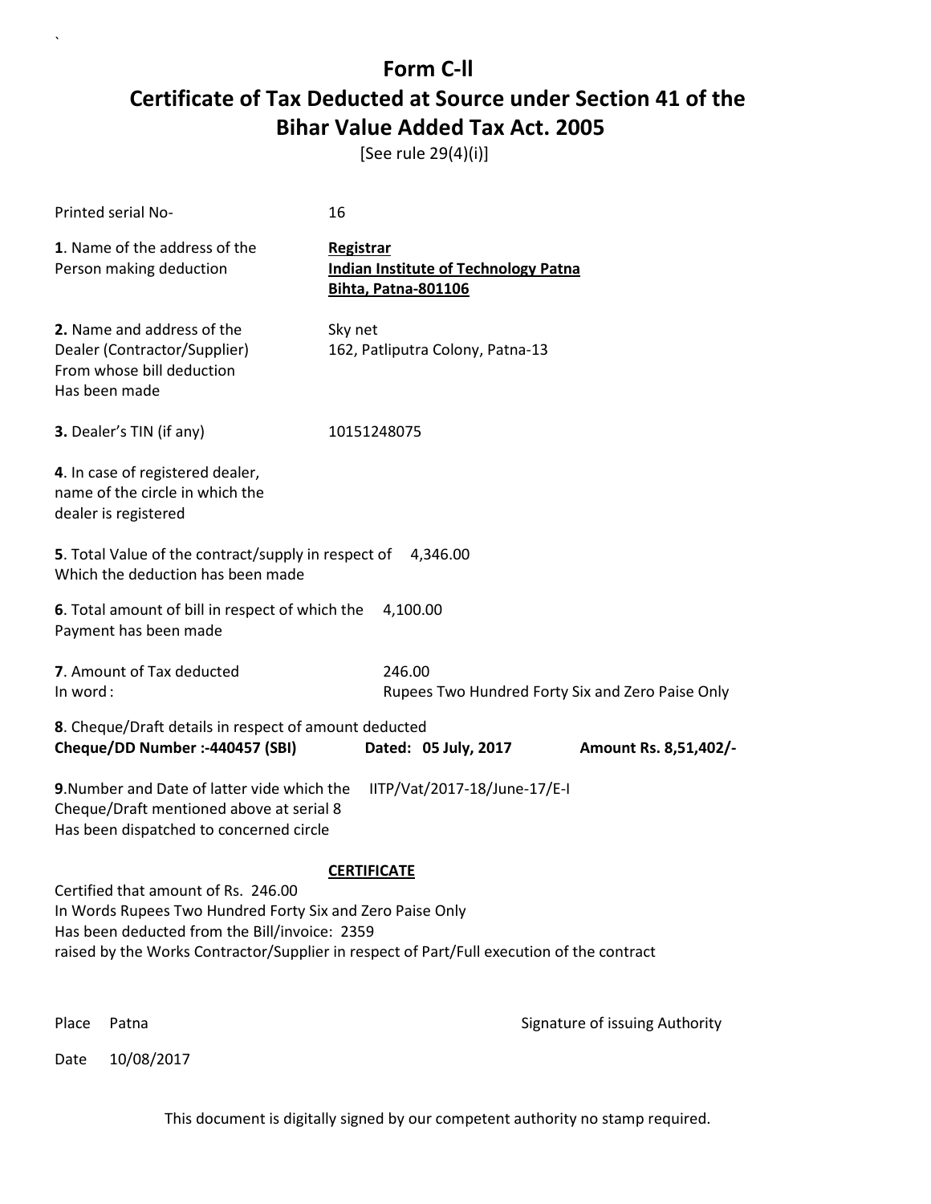# Form C-ll

# Certificate of Tax Deducted at Source under Section 41 of the Bihar Value Added Tax Act. 2005

[See rule 29(4)(i)]

Printed serial No- 16

**1**. Name of the address of the Person making deduction

**Registrar**
**Indian Institute of Technology Patna**
**Bihta, Patna-801106**

**2.** Name and address of the Dealer (Contractor/Supplier) From whose bill deduction Has been made

Sky net
162, Patliputra Colony, Patna-13

**3.** Dealer's TIN (if any) 10151248075

**4**. In case of registered dealer, name of the circle in which the dealer is registered

**5**. Total Value of the contract/supply in respect of Which the deduction has been made 4,346.00

**6**. Total amount of bill in respect of which the Payment has been made 4,100.00

**7**. Amount of Tax deducted 246.00
In word : Rupees Two Hundred Forty Six and Zero Paise Only

**8**. Cheque/Draft details in respect of amount deducted
**Cheque/DD Number :-440457 (SBI)** **Dated: 05 July, 2017** **Amount Rs. 8,51,402/-**

**9**.Number and Date of latter vide which the Cheque/Draft mentioned above at serial 8 Has been dispatched to concerned circle IITP/Vat/2017-18/June-17/E-I

**CERTIFICATE**

Certified that amount of Rs. 246.00
In Words Rupees Two Hundred Forty Six and Zero Paise Only
Has been deducted from the Bill/invoice: 2359
raised by the Works Contractor/Supplier in respect of Part/Full execution of the contract

Place Patna

Signature of issuing Authority

Date 10/08/2017

This document is digitally signed by our competent authority no stamp required.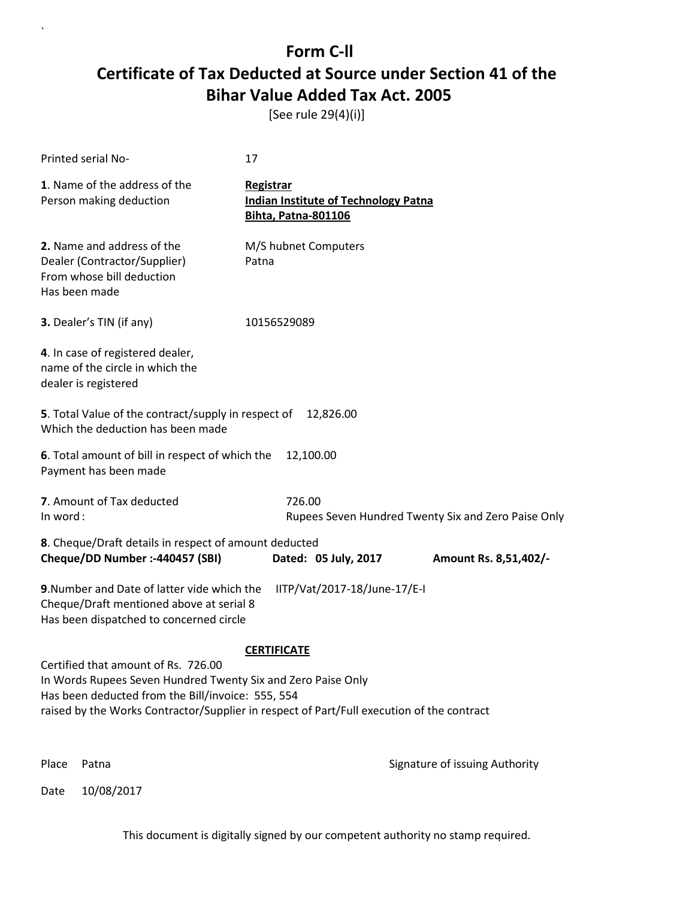# Form C-II

# Certificate of Tax Deducted at Source under Section 41 of the Bihar Value Added Tax Act. 2005

[See rule 29(4)(i)]

Printed serial No- 17

**1**. Name of the address of the Person making deduction

**Registrar**
**Indian Institute of Technology Patna**
**Bihta, Patna-801106**

**2.** Name and address of the Dealer (Contractor/Supplier) From whose bill deduction Has been made

M/S hubnet Computers
Patna

**3.** Dealer's TIN (if any) 10156529089

**4**. In case of registered dealer, name of the circle in which the dealer is registered

**5**. Total Value of the contract/supply in respect of Which the deduction has been made 12,826.00

**6**. Total amount of bill in respect of which the Payment has been made 12,100.00

**7**. Amount of Tax deducted 726.00
In word : Rupees Seven Hundred Twenty Six and Zero Paise Only

**8**. Cheque/Draft details in respect of amount deducted
**Cheque/DD Number :-440457 (SBI)** **Dated: 05 July, 2017** **Amount Rs. 8,51,402/-**

**9**.Number and Date of latter vide which the Cheque/Draft mentioned above at serial 8 Has been dispatched to concerned circle IITP/Vat/2017-18/June-17/E-I

**CERTIFICATE**

Certified that amount of Rs. 726.00
In Words Rupees Seven Hundred Twenty Six and Zero Paise Only
Has been deducted from the Bill/invoice: 555, 554
raised by the Works Contractor/Supplier in respect of Part/Full execution of the contract

Place Patna

Signature of issuing Authority

Date 10/08/2017

This document is digitally signed by our competent authority no stamp required.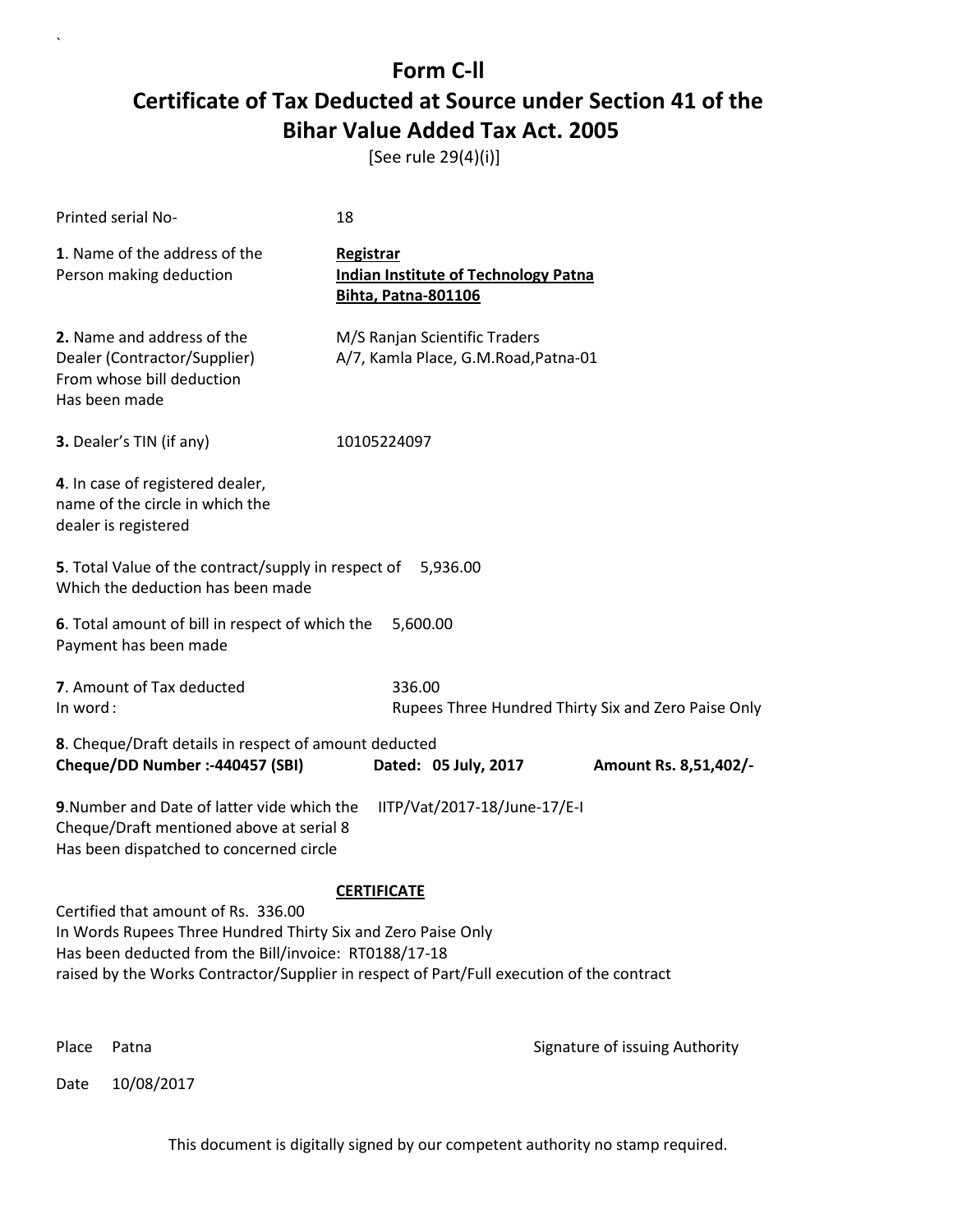# Form C-ll

# Certificate of Tax Deducted at Source under Section 41 of the Bihar Value Added Tax Act. 2005

[See rule 29(4)(i)]

Printed serial No- 18

**1**. Name of the address of the Person making deduction

**Registrar**
**Indian Institute of Technology Patna**
**Bihta, Patna-801106**

**2.** Name and address of the Dealer (Contractor/Supplier) From whose bill deduction Has been made

M/S Ranjan Scientific Traders
A/7, Kamla Place, G.M.Road,Patna-01

**3.** Dealer's TIN (if any) 10105224097

**4**. In case of registered dealer, name of the circle in which the dealer is registered

**5**. Total Value of the contract/supply in respect of Which the deduction has been made 5,936.00

**6**. Total amount of bill in respect of which the Payment has been made 5,600.00

**7**. Amount of Tax deducted 336.00
In word : Rupees Three Hundred Thirty Six and Zero Paise Only

**8**. Cheque/Draft details in respect of amount deducted
**Cheque/DD Number :-440457 (SBI)** **Dated: 05 July, 2017** **Amount Rs. 8,51,402/-**

**9**.Number and Date of latter vide which the Cheque/Draft mentioned above at serial 8 Has been dispatched to concerned circle IITP/Vat/2017-18/June-17/E-I

**CERTIFICATE**

Certified that amount of Rs. 336.00
In Words Rupees Three Hundred Thirty Six and Zero Paise Only
Has been deducted from the Bill/invoice: RT0188/17-18
raised by the Works Contractor/Supplier in respect of Part/Full execution of the contract

Place Patna

Signature of issuing Authority

Date 10/08/2017

This document is digitally signed by our competent authority no stamp required.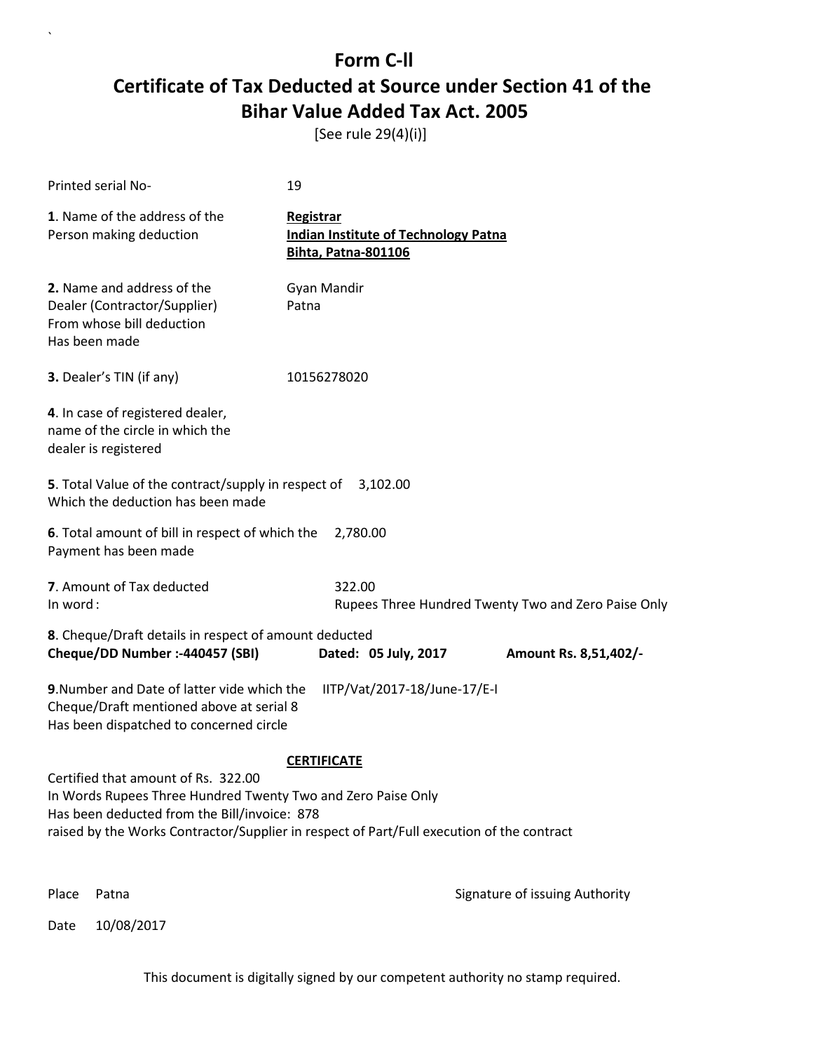# Form C-ll

## Certificate of Tax Deducted at Source under Section 41 of the Bihar Value Added Tax Act. 2005

[See rule 29(4)(i)]

Printed serial No- 19

**1**. Name of the address of the Person making deduction

**Registrar**
**Indian Institute of Technology Patna**
**Bihta, Patna-801106**

**2.** Name and address of the Dealer (Contractor/Supplier) From whose bill deduction Has been made

Gyan Mandir
Patna

**3.** Dealer's TIN (if any) 10156278020

**4**. In case of registered dealer, name of the circle in which the dealer is registered

**5**. Total Value of the contract/supply in respect of Which the deduction has been made 3,102.00

**6**. Total amount of bill in respect of which the Payment has been made 2,780.00

**7**. Amount of Tax deducted 322.00
In word : Rupees Three Hundred Twenty Two and Zero Paise Only

**8**. Cheque/Draft details in respect of amount deducted
**Cheque/DD Number :-440457 (SBI)** **Dated: 05 July, 2017** **Amount Rs. 8,51,402/-**

**9**.Number and Date of latter vide which the Cheque/Draft mentioned above at serial 8 Has been dispatched to concerned circle IITP/Vat/2017-18/June-17/E-I

**CERTIFICATE**

Certified that amount of Rs. 322.00
In Words Rupees Three Hundred Twenty Two and Zero Paise Only
Has been deducted from the Bill/invoice: 878
raised by the Works Contractor/Supplier in respect of Part/Full execution of the contract

Place Patna

Signature of issuing Authority

Date 10/08/2017

This document is digitally signed by our competent authority no stamp required.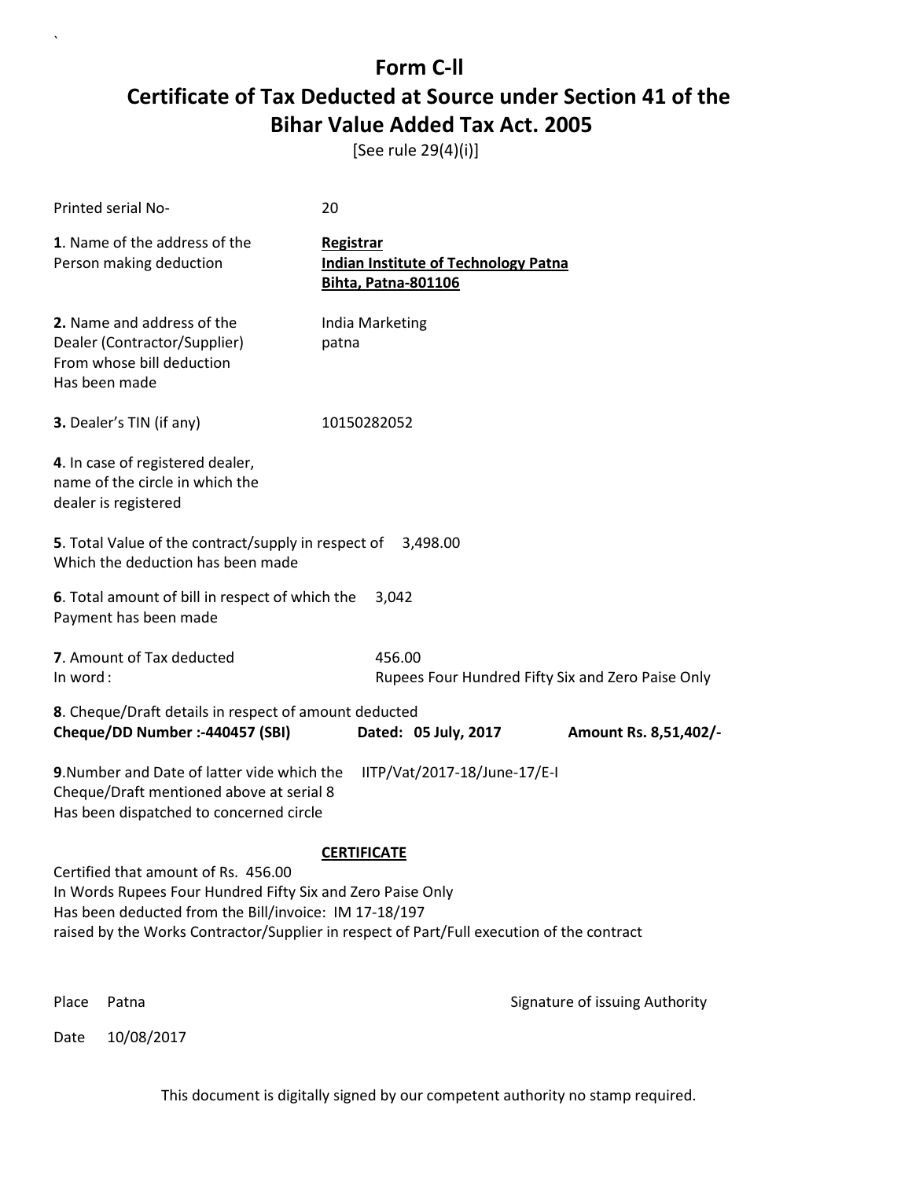# Form C-ll

# Certificate of Tax Deducted at Source under Section 41 of the Bihar Value Added Tax Act. 2005

[See rule 29(4)(i)]

Printed serial No- 20

**1**. Name of the address of the Person making deduction

**Registrar**
**Indian Institute of Technology Patna**
**Bihta, Patna-801106**

**2.** Name and address of the Dealer (Contractor/Supplier) From whose bill deduction Has been made

India Marketing
patna

**3.** Dealer's TIN (if any) 10150282052

**4**. In case of registered dealer, name of the circle in which the dealer is registered

**5**. Total Value of the contract/supply in respect of Which the deduction has been made 3,498.00

**6**. Total amount of bill in respect of which the Payment has been made 3,042

**7**. Amount of Tax deducted 456.00
In word : Rupees Four Hundred Fifty Six and Zero Paise Only

**8**. Cheque/Draft details in respect of amount deducted
**Cheque/DD Number :-440457 (SBI)** **Dated: 05 July, 2017** **Amount Rs. 8,51,402/-**

**9**.Number and Date of latter vide which the Cheque/Draft mentioned above at serial 8 Has been dispatched to concerned circle IITP/Vat/2017-18/June-17/E-I

**CERTIFICATE**

Certified that amount of Rs. 456.00
In Words Rupees Four Hundred Fifty Six and Zero Paise Only
Has been deducted from the Bill/invoice: IM 17-18/197
raised by the Works Contractor/Supplier in respect of Part/Full execution of the contract

Place Patna

Signature of issuing Authority

Date 10/08/2017

This document is digitally signed by our competent authority no stamp required.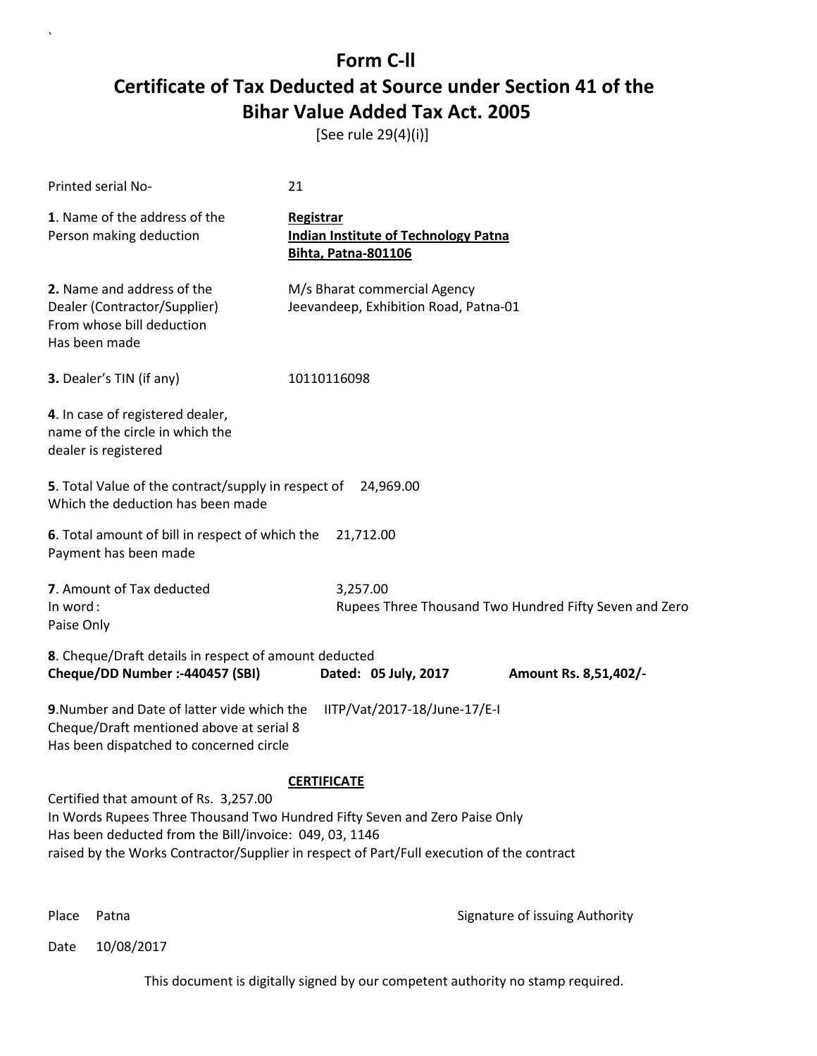# Form C-ll

## Certificate of Tax Deducted at Source under Section 41 of the Bihar Value Added Tax Act. 2005

[See rule 29(4)(i)]

Printed serial No- 21

**1**. Name of the address of the Person making deduction

**Registrar**
**Indian Institute of Technology Patna**
**Bihta, Patna-801106**

**2.** Name and address of the Dealer (Contractor/Supplier) From whose bill deduction Has been made

M/s Bharat commercial Agency
Jeevandeep, Exhibition Road, Patna-01

**3.** Dealer's TIN (if any) 10110116098

**4**. In case of registered dealer, name of the circle in which the dealer is registered

**5**. Total Value of the contract/supply in respect of Which the deduction has been made 24,969.00

**6**. Total amount of bill in respect of which the Payment has been made 21,712.00

**7**. Amount of Tax deducted 3,257.00
In word : Rupees Three Thousand Two Hundred Fifty Seven and Zero Paise Only

**8**. Cheque/Draft details in respect of amount deducted
**Cheque/DD Number :-440457 (SBI)** **Dated: 05 July, 2017** **Amount Rs. 8,51,402/-**

**9**.Number and Date of latter vide which the Cheque/Draft mentioned above at serial 8 Has been dispatched to concerned circle IITP/Vat/2017-18/June-17/E-I

**CERTIFICATE**

Certified that amount of Rs. 3,257.00
In Words Rupees Three Thousand Two Hundred Fifty Seven and Zero Paise Only
Has been deducted from the Bill/invoice: 049, 03, 1146
raised by the Works Contractor/Supplier in respect of Part/Full execution of the contract

Place Patna

Signature of issuing Authority

Date 10/08/2017

This document is digitally signed by our competent authority no stamp required.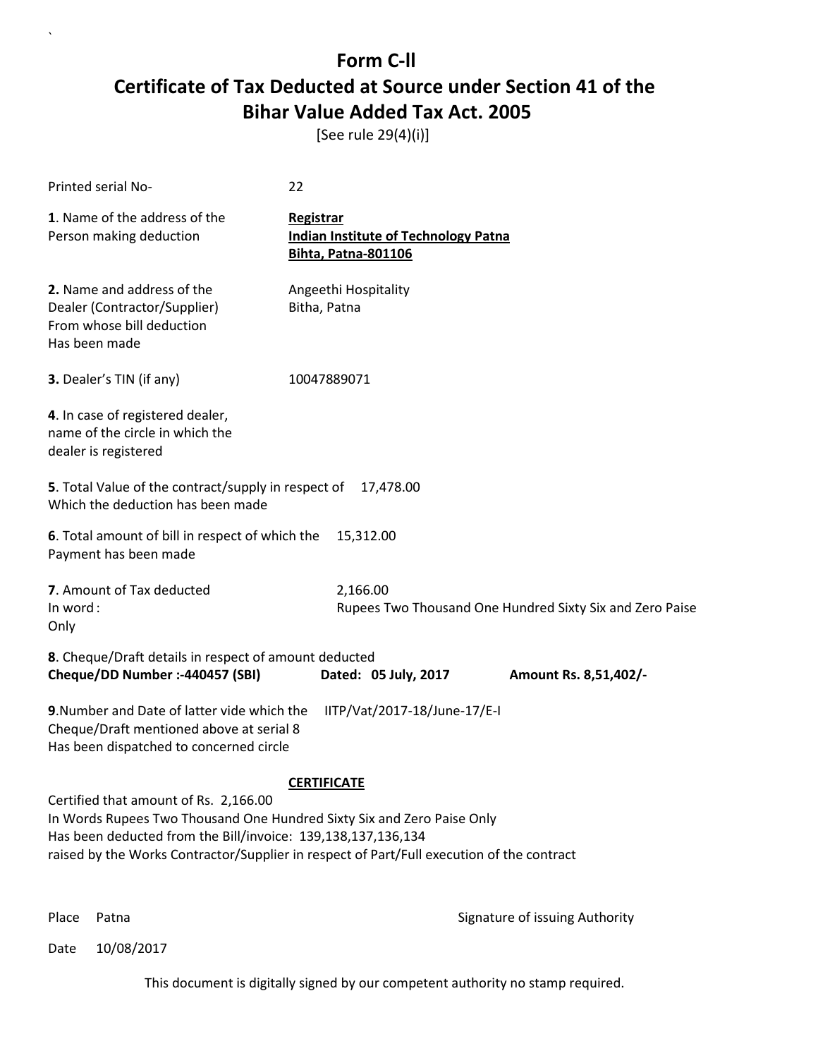# Form C-ll

# Certificate of Tax Deducted at Source under Section 41 of the Bihar Value Added Tax Act. 2005

[See rule 29(4)(i)]

Printed serial No- 22

**1**. Name of the address of the Person making deduction

**Registrar**
**Indian Institute of Technology Patna**
**Bihta, Patna-801106**

**2.** Name and address of the Dealer (Contractor/Supplier) From whose bill deduction Has been made

Angeethi Hospitality
Bitha, Patna

**3.** Dealer's TIN (if any) 10047889071

**4**. In case of registered dealer, name of the circle in which the dealer is registered

**5**. Total Value of the contract/supply in respect of Which the deduction has been made 17,478.00

**6**. Total amount of bill in respect of which the Payment has been made 15,312.00

**7**. Amount of Tax deducted 2,166.00
In word : Rupees Two Thousand One Hundred Sixty Six and Zero Paise Only

**8**. Cheque/Draft details in respect of amount deducted
**Cheque/DD Number :-440457 (SBI)** **Dated: 05 July, 2017** **Amount Rs. 8,51,402/-**

**9**.Number and Date of latter vide which the Cheque/Draft mentioned above at serial 8 Has been dispatched to concerned circle IITP/Vat/2017-18/June-17/E-I

**CERTIFICATE**

Certified that amount of Rs. 2,166.00
In Words Rupees Two Thousand One Hundred Sixty Six and Zero Paise Only
Has been deducted from the Bill/invoice: 139,138,137,136,134
raised by the Works Contractor/Supplier in respect of Part/Full execution of the contract

Place Patna

Signature of issuing Authority

Date 10/08/2017

This document is digitally signed by our competent authority no stamp required.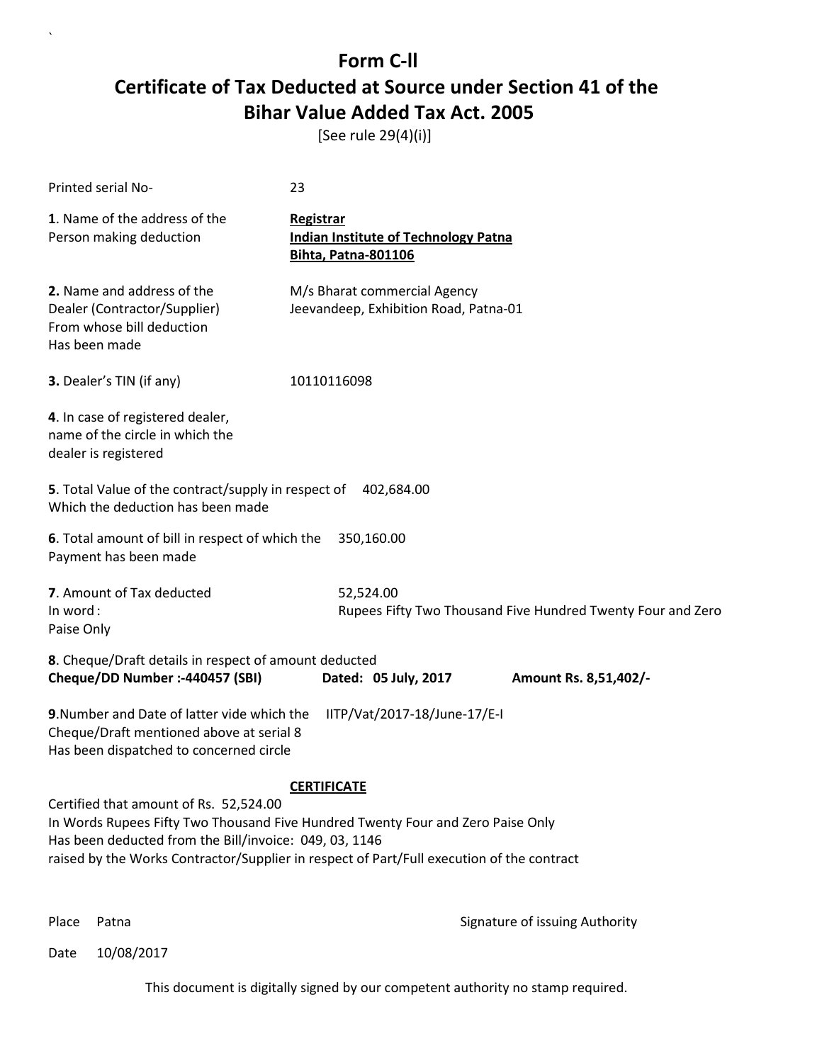# Form C-ll

# Certificate of Tax Deducted at Source under Section 41 of the Bihar Value Added Tax Act. 2005

[See rule 29(4)(i)]

Printed serial No- 23

**1**. Name of the address of the Person making deduction

**Registrar**
**Indian Institute of Technology Patna**
**Bihta, Patna-801106**

**2.** Name and address of the Dealer (Contractor/Supplier) From whose bill deduction Has been made

M/s Bharat commercial Agency
Jeevandeep, Exhibition Road, Patna-01

**3.** Dealer's TIN (if any) 10110116098

**4**. In case of registered dealer, name of the circle in which the dealer is registered

**5**. Total Value of the contract/supply in respect of Which the deduction has been made 402,684.00

**6**. Total amount of bill in respect of which the Payment has been made 350,160.00

**7**. Amount of Tax deducted 52,524.00
In word : Rupees Fifty Two Thousand Five Hundred Twenty Four and Zero Paise Only

**8**. Cheque/Draft details in respect of amount deducted
**Cheque/DD Number :-440457 (SBI)** **Dated: 05 July, 2017** **Amount Rs. 8,51,402/-**

**9**.Number and Date of latter vide which the Cheque/Draft mentioned above at serial 8 Has been dispatched to concerned circle IITP/Vat/2017-18/June-17/E-I

**CERTIFICATE**

Certified that amount of Rs. 52,524.00
In Words Rupees Fifty Two Thousand Five Hundred Twenty Four and Zero Paise Only
Has been deducted from the Bill/invoice: 049, 03, 1146
raised by the Works Contractor/Supplier in respect of Part/Full execution of the contract

Place Patna Signature of issuing Authority

Date 10/08/2017

This document is digitally signed by our competent authority no stamp required.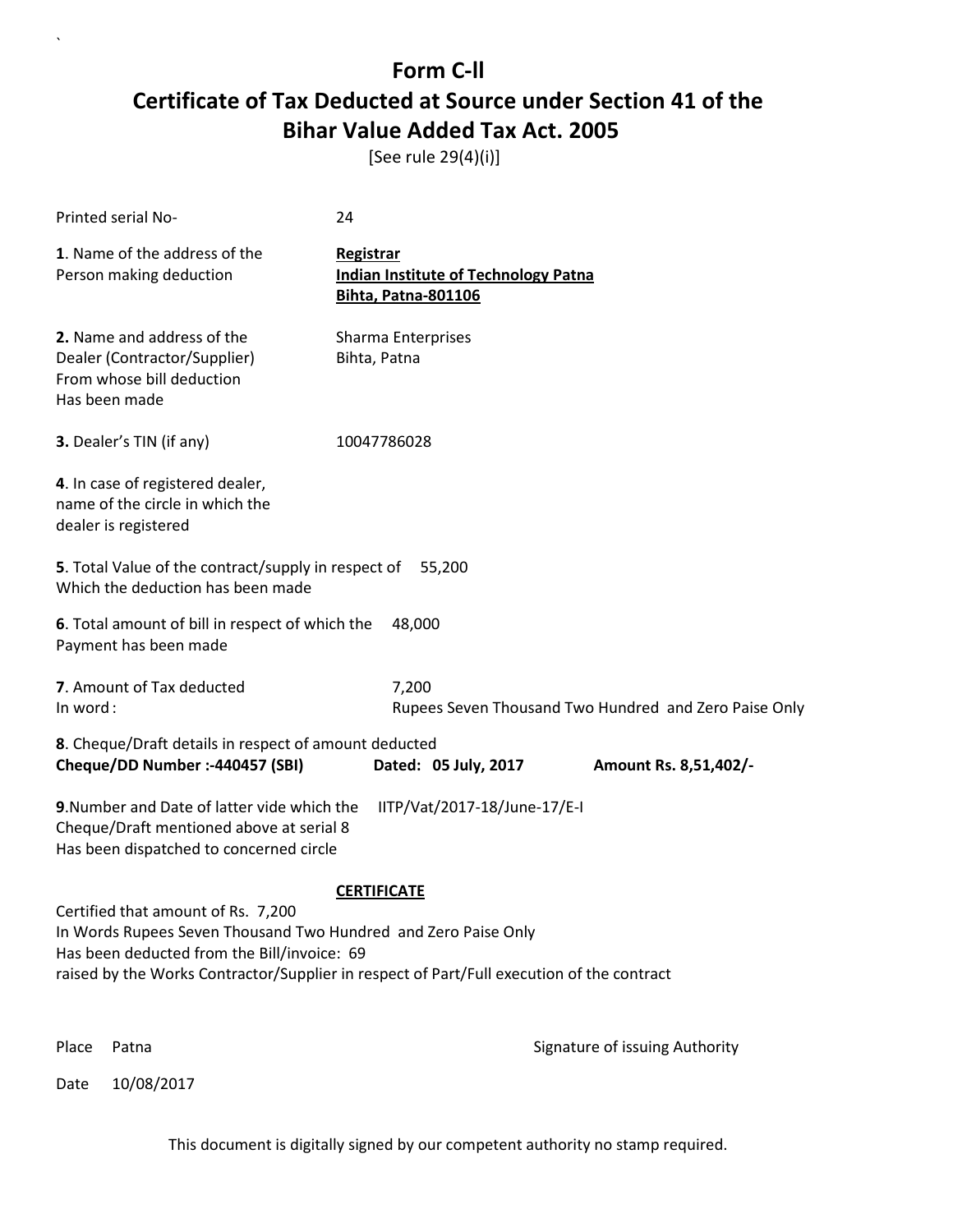# Form C-II

# Certificate of Tax Deducted at Source under Section 41 of the Bihar Value Added Tax Act. 2005

[See rule 29(4)(i)]

Printed serial No- 24

**1**. Name of the address of the Person making deduction

**Registrar**
**Indian Institute of Technology Patna**
**Bihta, Patna-801106**

**2.** Name and address of the Dealer (Contractor/Supplier) From whose bill deduction Has been made

Sharma Enterprises
Bihta, Patna

**3.** Dealer's TIN (if any) 10047786028

**4**. In case of registered dealer, name of the circle in which the dealer is registered

**5**. Total Value of the contract/supply in respect of Which the deduction has been made 55,200

**6**. Total amount of bill in respect of which the Payment has been made 48,000

**7**. Amount of Tax deducted 7,200
In word : Rupees Seven Thousand Two Hundred and Zero Paise Only

**8**. Cheque/Draft details in respect of amount deducted
**Cheque/DD Number :-440457 (SBI)** **Dated: 05 July, 2017** **Amount Rs. 8,51,402/-**

**9**.Number and Date of latter vide which the Cheque/Draft mentioned above at serial 8 Has been dispatched to concerned circle IITP/Vat/2017-18/June-17/E-I

**CERTIFICATE**

Certified that amount of Rs. 7,200
In Words Rupees Seven Thousand Two Hundred and Zero Paise Only
Has been deducted from the Bill/invoice: 69
raised by the Works Contractor/Supplier in respect of Part/Full execution of the contract

Place Patna

Signature of issuing Authority

Date 10/08/2017

This document is digitally signed by our competent authority no stamp required.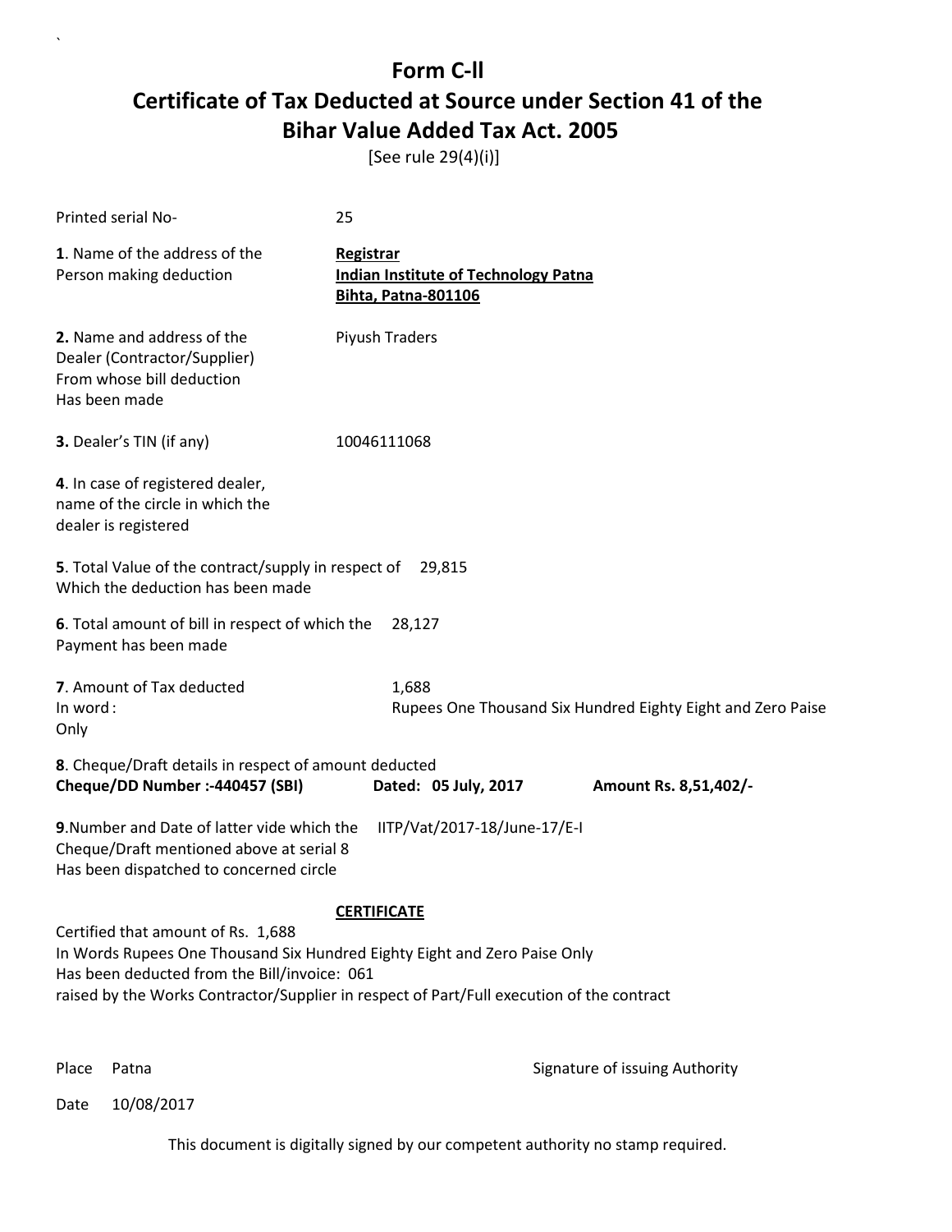# Form C-ll

# Certificate of Tax Deducted at Source under Section 41 of the Bihar Value Added Tax Act. 2005

[See rule 29(4)(i)]

Printed serial No- 25

**1**. Name of the address of the Person making deduction

**Registrar**
**Indian Institute of Technology Patna**
**Bihta, Patna-801106**

**2.** Name and address of the Dealer (Contractor/Supplier) From whose bill deduction Has been made

Piyush Traders

**3.** Dealer's TIN (if any) 10046111068

**4**. In case of registered dealer, name of the circle in which the dealer is registered

**5**. Total Value of the contract/supply in respect of Which the deduction has been made 29,815

**6**. Total amount of bill in respect of which the Payment has been made 28,127

**7**. Amount of Tax deducted 1,688
In word : Rupees One Thousand Six Hundred Eighty Eight and Zero Paise
Only

**8**. Cheque/Draft details in respect of amount deducted
**Cheque/DD Number :-440457 (SBI) Dated: 05 July, 2017 Amount Rs. 8,51,402/-**

**9**.Number and Date of latter vide which the Cheque/Draft mentioned above at serial 8 Has been dispatched to concerned circle

IITP/Vat/2017-18/June-17/E-I

**CERTIFICATE**

Certified that amount of Rs. 1,688
In Words Rupees One Thousand Six Hundred Eighty Eight and Zero Paise Only
Has been deducted from the Bill/invoice: 061
raised by the Works Contractor/Supplier in respect of Part/Full execution of the contract

Place Patna

Signature of issuing Authority

Date 10/08/2017

This document is digitally signed by our competent authority no stamp required.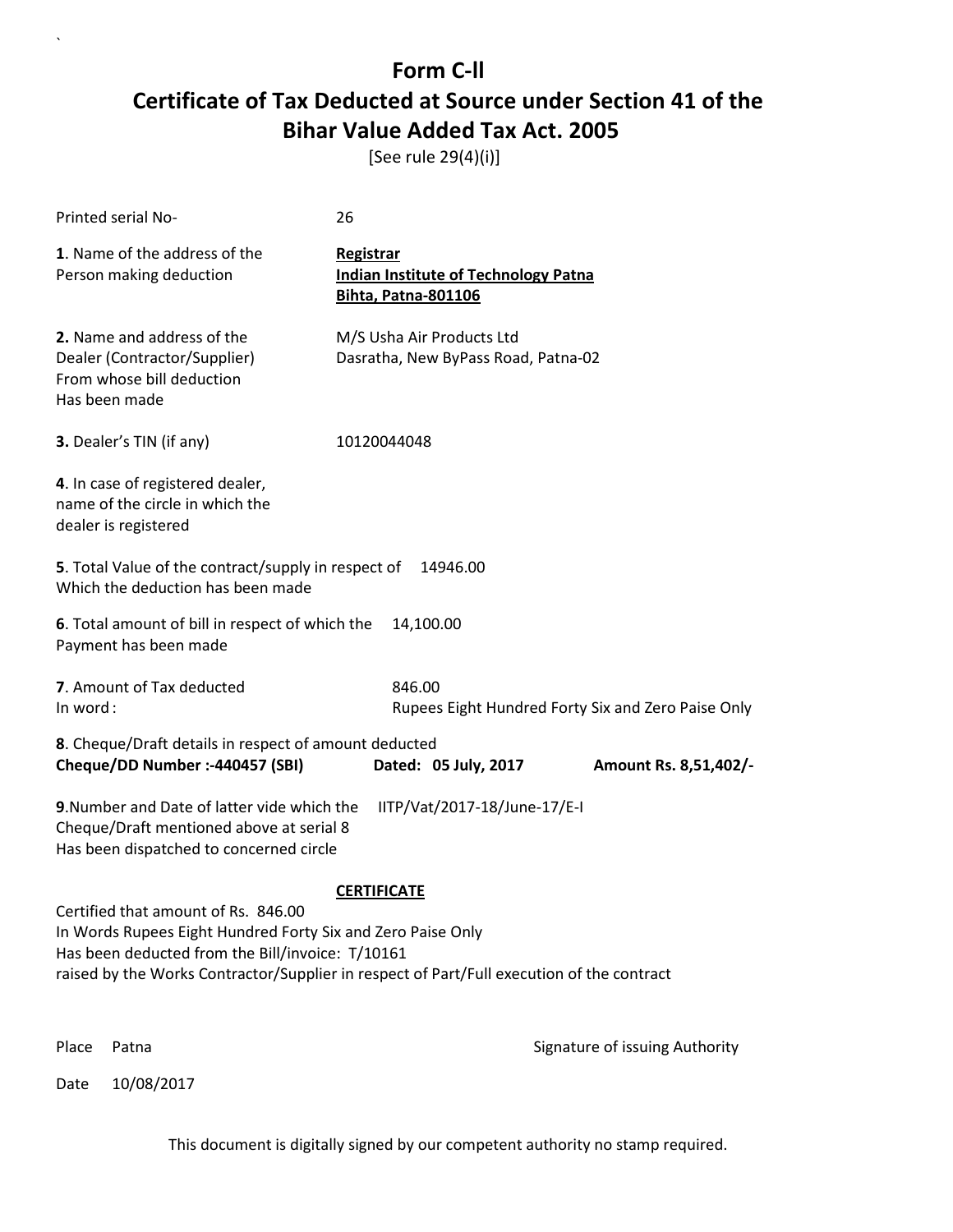# Form C-ll

# Certificate of Tax Deducted at Source under Section 41 of the Bihar Value Added Tax Act. 2005

[See rule 29(4)(i)]

Printed serial No- 26

**1**. Name of the address of the Person making deduction

**Registrar**
**Indian Institute of Technology Patna**
**Bihta, Patna-801106**

**2.** Name and address of the Dealer (Contractor/Supplier) From whose bill deduction Has been made

M/S Usha Air Products Ltd
Dasratha, New ByPass Road, Patna-02

**3.** Dealer's TIN (if any) 10120044048

**4**. In case of registered dealer, name of the circle in which the dealer is registered

**5**. Total Value of the contract/supply in respect of Which the deduction has been made 14946.00

**6**. Total amount of bill in respect of which the Payment has been made 14,100.00

**7**. Amount of Tax deducted 846.00
In word : Rupees Eight Hundred Forty Six and Zero Paise Only

**8**. Cheque/Draft details in respect of amount deducted
**Cheque/DD Number :-440457 (SBI)** **Dated: 05 July, 2017** **Amount Rs. 8,51,402/-**

**9**.Number and Date of latter vide which the Cheque/Draft mentioned above at serial 8 Has been dispatched to concerned circle IITP/Vat/2017-18/June-17/E-I

**CERTIFICATE**

Certified that amount of Rs. 846.00
In Words Rupees Eight Hundred Forty Six and Zero Paise Only
Has been deducted from the Bill/invoice: T/10161
raised by the Works Contractor/Supplier in respect of Part/Full execution of the contract

Place Patna

Signature of issuing Authority

Date 10/08/2017

This document is digitally signed by our competent authority no stamp required.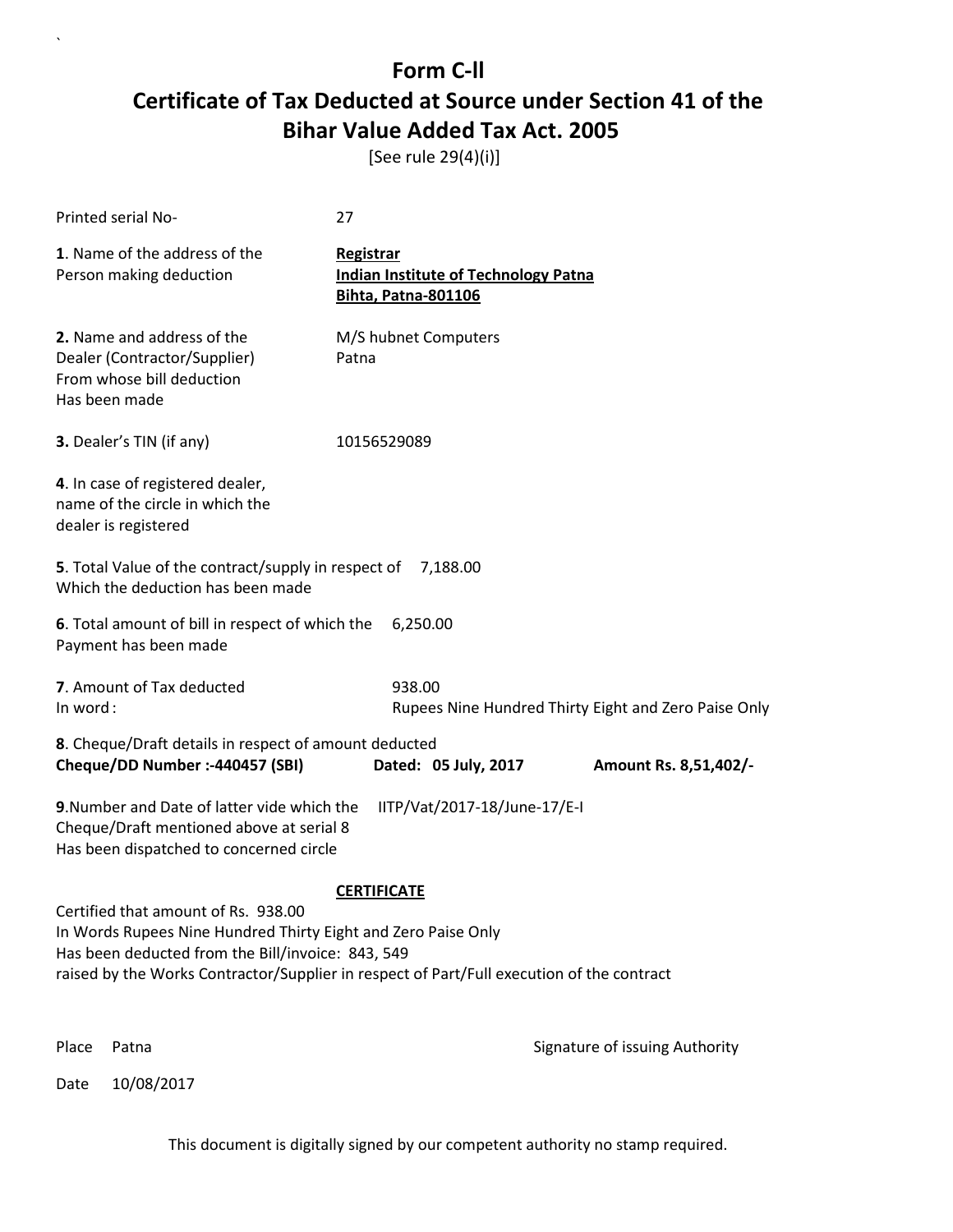# Form C-ll

## Certificate of Tax Deducted at Source under Section 41 of the Bihar Value Added Tax Act. 2005

[See rule 29(4)(i)]

Printed serial No- 27

**1**. Name of the address of the Person making deduction

**Registrar**
**Indian Institute of Technology Patna**
**Bihta, Patna-801106**

**2.** Name and address of the Dealer (Contractor/Supplier) From whose bill deduction Has been made

M/S hubnet Computers
Patna

**3.** Dealer's TIN (if any) 10156529089

**4**. In case of registered dealer, name of the circle in which the dealer is registered

**5**. Total Value of the contract/supply in respect of Which the deduction has been made 7,188.00

**6**. Total amount of bill in respect of which the Payment has been made 6,250.00

**7**. Amount of Tax deducted 938.00
In word : Rupees Nine Hundred Thirty Eight and Zero Paise Only

**8**. Cheque/Draft details in respect of amount deducted
**Cheque/DD Number :-440457 (SBI)** **Dated: 05 July, 2017** **Amount Rs. 8,51,402/-**

**9**.Number and Date of latter vide which the Cheque/Draft mentioned above at serial 8 Has been dispatched to concerned circle IITP/Vat/2017-18/June-17/E-I

**CERTIFICATE**

Certified that amount of Rs. 938.00
In Words Rupees Nine Hundred Thirty Eight and Zero Paise Only
Has been deducted from the Bill/invoice: 843, 549
raised by the Works Contractor/Supplier in respect of Part/Full execution of the contract

Place Patna

Signature of issuing Authority

Date 10/08/2017

This document is digitally signed by our competent authority no stamp required.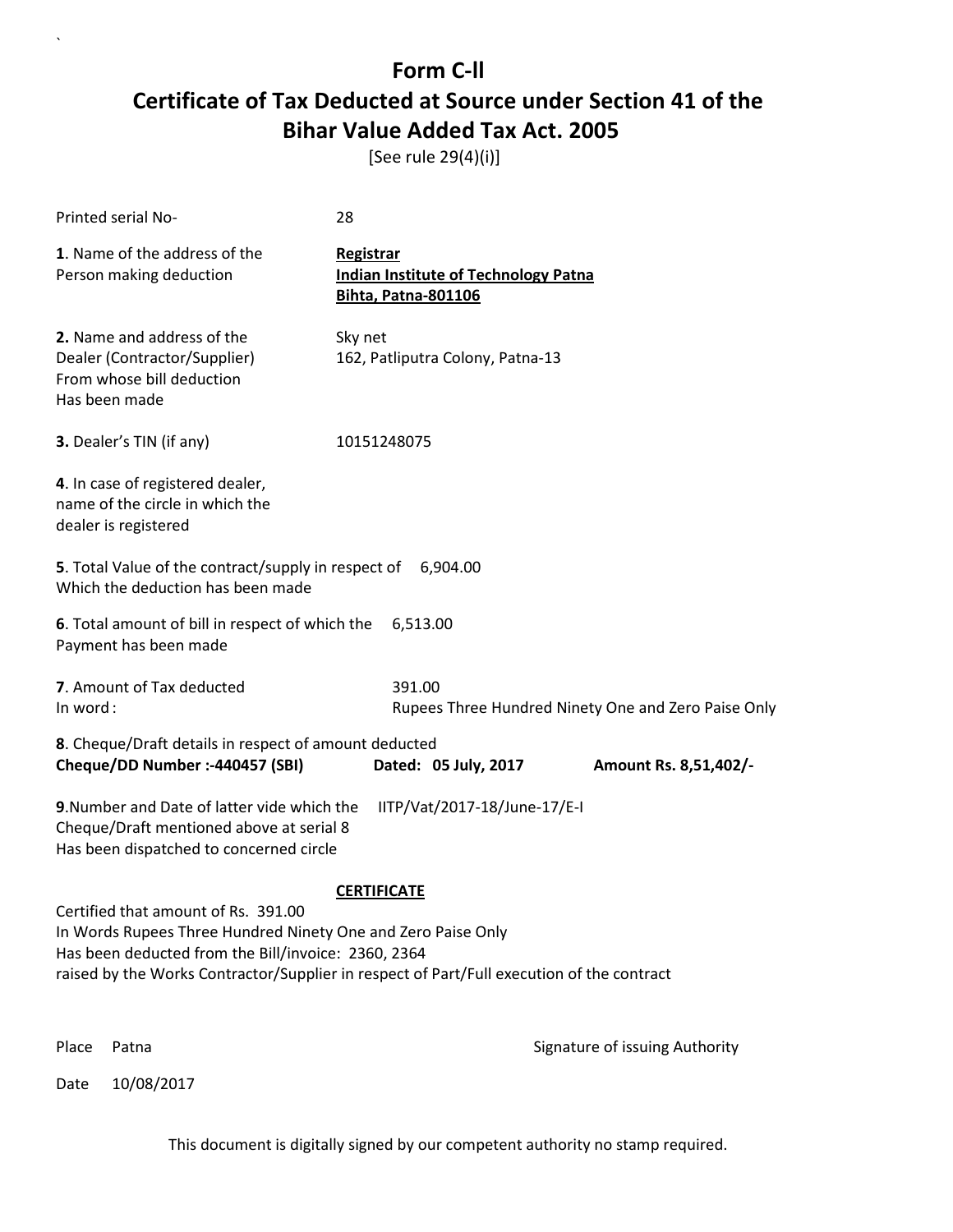# Form C-ll

# Certificate of Tax Deducted at Source under Section 41 of the Bihar Value Added Tax Act. 2005

[See rule 29(4)(i)]

Printed serial No- 28

**1**. Name of the address of the Person making deduction

**Registrar**
**Indian Institute of Technology Patna**
**Bihta, Patna-801106**

**2.** Name and address of the Dealer (Contractor/Supplier) From whose bill deduction Has been made

Sky net
162, Patliputra Colony, Patna-13

**3.** Dealer's TIN (if any) 10151248075

**4**. In case of registered dealer, name of the circle in which the dealer is registered

**5**. Total Value of the contract/supply in respect of Which the deduction has been made 6,904.00

**6**. Total amount of bill in respect of which the Payment has been made 6,513.00

**7**. Amount of Tax deducted 391.00
In word : Rupees Three Hundred Ninety One and Zero Paise Only

**8**. Cheque/Draft details in respect of amount deducted
**Cheque/DD Number :-440457 (SBI)** **Dated: 05 July, 2017** **Amount Rs. 8,51,402/-**

**9**.Number and Date of latter vide which the Cheque/Draft mentioned above at serial 8 Has been dispatched to concerned circle IITP/Vat/2017-18/June-17/E-I

**CERTIFICATE**

Certified that amount of Rs. 391.00
In Words Rupees Three Hundred Ninety One and Zero Paise Only
Has been deducted from the Bill/invoice: 2360, 2364
raised by the Works Contractor/Supplier in respect of Part/Full execution of the contract

Place Patna

Signature of issuing Authority

Date 10/08/2017

This document is digitally signed by our competent authority no stamp required.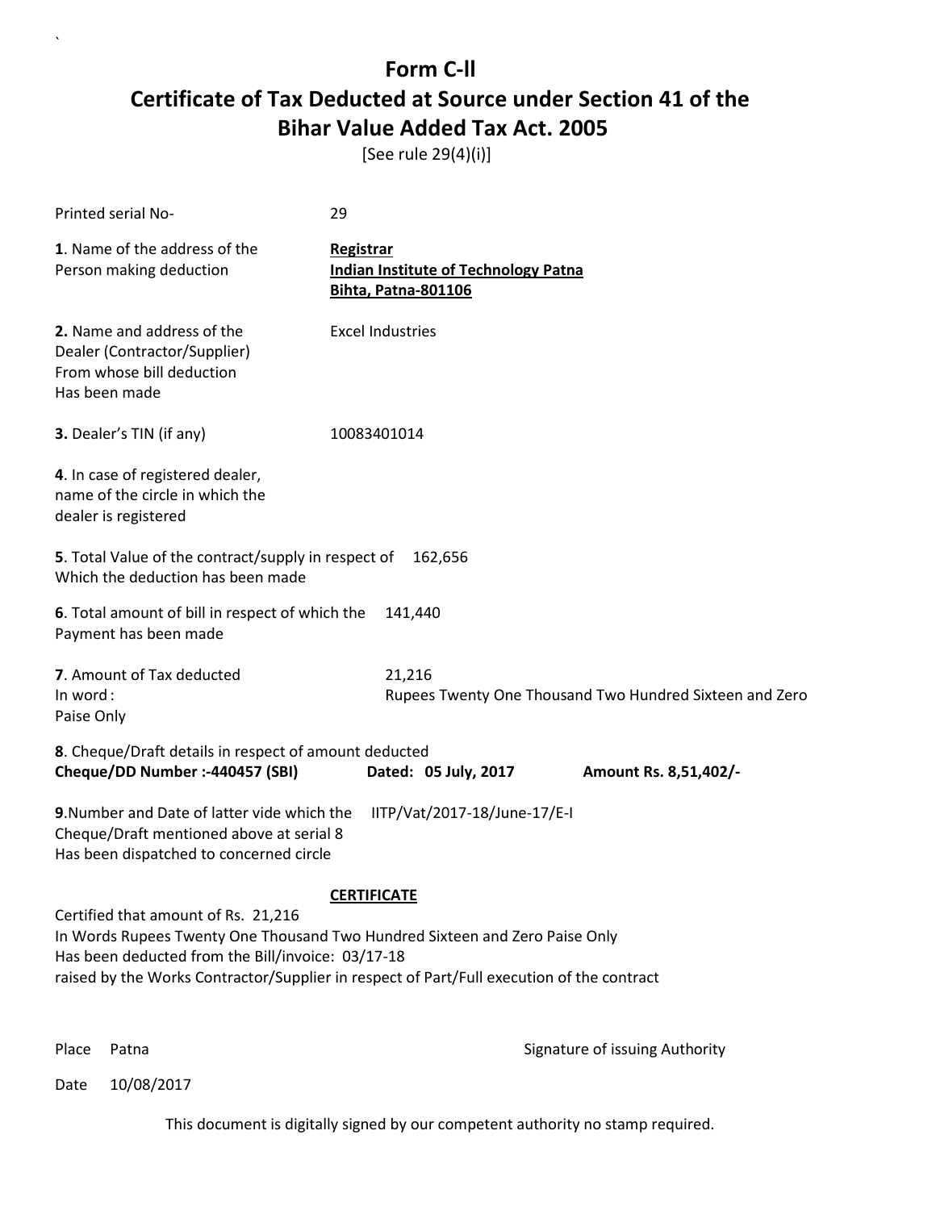# Form C-II

# Certificate of Tax Deducted at Source under Section 41 of the Bihar Value Added Tax Act. 2005

[See rule 29(4)(i)]

| | |
|---|---|
| Printed serial No- | 29 |
| **1**. Name of the address of the Person making deduction | **Registrar**<br>**Indian Institute of Technology Patna**<br>**Bihta, Patna-801106** |
| **2.** Name and address of the Dealer (Contractor/Supplier) From whose bill deduction Has been made | Excel Industries |
| **3.** Dealer's TIN (if any) | 10083401014 |
| **4**. In case of registered dealer, name of the circle in which the dealer is registered | |
| **5**. Total Value of the contract/supply in respect of Which the deduction has been made | 162,656 |
| **6**. Total amount of bill in respect of which the Payment has been made | 141,440 |
| **7**. Amount of Tax deducted<br>In word :<br>Paise Only | 21,216<br>Rupees Twenty One Thousand Two Hundred Sixteen and Zero |

**8**. Cheque/Draft details in respect of amount deducted
**Cheque/DD Number :-440457 (SBI)** **Dated: 05 July, 2017** **Amount Rs. 8,51,402/-**

**9**.Number and Date of latter vide which the Cheque/Draft mentioned above at serial 8 Has been dispatched to concerned circle IITP/Vat/2017-18/June-17/E-I

**CERTIFICATE**

Certified that amount of Rs. 21,216
In Words Rupees Twenty One Thousand Two Hundred Sixteen and Zero Paise Only
Has been deducted from the Bill/invoice: 03/17-18
raised by the Works Contractor/Supplier in respect of Part/Full execution of the contract

Place Patna

Signature of issuing Authority

Date 10/08/2017

This document is digitally signed by our competent authority no stamp required.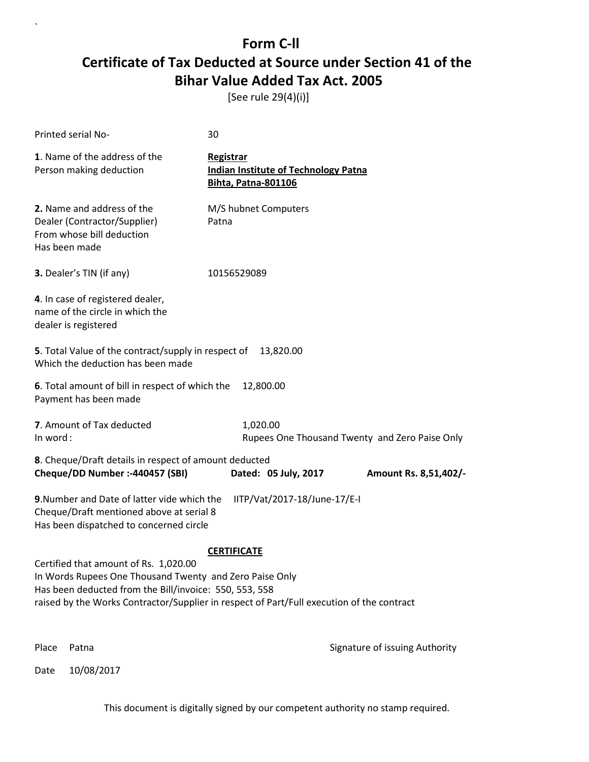# Form C-ll

# Certificate of Tax Deducted at Source under Section 41 of the Bihar Value Added Tax Act. 2005

[See rule 29(4)(i)]

Printed serial No- 30

**1**. Name of the address of the Person making deduction

**Registrar**
**Indian Institute of Technology Patna**
**Bihta, Patna-801106**

**2.** Name and address of the Dealer (Contractor/Supplier) From whose bill deduction Has been made

M/S hubnet Computers
Patna

**3.** Dealer's TIN (if any) 10156529089

**4**. In case of registered dealer, name of the circle in which the dealer is registered

**5**. Total Value of the contract/supply in respect of Which the deduction has been made 13,820.00

**6**. Total amount of bill in respect of which the Payment has been made 12,800.00

**7**. Amount of Tax deducted 1,020.00
In word : Rupees One Thousand Twenty and Zero Paise Only

**8**. Cheque/Draft details in respect of amount deducted
**Cheque/DD Number :-440457 (SBI)** **Dated: 05 July, 2017** **Amount Rs. 8,51,402/-**

**9**.Number and Date of latter vide which the Cheque/Draft mentioned above at serial 8 Has been dispatched to concerned circle IITP/Vat/2017-18/June-17/E-I

**CERTIFICATE**

Certified that amount of Rs. 1,020.00
In Words Rupees One Thousand Twenty and Zero Paise Only
Has been deducted from the Bill/invoice: 550, 553, 558
raised by the Works Contractor/Supplier in respect of Part/Full execution of the contract

Place Patna

Signature of issuing Authority

Date 10/08/2017

This document is digitally signed by our competent authority no stamp required.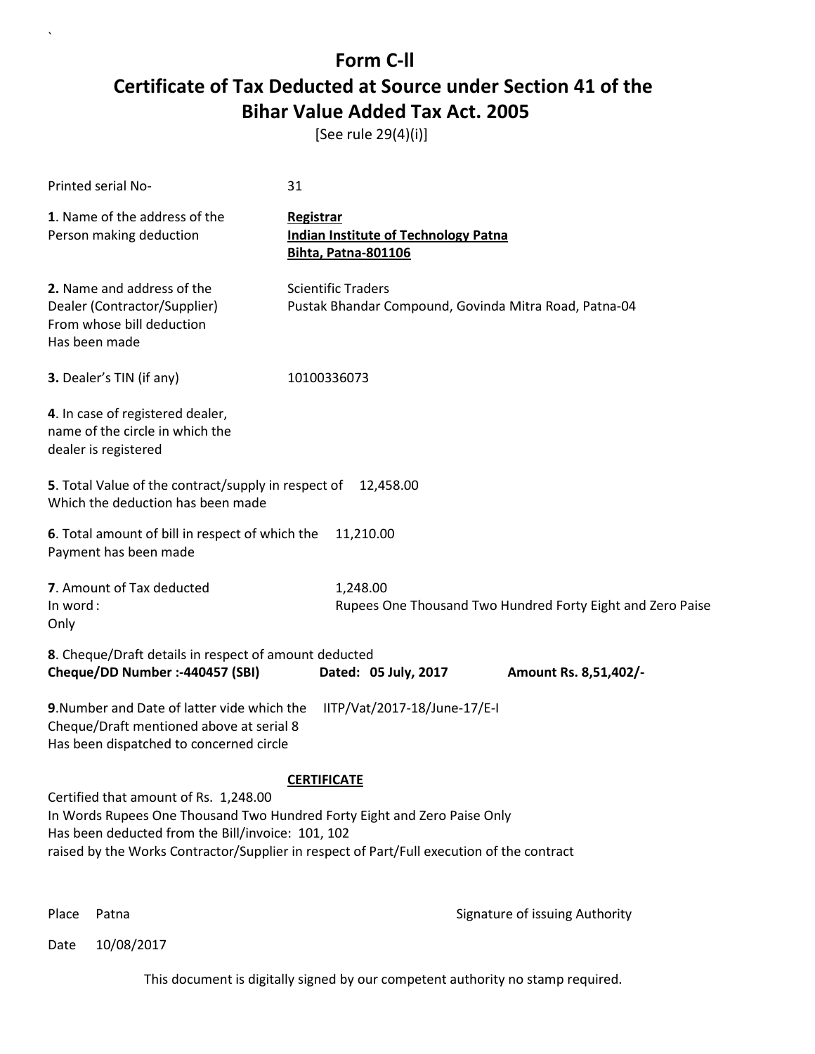# Form C-ll

# Certificate of Tax Deducted at Source under Section 41 of the Bihar Value Added Tax Act. 2005

[See rule 29(4)(i)]

Printed serial No- 31

**1**. Name of the address of the Person making deduction

**Registrar**
**Indian Institute of Technology Patna**
**Bihta, Patna-801106**

**2.** Name and address of the Dealer (Contractor/Supplier) From whose bill deduction Has been made

Scientific Traders
Pustak Bhandar Compound, Govinda Mitra Road, Patna-04

**3.** Dealer's TIN (if any) 10100336073

**4**. In case of registered dealer, name of the circle in which the dealer is registered

**5**. Total Value of the contract/supply in respect of Which the deduction has been made 12,458.00

**6**. Total amount of bill in respect of which the Payment has been made 11,210.00

**7**. Amount of Tax deducted 1,248.00
In word : Rupees One Thousand Two Hundred Forty Eight and Zero Paise Only

**8**. Cheque/Draft details in respect of amount deducted
**Cheque/DD Number :-440457 (SBI)** **Dated: 05 July, 2017** **Amount Rs. 8,51,402/-**

**9**.Number and Date of latter vide which the Cheque/Draft mentioned above at serial 8 Has been dispatched to concerned circle IITP/Vat/2017-18/June-17/E-I

**CERTIFICATE**

Certified that amount of Rs. 1,248.00
In Words Rupees One Thousand Two Hundred Forty Eight and Zero Paise Only
Has been deducted from the Bill/invoice: 101, 102
raised by the Works Contractor/Supplier in respect of Part/Full execution of the contract

Place Patna

Signature of issuing Authority

Date 10/08/2017

This document is digitally signed by our competent authority no stamp required.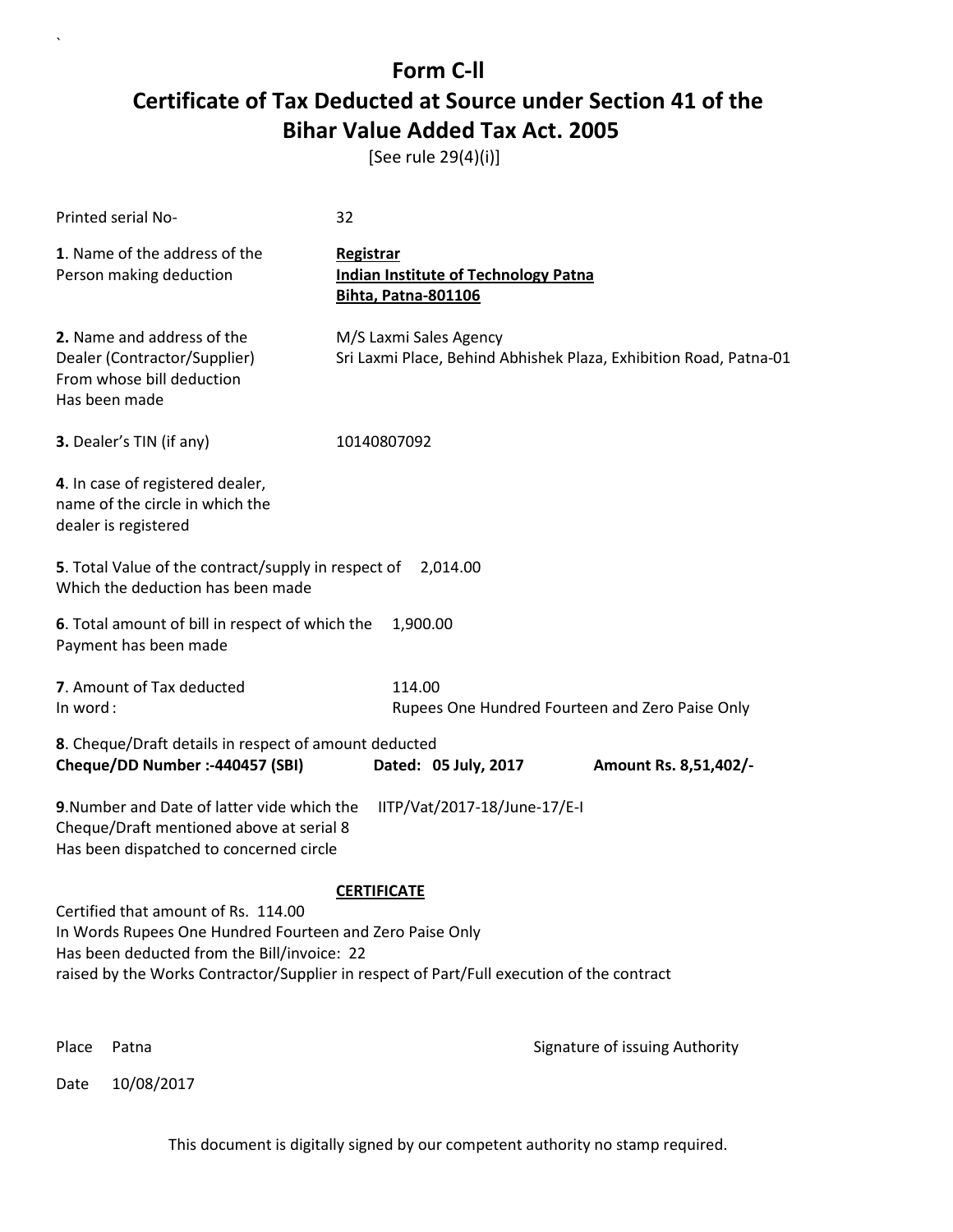# Form C-II

# Certificate of Tax Deducted at Source under Section 41 of the Bihar Value Added Tax Act. 2005

[See rule 29(4)(i)]

Printed serial No- 32

**1**. Name of the address of the Person making deduction

**Registrar**
**Indian Institute of Technology Patna**
**Bihta, Patna-801106**

**2.** Name and address of the Dealer (Contractor/Supplier) From whose bill deduction Has been made

M/S Laxmi Sales Agency
Sri Laxmi Place, Behind Abhishek Plaza, Exhibition Road, Patna-01

**3.** Dealer's TIN (if any) 10140807092

**4**. In case of registered dealer, name of the circle in which the dealer is registered

**5**. Total Value of the contract/supply in respect of Which the deduction has been made 2,014.00

**6**. Total amount of bill in respect of which the Payment has been made 1,900.00

**7**. Amount of Tax deducted 114.00
In word : Rupees One Hundred Fourteen and Zero Paise Only

**8**. Cheque/Draft details in respect of amount deducted
**Cheque/DD Number :-440457 (SBI)** **Dated: 05 July, 2017** **Amount Rs. 8,51,402/-**

**9**.Number and Date of latter vide which the Cheque/Draft mentioned above at serial 8 Has been dispatched to concerned circle IITP/Vat/2017-18/June-17/E-I

**CERTIFICATE**

Certified that amount of Rs. 114.00
In Words Rupees One Hundred Fourteen and Zero Paise Only
Has been deducted from the Bill/invoice: 22
raised by the Works Contractor/Supplier in respect of Part/Full execution of the contract

Place Patna

Signature of issuing Authority

Date 10/08/2017

This document is digitally signed by our competent authority no stamp required.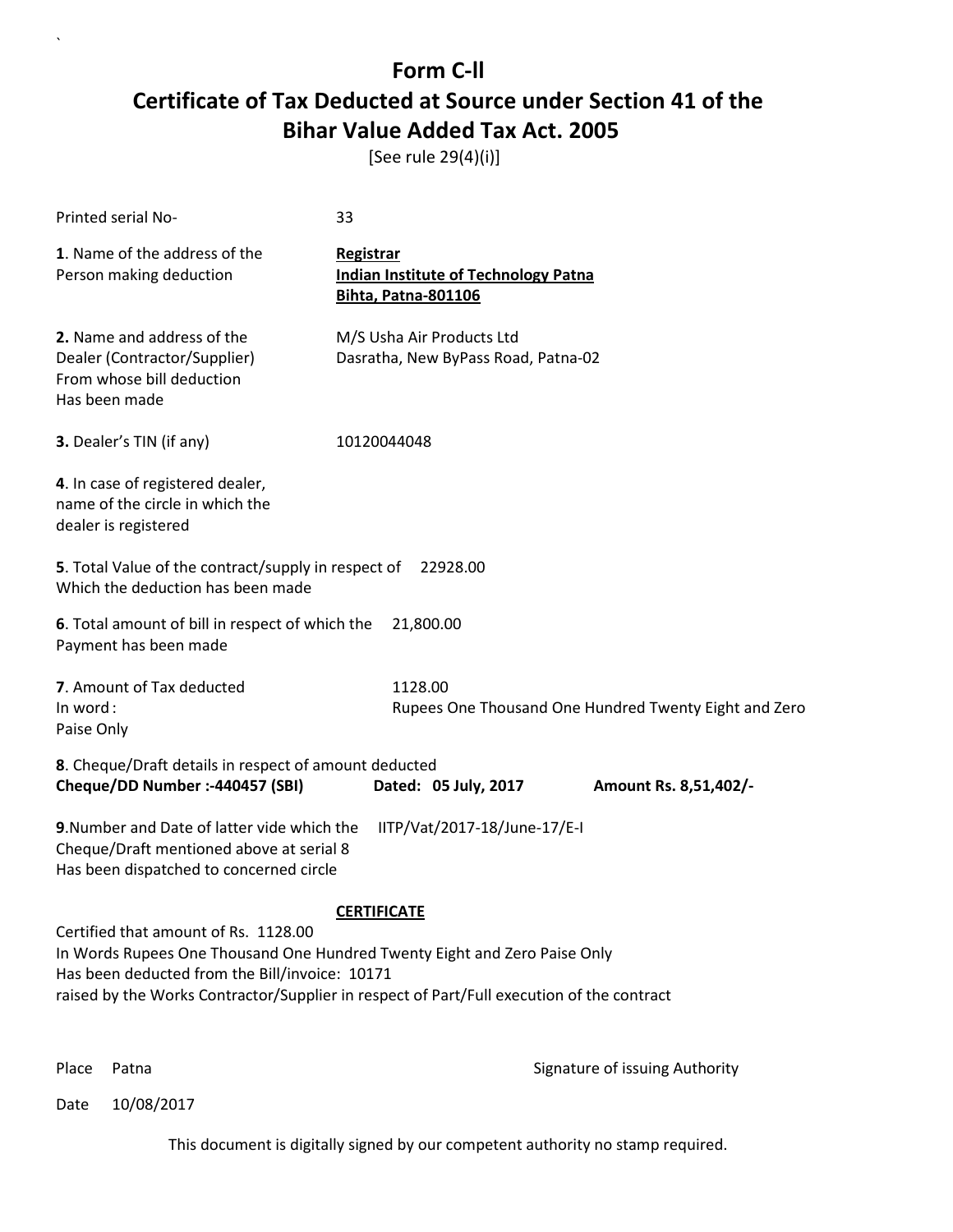# Form C-ll

## Certificate of Tax Deducted at Source under Section 41 of the Bihar Value Added Tax Act. 2005

[See rule 29(4)(i)]

Printed serial No- 33

**1**. Name of the address of the Person making deduction

**Registrar**
**Indian Institute of Technology Patna**
**Bihta, Patna-801106**

**2.** Name and address of the Dealer (Contractor/Supplier) From whose bill deduction Has been made

M/S Usha Air Products Ltd
Dasratha, New ByPass Road, Patna-02

**3.** Dealer's TIN (if any) 10120044048

**4**. In case of registered dealer, name of the circle in which the dealer is registered

**5**. Total Value of the contract/supply in respect of Which the deduction has been made 22928.00

**6**. Total amount of bill in respect of which the Payment has been made 21,800.00

**7**. Amount of Tax deducted 1128.00
In word : Rupees One Thousand One Hundred Twenty Eight and Zero Paise Only

**8**. Cheque/Draft details in respect of amount deducted
**Cheque/DD Number :-440457 (SBI)** **Dated: 05 July, 2017** **Amount Rs. 8,51,402/-**

**9**.Number and Date of latter vide which the Cheque/Draft mentioned above at serial 8 Has been dispatched to concerned circle IITP/Vat/2017-18/June-17/E-I

**CERTIFICATE**

Certified that amount of Rs. 1128.00
In Words Rupees One Thousand One Hundred Twenty Eight and Zero Paise Only
Has been deducted from the Bill/invoice: 10171
raised by the Works Contractor/Supplier in respect of Part/Full execution of the contract

Place Patna

Signature of issuing Authority

Date 10/08/2017

This document is digitally signed by our competent authority no stamp required.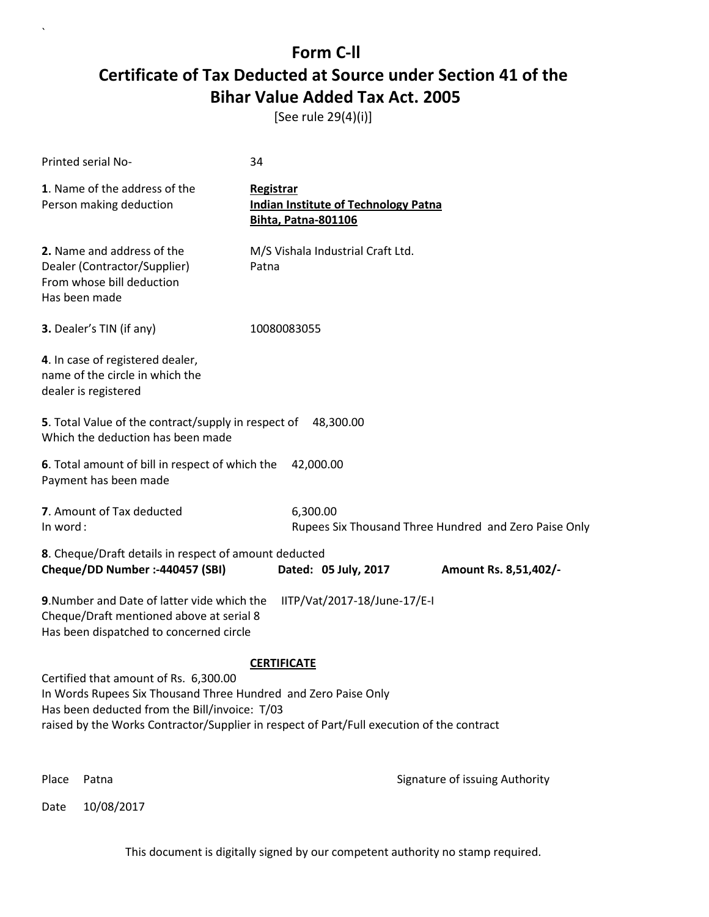# Form C-ll

# Certificate of Tax Deducted at Source under Section 41 of the Bihar Value Added Tax Act. 2005

[See rule 29(4)(i)]

Printed serial No- 34

**1**. Name of the address of the Person making deduction

**Registrar**
**Indian Institute of Technology Patna**
**Bihta, Patna-801106**

**2.** Name and address of the Dealer (Contractor/Supplier) From whose bill deduction Has been made

M/S Vishala Industrial Craft Ltd.
Patna

**3.** Dealer's TIN (if any) 10080083055

**4**. In case of registered dealer, name of the circle in which the dealer is registered

**5**. Total Value of the contract/supply in respect of Which the deduction has been made 48,300.00

**6**. Total amount of bill in respect of which the Payment has been made 42,000.00

**7**. Amount of Tax deducted 6,300.00
In word : Rupees Six Thousand Three Hundred and Zero Paise Only

**8**. Cheque/Draft details in respect of amount deducted
**Cheque/DD Number :-440457 (SBI)** **Dated: 05 July, 2017** **Amount Rs. 8,51,402/-**

**9**.Number and Date of latter vide which the Cheque/Draft mentioned above at serial 8 Has been dispatched to concerned circle IITP/Vat/2017-18/June-17/E-I

**CERTIFICATE**

Certified that amount of Rs. 6,300.00
In Words Rupees Six Thousand Three Hundred and Zero Paise Only
Has been deducted from the Bill/invoice: T/03
raised by the Works Contractor/Supplier in respect of Part/Full execution of the contract

Place Patna

Signature of issuing Authority

Date 10/08/2017

This document is digitally signed by our competent authority no stamp required.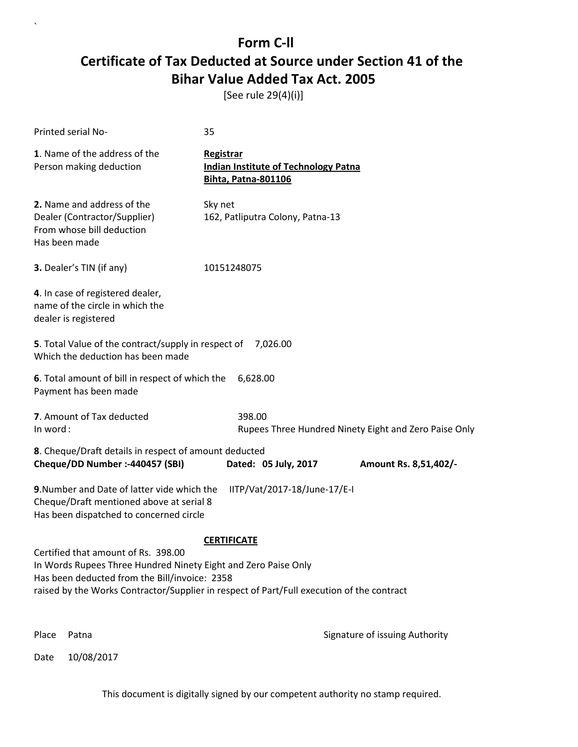# Form C-II

## Certificate of Tax Deducted at Source under Section 41 of the Bihar Value Added Tax Act. 2005

[See rule 29(4)(i)]

Printed serial No- 35

**1**. Name of the address of the Person making deduction

**Registrar**
**Indian Institute of Technology Patna**
**Bihta, Patna-801106**

**2.** Name and address of the Dealer (Contractor/Supplier) From whose bill deduction Has been made

Sky net
162, Patliputra Colony, Patna-13

**3.** Dealer's TIN (if any) 10151248075

**4**. In case of registered dealer, name of the circle in which the dealer is registered

**5**. Total Value of the contract/supply in respect of Which the deduction has been made 7,026.00

**6**. Total amount of bill in respect of which the Payment has been made 6,628.00

**7**. Amount of Tax deducted 398.00
In word : Rupees Three Hundred Ninety Eight and Zero Paise Only

**8**. Cheque/Draft details in respect of amount deducted
**Cheque/DD Number :-440457 (SBI)** **Dated: 05 July, 2017** **Amount Rs. 8,51,402/-**

**9**.Number and Date of latter vide which the Cheque/Draft mentioned above at serial 8 Has been dispatched to concerned circle IITP/Vat/2017-18/June-17/E-I

**CERTIFICATE**

Certified that amount of Rs. 398.00
In Words Rupees Three Hundred Ninety Eight and Zero Paise Only
Has been deducted from the Bill/invoice: 2358
raised by the Works Contractor/Supplier in respect of Part/Full execution of the contract

Place Patna

Signature of issuing Authority

Date 10/08/2017

This document is digitally signed by our competent authority no stamp required.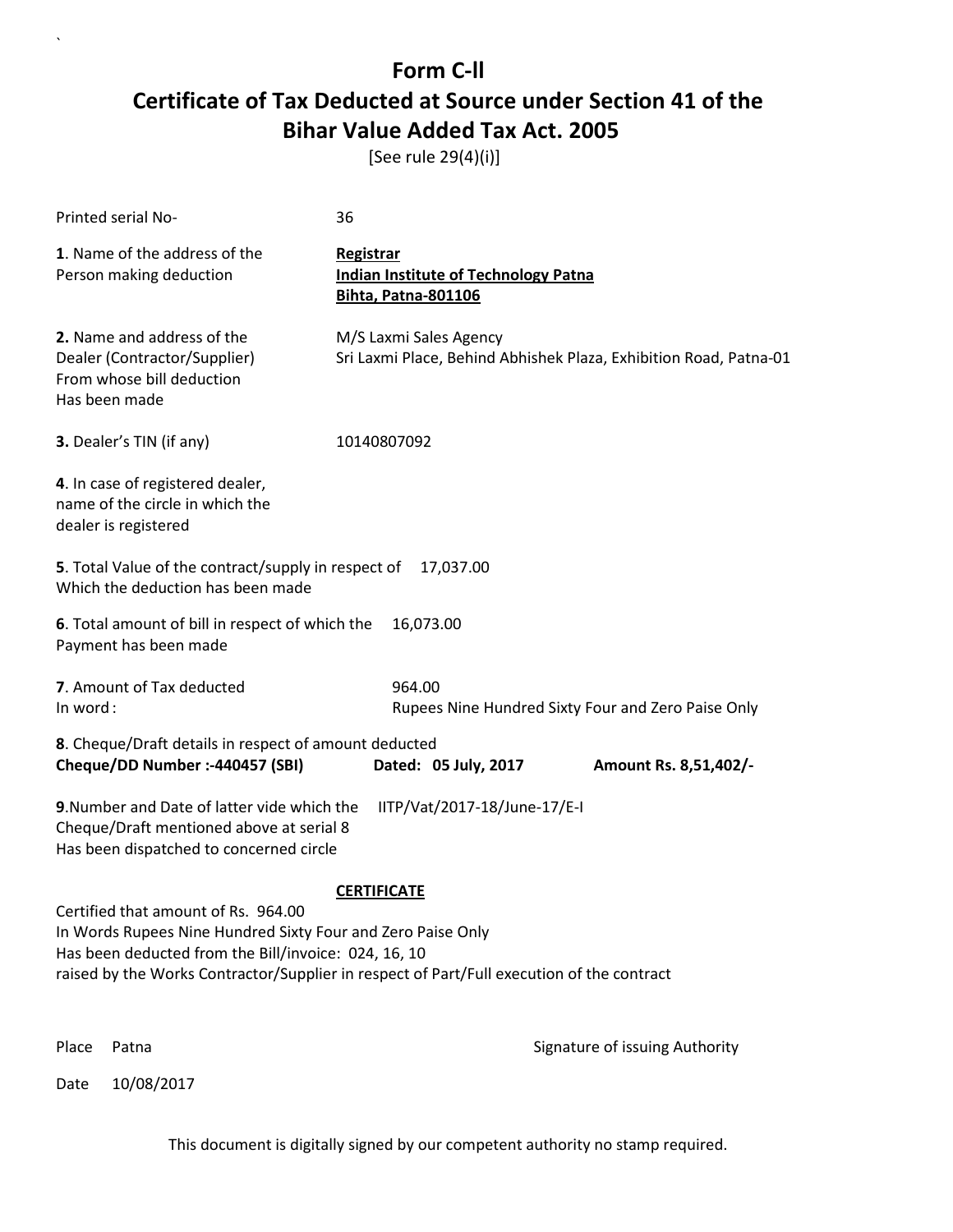# Form C-ll

## Certificate of Tax Deducted at Source under Section 41 of the Bihar Value Added Tax Act. 2005

[See rule 29(4)(i)]

Printed serial No- 36

**1**. Name of the address of the Person making deduction

**Registrar**
**Indian Institute of Technology Patna**
**Bihta, Patna-801106**

**2.** Name and address of the Dealer (Contractor/Supplier) From whose bill deduction Has been made

M/S Laxmi Sales Agency
Sri Laxmi Place, Behind Abhishek Plaza, Exhibition Road, Patna-01

**3.** Dealer's TIN (if any) 10140807092

**4**. In case of registered dealer, name of the circle in which the dealer is registered

**5**. Total Value of the contract/supply in respect of Which the deduction has been made 17,037.00

**6**. Total amount of bill in respect of which the Payment has been made 16,073.00

**7**. Amount of Tax deducted 964.00
In word : Rupees Nine Hundred Sixty Four and Zero Paise Only

**8**. Cheque/Draft details in respect of amount deducted
**Cheque/DD Number :-440457 (SBI)** **Dated: 05 July, 2017** **Amount Rs. 8,51,402/-**

**9**.Number and Date of latter vide which the Cheque/Draft mentioned above at serial 8 Has been dispatched to concerned circle IITP/Vat/2017-18/June-17/E-I

**CERTIFICATE**

Certified that amount of Rs. 964.00
In Words Rupees Nine Hundred Sixty Four and Zero Paise Only
Has been deducted from the Bill/invoice: 024, 16, 10
raised by the Works Contractor/Supplier in respect of Part/Full execution of the contract

Place Patna

Signature of issuing Authority

Date 10/08/2017

This document is digitally signed by our competent authority no stamp required.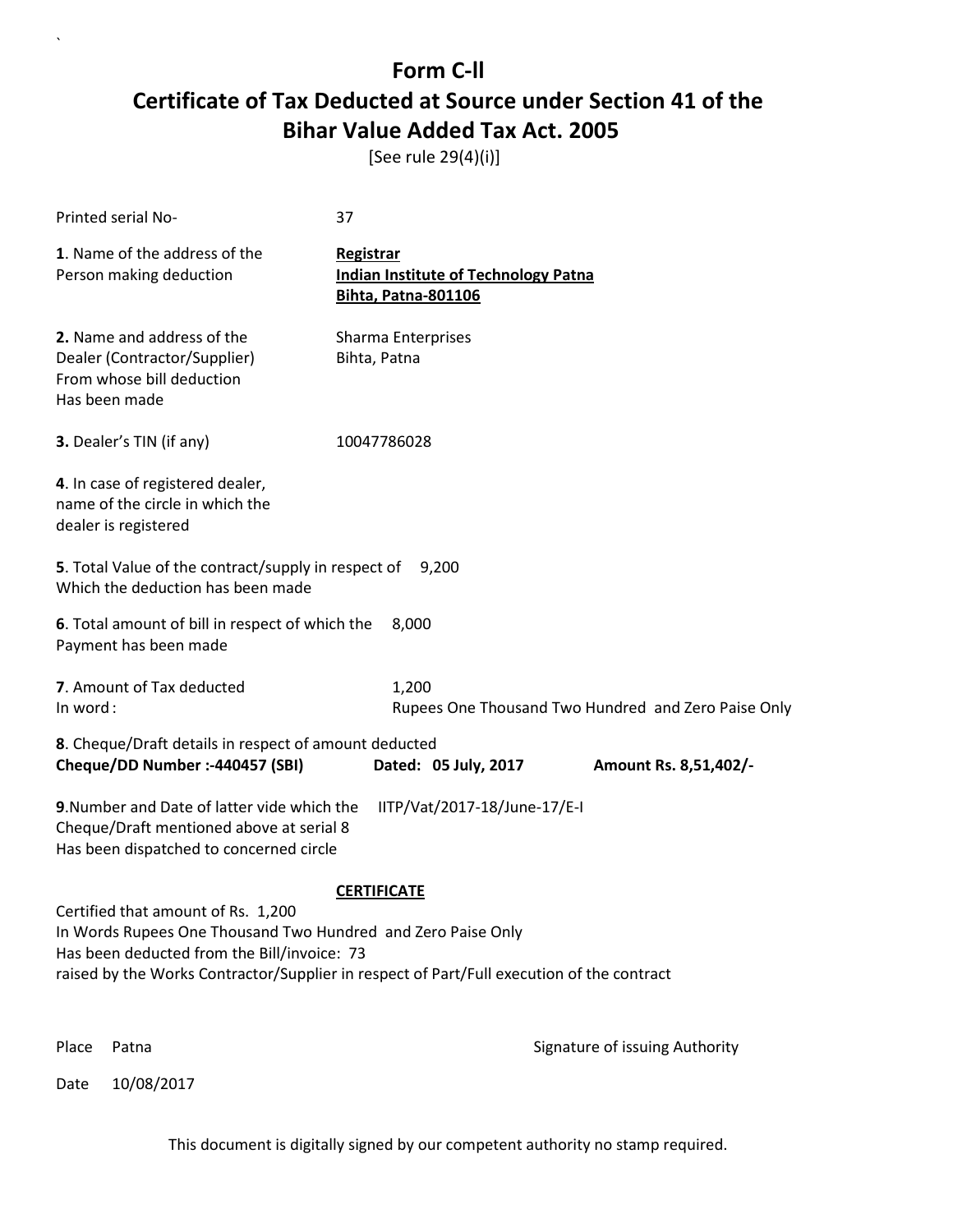# Form C-ll

## Certificate of Tax Deducted at Source under Section 41 of the Bihar Value Added Tax Act. 2005

[See rule 29(4)(i)]

Printed serial No- 37

**1**. Name of the address of the Person making deduction

**Registrar**
**Indian Institute of Technology Patna**
**Bihta, Patna-801106**

**2.** Name and address of the Dealer (Contractor/Supplier) From whose bill deduction Has been made

Sharma Enterprises
Bihta, Patna

**3.** Dealer's TIN (if any) 10047786028

**4**. In case of registered dealer, name of the circle in which the dealer is registered

**5**. Total Value of the contract/supply in respect of Which the deduction has been made 9,200

**6**. Total amount of bill in respect of which the Payment has been made 8,000

**7**. Amount of Tax deducted 1,200
In word : Rupees One Thousand Two Hundred and Zero Paise Only

**8**. Cheque/Draft details in respect of amount deducted
**Cheque/DD Number :-440457 (SBI)** **Dated: 05 July, 2017** **Amount Rs. 8,51,402/-**

**9**.Number and Date of latter vide which the Cheque/Draft mentioned above at serial 8 Has been dispatched to concerned circle IITP/Vat/2017-18/June-17/E-I

**CERTIFICATE**

Certified that amount of Rs. 1,200
In Words Rupees One Thousand Two Hundred and Zero Paise Only
Has been deducted from the Bill/invoice: 73
raised by the Works Contractor/Supplier in respect of Part/Full execution of the contract

Place Patna

Signature of issuing Authority

Date 10/08/2017

This document is digitally signed by our competent authority no stamp required.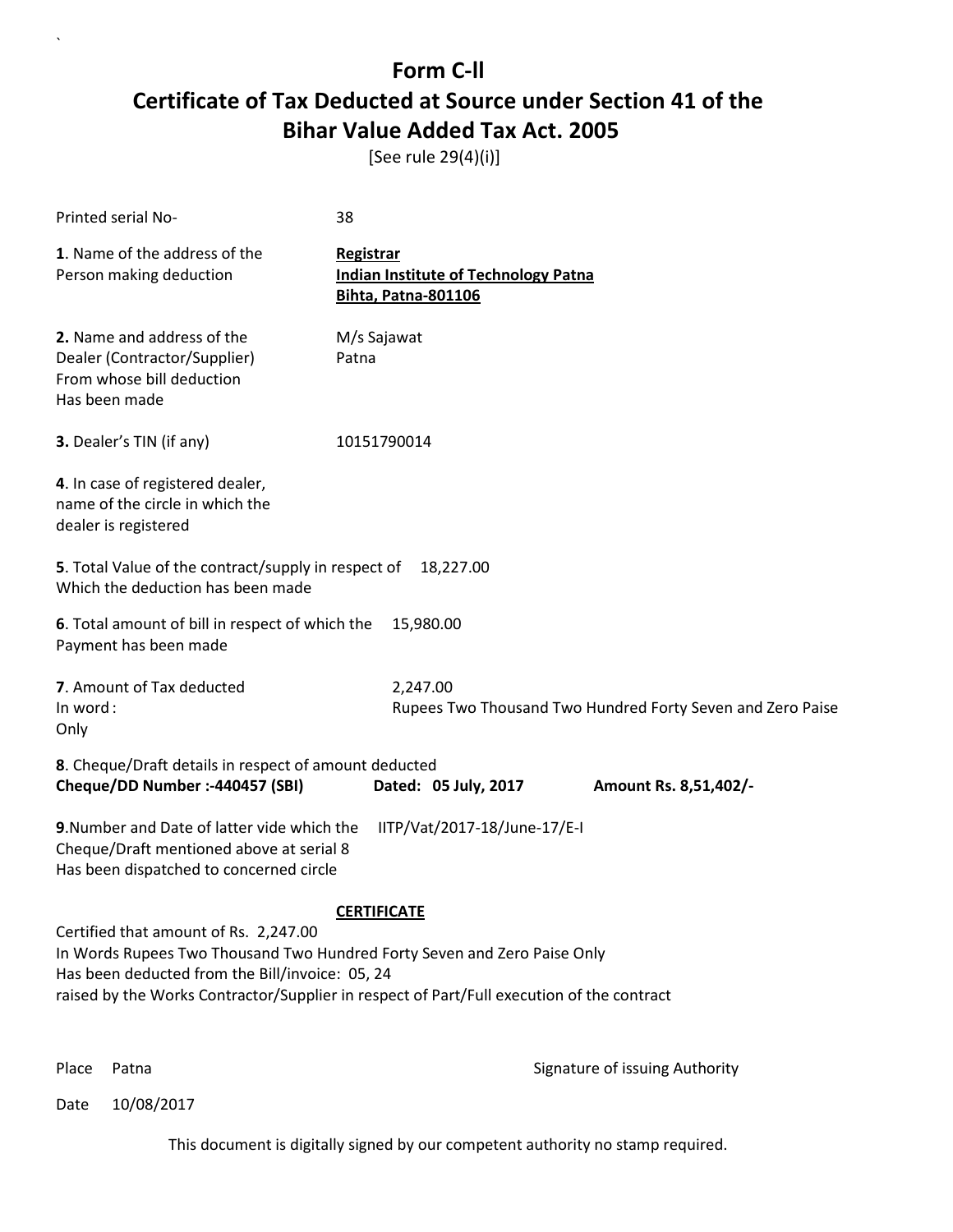# Form C-ll

# Certificate of Tax Deducted at Source under Section 41 of the Bihar Value Added Tax Act. 2005

[See rule 29(4)(i)]

Printed serial No- 38

**1**. Name of the address of the Person making deduction

**Registrar**
**Indian Institute of Technology Patna**
**Bihta, Patna-801106**

**2.** Name and address of the Dealer (Contractor/Supplier) From whose bill deduction Has been made

M/s Sajawat
Patna

**3.** Dealer's TIN (if any) 10151790014

**4**. In case of registered dealer, name of the circle in which the dealer is registered

**5**. Total Value of the contract/supply in respect of Which the deduction has been made 18,227.00

**6**. Total amount of bill in respect of which the Payment has been made 15,980.00

**7**. Amount of Tax deducted 2,247.00
In word : Rupees Two Thousand Two Hundred Forty Seven and Zero Paise Only

**8**. Cheque/Draft details in respect of amount deducted
**Cheque/DD Number :-440457 (SBI)** **Dated: 05 July, 2017** **Amount Rs. 8,51,402/-**

**9**.Number and Date of latter vide which the Cheque/Draft mentioned above at serial 8 Has been dispatched to concerned circle IITP/Vat/2017-18/June-17/E-I

**CERTIFICATE**

Certified that amount of Rs. 2,247.00
In Words Rupees Two Thousand Two Hundred Forty Seven and Zero Paise Only
Has been deducted from the Bill/invoice: 05, 24
raised by the Works Contractor/Supplier in respect of Part/Full execution of the contract

Place Patna

Signature of issuing Authority

Date 10/08/2017

This document is digitally signed by our competent authority no stamp required.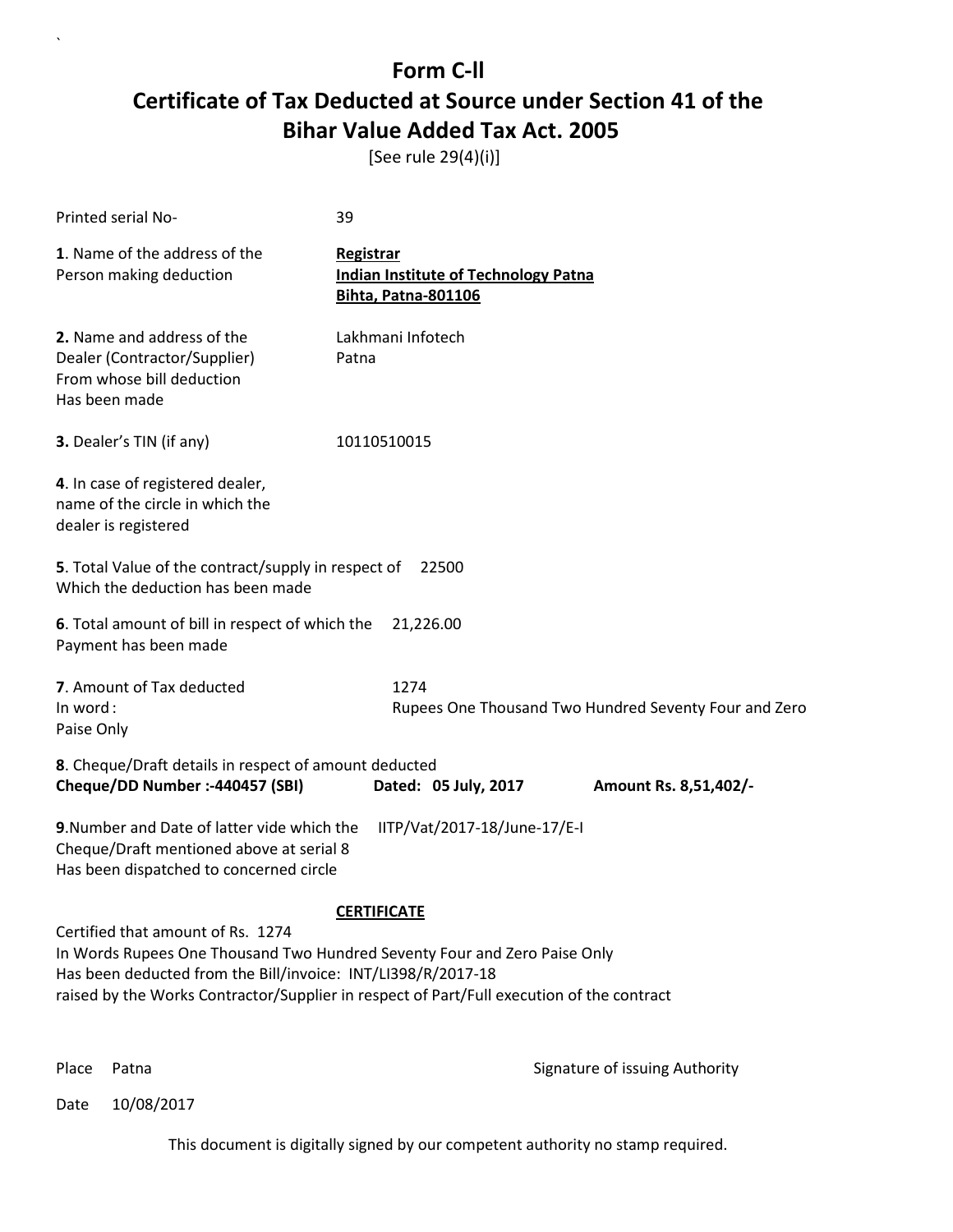# Form C-ll

# Certificate of Tax Deducted at Source under Section 41 of the Bihar Value Added Tax Act. 2005

[See rule 29(4)(i)]

Printed serial No- 39

**1**. Name of the address of the Person making deduction

**Registrar**
**Indian Institute of Technology Patna**
**Bihta, Patna-801106**

**2.** Name and address of the Dealer (Contractor/Supplier) From whose bill deduction Has been made

Lakhmani Infotech
Patna

**3.** Dealer's TIN (if any) 10110510015

**4**. In case of registered dealer, name of the circle in which the dealer is registered

**5**. Total Value of the contract/supply in respect of Which the deduction has been made 22500

**6**. Total amount of bill in respect of which the Payment has been made 21,226.00

**7**. Amount of Tax deducted 1274
In word : Rupees One Thousand Two Hundred Seventy Four and Zero Paise Only

**8**. Cheque/Draft details in respect of amount deducted
**Cheque/DD Number :-440457 (SBI)** **Dated: 05 July, 2017** **Amount Rs. 8,51,402/-**

**9**.Number and Date of latter vide which the Cheque/Draft mentioned above at serial 8 Has been dispatched to concerned circle IITP/Vat/2017-18/June-17/E-I

**CERTIFICATE**

Certified that amount of Rs. 1274
In Words Rupees One Thousand Two Hundred Seventy Four and Zero Paise Only
Has been deducted from the Bill/invoice: INT/LI398/R/2017-18
raised by the Works Contractor/Supplier in respect of Part/Full execution of the contract

Place Patna

Signature of issuing Authority

Date 10/08/2017

This document is digitally signed by our competent authority no stamp required.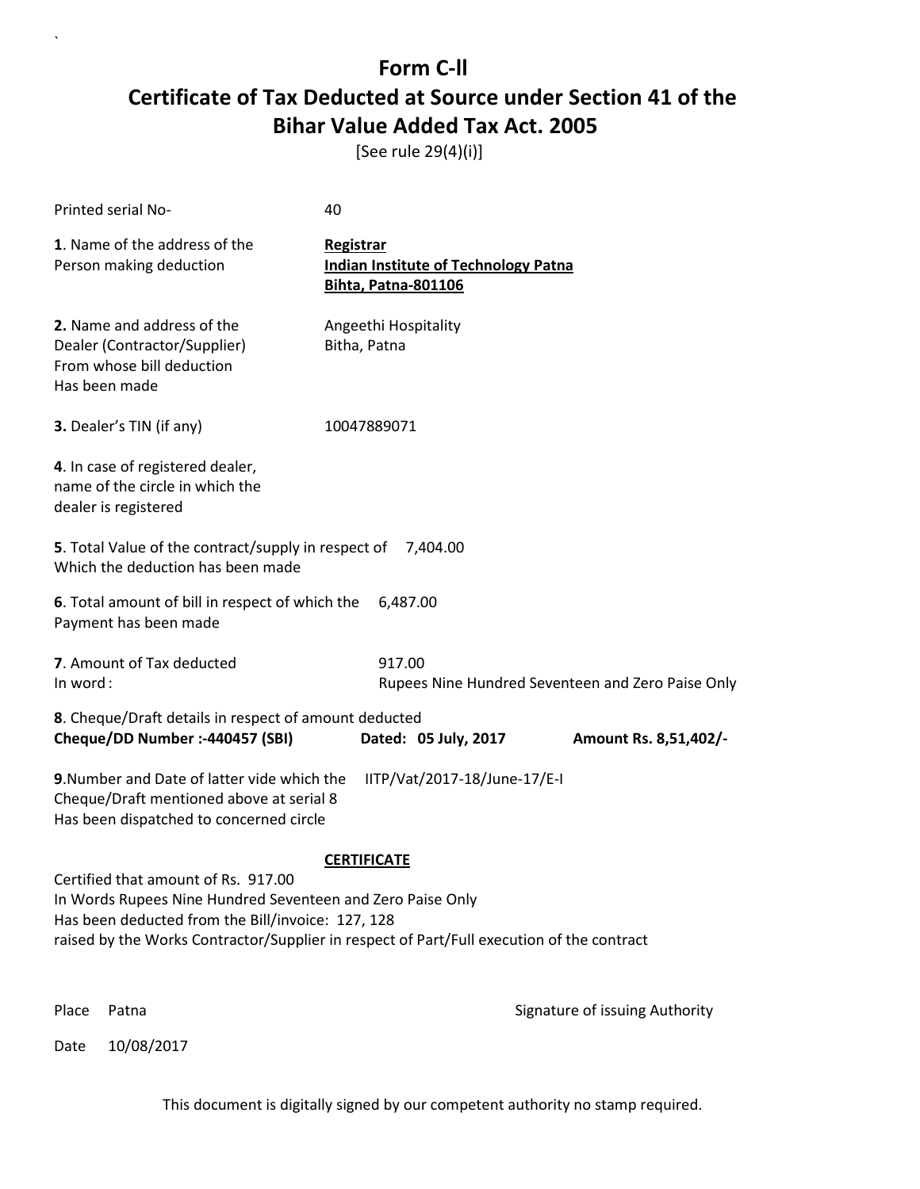# Form C-ll

## Certificate of Tax Deducted at Source under Section 41 of the Bihar Value Added Tax Act. 2005

[See rule 29(4)(i)]

Printed serial No- 40

**1**. Name of the address of the Person making deduction

**Registrar**
**Indian Institute of Technology Patna**
**Bihta, Patna-801106**

**2.** Name and address of the Dealer (Contractor/Supplier) From whose bill deduction Has been made

Angeethi Hospitality
Bitha, Patna

**3.** Dealer's TIN (if any) 10047889071

**4**. In case of registered dealer, name of the circle in which the dealer is registered

**5**. Total Value of the contract/supply in respect of Which the deduction has been made 7,404.00

**6**. Total amount of bill in respect of which the Payment has been made 6,487.00

**7**. Amount of Tax deducted 917.00
In word : Rupees Nine Hundred Seventeen and Zero Paise Only

**8**. Cheque/Draft details in respect of amount deducted
**Cheque/DD Number :-440457 (SBI)** **Dated: 05 July, 2017** **Amount Rs. 8,51,402/-**

**9**.Number and Date of latter vide which the Cheque/Draft mentioned above at serial 8 Has been dispatched to concerned circle IITP/Vat/2017-18/June-17/E-I

**CERTIFICATE**

Certified that amount of Rs. 917.00
In Words Rupees Nine Hundred Seventeen and Zero Paise Only
Has been deducted from the Bill/invoice: 127, 128
raised by the Works Contractor/Supplier in respect of Part/Full execution of the contract

Place Patna

Signature of issuing Authority

Date 10/08/2017

This document is digitally signed by our competent authority no stamp required.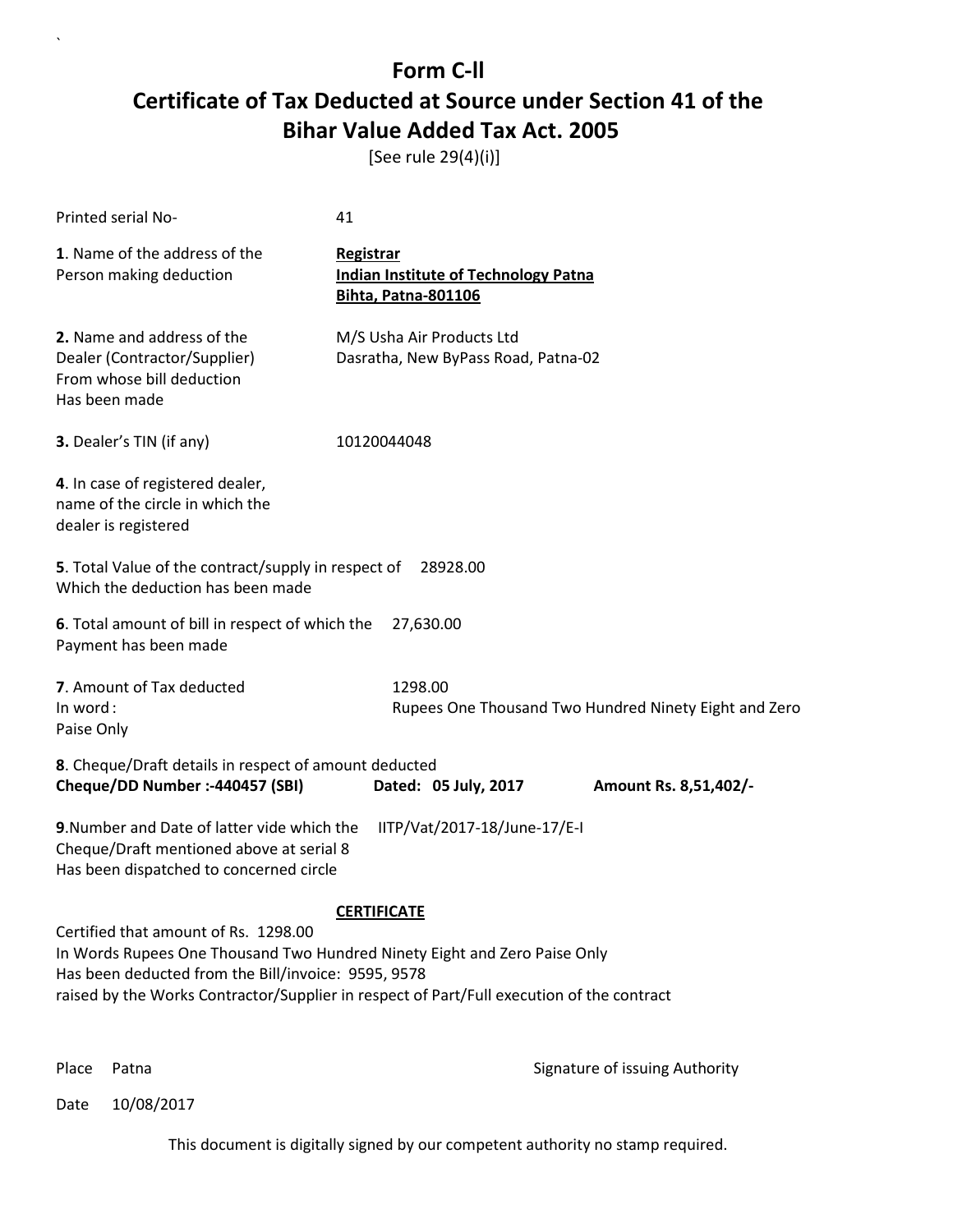# Form C-ll

# Certificate of Tax Deducted at Source under Section 41 of the Bihar Value Added Tax Act. 2005

[See rule 29(4)(i)]

Printed serial No- 41

**1**. Name of the address of the Person making deduction

**Registrar**
**Indian Institute of Technology Patna**
**Bihta, Patna-801106**

**2.** Name and address of the Dealer (Contractor/Supplier) From whose bill deduction Has been made

M/S Usha Air Products Ltd
Dasratha, New ByPass Road, Patna-02

**3.** Dealer's TIN (if any) 10120044048

**4**. In case of registered dealer, name of the circle in which the dealer is registered

**5**. Total Value of the contract/supply in respect of Which the deduction has been made 28928.00

**6**. Total amount of bill in respect of which the Payment has been made 27,630.00

**7**. Amount of Tax deducted 1298.00
In word : Rupees One Thousand Two Hundred Ninety Eight and Zero Paise Only

**8**. Cheque/Draft details in respect of amount deducted
**Cheque/DD Number :-440457 (SBI)** **Dated: 05 July, 2017** **Amount Rs. 8,51,402/-**

**9**.Number and Date of latter vide which the Cheque/Draft mentioned above at serial 8 Has been dispatched to concerned circle IITP/Vat/2017-18/June-17/E-I

**CERTIFICATE**

Certified that amount of Rs. 1298.00
In Words Rupees One Thousand Two Hundred Ninety Eight and Zero Paise Only
Has been deducted from the Bill/invoice: 9595, 9578
raised by the Works Contractor/Supplier in respect of Part/Full execution of the contract

Place Patna Signature of issuing Authority

Date 10/08/2017

This document is digitally signed by our competent authority no stamp required.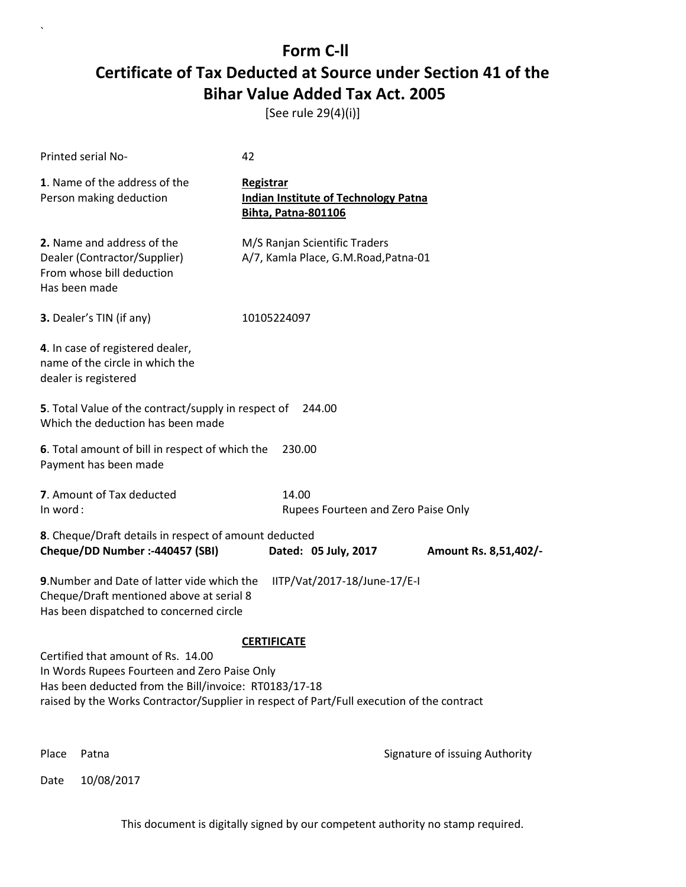# Form C-ll

# Certificate of Tax Deducted at Source under Section 41 of the Bihar Value Added Tax Act. 2005

[See rule 29(4)(i)]

Printed serial No- 42

**1**. Name of the address of the Person making deduction

**Registrar**
**Indian Institute of Technology Patna**
**Bihta, Patna-801106**

**2.** Name and address of the Dealer (Contractor/Supplier) From whose bill deduction Has been made

M/S Ranjan Scientific Traders
A/7, Kamla Place, G.M.Road,Patna-01

**3.** Dealer's TIN (if any) 10105224097

**4**. In case of registered dealer, name of the circle in which the dealer is registered

**5**. Total Value of the contract/supply in respect of Which the deduction has been made 244.00

**6**. Total amount of bill in respect of which the Payment has been made 230.00

**7**. Amount of Tax deducted 14.00
In word : Rupees Fourteen and Zero Paise Only

**8**. Cheque/Draft details in respect of amount deducted
**Cheque/DD Number :-440457 (SBI) Dated: 05 July, 2017 Amount Rs. 8,51,402/-**

**9**.Number and Date of latter vide which the Cheque/Draft mentioned above at serial 8 Has been dispatched to concerned circle IITP/Vat/2017-18/June-17/E-I

**CERTIFICATE**

Certified that amount of Rs. 14.00
In Words Rupees Fourteen and Zero Paise Only
Has been deducted from the Bill/invoice: RT0183/17-18
raised by the Works Contractor/Supplier in respect of Part/Full execution of the contract

Place Patna

Signature of issuing Authority

Date 10/08/2017

This document is digitally signed by our competent authority no stamp required.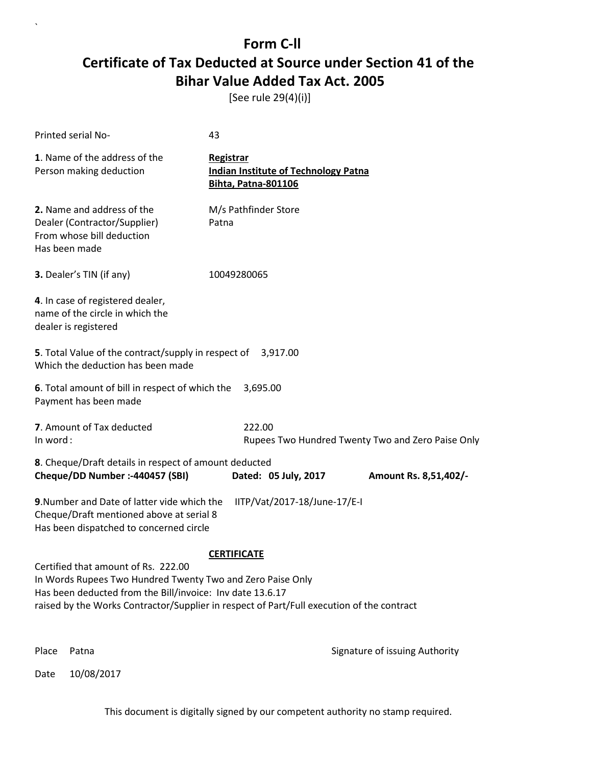# Form C-ll

# Certificate of Tax Deducted at Source under Section 41 of the Bihar Value Added Tax Act. 2005

[See rule 29(4)(i)]

Printed serial No- 43

**1**. Name of the address of the Person making deduction

**Registrar**
**Indian Institute of Technology Patna**
**Bihta, Patna-801106**

**2.** Name and address of the Dealer (Contractor/Supplier) From whose bill deduction Has been made

M/s Pathfinder Store
Patna

**3.** Dealer's TIN (if any) 10049280065

**4**. In case of registered dealer, name of the circle in which the dealer is registered

**5**. Total Value of the contract/supply in respect of Which the deduction has been made 3,917.00

**6**. Total amount of bill in respect of which the Payment has been made 3,695.00

**7**. Amount of Tax deducted 222.00
In word : Rupees Two Hundred Twenty Two and Zero Paise Only

**8**. Cheque/Draft details in respect of amount deducted
**Cheque/DD Number :-440457 (SBI)** **Dated: 05 July, 2017** **Amount Rs. 8,51,402/-**

**9**.Number and Date of latter vide which the Cheque/Draft mentioned above at serial 8 Has been dispatched to concerned circle IITP/Vat/2017-18/June-17/E-I

**CERTIFICATE**

Certified that amount of Rs. 222.00
In Words Rupees Two Hundred Twenty Two and Zero Paise Only
Has been deducted from the Bill/invoice: Inv date 13.6.17
raised by the Works Contractor/Supplier in respect of Part/Full execution of the contract

Place Patna

Signature of issuing Authority

Date 10/08/2017

This document is digitally signed by our competent authority no stamp required.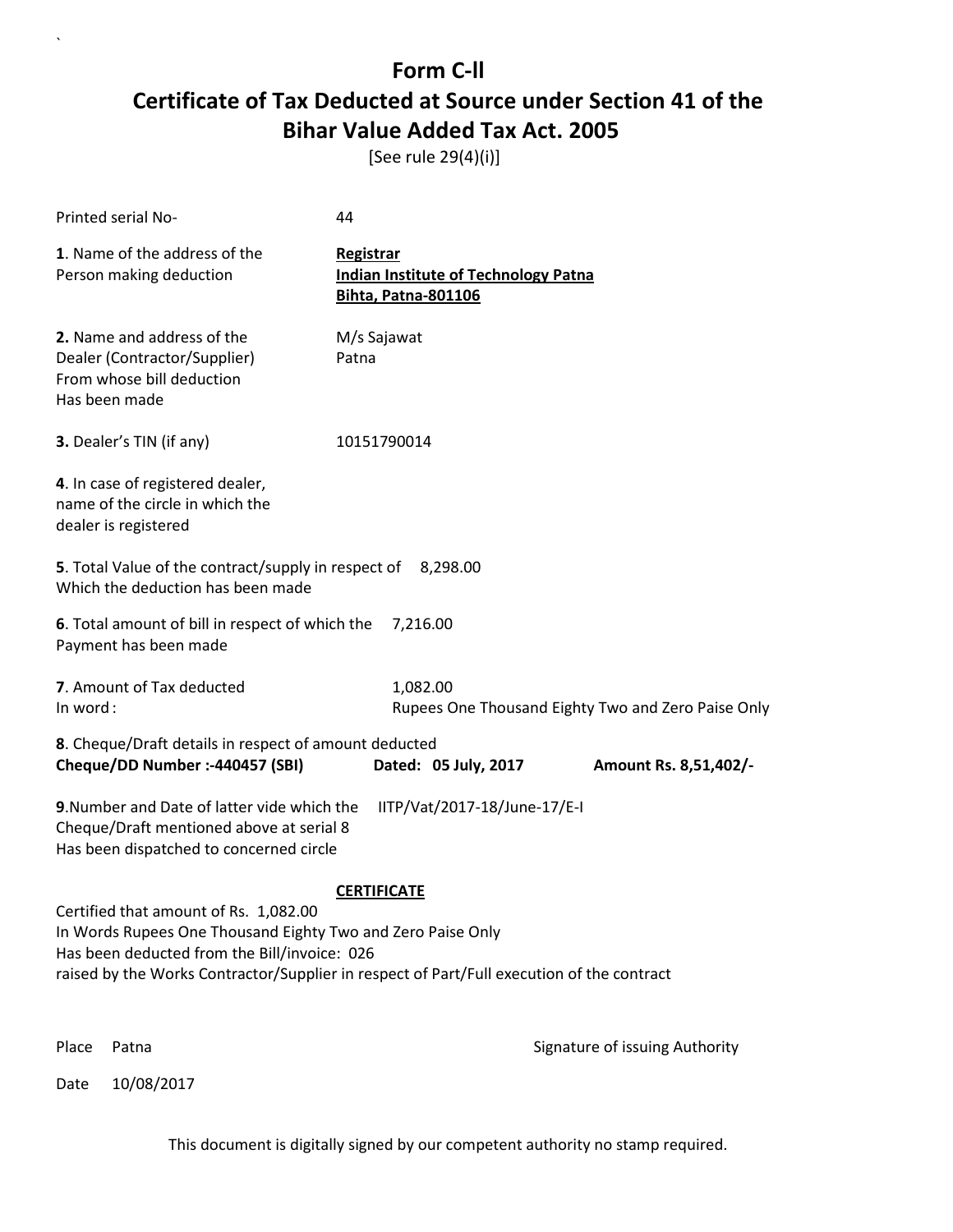# Form C-ll

## Certificate of Tax Deducted at Source under Section 41 of the Bihar Value Added Tax Act. 2005

[See rule 29(4)(i)]

Printed serial No- 44

**1**. Name of the address of the Person making deduction

**Registrar**
**Indian Institute of Technology Patna**
**Bihta, Patna-801106**

**2.** Name and address of the Dealer (Contractor/Supplier) From whose bill deduction Has been made

M/s Sajawat
Patna

**3.** Dealer's TIN (if any) 10151790014

**4**. In case of registered dealer, name of the circle in which the dealer is registered

**5**. Total Value of the contract/supply in respect of Which the deduction has been made 8,298.00

**6**. Total amount of bill in respect of which the Payment has been made 7,216.00

**7**. Amount of Tax deducted 1,082.00
In word : Rupees One Thousand Eighty Two and Zero Paise Only

**8**. Cheque/Draft details in respect of amount deducted
**Cheque/DD Number :-440457 (SBI)** **Dated: 05 July, 2017** **Amount Rs. 8,51,402/-**

**9**.Number and Date of latter vide which the Cheque/Draft mentioned above at serial 8 Has been dispatched to concerned circle IITP/Vat/2017-18/June-17/E-I

**CERTIFICATE**

Certified that amount of Rs. 1,082.00
In Words Rupees One Thousand Eighty Two and Zero Paise Only
Has been deducted from the Bill/invoice: 026
raised by the Works Contractor/Supplier in respect of Part/Full execution of the contract

Place Patna

Signature of issuing Authority

Date 10/08/2017

This document is digitally signed by our competent authority no stamp required.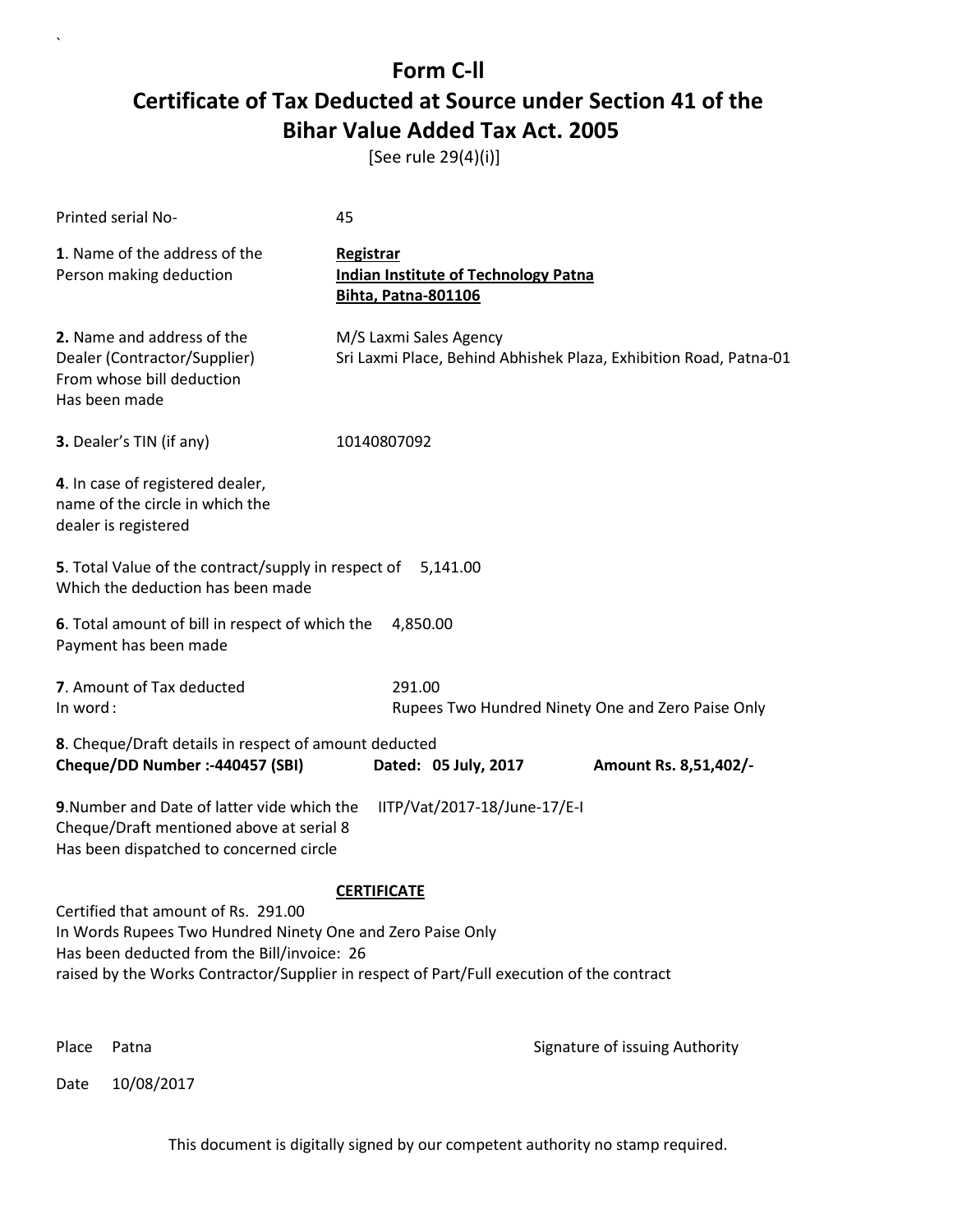# Form C-ll

## Certificate of Tax Deducted at Source under Section 41 of the Bihar Value Added Tax Act. 2005

[See rule 29(4)(i)]

Printed serial No- 45

**1**. Name of the address of the Person making deduction

**Registrar**
**Indian Institute of Technology Patna**
**Bihta, Patna-801106**

**2.** Name and address of the Dealer (Contractor/Supplier) From whose bill deduction Has been made

M/S Laxmi Sales Agency
Sri Laxmi Place, Behind Abhishek Plaza, Exhibition Road, Patna-01

**3.** Dealer's TIN (if any) 10140807092

**4**. In case of registered dealer, name of the circle in which the dealer is registered

**5**. Total Value of the contract/supply in respect of Which the deduction has been made 5,141.00

**6**. Total amount of bill in respect of which the Payment has been made 4,850.00

**7**. Amount of Tax deducted 291.00
In word : Rupees Two Hundred Ninety One and Zero Paise Only

**8**. Cheque/Draft details in respect of amount deducted
**Cheque/DD Number :-440457 (SBI)** **Dated: 05 July, 2017** **Amount Rs. 8,51,402/-**

**9**.Number and Date of latter vide which the Cheque/Draft mentioned above at serial 8 Has been dispatched to concerned circle IITP/Vat/2017-18/June-17/E-I

**CERTIFICATE**

Certified that amount of Rs. 291.00
In Words Rupees Two Hundred Ninety One and Zero Paise Only
Has been deducted from the Bill/invoice: 26
raised by the Works Contractor/Supplier in respect of Part/Full execution of the contract

Place Patna

Signature of issuing Authority

Date 10/08/2017

This document is digitally signed by our competent authority no stamp required.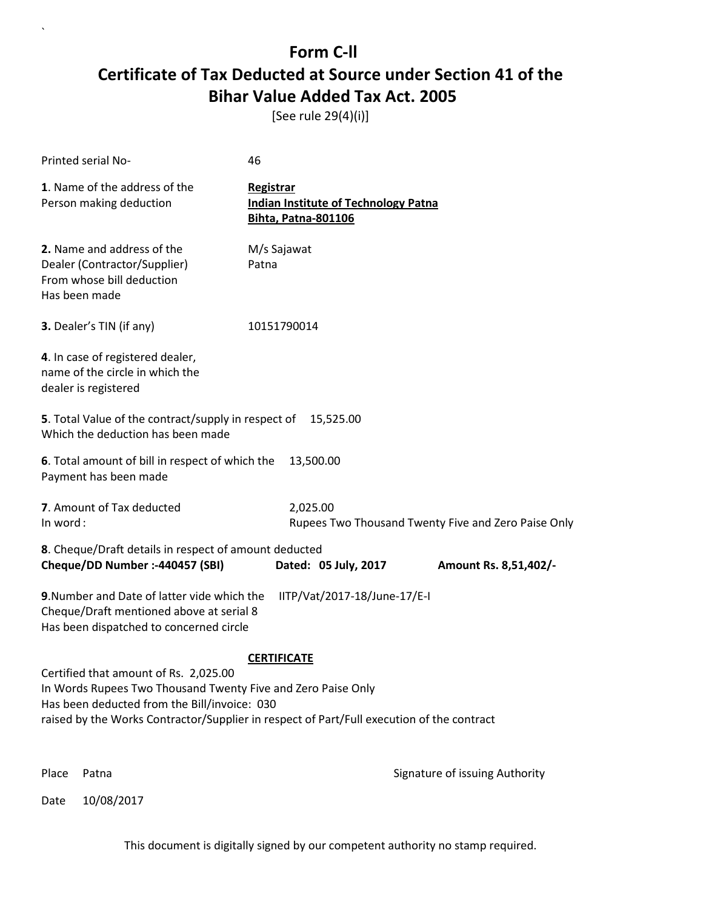# Form C-ll

## Certificate of Tax Deducted at Source under Section 41 of the Bihar Value Added Tax Act. 2005

[See rule 29(4)(i)]

Printed serial No- 46

**1**. Name of the address of the Person making deduction

**Registrar**
**Indian Institute of Technology Patna**
**Bihta, Patna-801106**

**2.** Name and address of the Dealer (Contractor/Supplier) From whose bill deduction Has been made

M/s Sajawat
Patna

**3.** Dealer's TIN (if any) 10151790014

**4**. In case of registered dealer, name of the circle in which the dealer is registered

**5**. Total Value of the contract/supply in respect of Which the deduction has been made 15,525.00

**6**. Total amount of bill in respect of which the Payment has been made 13,500.00

**7**. Amount of Tax deducted 2,025.00
In word : Rupees Two Thousand Twenty Five and Zero Paise Only

**8**. Cheque/Draft details in respect of amount deducted
**Cheque/DD Number :-440457 (SBI)** **Dated: 05 July, 2017** **Amount Rs. 8,51,402/-**

**9**.Number and Date of latter vide which the Cheque/Draft mentioned above at serial 8 Has been dispatched to concerned circle IITP/Vat/2017-18/June-17/E-I

**CERTIFICATE**

Certified that amount of Rs. 2,025.00
In Words Rupees Two Thousand Twenty Five and Zero Paise Only
Has been deducted from the Bill/invoice: 030
raised by the Works Contractor/Supplier in respect of Part/Full execution of the contract

Place Patna

Signature of issuing Authority

Date 10/08/2017

This document is digitally signed by our competent authority no stamp required.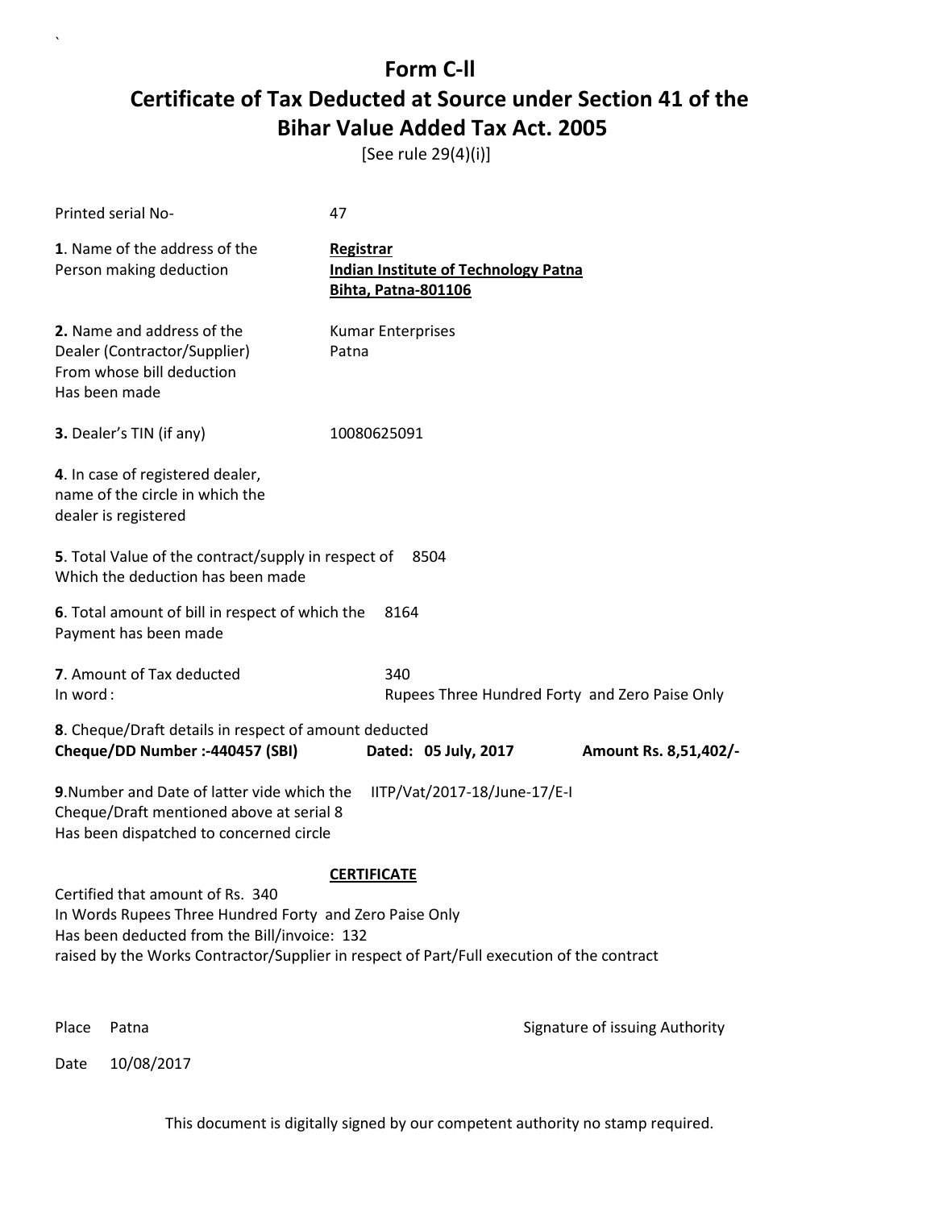# Form C-ll

## Certificate of Tax Deducted at Source under Section 41 of the Bihar Value Added Tax Act. 2005

[See rule 29(4)(i)]

Printed serial No- 47

**1**. Name of the address of the Person making deduction

**Registrar**
**Indian Institute of Technology Patna**
**Bihta, Patna-801106**

**2.** Name and address of the Dealer (Contractor/Supplier) From whose bill deduction Has been made

Kumar Enterprises
Patna

**3.** Dealer's TIN (if any) 10080625091

**4**. In case of registered dealer, name of the circle in which the dealer is registered

**5**. Total Value of the contract/supply in respect of Which the deduction has been made 8504

**6**. Total amount of bill in respect of which the Payment has been made 8164

**7**. Amount of Tax deducted 340
In word : Rupees Three Hundred Forty and Zero Paise Only

**8**. Cheque/Draft details in respect of amount deducted
**Cheque/DD Number :-440457 (SBI) Dated: 05 July, 2017 Amount Rs. 8,51,402/-**

**9**.Number and Date of latter vide which the Cheque/Draft mentioned above at serial 8 Has been dispatched to concerned circle IITP/Vat/2017-18/June-17/E-I

**CERTIFICATE**

Certified that amount of Rs. 340
In Words Rupees Three Hundred Forty and Zero Paise Only
Has been deducted from the Bill/invoice: 132
raised by the Works Contractor/Supplier in respect of Part/Full execution of the contract

Place Patna

Signature of issuing Authority

Date 10/08/2017

This document is digitally signed by our competent authority no stamp required.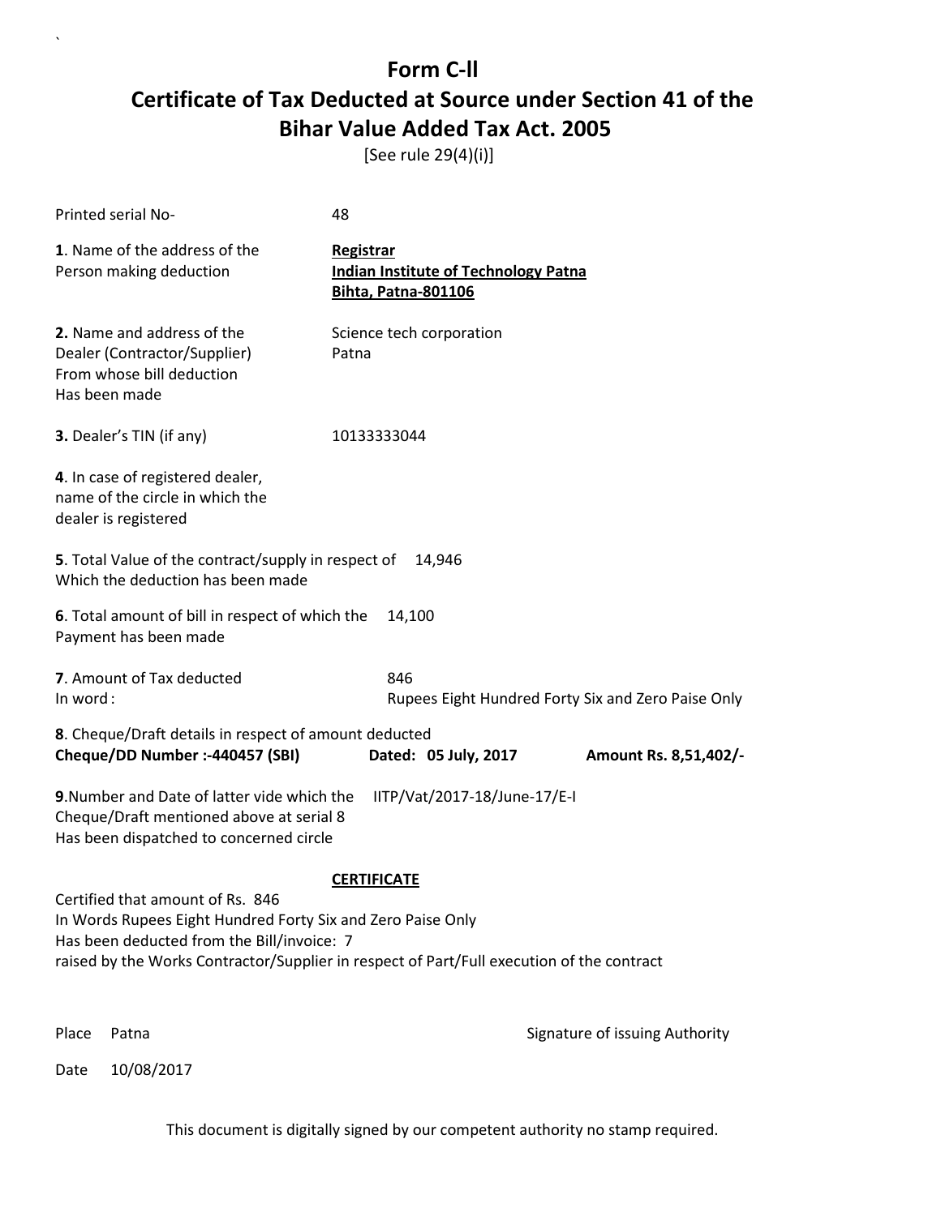`

# Form C-ll

## Certificate of Tax Deducted at Source under Section 41 of the Bihar Value Added Tax Act. 2005

[See rule 29(4)(i)]

Printed serial No- 48

**1**. Name of the address of the Person making deduction

**Registrar**
**Indian Institute of Technology Patna**
**Bihta, Patna-801106**

**2.** Name and address of the Dealer (Contractor/Supplier) From whose bill deduction Has been made

Science tech corporation
Patna

**3.** Dealer's TIN (if any) 10133333044

**4**. In case of registered dealer, name of the circle in which the dealer is registered

**5**. Total Value of the contract/supply in respect of Which the deduction has been made 14,946

**6**. Total amount of bill in respect of which the Payment has been made 14,100

**7**. Amount of Tax deducted 846
In word : Rupees Eight Hundred Forty Six and Zero Paise Only

**8**. Cheque/Draft details in respect of amount deducted
**Cheque/DD Number :-440457 (SBI)** **Dated: 05 July, 2017** **Amount Rs. 8,51,402/-**

**9**.Number and Date of latter vide which the Cheque/Draft mentioned above at serial 8 Has been dispatched to concerned circle IITP/Vat/2017-18/June-17/E-I

**CERTIFICATE**

Certified that amount of Rs. 846
In Words Rupees Eight Hundred Forty Six and Zero Paise Only
Has been deducted from the Bill/invoice: 7
raised by the Works Contractor/Supplier in respect of Part/Full execution of the contract

Place Patna

Signature of issuing Authority

Date 10/08/2017

This document is digitally signed by our competent authority no stamp required.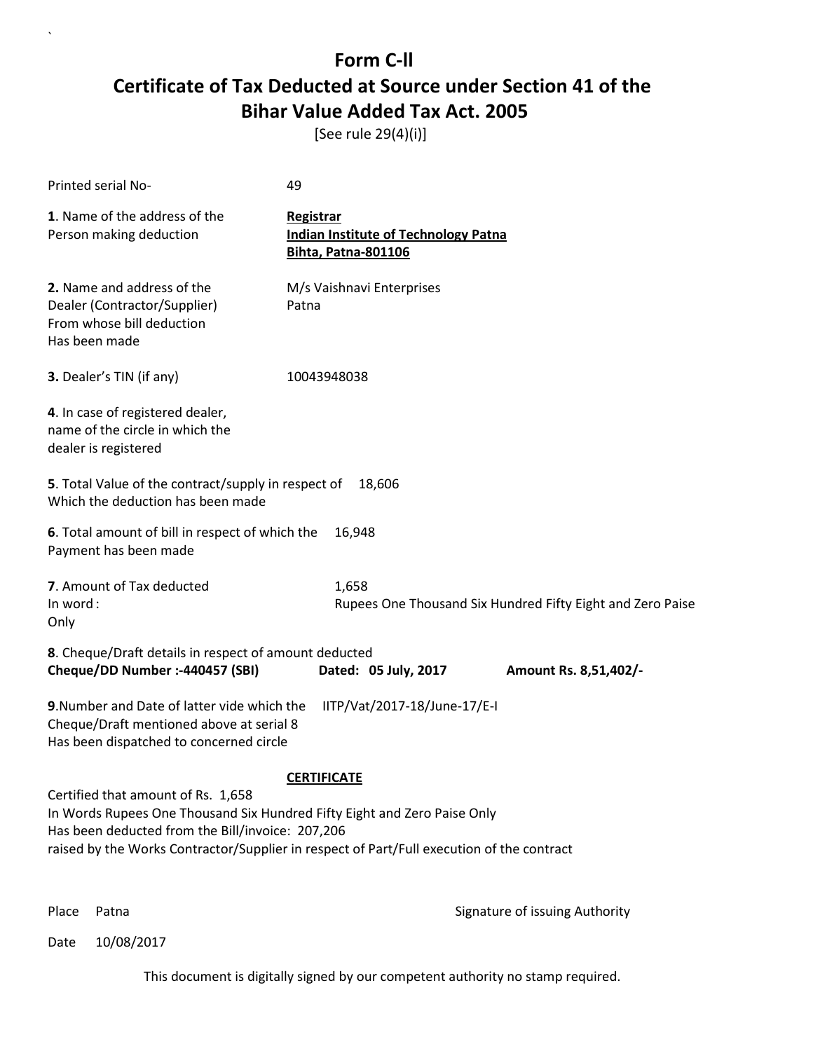# Form C-ll
# Certificate of Tax Deducted at Source under Section 41 of the Bihar Value Added Tax Act. 2005

[See rule 29(4)(i)]

Printed serial No- 49

**1**. Name of the address of the Person making deduction

**Registrar**
**Indian Institute of Technology Patna**
**Bihta, Patna-801106**

**2.** Name and address of the Dealer (Contractor/Supplier) From whose bill deduction Has been made

M/s Vaishnavi Enterprises
Patna

**3.** Dealer's TIN (if any) 10043948038

**4**. In case of registered dealer, name of the circle in which the dealer is registered

**5**. Total Value of the contract/supply in respect of Which the deduction has been made 18,606

**6**. Total amount of bill in respect of which the Payment has been made 16,948

**7**. Amount of Tax deducted 1,658
In word : Rupees One Thousand Six Hundred Fifty Eight and Zero Paise
Only

**8**. Cheque/Draft details in respect of amount deducted
**Cheque/DD Number :-440457 (SBI)** **Dated: 05 July, 2017** **Amount Rs. 8,51,402/-**

**9**.Number and Date of latter vide which the Cheque/Draft mentioned above at serial 8 Has been dispatched to concerned circle IITP/Vat/2017-18/June-17/E-I

**CERTIFICATE**

Certified that amount of Rs. 1,658
In Words Rupees One Thousand Six Hundred Fifty Eight and Zero Paise Only
Has been deducted from the Bill/invoice: 207,206
raised by the Works Contractor/Supplier in respect of Part/Full execution of the contract

Place Patna

Signature of issuing Authority

Date 10/08/2017

This document is digitally signed by our competent authority no stamp required.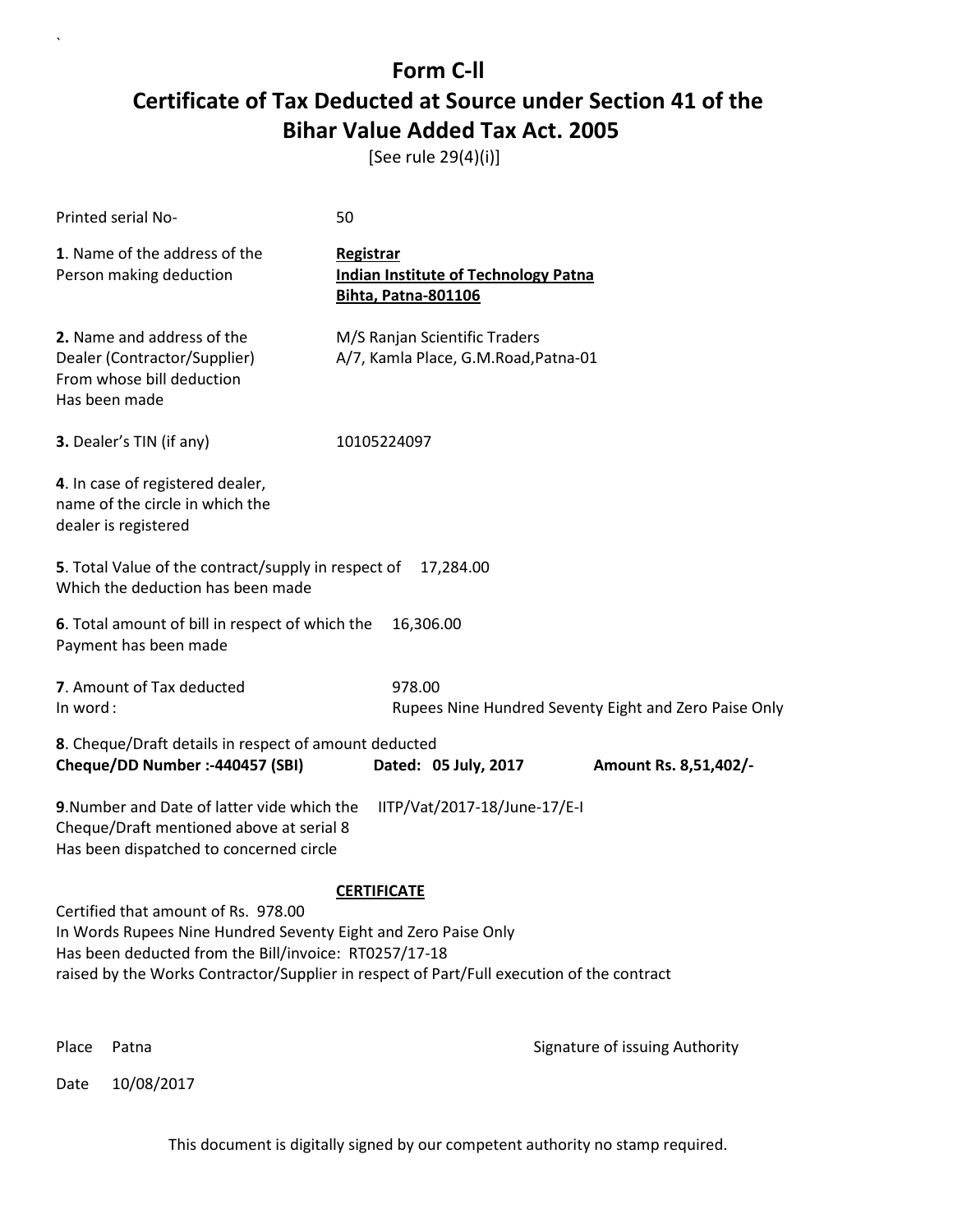# Form C-ll

## Certificate of Tax Deducted at Source under Section 41 of the Bihar Value Added Tax Act. 2005

[See rule 29(4)(i)]

Printed serial No- 50

**1**. Name of the address of the Person making deduction

**Registrar**
**Indian Institute of Technology Patna**
**Bihta, Patna-801106**

**2.** Name and address of the Dealer (Contractor/Supplier) From whose bill deduction Has been made

M/S Ranjan Scientific Traders
A/7, Kamla Place, G.M.Road,Patna-01

**3.** Dealer's TIN (if any) 10105224097

**4**. In case of registered dealer, name of the circle in which the dealer is registered

**5**. Total Value of the contract/supply in respect of Which the deduction has been made 17,284.00

**6**. Total amount of bill in respect of which the Payment has been made 16,306.00

**7**. Amount of Tax deducted 978.00
In word : Rupees Nine Hundred Seventy Eight and Zero Paise Only

**8**. Cheque/Draft details in respect of amount deducted
**Cheque/DD Number :-440457 (SBI)** **Dated: 05 July, 2017** **Amount Rs. 8,51,402/-**

**9**.Number and Date of latter vide which the Cheque/Draft mentioned above at serial 8 Has been dispatched to concerned circle IITP/Vat/2017-18/June-17/E-I

**CERTIFICATE**

Certified that amount of Rs. 978.00
In Words Rupees Nine Hundred Seventy Eight and Zero Paise Only
Has been deducted from the Bill/invoice: RT0257/17-18
raised by the Works Contractor/Supplier in respect of Part/Full execution of the contract

Place Patna

Signature of issuing Authority

Date 10/08/2017

This document is digitally signed by our competent authority no stamp required.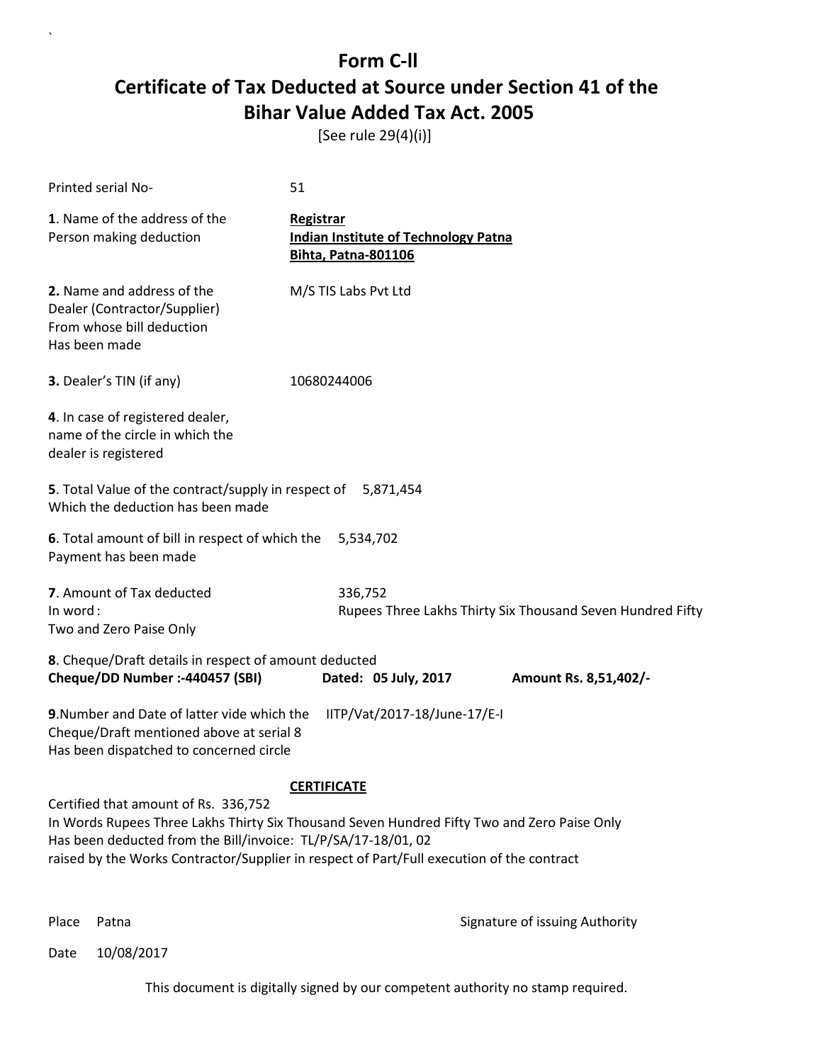# Form C-ll

# Certificate of Tax Deducted at Source under Section 41 of the Bihar Value Added Tax Act. 2005

[See rule 29(4)(i)]

Printed serial No- 51

**1**. Name of the address of the Person making deduction

**Registrar**
**Indian Institute of Technology Patna**
**Bihta, Patna-801106**

**2.** Name and address of the Dealer (Contractor/Supplier) From whose bill deduction Has been made

M/S TIS Labs Pvt Ltd

**3.** Dealer's TIN (if any) 10680244006

**4**. In case of registered dealer, name of the circle in which the dealer is registered

**5**. Total Value of the contract/supply in respect of Which the deduction has been made 5,871,454

**6**. Total amount of bill in respect of which the Payment has been made 5,534,702

**7**. Amount of Tax deducted 336,752
In word : Rupees Three Lakhs Thirty Six Thousand Seven Hundred Fifty Two and Zero Paise Only

**8**. Cheque/Draft details in respect of amount deducted
**Cheque/DD Number :-440457 (SBI)** **Dated: 05 July, 2017** **Amount Rs. 8,51,402/-**

**9**.Number and Date of latter vide which the Cheque/Draft mentioned above at serial 8 Has been dispatched to concerned circle IITP/Vat/2017-18/June-17/E-I

**CERTIFICATE**

Certified that amount of Rs. 336,752
In Words Rupees Three Lakhs Thirty Six Thousand Seven Hundred Fifty Two and Zero Paise Only
Has been deducted from the Bill/invoice: TL/P/SA/17-18/01, 02
raised by the Works Contractor/Supplier in respect of Part/Full execution of the contract

Place Patna

Signature of issuing Authority

Date 10/08/2017

This document is digitally signed by our competent authority no stamp required.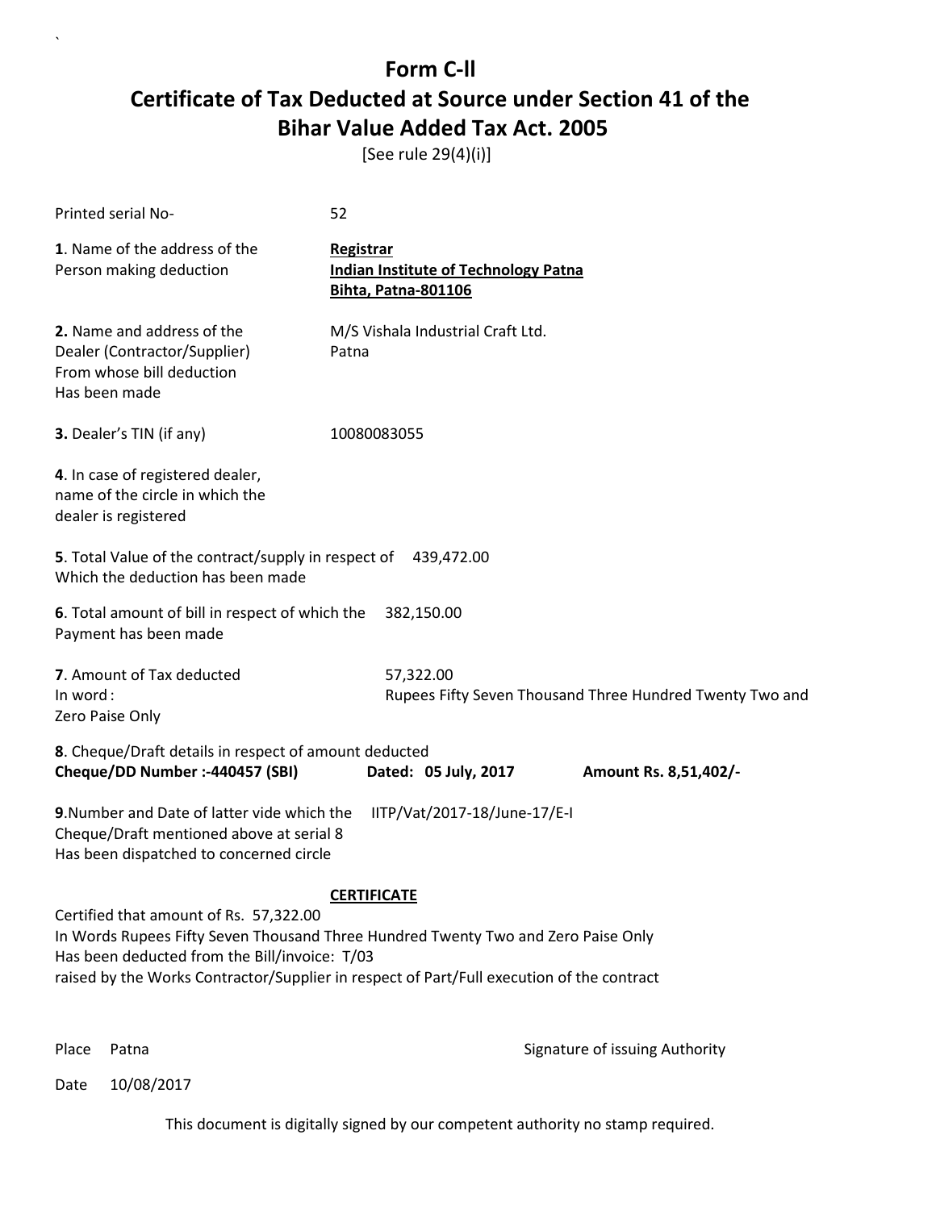# Form C-ll

# Certificate of Tax Deducted at Source under Section 41 of the Bihar Value Added Tax Act. 2005

[See rule 29(4)(i)]

Printed serial No- 52

**1**. Name of the address of the Person making deduction

**Registrar**
**Indian Institute of Technology Patna**
**Bihta, Patna-801106**

**2.** Name and address of the Dealer (Contractor/Supplier) From whose bill deduction Has been made

M/S Vishala Industrial Craft Ltd.
Patna

**3.** Dealer's TIN (if any) 10080083055

**4**. In case of registered dealer, name of the circle in which the dealer is registered

**5**. Total Value of the contract/supply in respect of Which the deduction has been made 439,472.00

**6**. Total amount of bill in respect of which the Payment has been made 382,150.00

**7**. Amount of Tax deducted 57,322.00
In word : Rupees Fifty Seven Thousand Three Hundred Twenty Two and Zero Paise Only

**8**. Cheque/Draft details in respect of amount deducted
**Cheque/DD Number :-440457 (SBI)** **Dated: 05 July, 2017** **Amount Rs. 8,51,402/-**

**9**.Number and Date of latter vide which the Cheque/Draft mentioned above at serial 8 Has been dispatched to concerned circle IITP/Vat/2017-18/June-17/E-I

**CERTIFICATE**

Certified that amount of Rs. 57,322.00
In Words Rupees Fifty Seven Thousand Three Hundred Twenty Two and Zero Paise Only
Has been deducted from the Bill/invoice: T/03
raised by the Works Contractor/Supplier in respect of Part/Full execution of the contract

Place Patna

Signature of issuing Authority

Date 10/08/2017

This document is digitally signed by our competent authority no stamp required.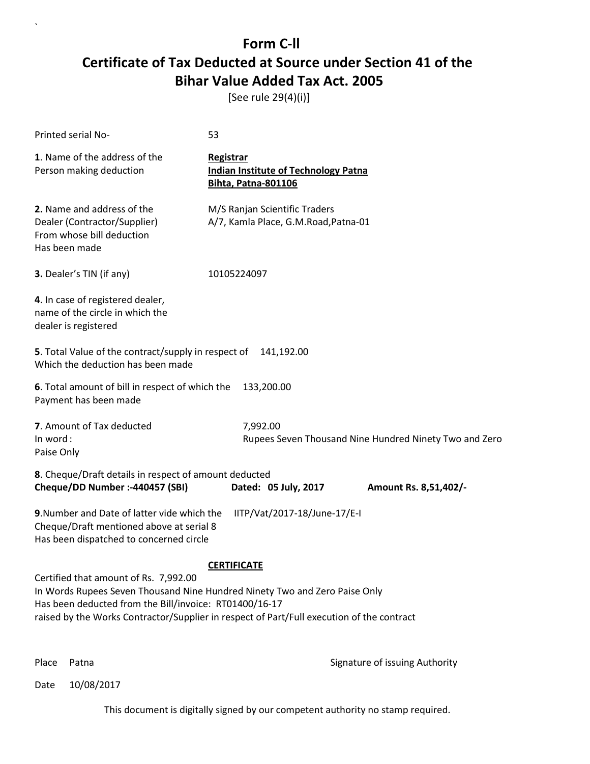# Form C-ll

## Certificate of Tax Deducted at Source under Section 41 of the Bihar Value Added Tax Act. 2005

[See rule 29(4)(i)]

Printed serial No- 53

**1**. Name of the address of the Person making deduction

**Registrar**
**Indian Institute of Technology Patna**
**Bihta, Patna-801106**

**2.** Name and address of the Dealer (Contractor/Supplier) From whose bill deduction Has been made

M/S Ranjan Scientific Traders
A/7, Kamla Place, G.M.Road,Patna-01

**3.** Dealer's TIN (if any) 10105224097

**4**. In case of registered dealer, name of the circle in which the dealer is registered

**5**. Total Value of the contract/supply in respect of Which the deduction has been made 141,192.00

**6**. Total amount of bill in respect of which the Payment has been made 133,200.00

**7**. Amount of Tax deducted 7,992.00
In word : Rupees Seven Thousand Nine Hundred Ninety Two and Zero Paise Only

**8**. Cheque/Draft details in respect of amount deducted
**Cheque/DD Number :-440457 (SBI)** **Dated: 05 July, 2017** **Amount Rs. 8,51,402/-**

**9**.Number and Date of latter vide which the Cheque/Draft mentioned above at serial 8 Has been dispatched to concerned circle IITP/Vat/2017-18/June-17/E-I

**CERTIFICATE**

Certified that amount of Rs. 7,992.00
In Words Rupees Seven Thousand Nine Hundred Ninety Two and Zero Paise Only
Has been deducted from the Bill/invoice: RT01400/16-17
raised by the Works Contractor/Supplier in respect of Part/Full execution of the contract

Place Patna

Signature of issuing Authority

Date 10/08/2017

This document is digitally signed by our competent authority no stamp required.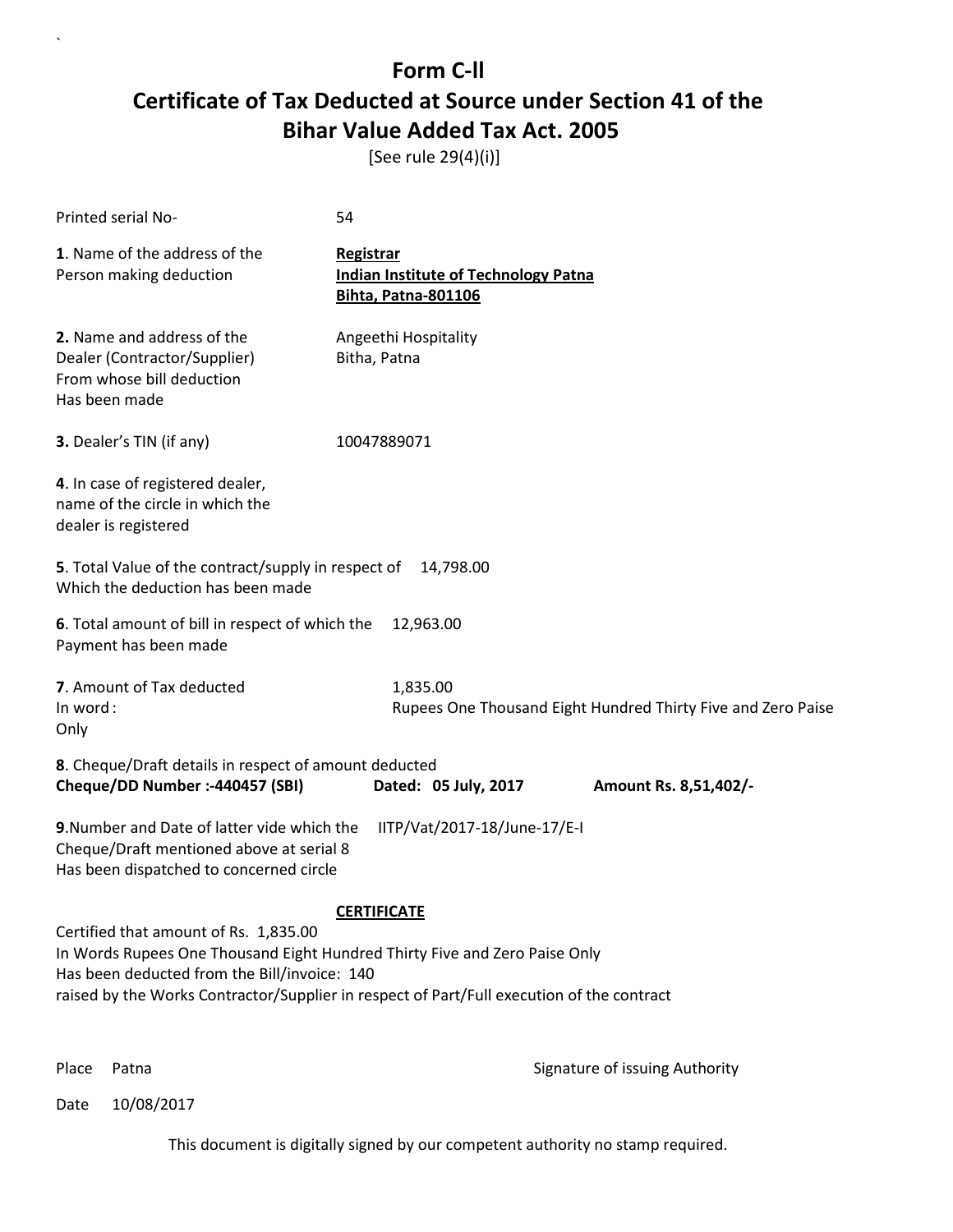# Form C-ll

# Certificate of Tax Deducted at Source under Section 41 of the Bihar Value Added Tax Act. 2005

[See rule 29(4)(i)]

Printed serial No- 54

**1**. Name of the address of the Person making deduction

**Registrar**
**Indian Institute of Technology Patna**
**Bihta, Patna-801106**

**2.** Name and address of the Dealer (Contractor/Supplier) From whose bill deduction Has been made

Angeethi Hospitality
Bitha, Patna

**3.** Dealer's TIN (if any) 10047889071

**4**. In case of registered dealer, name of the circle in which the dealer is registered

**5**. Total Value of the contract/supply in respect of Which the deduction has been made 14,798.00

**6**. Total amount of bill in respect of which the Payment has been made 12,963.00

**7**. Amount of Tax deducted 1,835.00
In word : Rupees One Thousand Eight Hundred Thirty Five and Zero Paise Only

**8**. Cheque/Draft details in respect of amount deducted
**Cheque/DD Number :-440457 (SBI)** **Dated: 05 July, 2017** **Amount Rs. 8,51,402/-**

**9**.Number and Date of latter vide which the Cheque/Draft mentioned above at serial 8 Has been dispatched to concerned circle IITP/Vat/2017-18/June-17/E-I

**CERTIFICATE**

Certified that amount of Rs. 1,835.00
In Words Rupees One Thousand Eight Hundred Thirty Five and Zero Paise Only
Has been deducted from the Bill/invoice: 140
raised by the Works Contractor/Supplier in respect of Part/Full execution of the contract

Place Patna

Signature of issuing Authority

Date 10/08/2017

This document is digitally signed by our competent authority no stamp required.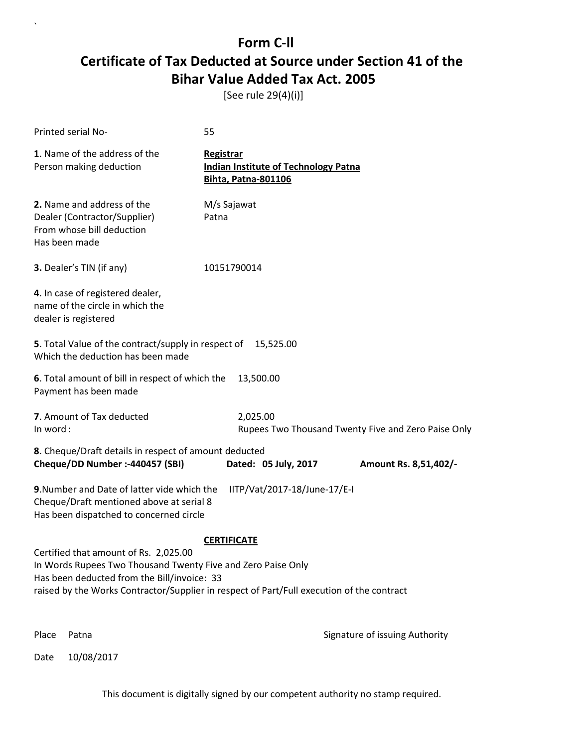# Form C-ll

## Certificate of Tax Deducted at Source under Section 41 of the Bihar Value Added Tax Act. 2005

[See rule 29(4)(i)]

Printed serial No- 55

**1**. Name of the address of the Person making deduction

**Registrar**
**Indian Institute of Technology Patna**
**Bihta, Patna-801106**

**2.** Name and address of the Dealer (Contractor/Supplier) From whose bill deduction Has been made

M/s Sajawat
Patna

**3.** Dealer's TIN (if any) 10151790014

**4**. In case of registered dealer, name of the circle in which the dealer is registered

**5**. Total Value of the contract/supply in respect of Which the deduction has been made 15,525.00

**6**. Total amount of bill in respect of which the Payment has been made 13,500.00

**7**. Amount of Tax deducted 2,025.00
In word : Rupees Two Thousand Twenty Five and Zero Paise Only

**8**. Cheque/Draft details in respect of amount deducted
**Cheque/DD Number :-440457 (SBI)** **Dated: 05 July, 2017** **Amount Rs. 8,51,402/-**

**9**.Number and Date of latter vide which the Cheque/Draft mentioned above at serial 8 Has been dispatched to concerned circle IITP/Vat/2017-18/June-17/E-I

**CERTIFICATE**

Certified that amount of Rs. 2,025.00
In Words Rupees Two Thousand Twenty Five and Zero Paise Only
Has been deducted from the Bill/invoice: 33
raised by the Works Contractor/Supplier in respect of Part/Full execution of the contract

Place Patna

Signature of issuing Authority

Date 10/08/2017

This document is digitally signed by our competent authority no stamp required.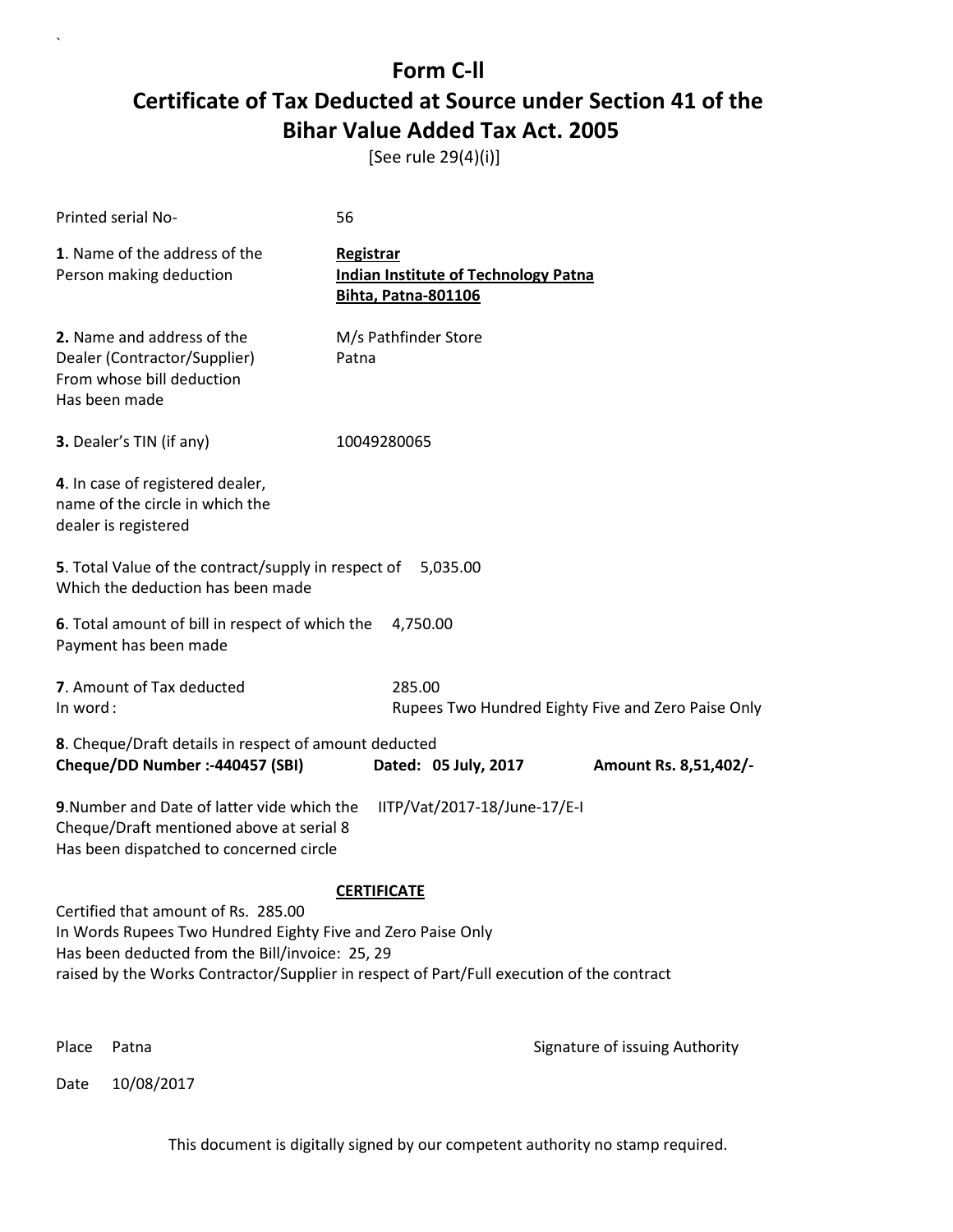# Form C-ll

# Certificate of Tax Deducted at Source under Section 41 of the Bihar Value Added Tax Act. 2005

[See rule 29(4)(i)]

Printed serial No- 56

**1**. Name of the address of the Person making deduction

**Registrar**
**Indian Institute of Technology Patna**
**Bihta, Patna-801106**

**2.** Name and address of the Dealer (Contractor/Supplier) From whose bill deduction Has been made

M/s Pathfinder Store
Patna

**3.** Dealer's TIN (if any) 10049280065

**4**. In case of registered dealer, name of the circle in which the dealer is registered

**5**. Total Value of the contract/supply in respect of Which the deduction has been made 5,035.00

**6**. Total amount of bill in respect of which the Payment has been made 4,750.00

**7**. Amount of Tax deducted 285.00
In word : Rupees Two Hundred Eighty Five and Zero Paise Only

**8**. Cheque/Draft details in respect of amount deducted
**Cheque/DD Number :-440457 (SBI)** **Dated: 05 July, 2017** **Amount Rs. 8,51,402/-**

**9**.Number and Date of latter vide which the Cheque/Draft mentioned above at serial 8 Has been dispatched to concerned circle IITP/Vat/2017-18/June-17/E-I

**CERTIFICATE**

Certified that amount of Rs. 285.00
In Words Rupees Two Hundred Eighty Five and Zero Paise Only
Has been deducted from the Bill/invoice: 25, 29
raised by the Works Contractor/Supplier in respect of Part/Full execution of the contract

Place Patna

Signature of issuing Authority

Date 10/08/2017

This document is digitally signed by our competent authority no stamp required.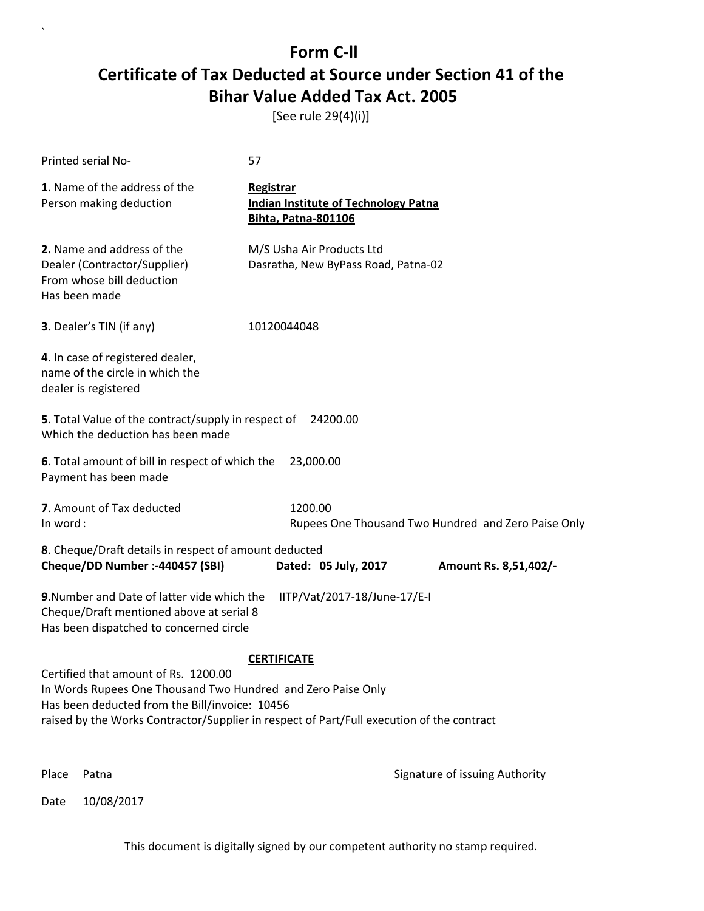# Form C-ll

# Certificate of Tax Deducted at Source under Section 41 of the Bihar Value Added Tax Act. 2005

[See rule 29(4)(i)]

Printed serial No- 57

**1**. Name of the address of the Person making deduction

**Registrar**
**Indian Institute of Technology Patna**
**Bihta, Patna-801106**

**2.** Name and address of the Dealer (Contractor/Supplier) From whose bill deduction Has been made

M/S Usha Air Products Ltd
Dasratha, New ByPass Road, Patna-02

**3.** Dealer's TIN (if any) 10120044048

**4**. In case of registered dealer, name of the circle in which the dealer is registered

**5**. Total Value of the contract/supply in respect of Which the deduction has been made 24200.00

**6**. Total amount of bill in respect of which the Payment has been made 23,000.00

**7**. Amount of Tax deducted 1200.00
In word : Rupees One Thousand Two Hundred and Zero Paise Only

**8**. Cheque/Draft details in respect of amount deducted
**Cheque/DD Number :-440457 (SBI) Dated: 05 July, 2017 Amount Rs. 8,51,402/-**

**9**.Number and Date of latter vide which the Cheque/Draft mentioned above at serial 8 Has been dispatched to concerned circle IITP/Vat/2017-18/June-17/E-I

**CERTIFICATE**

Certified that amount of Rs. 1200.00
In Words Rupees One Thousand Two Hundred and Zero Paise Only
Has been deducted from the Bill/invoice: 10456
raised by the Works Contractor/Supplier in respect of Part/Full execution of the contract

Place Patna

Signature of issuing Authority

Date 10/08/2017

This document is digitally signed by our competent authority no stamp required.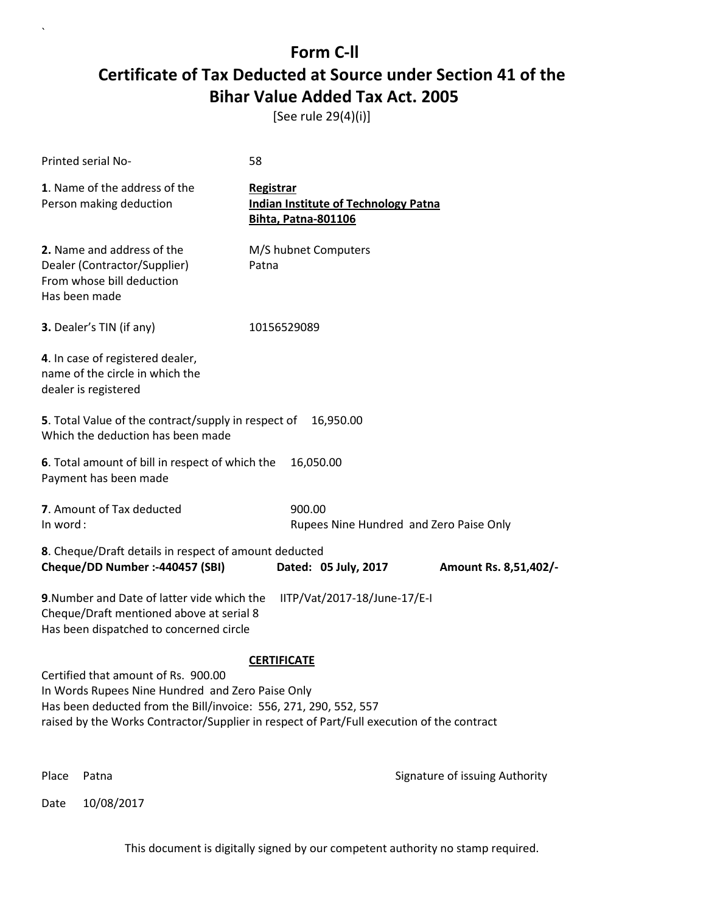# Form C-II

## Certificate of Tax Deducted at Source under Section 41 of the Bihar Value Added Tax Act. 2005

[See rule 29(4)(i)]

Printed serial No- 58

**1**. Name of the address of the Person making deduction

**Registrar**
**Indian Institute of Technology Patna**
**Bihta, Patna-801106**

**2.** Name and address of the Dealer (Contractor/Supplier) From whose bill deduction Has been made

M/S hubnet Computers
Patna

**3.** Dealer's TIN (if any) 10156529089

**4**. In case of registered dealer, name of the circle in which the dealer is registered

**5**. Total Value of the contract/supply in respect of Which the deduction has been made 16,950.00

**6**. Total amount of bill in respect of which the Payment has been made 16,050.00

**7**. Amount of Tax deducted 900.00
In word : Rupees Nine Hundred and Zero Paise Only

**8**. Cheque/Draft details in respect of amount deducted
**Cheque/DD Number :-440457 (SBI)** **Dated: 05 July, 2017** **Amount Rs. 8,51,402/-**

**9**.Number and Date of latter vide which the Cheque/Draft mentioned above at serial 8 Has been dispatched to concerned circle IITP/Vat/2017-18/June-17/E-I

**CERTIFICATE**

Certified that amount of Rs. 900.00
In Words Rupees Nine Hundred and Zero Paise Only
Has been deducted from the Bill/invoice: 556, 271, 290, 552, 557
raised by the Works Contractor/Supplier in respect of Part/Full execution of the contract

Place Patna

Signature of issuing Authority

Date 10/08/2017

This document is digitally signed by our competent authority no stamp required.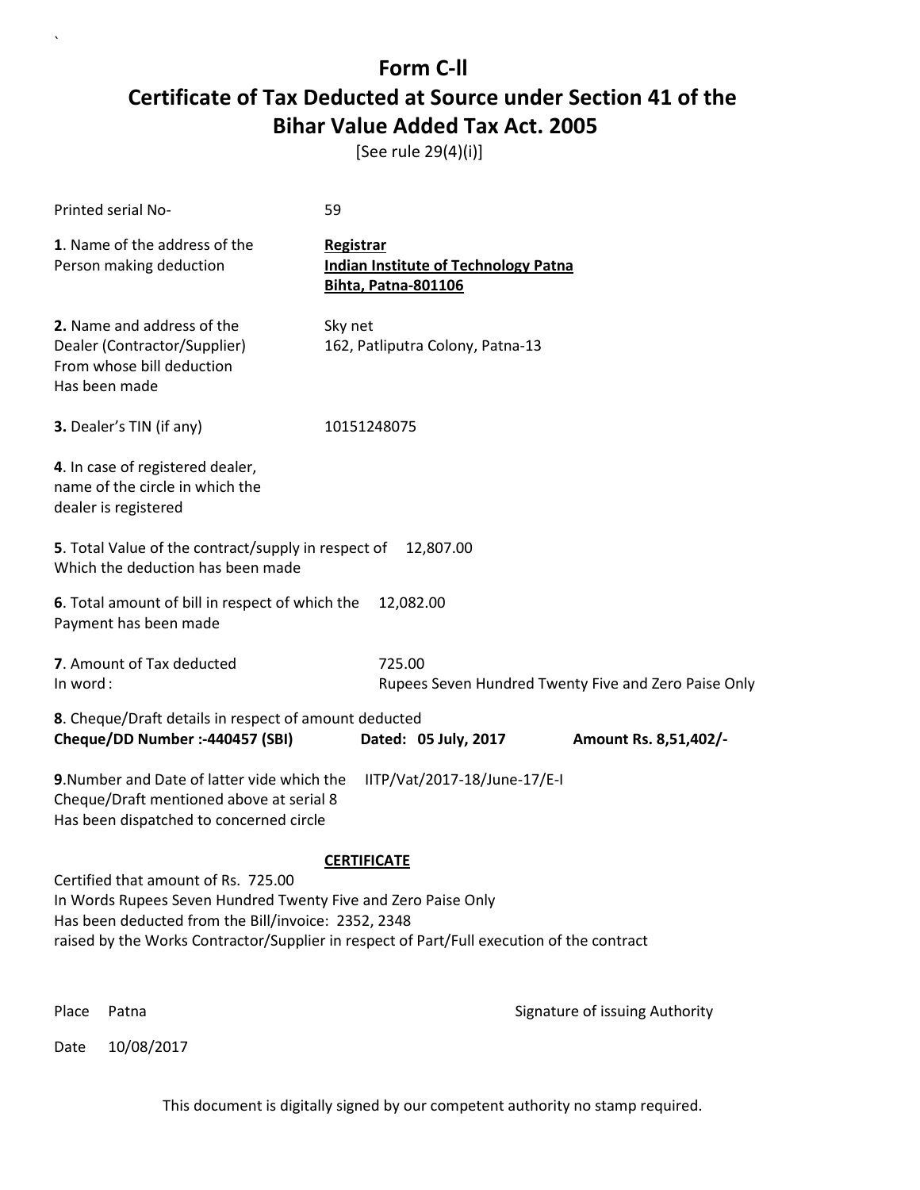# Form C-ll

## Certificate of Tax Deducted at Source under Section 41 of the Bihar Value Added Tax Act. 2005

[See rule 29(4)(i)]

Printed serial No- 59

**1**. Name of the address of the Person making deduction

**Registrar**
**Indian Institute of Technology Patna**
**Bihta, Patna-801106**

**2.** Name and address of the Dealer (Contractor/Supplier) From whose bill deduction Has been made

Sky net
162, Patliputra Colony, Patna-13

**3.** Dealer's TIN (if any) 10151248075

**4**. In case of registered dealer, name of the circle in which the dealer is registered

**5**. Total Value of the contract/supply in respect of Which the deduction has been made 12,807.00

**6**. Total amount of bill in respect of which the Payment has been made 12,082.00

**7**. Amount of Tax deducted 725.00
In word : Rupees Seven Hundred Twenty Five and Zero Paise Only

**8**. Cheque/Draft details in respect of amount deducted
**Cheque/DD Number :-440457 (SBI) Dated: 05 July, 2017 Amount Rs. 8,51,402/-**

**9**.Number and Date of latter vide which the Cheque/Draft mentioned above at serial 8 Has been dispatched to concerned circle IITP/Vat/2017-18/June-17/E-I

**CERTIFICATE**

Certified that amount of Rs. 725.00
In Words Rupees Seven Hundred Twenty Five and Zero Paise Only
Has been deducted from the Bill/invoice: 2352, 2348
raised by the Works Contractor/Supplier in respect of Part/Full execution of the contract

Place Patna

Signature of issuing Authority

Date 10/08/2017

This document is digitally signed by our competent authority no stamp required.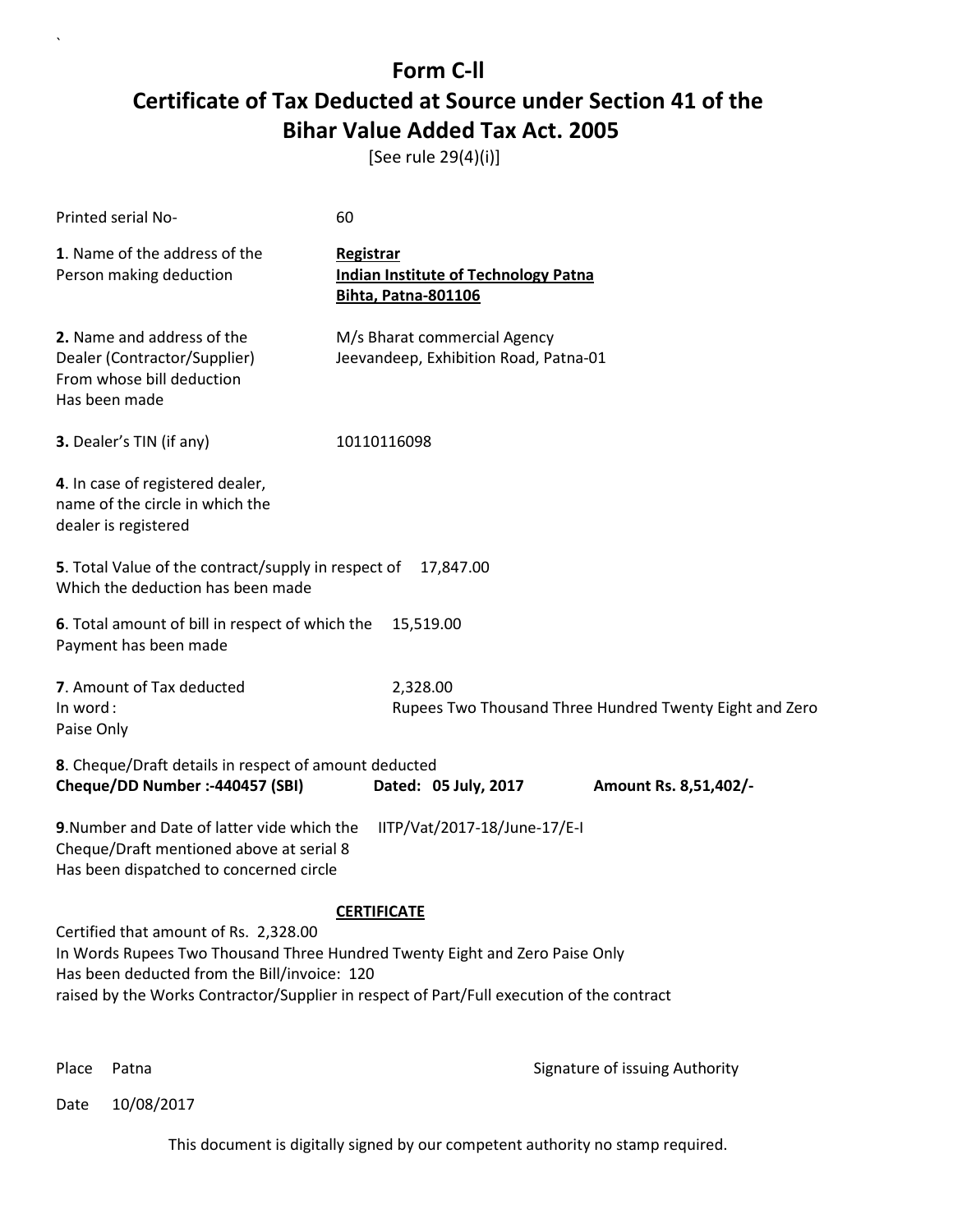# Form C-ll

# Certificate of Tax Deducted at Source under Section 41 of the Bihar Value Added Tax Act. 2005

[See rule 29(4)(i)]

Printed serial No- 60

**1**. Name of the address of the Person making deduction

**Registrar**
**Indian Institute of Technology Patna**
**Bihta, Patna-801106**

**2.** Name and address of the Dealer (Contractor/Supplier) From whose bill deduction Has been made

M/s Bharat commercial Agency
Jeevandeep, Exhibition Road, Patna-01

**3.** Dealer's TIN (if any) 10110116098

**4**. In case of registered dealer, name of the circle in which the dealer is registered

**5**. Total Value of the contract/supply in respect of Which the deduction has been made 17,847.00

**6**. Total amount of bill in respect of which the Payment has been made 15,519.00

**7**. Amount of Tax deducted 2,328.00
In word : Rupees Two Thousand Three Hundred Twenty Eight and Zero Paise Only

**8**. Cheque/Draft details in respect of amount deducted
**Cheque/DD Number :-440457 (SBI)** **Dated: 05 July, 2017** **Amount Rs. 8,51,402/-**

**9**.Number and Date of latter vide which the Cheque/Draft mentioned above at serial 8 Has been dispatched to concerned circle IITP/Vat/2017-18/June-17/E-I

**CERTIFICATE**

Certified that amount of Rs. 2,328.00
In Words Rupees Two Thousand Three Hundred Twenty Eight and Zero Paise Only
Has been deducted from the Bill/invoice: 120
raised by the Works Contractor/Supplier in respect of Part/Full execution of the contract

Place Patna

Signature of issuing Authority

Date 10/08/2017

This document is digitally signed by our competent authority no stamp required.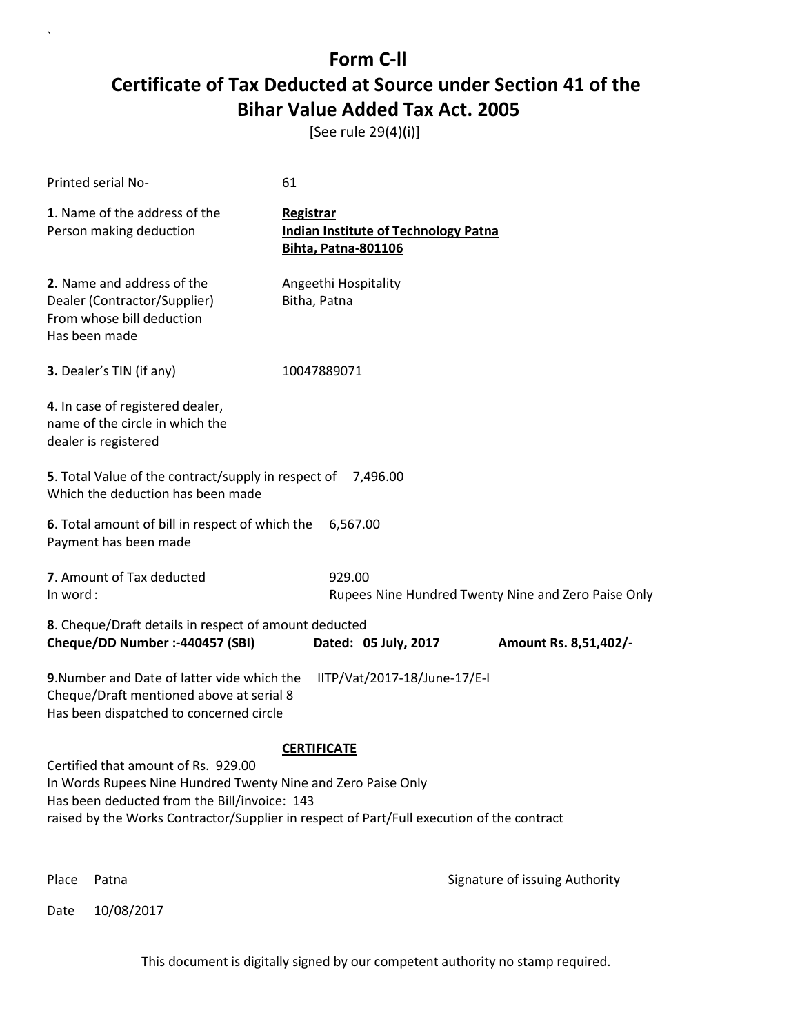# Form C-ll

## Certificate of Tax Deducted at Source under Section 41 of the Bihar Value Added Tax Act. 2005

[See rule 29(4)(i)]

Printed serial No- 61

**1**. Name of the address of the Person making deduction

**Registrar**
**Indian Institute of Technology Patna**
**Bihta, Patna-801106**

**2.** Name and address of the Dealer (Contractor/Supplier) From whose bill deduction Has been made

Angeethi Hospitality
Bitha, Patna

**3.** Dealer's TIN (if any) 10047889071

**4**. In case of registered dealer, name of the circle in which the dealer is registered

**5**. Total Value of the contract/supply in respect of Which the deduction has been made 7,496.00

**6**. Total amount of bill in respect of which the Payment has been made 6,567.00

**7**. Amount of Tax deducted 929.00
In word : Rupees Nine Hundred Twenty Nine and Zero Paise Only

**8**. Cheque/Draft details in respect of amount deducted
**Cheque/DD Number :-440457 (SBI)** **Dated: 05 July, 2017** **Amount Rs. 8,51,402/-**

**9**.Number and Date of latter vide which the Cheque/Draft mentioned above at serial 8 Has been dispatched to concerned circle IITP/Vat/2017-18/June-17/E-I

**CERTIFICATE**

Certified that amount of Rs. 929.00
In Words Rupees Nine Hundred Twenty Nine and Zero Paise Only
Has been deducted from the Bill/invoice: 143
raised by the Works Contractor/Supplier in respect of Part/Full execution of the contract

Place Patna

Signature of issuing Authority

Date 10/08/2017

This document is digitally signed by our competent authority no stamp required.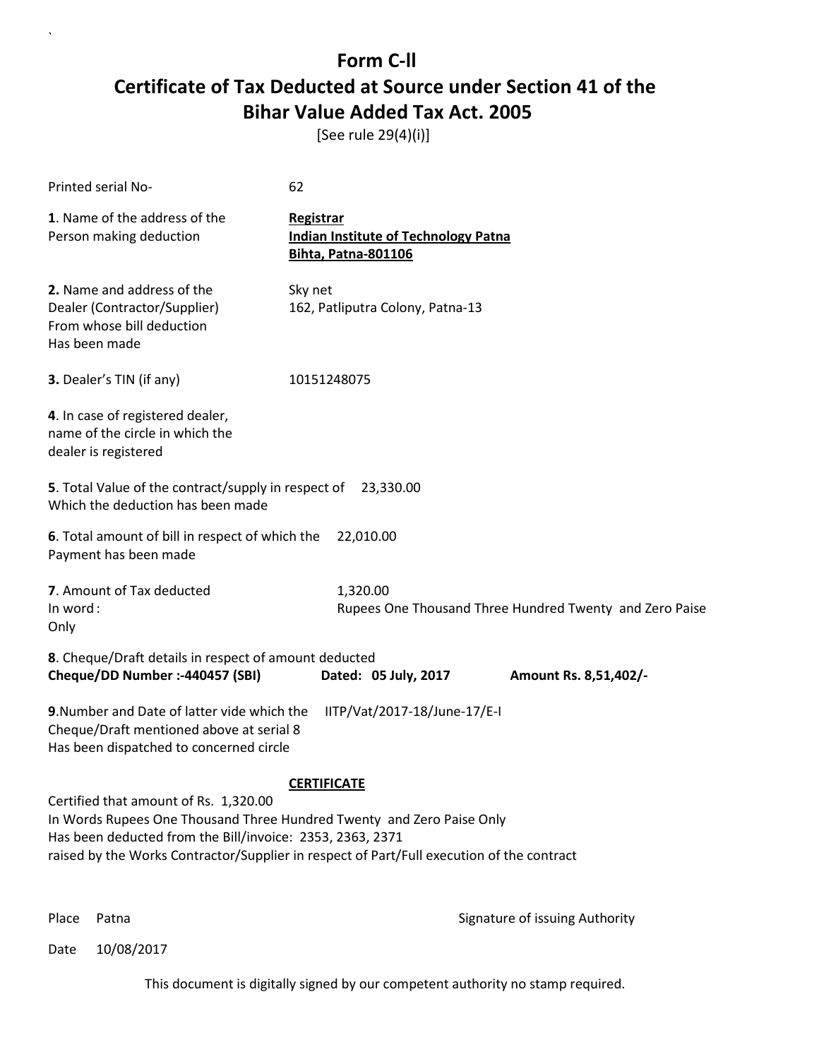`

# Form C-ll

# Certificate of Tax Deducted at Source under Section 41 of the Bihar Value Added Tax Act. 2005

[See rule 29(4)(i)]

Printed serial No- 62

**1**. Name of the address of the Person making deduction

**Registrar**
**Indian Institute of Technology Patna**
**Bihta, Patna-801106**

**2.** Name and address of the Dealer (Contractor/Supplier) From whose bill deduction Has been made

Sky net
162, Patliputra Colony, Patna-13

**3.** Dealer's TIN (if any) 10151248075

**4**. In case of registered dealer, name of the circle in which the dealer is registered

**5**. Total Value of the contract/supply in respect of Which the deduction has been made 23,330.00

**6**. Total amount of bill in respect of which the Payment has been made 22,010.00

**7**. Amount of Tax deducted 1,320.00
In word : Rupees One Thousand Three Hundred Twenty and Zero Paise Only

**8**. Cheque/Draft details in respect of amount deducted
**Cheque/DD Number :-440457 (SBI)** **Dated: 05 July, 2017** **Amount Rs. 8,51,402/-**

**9**.Number and Date of latter vide which the Cheque/Draft mentioned above at serial 8 Has been dispatched to concerned circle IITP/Vat/2017-18/June-17/E-I

**CERTIFICATE**

Certified that amount of Rs. 1,320.00
In Words Rupees One Thousand Three Hundred Twenty and Zero Paise Only
Has been deducted from the Bill/invoice: 2353, 2363, 2371
raised by the Works Contractor/Supplier in respect of Part/Full execution of the contract

Place Patna

Signature of issuing Authority

Date 10/08/2017

This document is digitally signed by our competent authority no stamp required.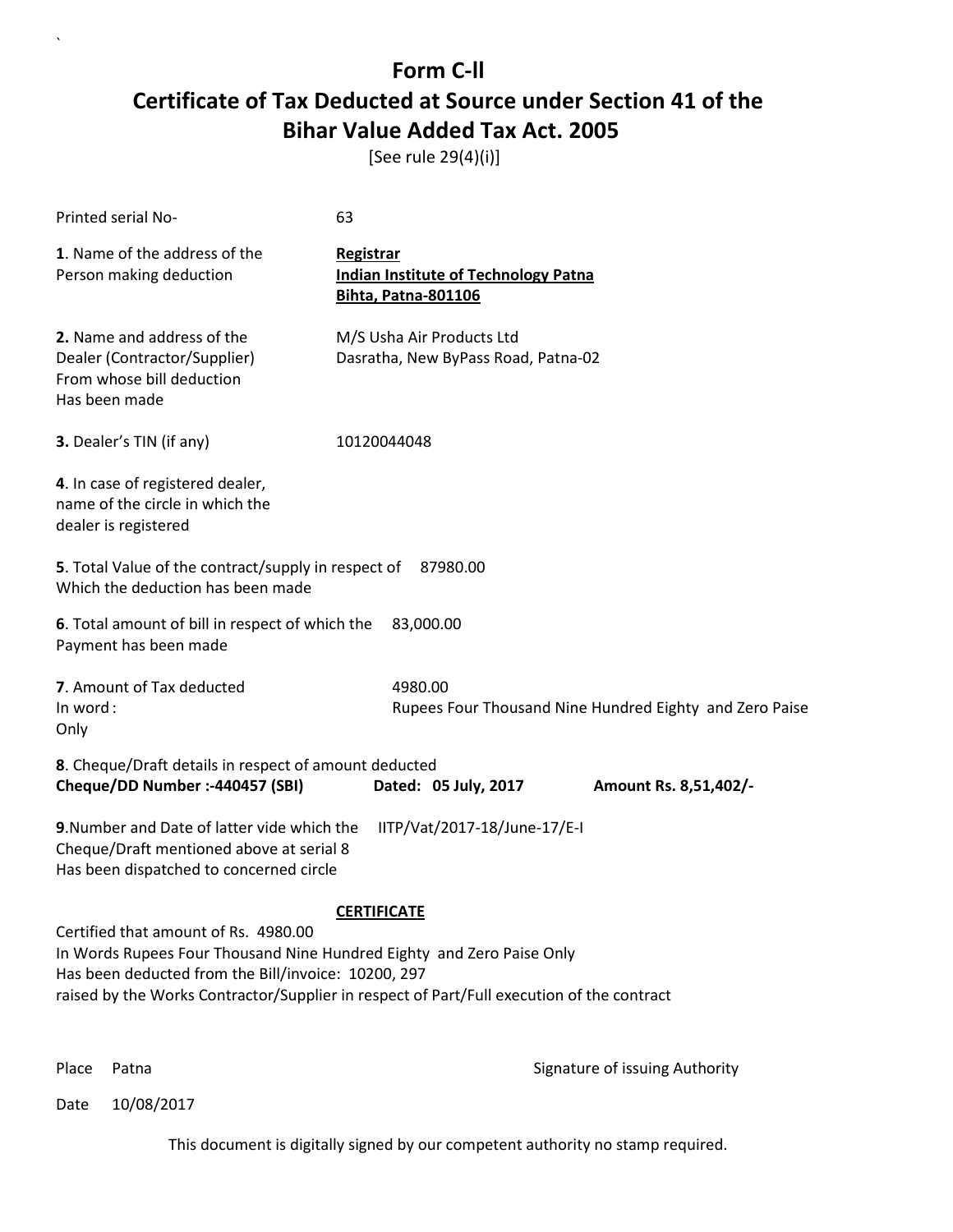# Form C-ll

# Certificate of Tax Deducted at Source under Section 41 of the Bihar Value Added Tax Act. 2005

[See rule 29(4)(i)]

Printed serial No- 63

**1**. Name of the address of the Person making deduction

**Registrar**
**Indian Institute of Technology Patna**
**Bihta, Patna-801106**

**2.** Name and address of the Dealer (Contractor/Supplier) From whose bill deduction Has been made

M/S Usha Air Products Ltd
Dasratha, New ByPass Road, Patna-02

**3.** Dealer's TIN (if any) 10120044048

**4**. In case of registered dealer, name of the circle in which the dealer is registered

**5**. Total Value of the contract/supply in respect of Which the deduction has been made 87980.00

**6**. Total amount of bill in respect of which the Payment has been made 83,000.00

**7**. Amount of Tax deducted 4980.00
In word : Rupees Four Thousand Nine Hundred Eighty and Zero Paise Only

**8**. Cheque/Draft details in respect of amount deducted
**Cheque/DD Number :-440457 (SBI)** **Dated: 05 July, 2017** **Amount Rs. 8,51,402/-**

**9**.Number and Date of latter vide which the Cheque/Draft mentioned above at serial 8 Has been dispatched to concerned circle IITP/Vat/2017-18/June-17/E-I

**CERTIFICATE**

Certified that amount of Rs. 4980.00
In Words Rupees Four Thousand Nine Hundred Eighty and Zero Paise Only
Has been deducted from the Bill/invoice: 10200, 297
raised by the Works Contractor/Supplier in respect of Part/Full execution of the contract

Place Patna

Signature of issuing Authority

Date 10/08/2017

This document is digitally signed by our competent authority no stamp required.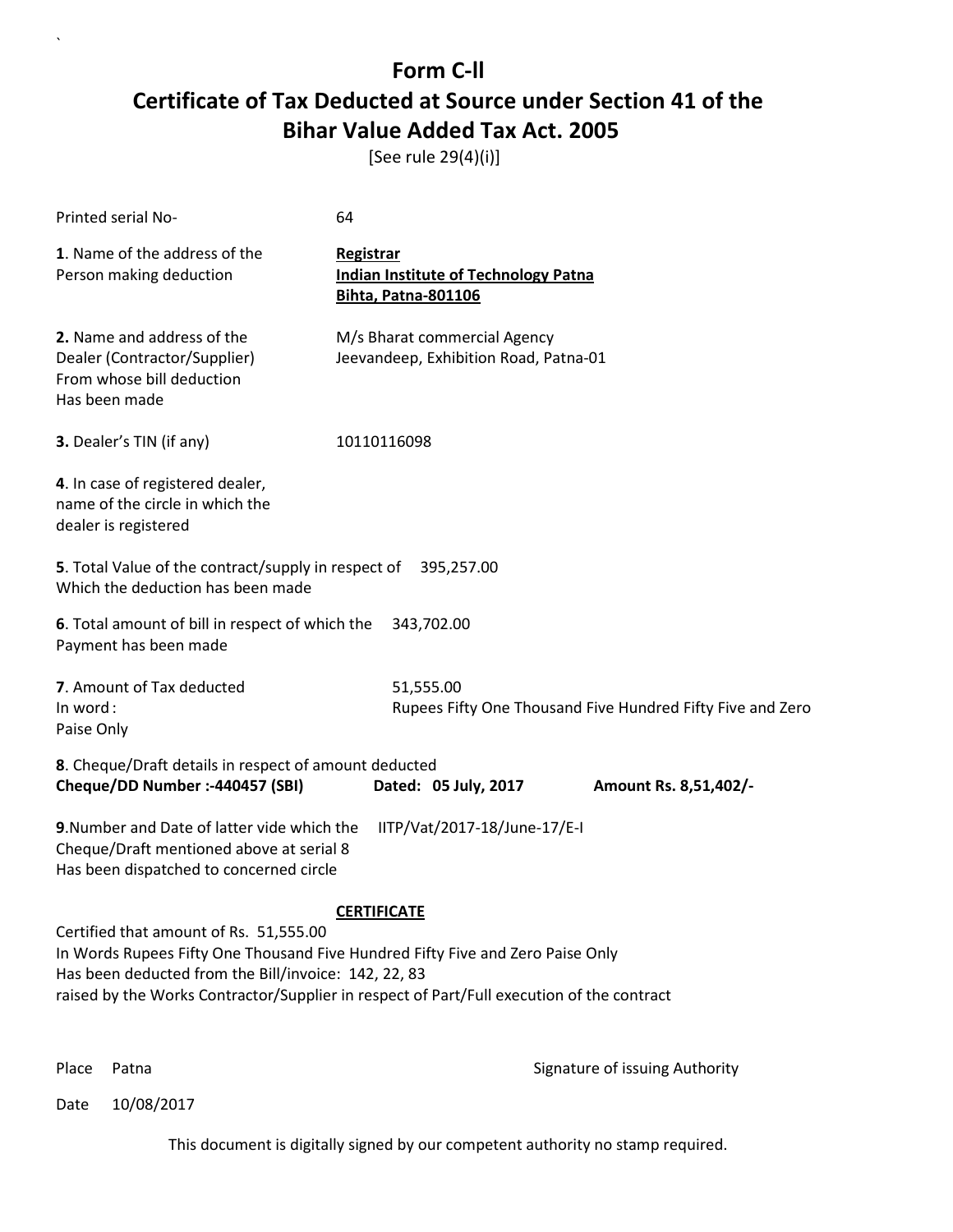# Form C-ll
# Certificate of Tax Deducted at Source under Section 41 of the Bihar Value Added Tax Act. 2005

[See rule 29(4)(i)]

Printed serial No- 64

**1**. Name of the address of the Person making deduction

**Registrar**
**Indian Institute of Technology Patna**
**Bihta, Patna-801106**

**2.** Name and address of the Dealer (Contractor/Supplier) From whose bill deduction Has been made

M/s Bharat commercial Agency
Jeevandeep, Exhibition Road, Patna-01

**3.** Dealer's TIN (if any) 10110116098

**4**. In case of registered dealer, name of the circle in which the dealer is registered

**5**. Total Value of the contract/supply in respect of Which the deduction has been made 395,257.00

**6**. Total amount of bill in respect of which the Payment has been made 343,702.00

**7**. Amount of Tax deducted 51,555.00
In word : Rupees Fifty One Thousand Five Hundred Fifty Five and Zero Paise Only

**8**. Cheque/Draft details in respect of amount deducted
**Cheque/DD Number :-440457 (SBI)** **Dated: 05 July, 2017** **Amount Rs. 8,51,402/-**

**9**.Number and Date of latter vide which the Cheque/Draft mentioned above at serial 8 Has been dispatched to concerned circle IITP/Vat/2017-18/June-17/E-I

**CERTIFICATE**

Certified that amount of Rs. 51,555.00
In Words Rupees Fifty One Thousand Five Hundred Fifty Five and Zero Paise Only
Has been deducted from the Bill/invoice: 142, 22, 83
raised by the Works Contractor/Supplier in respect of Part/Full execution of the contract

Place Patna

Signature of issuing Authority

Date 10/08/2017

This document is digitally signed by our competent authority no stamp required.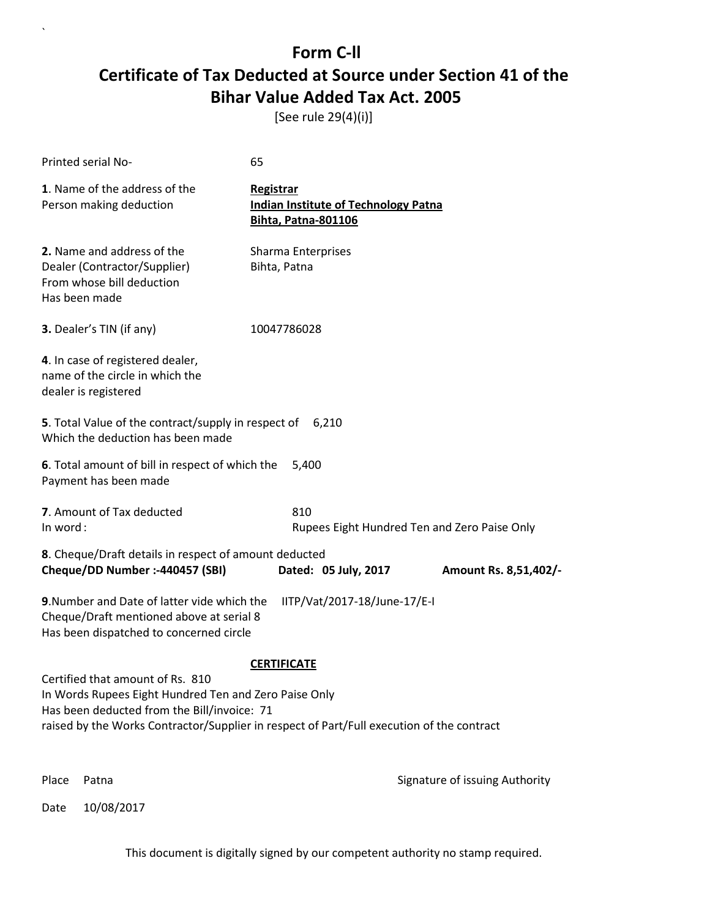# Form C-ll

## Certificate of Tax Deducted at Source under Section 41 of the Bihar Value Added Tax Act. 2005

[See rule 29(4)(i)]

Printed serial No- 65

**1**. Name of the address of the Person making deduction

**Registrar**
**Indian Institute of Technology Patna**
**Bihta, Patna-801106**

**2.** Name and address of the Dealer (Contractor/Supplier) From whose bill deduction Has been made

Sharma Enterprises
Bihta, Patna

**3.** Dealer's TIN (if any) 10047786028

**4**. In case of registered dealer, name of the circle in which the dealer is registered

**5**. Total Value of the contract/supply in respect of Which the deduction has been made 6,210

**6**. Total amount of bill in respect of which the Payment has been made 5,400

**7**. Amount of Tax deducted 810
In word : Rupees Eight Hundred Ten and Zero Paise Only

**8**. Cheque/Draft details in respect of amount deducted
**Cheque/DD Number :-440457 (SBI) Dated: 05 July, 2017 Amount Rs. 8,51,402/-**

**9**.Number and Date of latter vide which the Cheque/Draft mentioned above at serial 8 Has been dispatched to concerned circle IITP/Vat/2017-18/June-17/E-I

**CERTIFICATE**

Certified that amount of Rs. 810
In Words Rupees Eight Hundred Ten and Zero Paise Only
Has been deducted from the Bill/invoice: 71
raised by the Works Contractor/Supplier in respect of Part/Full execution of the contract

Place Patna

Signature of issuing Authority

Date 10/08/2017

This document is digitally signed by our competent authority no stamp required.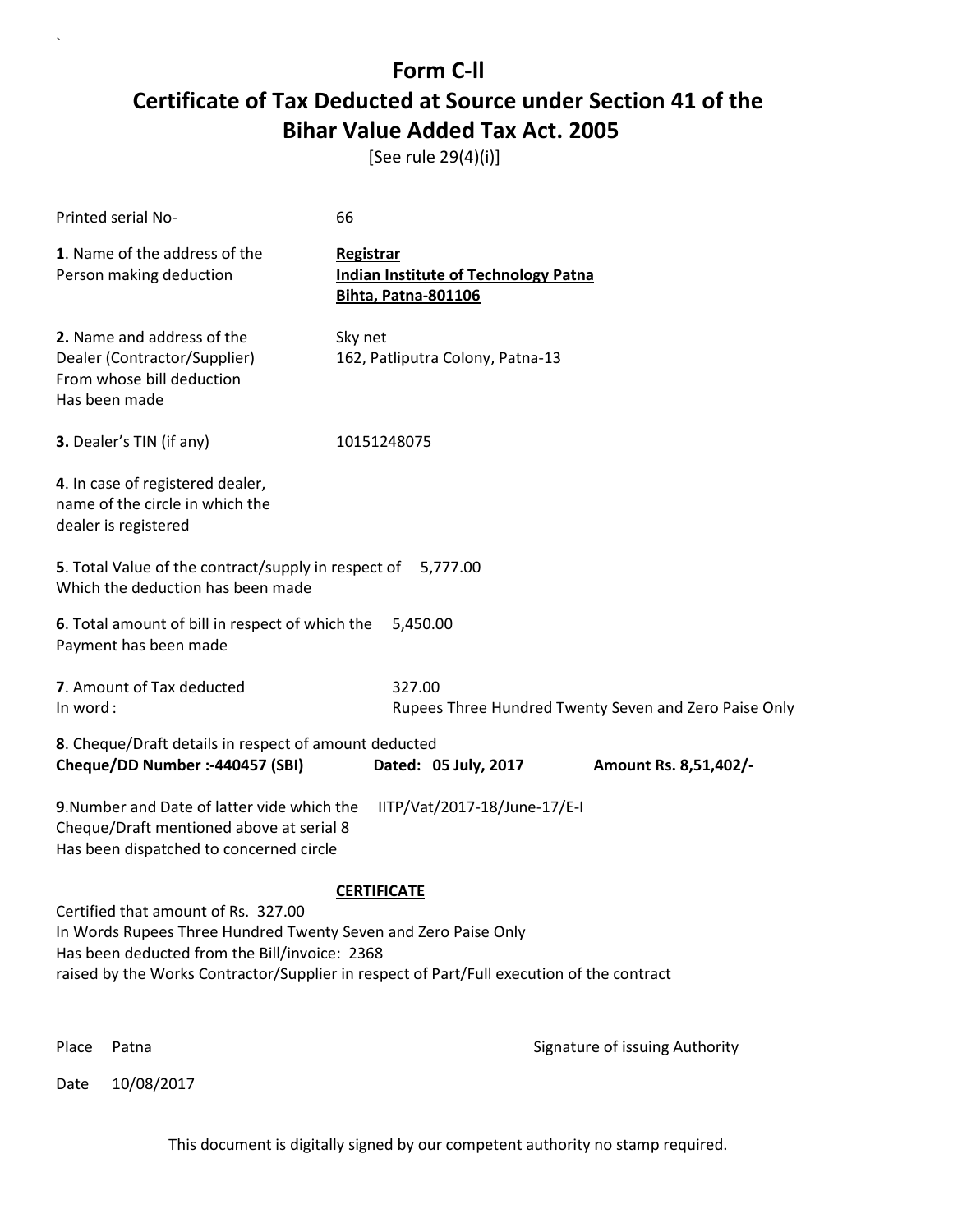# Form C-ll

## Certificate of Tax Deducted at Source under Section 41 of the Bihar Value Added Tax Act. 2005

[See rule 29(4)(i)]

Printed serial No- 66

**1**. Name of the address of the Person making deduction

**Registrar**
**Indian Institute of Technology Patna**
**Bihta, Patna-801106**

**2.** Name and address of the Dealer (Contractor/Supplier) From whose bill deduction Has been made

Sky net
162, Patliputra Colony, Patna-13

**3.** Dealer's TIN (if any) 10151248075

**4**. In case of registered dealer, name of the circle in which the dealer is registered

**5**. Total Value of the contract/supply in respect of Which the deduction has been made 5,777.00

**6**. Total amount of bill in respect of which the Payment has been made 5,450.00

**7**. Amount of Tax deducted 327.00
In word : Rupees Three Hundred Twenty Seven and Zero Paise Only

**8**. Cheque/Draft details in respect of amount deducted
**Cheque/DD Number :-440457 (SBI)** **Dated: 05 July, 2017** **Amount Rs. 8,51,402/-**

**9**.Number and Date of latter vide which the Cheque/Draft mentioned above at serial 8 Has been dispatched to concerned circle IITP/Vat/2017-18/June-17/E-I

**CERTIFICATE**

Certified that amount of Rs. 327.00
In Words Rupees Three Hundred Twenty Seven and Zero Paise Only
Has been deducted from the Bill/invoice: 2368
raised by the Works Contractor/Supplier in respect of Part/Full execution of the contract

Place Patna

Signature of issuing Authority

Date 10/08/2017

This document is digitally signed by our competent authority no stamp required.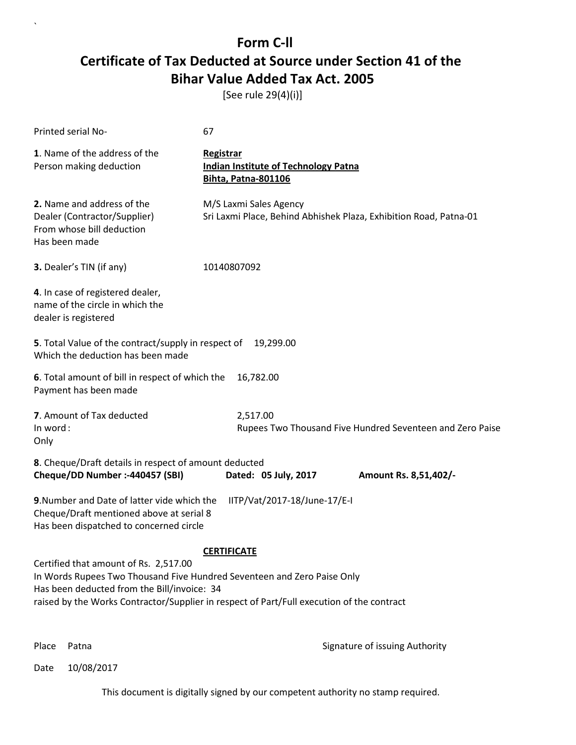# Form C-ll

# Certificate of Tax Deducted at Source under Section 41 of the Bihar Value Added Tax Act. 2005

[See rule 29(4)(i)]

Printed serial No- 67

**1**. Name of the address of the Person making deduction

**Registrar**
**Indian Institute of Technology Patna**
**Bihta, Patna-801106**

**2.** Name and address of the Dealer (Contractor/Supplier) From whose bill deduction Has been made

M/S Laxmi Sales Agency
Sri Laxmi Place, Behind Abhishek Plaza, Exhibition Road, Patna-01

**3.** Dealer's TIN (if any) 10140807092

**4**. In case of registered dealer, name of the circle in which the dealer is registered

**5**. Total Value of the contract/supply in respect of Which the deduction has been made 19,299.00

**6**. Total amount of bill in respect of which the Payment has been made 16,782.00

**7**. Amount of Tax deducted 2,517.00
In word : Rupees Two Thousand Five Hundred Seventeen and Zero Paise Only

**8**. Cheque/Draft details in respect of amount deducted
**Cheque/DD Number :-440457 (SBI)** **Dated: 05 July, 2017** **Amount Rs. 8,51,402/-**

**9**.Number and Date of latter vide which the Cheque/Draft mentioned above at serial 8 Has been dispatched to concerned circle IITP/Vat/2017-18/June-17/E-I

**CERTIFICATE**

Certified that amount of Rs. 2,517.00
In Words Rupees Two Thousand Five Hundred Seventeen and Zero Paise Only
Has been deducted from the Bill/invoice: 34
raised by the Works Contractor/Supplier in respect of Part/Full execution of the contract

Place Patna

Signature of issuing Authority

Date 10/08/2017

This document is digitally signed by our competent authority no stamp required.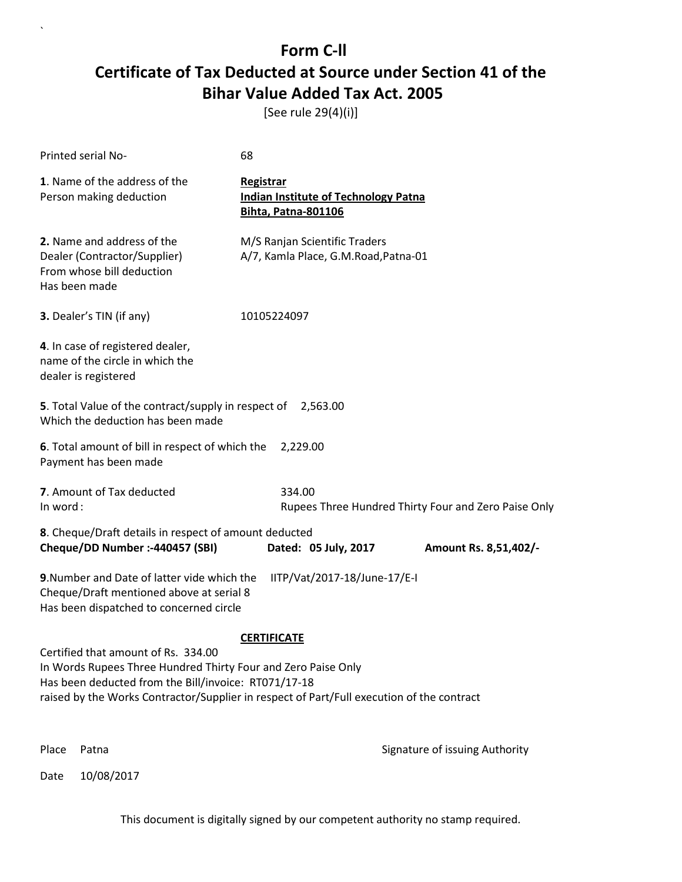# Form C-ll

## Certificate of Tax Deducted at Source under Section 41 of the Bihar Value Added Tax Act. 2005

[See rule 29(4)(i)]

Printed serial No- 68

**1**. Name of the address of the Person making deduction

**Registrar**
**Indian Institute of Technology Patna**
**Bihta, Patna-801106**

**2.** Name and address of the Dealer (Contractor/Supplier) From whose bill deduction Has been made

M/S Ranjan Scientific Traders
A/7, Kamla Place, G.M.Road,Patna-01

**3.** Dealer's TIN (if any) 10105224097

**4**. In case of registered dealer, name of the circle in which the dealer is registered

**5**. Total Value of the contract/supply in respect of Which the deduction has been made 2,563.00

**6**. Total amount of bill in respect of which the Payment has been made 2,229.00

**7**. Amount of Tax deducted 334.00
In word : Rupees Three Hundred Thirty Four and Zero Paise Only

**8**. Cheque/Draft details in respect of amount deducted
**Cheque/DD Number :-440457 (SBI)** **Dated: 05 July, 2017** **Amount Rs. 8,51,402/-**

**9**.Number and Date of latter vide which the Cheque/Draft mentioned above at serial 8 Has been dispatched to concerned circle IITP/Vat/2017-18/June-17/E-I

**CERTIFICATE**

Certified that amount of Rs. 334.00
In Words Rupees Three Hundred Thirty Four and Zero Paise Only
Has been deducted from the Bill/invoice: RT071/17-18
raised by the Works Contractor/Supplier in respect of Part/Full execution of the contract

Place Patna

Signature of issuing Authority

Date 10/08/2017

This document is digitally signed by our competent authority no stamp required.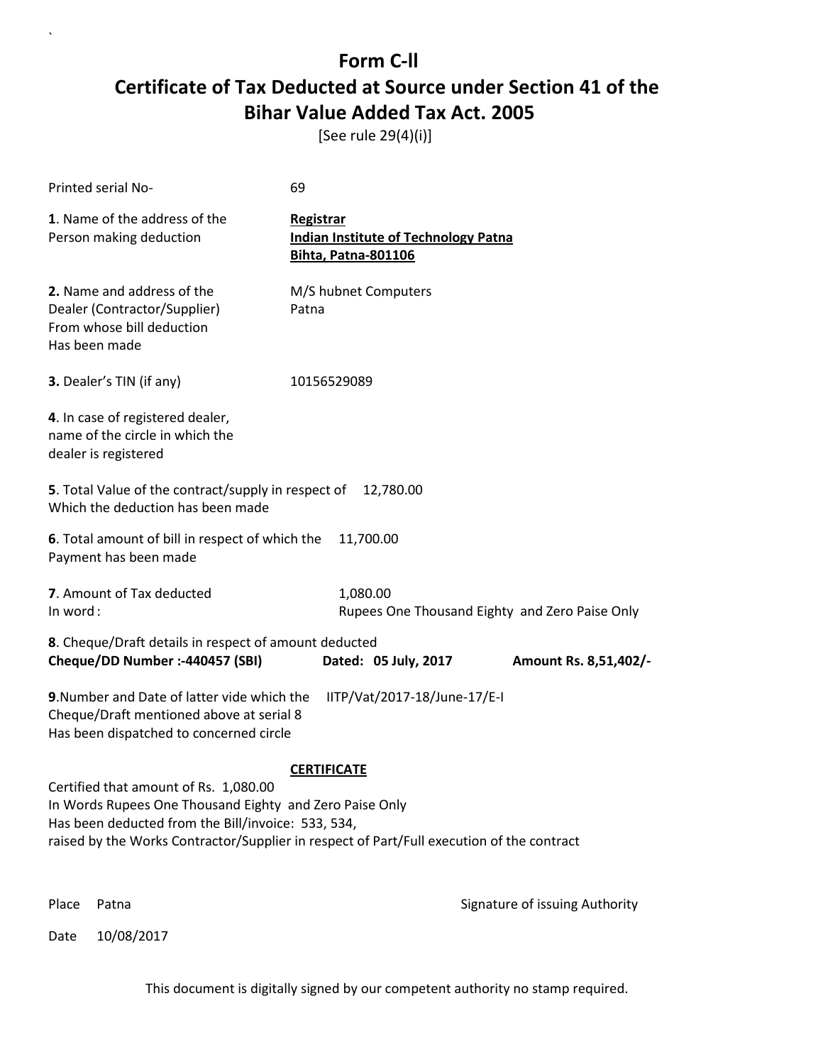# Form C-ll

## Certificate of Tax Deducted at Source under Section 41 of the Bihar Value Added Tax Act. 2005

[See rule 29(4)(i)]

Printed serial No- 69

**1**. Name of the address of the Person making deduction

**Registrar**
**Indian Institute of Technology Patna**
**Bihta, Patna-801106**

**2.** Name and address of the Dealer (Contractor/Supplier) From whose bill deduction Has been made

M/S hubnet Computers
Patna

**3.** Dealer's TIN (if any) 10156529089

**4**. In case of registered dealer, name of the circle in which the dealer is registered

**5**. Total Value of the contract/supply in respect of Which the deduction has been made 12,780.00

**6**. Total amount of bill in respect of which the Payment has been made 11,700.00

**7**. Amount of Tax deducted 1,080.00
In word : Rupees One Thousand Eighty and Zero Paise Only

**8**. Cheque/Draft details in respect of amount deducted
**Cheque/DD Number :-440457 (SBI)** **Dated: 05 July, 2017** **Amount Rs. 8,51,402/-**

**9**.Number and Date of latter vide which the Cheque/Draft mentioned above at serial 8 Has been dispatched to concerned circle IITP/Vat/2017-18/June-17/E-I

**CERTIFICATE**

Certified that amount of Rs. 1,080.00
In Words Rupees One Thousand Eighty and Zero Paise Only
Has been deducted from the Bill/invoice: 533, 534,
raised by the Works Contractor/Supplier in respect of Part/Full execution of the contract

Place Patna

Signature of issuing Authority

Date 10/08/2017

This document is digitally signed by our competent authority no stamp required.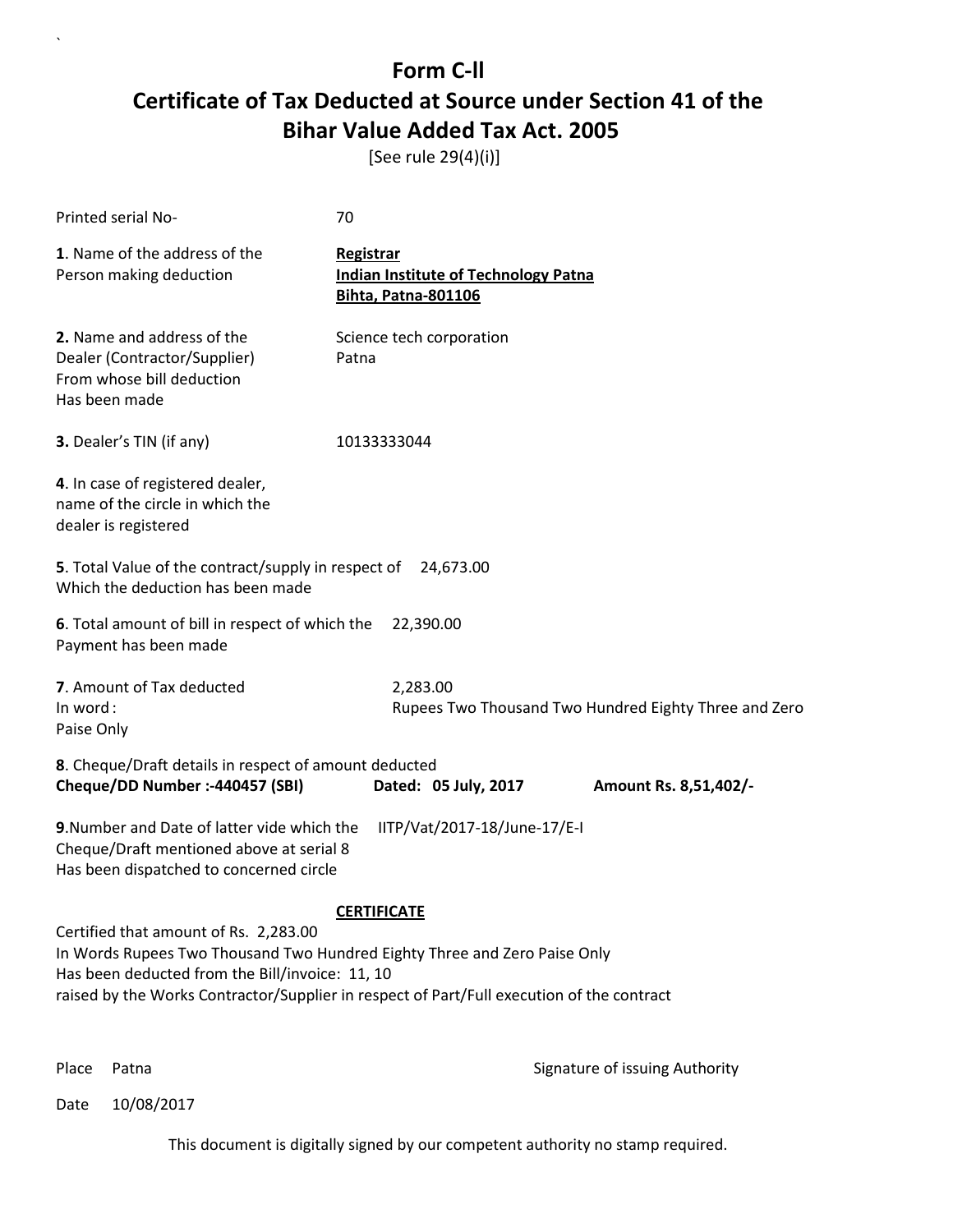# Form C-ll

# Certificate of Tax Deducted at Source under Section 41 of the Bihar Value Added Tax Act. 2005

[See rule 29(4)(i)]

Printed serial No- 70

**1**. Name of the address of the Person making deduction

**Registrar**
**Indian Institute of Technology Patna**
**Bihta, Patna-801106**

**2.** Name and address of the Dealer (Contractor/Supplier) From whose bill deduction Has been made

Science tech corporation
Patna

**3.** Dealer's TIN (if any) 10133333044

**4**. In case of registered dealer, name of the circle in which the dealer is registered

**5**. Total Value of the contract/supply in respect of Which the deduction has been made 24,673.00

**6**. Total amount of bill in respect of which the Payment has been made 22,390.00

**7**. Amount of Tax deducted 2,283.00
In word : Rupees Two Thousand Two Hundred Eighty Three and Zero Paise Only

**8**. Cheque/Draft details in respect of amount deducted
**Cheque/DD Number :-440457 (SBI)** **Dated: 05 July, 2017** **Amount Rs. 8,51,402/-**

**9**.Number and Date of latter vide which the Cheque/Draft mentioned above at serial 8 Has been dispatched to concerned circle IITP/Vat/2017-18/June-17/E-I

**CERTIFICATE**

Certified that amount of Rs. 2,283.00
In Words Rupees Two Thousand Two Hundred Eighty Three and Zero Paise Only
Has been deducted from the Bill/invoice: 11, 10
raised by the Works Contractor/Supplier in respect of Part/Full execution of the contract

Place Patna Signature of issuing Authority

Date 10/08/2017

This document is digitally signed by our competent authority no stamp required.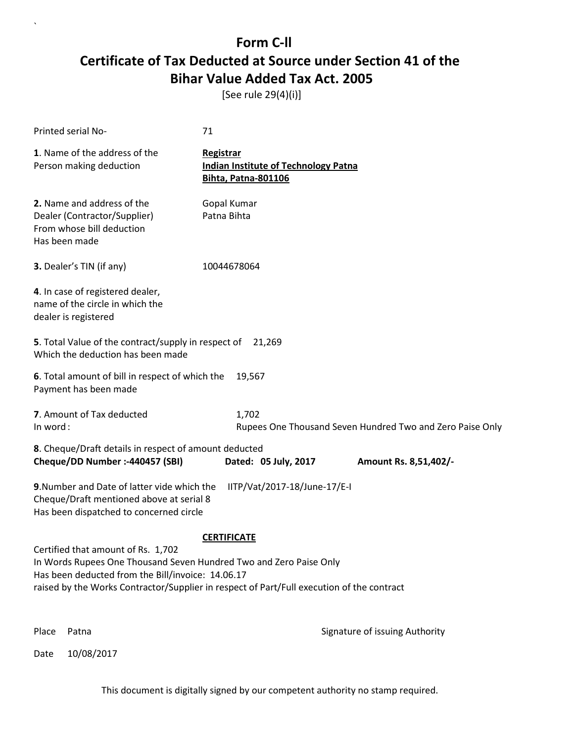# Form C-ll

# Certificate of Tax Deducted at Source under Section 41 of the Bihar Value Added Tax Act. 2005

[See rule 29(4)(i)]

Printed serial No- 71

**1**. Name of the address of the Person making deduction

**Registrar**
**Indian Institute of Technology Patna**
**Bihta, Patna-801106**

**2.** Name and address of the Dealer (Contractor/Supplier) From whose bill deduction Has been made

Gopal Kumar
Patna Bihta

**3.** Dealer's TIN (if any) 10044678064

**4**. In case of registered dealer, name of the circle in which the dealer is registered

**5**. Total Value of the contract/supply in respect of Which the deduction has been made 21,269

**6**. Total amount of bill in respect of which the Payment has been made 19,567

**7**. Amount of Tax deducted 1,702
In word : Rupees One Thousand Seven Hundred Two and Zero Paise Only

**8**. Cheque/Draft details in respect of amount deducted
**Cheque/DD Number :-440457 (SBI) Dated: 05 July, 2017 Amount Rs. 8,51,402/-**

**9**.Number and Date of latter vide which the Cheque/Draft mentioned above at serial 8 Has been dispatched to concerned circle IITP/Vat/2017-18/June-17/E-I

## CERTIFICATE

Certified that amount of Rs. 1,702
In Words Rupees One Thousand Seven Hundred Two and Zero Paise Only
Has been deducted from the Bill/invoice: 14.06.17
raised by the Works Contractor/Supplier in respect of Part/Full execution of the contract

Place Patna

Signature of issuing Authority

Date 10/08/2017

This document is digitally signed by our competent authority no stamp required.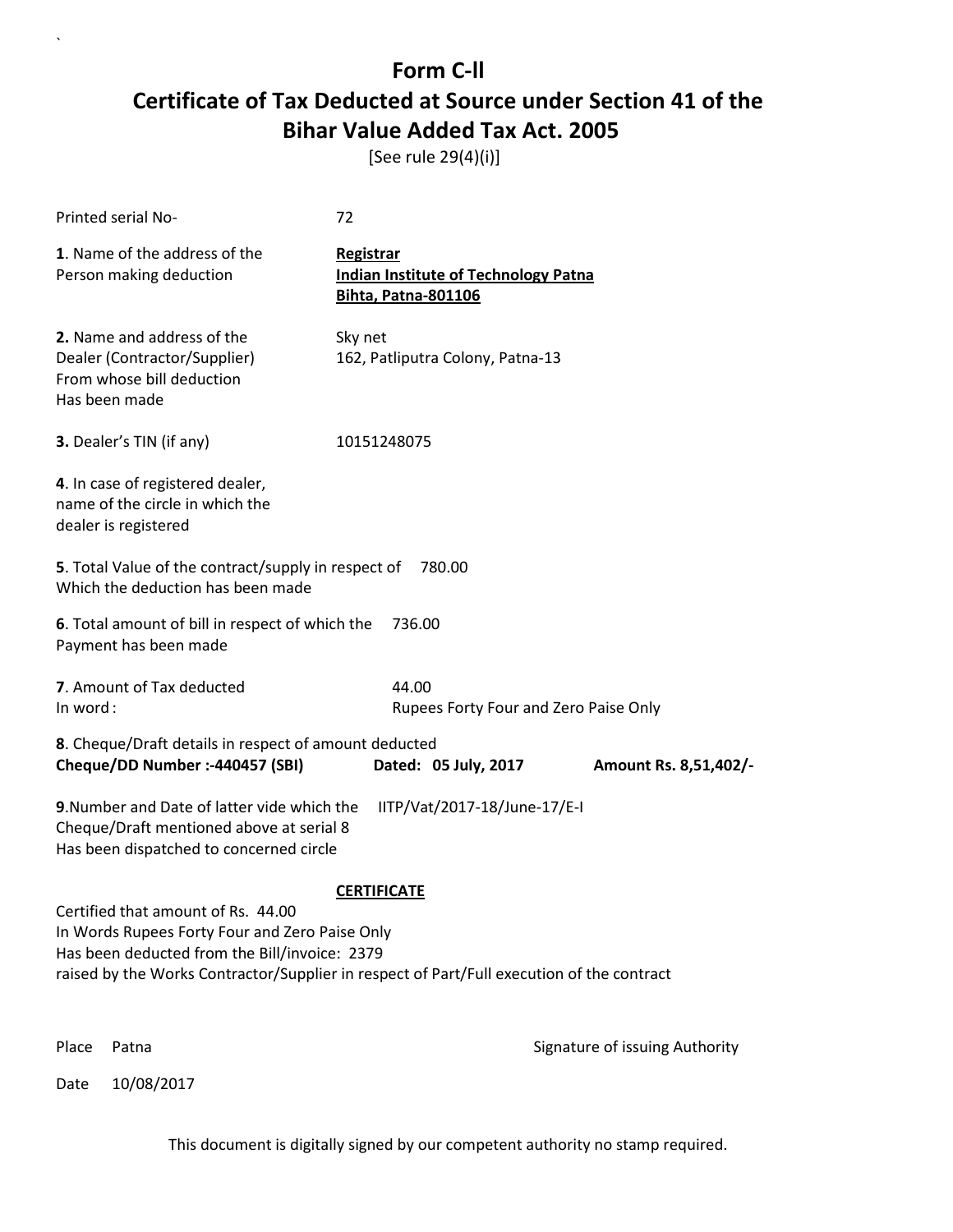# Form C-ll

# Certificate of Tax Deducted at Source under Section 41 of the Bihar Value Added Tax Act. 2005

[See rule 29(4)(i)]

Printed serial No- 72

**1**. Name of the address of the Person making deduction

**Registrar**
**Indian Institute of Technology Patna**
**Bihta, Patna-801106**

**2.** Name and address of the Dealer (Contractor/Supplier) From whose bill deduction Has been made

Sky net
162, Patliputra Colony, Patna-13

**3.** Dealer's TIN (if any) 10151248075

**4**. In case of registered dealer, name of the circle in which the dealer is registered

**5**. Total Value of the contract/supply in respect of Which the deduction has been made 780.00

**6**. Total amount of bill in respect of which the Payment has been made 736.00

**7**. Amount of Tax deducted 44.00
In word : Rupees Forty Four and Zero Paise Only

**8**. Cheque/Draft details in respect of amount deducted
**Cheque/DD Number :-440457 (SBI)** **Dated: 05 July, 2017** **Amount Rs. 8,51,402/-**

**9**.Number and Date of latter vide which the Cheque/Draft mentioned above at serial 8 Has been dispatched to concerned circle IITP/Vat/2017-18/June-17/E-I

**CERTIFICATE**

Certified that amount of Rs. 44.00
In Words Rupees Forty Four and Zero Paise Only
Has been deducted from the Bill/invoice: 2379
raised by the Works Contractor/Supplier in respect of Part/Full execution of the contract

Place Patna

Signature of issuing Authority

Date 10/08/2017

This document is digitally signed by our competent authority no stamp required.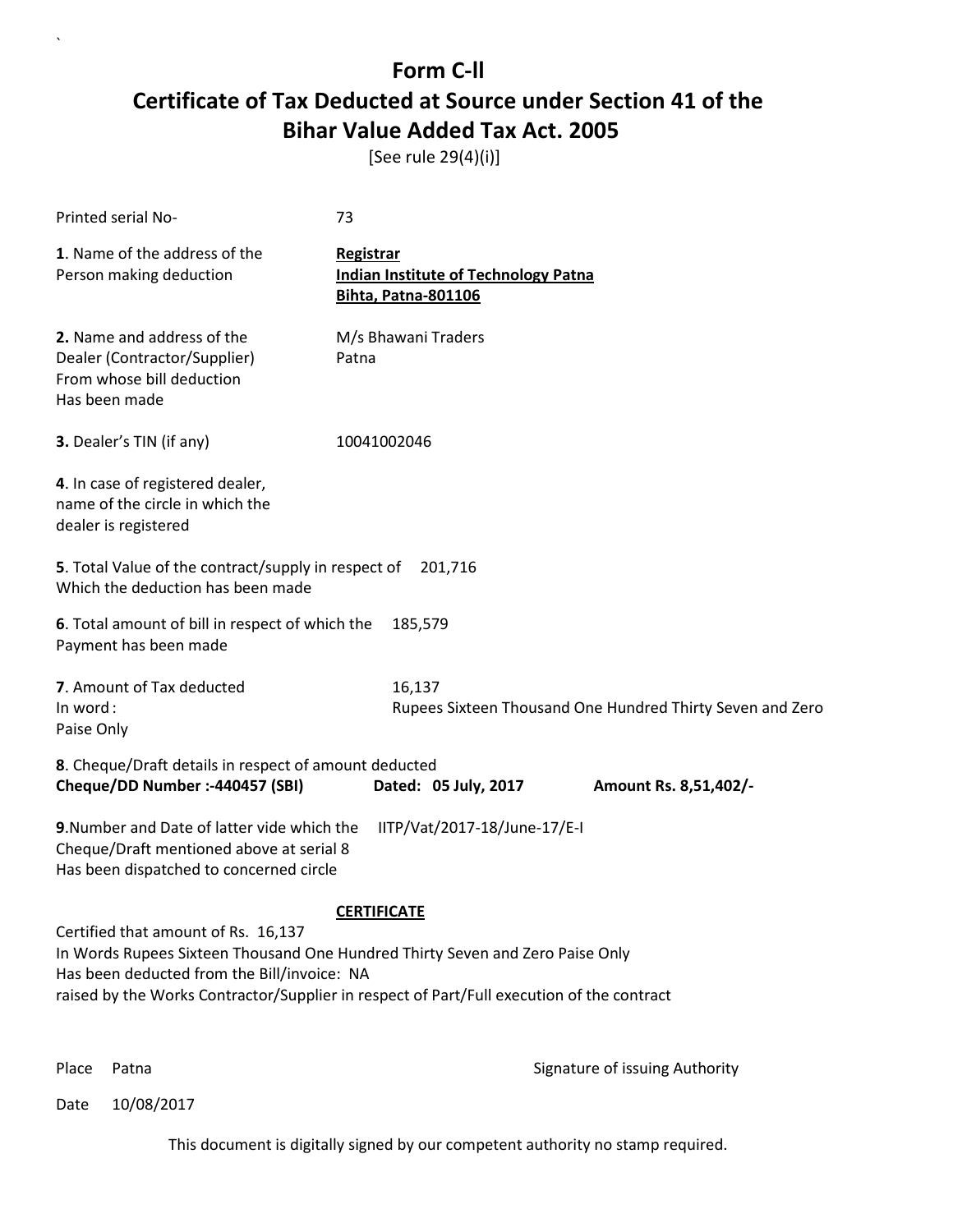# Form C-ll

# Certificate of Tax Deducted at Source under Section 41 of the Bihar Value Added Tax Act. 2005

[See rule 29(4)(i)]

Printed serial No- 73

**1**. Name of the address of the Person making deduction

**Registrar**
**Indian Institute of Technology Patna**
**Bihta, Patna-801106**

**2.** Name and address of the Dealer (Contractor/Supplier) From whose bill deduction Has been made

M/s Bhawani Traders
Patna

**3.** Dealer's TIN (if any) 10041002046

**4**. In case of registered dealer, name of the circle in which the dealer is registered

**5**. Total Value of the contract/supply in respect of Which the deduction has been made 201,716

**6**. Total amount of bill in respect of which the Payment has been made 185,579

**7**. Amount of Tax deducted 16,137
In word : Rupees Sixteen Thousand One Hundred Thirty Seven and Zero Paise Only

**8**. Cheque/Draft details in respect of amount deducted
**Cheque/DD Number :-440457 (SBI)** **Dated: 05 July, 2017** **Amount Rs. 8,51,402/-**

**9**.Number and Date of latter vide which the Cheque/Draft mentioned above at serial 8 Has been dispatched to concerned circle IITP/Vat/2017-18/June-17/E-I

**CERTIFICATE**

Certified that amount of Rs. 16,137
In Words Rupees Sixteen Thousand One Hundred Thirty Seven and Zero Paise Only
Has been deducted from the Bill/invoice: NA
raised by the Works Contractor/Supplier in respect of Part/Full execution of the contract

Place Patna

Signature of issuing Authority

Date 10/08/2017

This document is digitally signed by our competent authority no stamp required.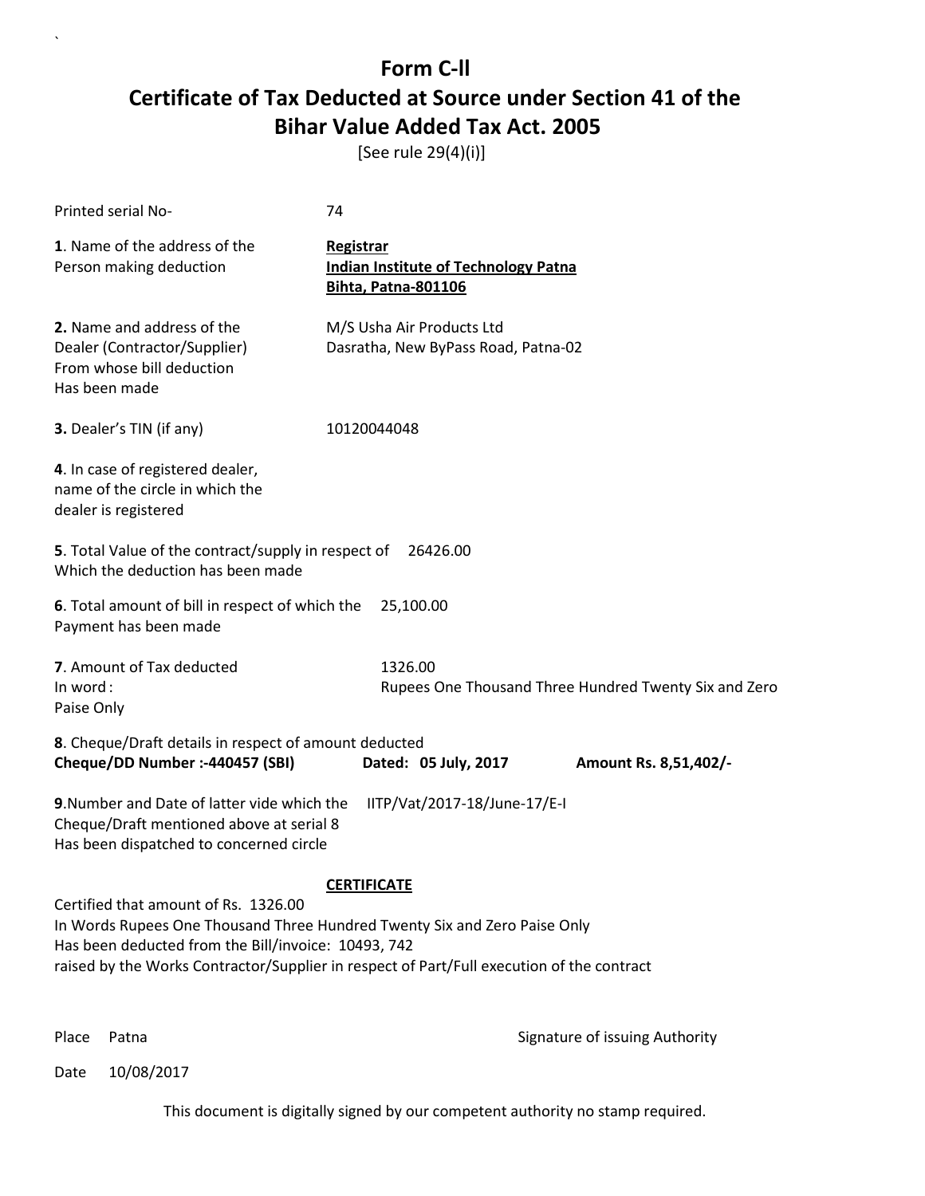# Form C-ll

# Certificate of Tax Deducted at Source under Section 41 of the Bihar Value Added Tax Act. 2005

[See rule 29(4)(i)]

Printed serial No- 74

**1**. Name of the address of the Person making deduction

**Registrar**
**Indian Institute of Technology Patna**
**Bihta, Patna-801106**

**2.** Name and address of the Dealer (Contractor/Supplier) From whose bill deduction Has been made

M/S Usha Air Products Ltd
Dasratha, New ByPass Road, Patna-02

**3.** Dealer's TIN (if any) 10120044048

**4**. In case of registered dealer, name of the circle in which the dealer is registered

**5**. Total Value of the contract/supply in respect of Which the deduction has been made 26426.00

**6**. Total amount of bill in respect of which the Payment has been made 25,100.00

**7**. Amount of Tax deducted 1326.00
In word : Rupees One Thousand Three Hundred Twenty Six and Zero Paise Only

**8**. Cheque/Draft details in respect of amount deducted
**Cheque/DD Number :-440457 (SBI) Dated: 05 July, 2017 Amount Rs. 8,51,402/-**

**9**.Number and Date of latter vide which the Cheque/Draft mentioned above at serial 8 Has been dispatched to concerned circle IITP/Vat/2017-18/June-17/E-I

**CERTIFICATE**

Certified that amount of Rs. 1326.00
In Words Rupees One Thousand Three Hundred Twenty Six and Zero Paise Only
Has been deducted from the Bill/invoice: 10493, 742
raised by the Works Contractor/Supplier in respect of Part/Full execution of the contract

Place Patna

Signature of issuing Authority

Date 10/08/2017

This document is digitally signed by our competent authority no stamp required.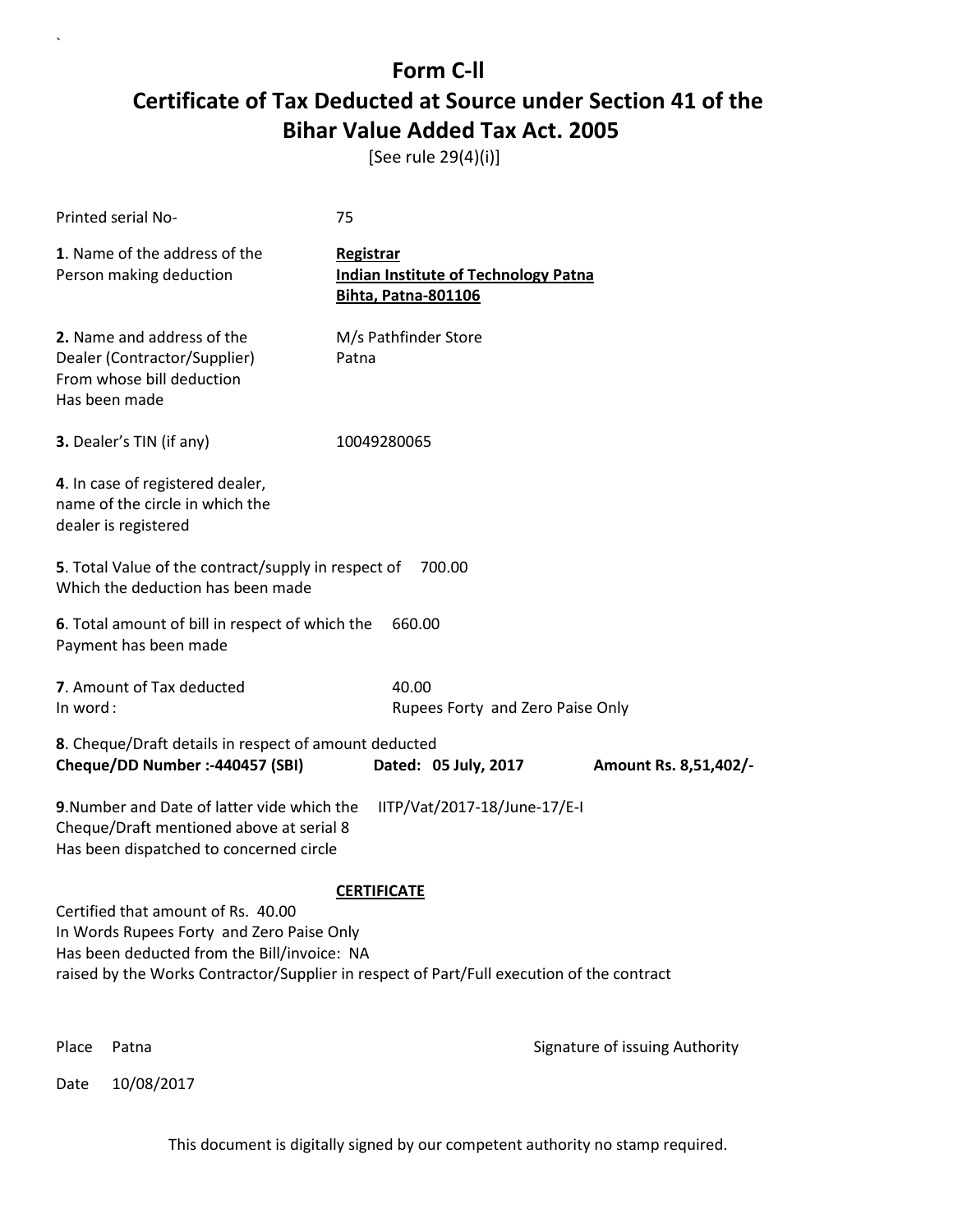# Form C-ll

# Certificate of Tax Deducted at Source under Section 41 of the Bihar Value Added Tax Act. 2005

[See rule 29(4)(i)]

Printed serial No- 75

**1**. Name of the address of the Person making deduction

**Registrar**
**Indian Institute of Technology Patna**
**Bihta, Patna-801106**

**2.** Name and address of the Dealer (Contractor/Supplier) From whose bill deduction Has been made

M/s Pathfinder Store
Patna

**3.** Dealer's TIN (if any) 10049280065

**4**. In case of registered dealer, name of the circle in which the dealer is registered

**5**. Total Value of the contract/supply in respect of Which the deduction has been made 700.00

**6**. Total amount of bill in respect of which the Payment has been made 660.00

**7**. Amount of Tax deducted 40.00
In word : Rupees Forty and Zero Paise Only

**8**. Cheque/Draft details in respect of amount deducted
**Cheque/DD Number :-440457 (SBI)** **Dated: 05 July, 2017** **Amount Rs. 8,51,402/-**

**9**.Number and Date of latter vide which the Cheque/Draft mentioned above at serial 8 Has been dispatched to concerned circle IITP/Vat/2017-18/June-17/E-I

**CERTIFICATE**

Certified that amount of Rs. 40.00
In Words Rupees Forty and Zero Paise Only
Has been deducted from the Bill/invoice: NA
raised by the Works Contractor/Supplier in respect of Part/Full execution of the contract

Place Patna

Signature of issuing Authority

Date 10/08/2017

This document is digitally signed by our competent authority no stamp required.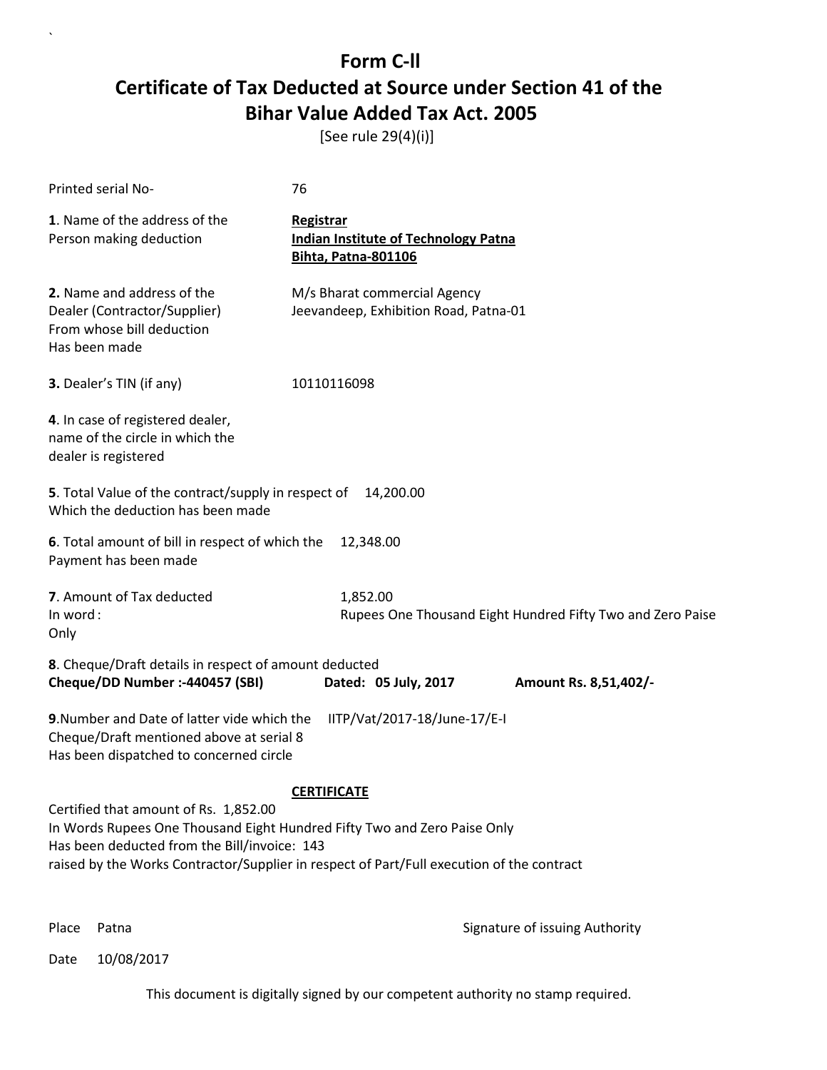# Form C-ll

## Certificate of Tax Deducted at Source under Section 41 of the Bihar Value Added Tax Act. 2005

[See rule 29(4)(i)]

Printed serial No- 76

**1**. Name of the address of the Person making deduction

**Registrar**
**Indian Institute of Technology Patna**
**Bihta, Patna-801106**

**2.** Name and address of the Dealer (Contractor/Supplier) From whose bill deduction Has been made

M/s Bharat commercial Agency
Jeevandeep, Exhibition Road, Patna-01

**3.** Dealer's TIN (if any) 10110116098

**4**. In case of registered dealer, name of the circle in which the dealer is registered

**5**. Total Value of the contract/supply in respect of Which the deduction has been made 14,200.00

**6**. Total amount of bill in respect of which the Payment has been made 12,348.00

**7**. Amount of Tax deducted 1,852.00
In word : Rupees One Thousand Eight Hundred Fifty Two and Zero Paise Only

**8**. Cheque/Draft details in respect of amount deducted
**Cheque/DD Number :-440457 (SBI)** **Dated: 05 July, 2017** **Amount Rs. 8,51,402/-**

**9**.Number and Date of latter vide which the Cheque/Draft mentioned above at serial 8 Has been dispatched to concerned circle IITP/Vat/2017-18/June-17/E-I

**CERTIFICATE**

Certified that amount of Rs. 1,852.00
In Words Rupees One Thousand Eight Hundred Fifty Two and Zero Paise Only
Has been deducted from the Bill/invoice: 143
raised by the Works Contractor/Supplier in respect of Part/Full execution of the contract

Place Patna

Signature of issuing Authority

Date 10/08/2017

This document is digitally signed by our competent authority no stamp required.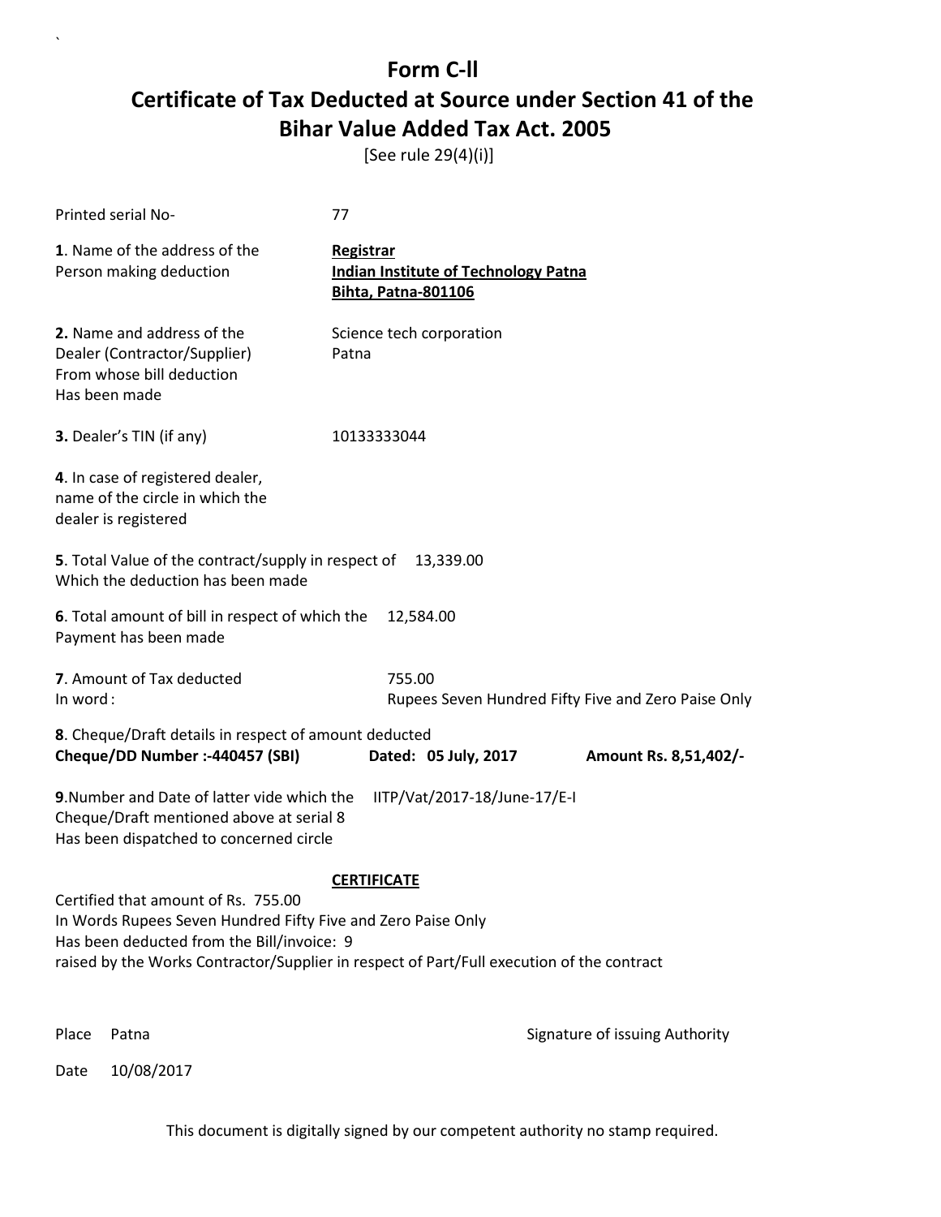# Form C-ll

## Certificate of Tax Deducted at Source under Section 41 of the Bihar Value Added Tax Act. 2005

[See rule 29(4)(i)]

Printed serial No- 77

**1**. Name of the address of the Person making deduction

**Registrar**
**Indian Institute of Technology Patna**
**Bihta, Patna-801106**

**2.** Name and address of the Dealer (Contractor/Supplier) From whose bill deduction Has been made

Science tech corporation
Patna

**3.** Dealer's TIN (if any) 10133333044

**4**. In case of registered dealer, name of the circle in which the dealer is registered

**5**. Total Value of the contract/supply in respect of Which the deduction has been made 13,339.00

**6**. Total amount of bill in respect of which the Payment has been made 12,584.00

**7**. Amount of Tax deducted 755.00
In word : Rupees Seven Hundred Fifty Five and Zero Paise Only

**8**. Cheque/Draft details in respect of amount deducted
**Cheque/DD Number :-440457 (SBI)** **Dated: 05 July, 2017** **Amount Rs. 8,51,402/-**

**9**.Number and Date of latter vide which the Cheque/Draft mentioned above at serial 8 Has been dispatched to concerned circle IITP/Vat/2017-18/June-17/E-I

**CERTIFICATE**

Certified that amount of Rs. 755.00
In Words Rupees Seven Hundred Fifty Five and Zero Paise Only
Has been deducted from the Bill/invoice: 9
raised by the Works Contractor/Supplier in respect of Part/Full execution of the contract

Place Patna

Signature of issuing Authority

Date 10/08/2017

This document is digitally signed by our competent authority no stamp required.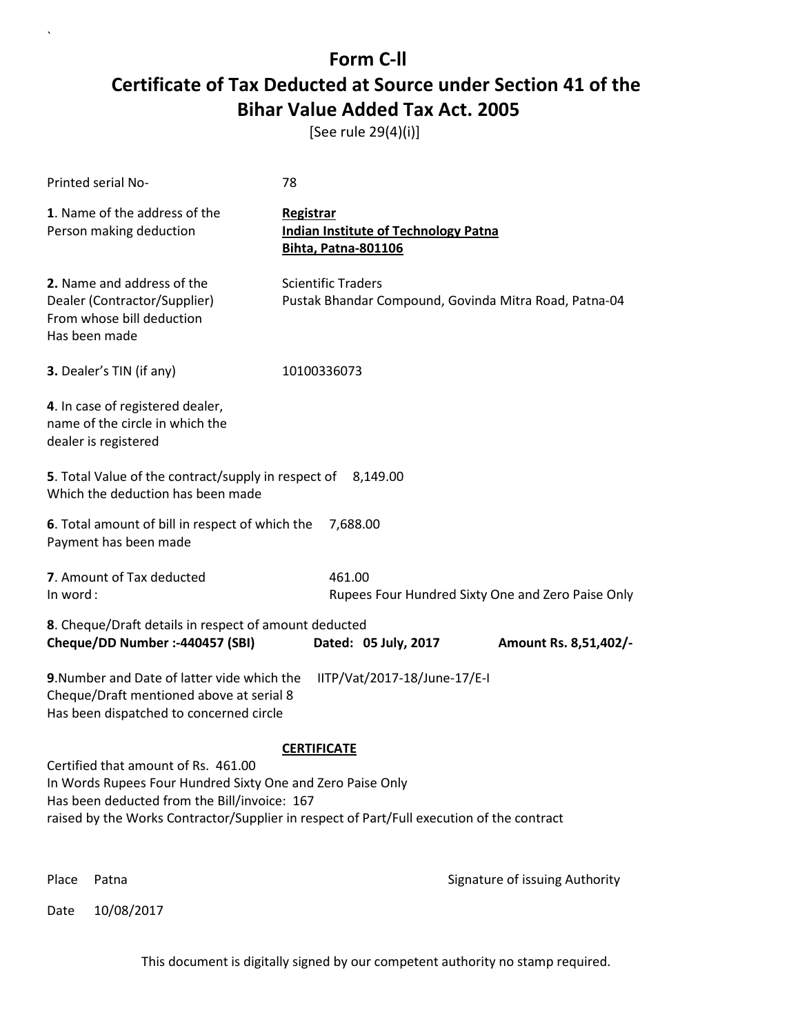# Form C-ll

# Certificate of Tax Deducted at Source under Section 41 of the Bihar Value Added Tax Act. 2005

[See rule 29(4)(i)]

Printed serial No- 78

**1**. Name of the address of the Person making deduction

**Registrar**
**Indian Institute of Technology Patna**
**Bihta, Patna-801106**

**2.** Name and address of the Dealer (Contractor/Supplier) From whose bill deduction Has been made

Scientific Traders
Pustak Bhandar Compound, Govinda Mitra Road, Patna-04

**3.** Dealer's TIN (if any) 10100336073

**4**. In case of registered dealer, name of the circle in which the dealer is registered

**5**. Total Value of the contract/supply in respect of Which the deduction has been made 8,149.00

**6**. Total amount of bill in respect of which the Payment has been made 7,688.00

**7**. Amount of Tax deducted 461.00
In word : Rupees Four Hundred Sixty One and Zero Paise Only

**8**. Cheque/Draft details in respect of amount deducted
**Cheque/DD Number :-440457 (SBI)** **Dated: 05 July, 2017** **Amount Rs. 8,51,402/-**

**9**.Number and Date of latter vide which the Cheque/Draft mentioned above at serial 8 Has been dispatched to concerned circle IITP/Vat/2017-18/June-17/E-I

**CERTIFICATE**

Certified that amount of Rs. 461.00
In Words Rupees Four Hundred Sixty One and Zero Paise Only
Has been deducted from the Bill/invoice: 167
raised by the Works Contractor/Supplier in respect of Part/Full execution of the contract

Place Patna

Signature of issuing Authority

Date 10/08/2017

This document is digitally signed by our competent authority no stamp required.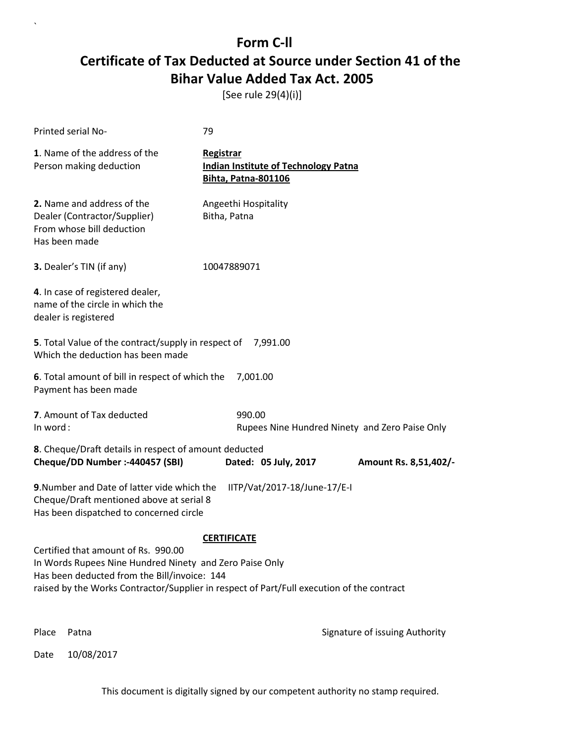# Form C-ll

# Certificate of Tax Deducted at Source under Section 41 of the Bihar Value Added Tax Act. 2005

[See rule 29(4)(i)]

Printed serial No- 79

**1**. Name of the address of the Person making deduction

**Registrar**
**Indian Institute of Technology Patna**
**Bihta, Patna-801106**

**2.** Name and address of the Dealer (Contractor/Supplier) From whose bill deduction Has been made

Angeethi Hospitality
Bitha, Patna

**3.** Dealer's TIN (if any) 10047889071

**4**. In case of registered dealer, name of the circle in which the dealer is registered

**5**. Total Value of the contract/supply in respect of Which the deduction has been made 7,991.00

**6**. Total amount of bill in respect of which the Payment has been made 7,001.00

**7**. Amount of Tax deducted 990.00
In word : Rupees Nine Hundred Ninety and Zero Paise Only

**8**. Cheque/Draft details in respect of amount deducted
**Cheque/DD Number :-440457 (SBI)** **Dated: 05 July, 2017** **Amount Rs. 8,51,402/-**

**9**.Number and Date of latter vide which the Cheque/Draft mentioned above at serial 8 Has been dispatched to concerned circle IITP/Vat/2017-18/June-17/E-I

**CERTIFICATE**

Certified that amount of Rs. 990.00
In Words Rupees Nine Hundred Ninety and Zero Paise Only
Has been deducted from the Bill/invoice: 144
raised by the Works Contractor/Supplier in respect of Part/Full execution of the contract

Place Patna

Signature of issuing Authority

Date 10/08/2017

This document is digitally signed by our competent authority no stamp required.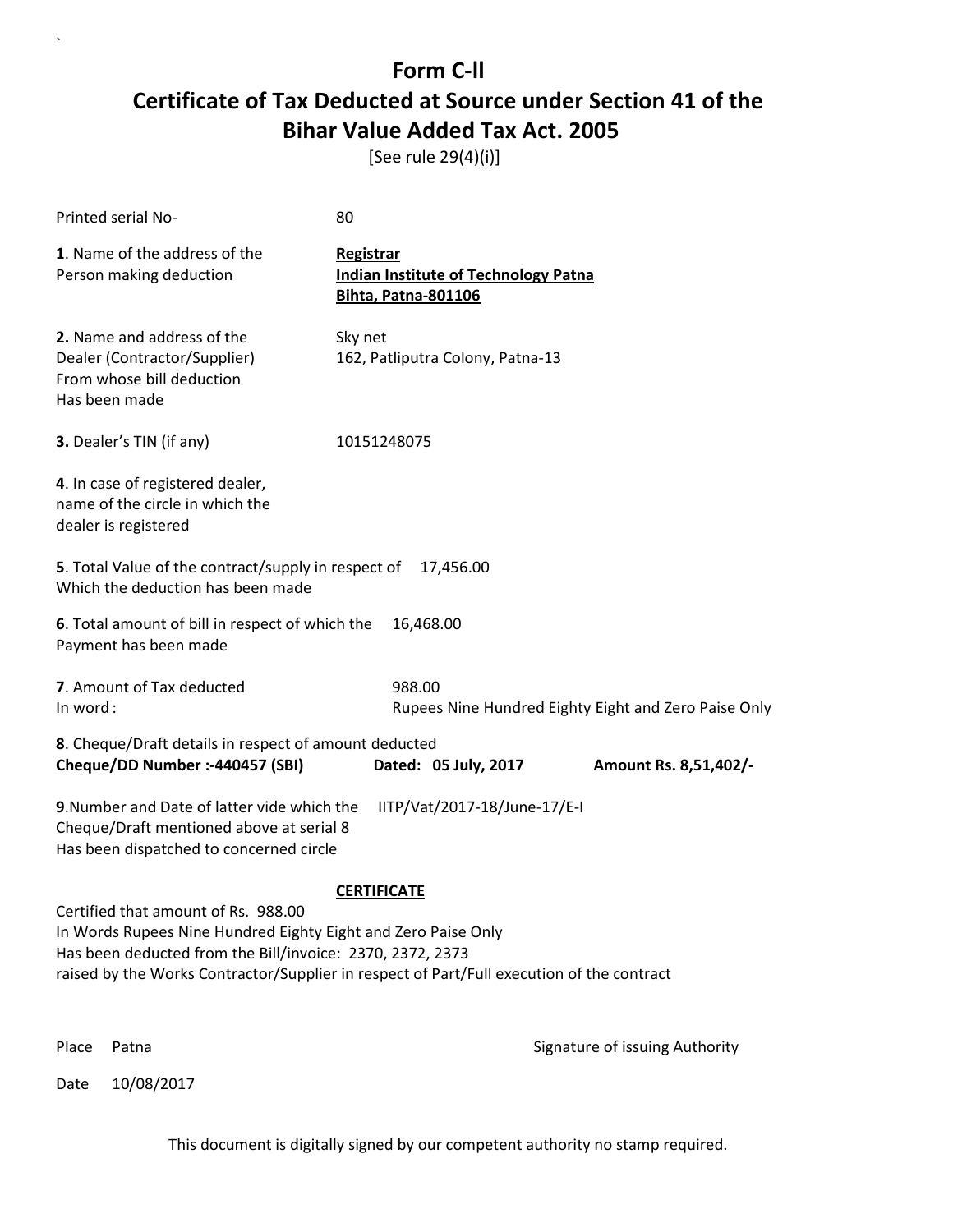# Form C-ll

## Certificate of Tax Deducted at Source under Section 41 of the Bihar Value Added Tax Act. 2005

[See rule 29(4)(i)]

Printed serial No- 80

**1**. Name of the address of the Person making deduction

**Registrar**
**Indian Institute of Technology Patna**
**Bihta, Patna-801106**

**2.** Name and address of the Dealer (Contractor/Supplier) From whose bill deduction Has been made

Sky net
162, Patliputra Colony, Patna-13

**3.** Dealer's TIN (if any) 10151248075

**4**. In case of registered dealer, name of the circle in which the dealer is registered

**5**. Total Value of the contract/supply in respect of Which the deduction has been made 17,456.00

**6**. Total amount of bill in respect of which the Payment has been made 16,468.00

**7**. Amount of Tax deducted 988.00
In word : Rupees Nine Hundred Eighty Eight and Zero Paise Only

**8**. Cheque/Draft details in respect of amount deducted
**Cheque/DD Number :-440457 (SBI)** **Dated: 05 July, 2017** **Amount Rs. 8,51,402/-**

**9**.Number and Date of latter vide which the Cheque/Draft mentioned above at serial 8 Has been dispatched to concerned circle IITP/Vat/2017-18/June-17/E-I

**CERTIFICATE**

Certified that amount of Rs. 988.00
In Words Rupees Nine Hundred Eighty Eight and Zero Paise Only
Has been deducted from the Bill/invoice: 2370, 2372, 2373
raised by the Works Contractor/Supplier in respect of Part/Full execution of the contract

Place Patna

Signature of issuing Authority

Date 10/08/2017

This document is digitally signed by our competent authority no stamp required.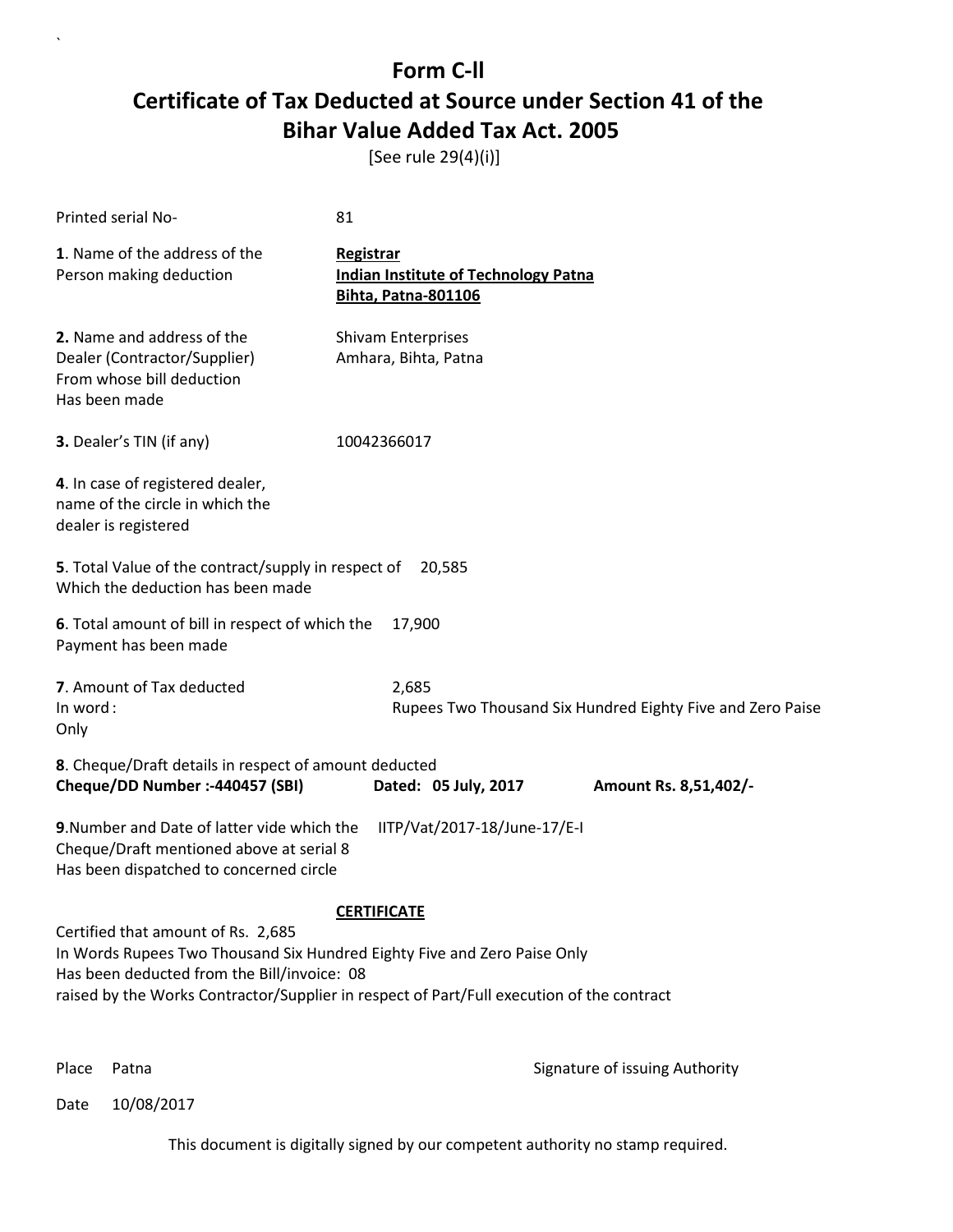# Form C-ll
# Certificate of Tax Deducted at Source under Section 41 of the Bihar Value Added Tax Act. 2005

[See rule 29(4)(i)]

Printed serial No- 81

**1**. Name of the address of the Person making deduction

**Registrar**
**Indian Institute of Technology Patna**
**Bihta, Patna-801106**

**2.** Name and address of the Dealer (Contractor/Supplier) From whose bill deduction Has been made

Shivam Enterprises
Amhara, Bihta, Patna

**3.** Dealer's TIN (if any) 10042366017

**4**. In case of registered dealer, name of the circle in which the dealer is registered

**5**. Total Value of the contract/supply in respect of Which the deduction has been made 20,585

**6**. Total amount of bill in respect of which the Payment has been made 17,900

**7**. Amount of Tax deducted 2,685
In word : Rupees Two Thousand Six Hundred Eighty Five and Zero Paise Only

**8**. Cheque/Draft details in respect of amount deducted
**Cheque/DD Number :-440457 (SBI)** **Dated: 05 July, 2017** **Amount Rs. 8,51,402/-**

**9**.Number and Date of latter vide which the Cheque/Draft mentioned above at serial 8 Has been dispatched to concerned circle IITP/Vat/2017-18/June-17/E-I

**CERTIFICATE**

Certified that amount of Rs. 2,685
In Words Rupees Two Thousand Six Hundred Eighty Five and Zero Paise Only
Has been deducted from the Bill/invoice: 08
raised by the Works Contractor/Supplier in respect of Part/Full execution of the contract

Place Patna

Signature of issuing Authority

Date 10/08/2017

This document is digitally signed by our competent authority no stamp required.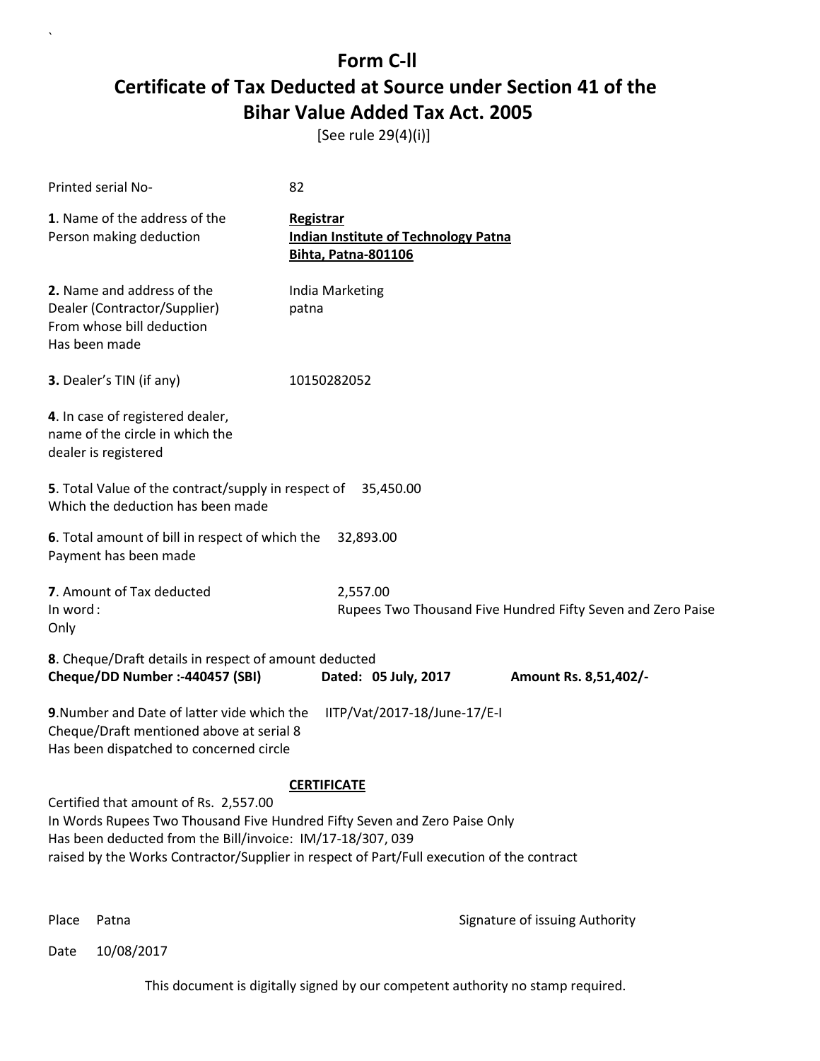# Form C-ll

## Certificate of Tax Deducted at Source under Section 41 of the Bihar Value Added Tax Act. 2005

[See rule 29(4)(i)]

Printed serial No- 82

**1**. Name of the address of the Person making deduction

**Registrar**
**Indian Institute of Technology Patna**
**Bihta, Patna-801106**

**2.** Name and address of the Dealer (Contractor/Supplier) From whose bill deduction Has been made

India Marketing
patna

**3.** Dealer's TIN (if any) 10150282052

**4**. In case of registered dealer, name of the circle in which the dealer is registered

**5**. Total Value of the contract/supply in respect of Which the deduction has been made 35,450.00

**6**. Total amount of bill in respect of which the Payment has been made 32,893.00

**7**. Amount of Tax deducted 2,557.00
In word : Rupees Two Thousand Five Hundred Fifty Seven and Zero Paise Only

**8**. Cheque/Draft details in respect of amount deducted
**Cheque/DD Number :-440457 (SBI)** **Dated: 05 July, 2017** **Amount Rs. 8,51,402/-**

**9**.Number and Date of latter vide which the Cheque/Draft mentioned above at serial 8 Has been dispatched to concerned circle IITP/Vat/2017-18/June-17/E-I

**CERTIFICATE**

Certified that amount of Rs. 2,557.00
In Words Rupees Two Thousand Five Hundred Fifty Seven and Zero Paise Only
Has been deducted from the Bill/invoice: IM/17-18/307, 039
raised by the Works Contractor/Supplier in respect of Part/Full execution of the contract

Place Patna

Signature of issuing Authority

Date 10/08/2017

This document is digitally signed by our competent authority no stamp required.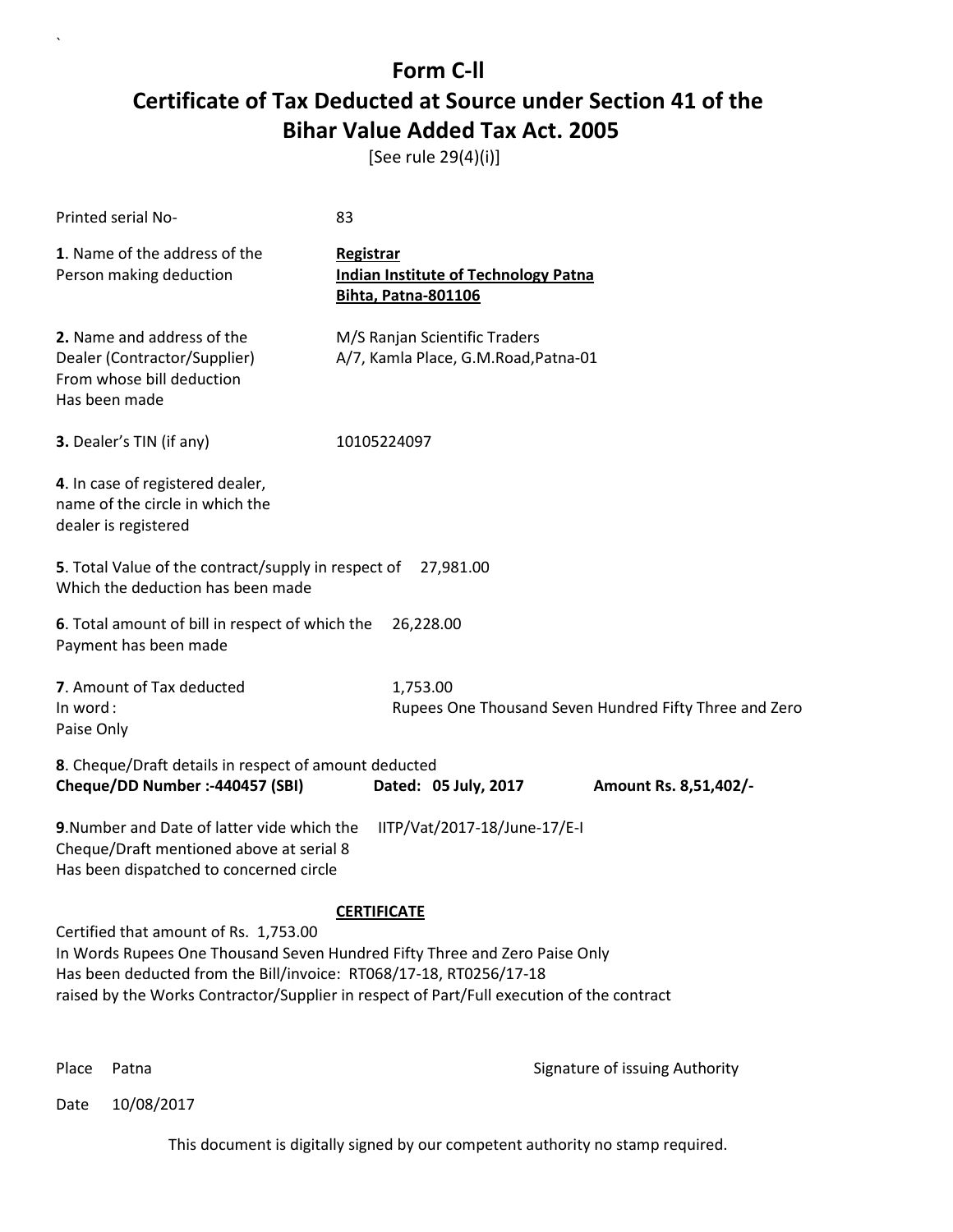# Form C-ll

# Certificate of Tax Deducted at Source under Section 41 of the Bihar Value Added Tax Act. 2005

[See rule 29(4)(i)]

Printed serial No- 83

**1**. Name of the address of the Person making deduction

**Registrar**
**Indian Institute of Technology Patna**
**Bihta, Patna-801106**

**2.** Name and address of the Dealer (Contractor/Supplier) From whose bill deduction Has been made

M/S Ranjan Scientific Traders
A/7, Kamla Place, G.M.Road,Patna-01

**3.** Dealer's TIN (if any) 10105224097

**4**. In case of registered dealer, name of the circle in which the dealer is registered

**5**. Total Value of the contract/supply in respect of Which the deduction has been made 27,981.00

**6**. Total amount of bill in respect of which the Payment has been made 26,228.00

**7**. Amount of Tax deducted 1,753.00
In word : Rupees One Thousand Seven Hundred Fifty Three and Zero Paise Only

**8**. Cheque/Draft details in respect of amount deducted
**Cheque/DD Number :-440457 (SBI)** **Dated: 05 July, 2017** **Amount Rs. 8,51,402/-**

**9**.Number and Date of latter vide which the Cheque/Draft mentioned above at serial 8 Has been dispatched to concerned circle IITP/Vat/2017-18/June-17/E-I

**CERTIFICATE**

Certified that amount of Rs. 1,753.00
In Words Rupees One Thousand Seven Hundred Fifty Three and Zero Paise Only
Has been deducted from the Bill/invoice: RT068/17-18, RT0256/17-18
raised by the Works Contractor/Supplier in respect of Part/Full execution of the contract

Place Patna

Signature of issuing Authority

Date 10/08/2017

This document is digitally signed by our competent authority no stamp required.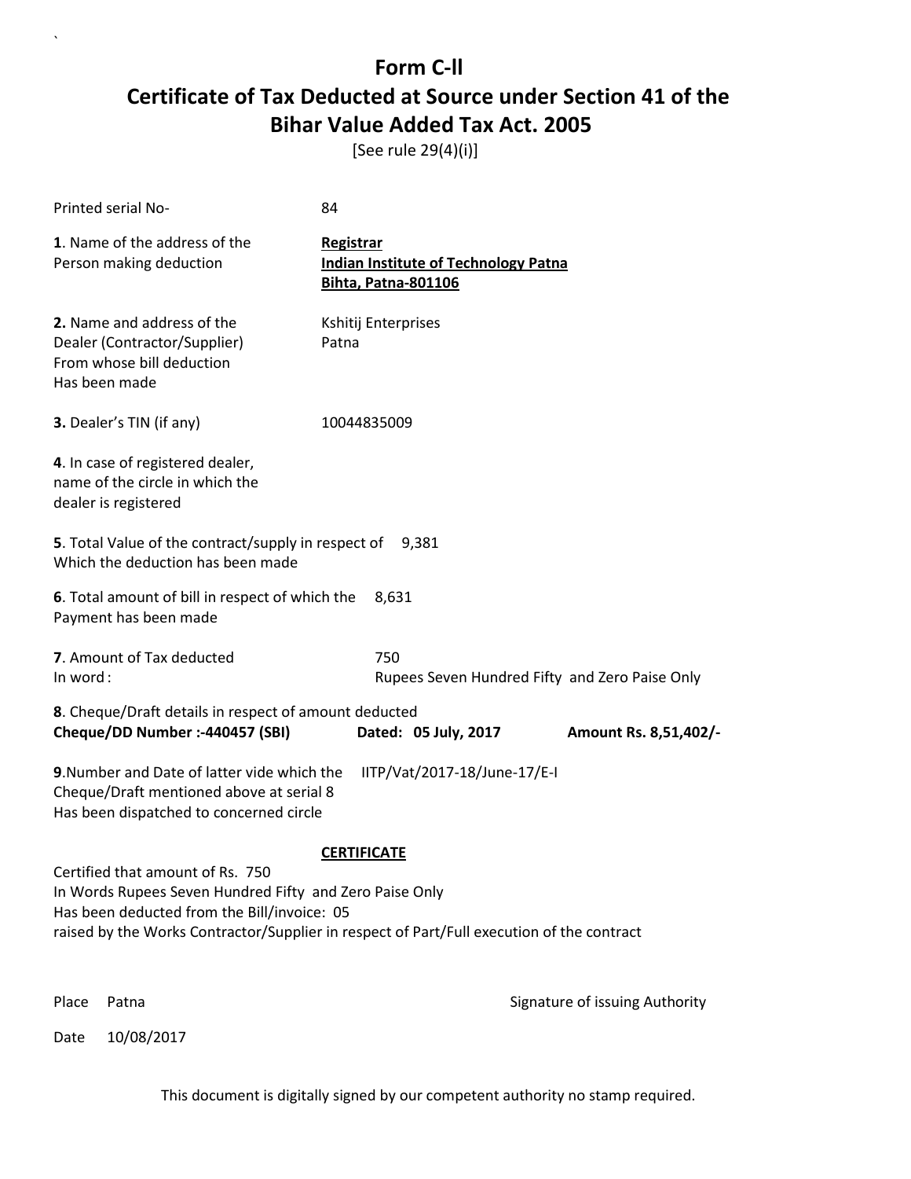# Form C-II

## Certificate of Tax Deducted at Source under Section 41 of the Bihar Value Added Tax Act. 2005

[See rule 29(4)(i)]

Printed serial No- 84

**1**. Name of the address of the Person making deduction

**Registrar**
**Indian Institute of Technology Patna**
**Bihta, Patna-801106**

**2.** Name and address of the Dealer (Contractor/Supplier) From whose bill deduction Has been made

Kshitij Enterprises
Patna

**3.** Dealer's TIN (if any) 10044835009

**4**. In case of registered dealer, name of the circle in which the dealer is registered

**5**. Total Value of the contract/supply in respect of Which the deduction has been made 9,381

**6**. Total amount of bill in respect of which the Payment has been made 8,631

**7**. Amount of Tax deducted 750
In word : Rupees Seven Hundred Fifty and Zero Paise Only

**8**. Cheque/Draft details in respect of amount deducted
**Cheque/DD Number :-440457 (SBI)** **Dated: 05 July, 2017** **Amount Rs. 8,51,402/-**

**9**.Number and Date of latter vide which the Cheque/Draft mentioned above at serial 8 Has been dispatched to concerned circle IITP/Vat/2017-18/June-17/E-I

**CERTIFICATE**

Certified that amount of Rs. 750
In Words Rupees Seven Hundred Fifty and Zero Paise Only
Has been deducted from the Bill/invoice: 05
raised by the Works Contractor/Supplier in respect of Part/Full execution of the contract

Place Patna

Signature of issuing Authority

Date 10/08/2017

This document is digitally signed by our competent authority no stamp required.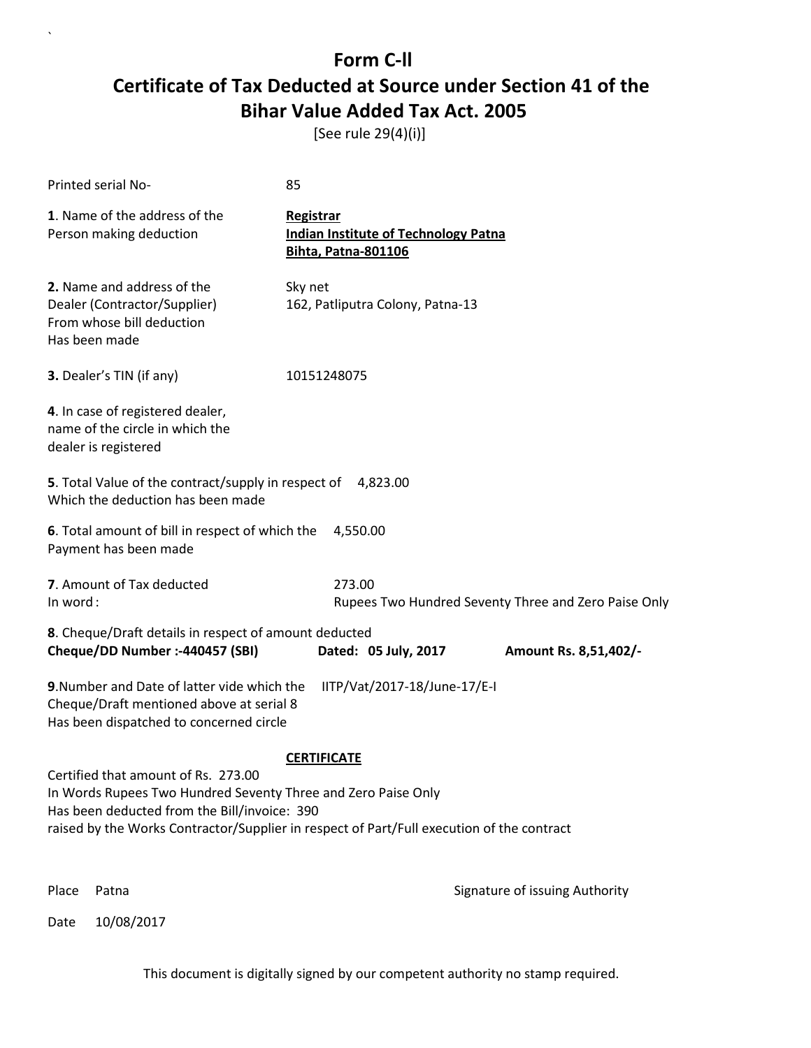# Form C-ll

# Certificate of Tax Deducted at Source under Section 41 of the Bihar Value Added Tax Act. 2005

[See rule 29(4)(i)]

Printed serial No- 85

**1**. Name of the address of the Person making deduction

**Registrar**
**Indian Institute of Technology Patna**
**Bihta, Patna-801106**

**2.** Name and address of the Dealer (Contractor/Supplier) From whose bill deduction Has been made

Sky net
162, Patliputra Colony, Patna-13

**3.** Dealer's TIN (if any) 10151248075

**4**. In case of registered dealer, name of the circle in which the dealer is registered

**5**. Total Value of the contract/supply in respect of Which the deduction has been made 4,823.00

**6**. Total amount of bill in respect of which the Payment has been made 4,550.00

**7**. Amount of Tax deducted 273.00
In word : Rupees Two Hundred Seventy Three and Zero Paise Only

**8**. Cheque/Draft details in respect of amount deducted
**Cheque/DD Number :-440457 (SBI) Dated: 05 July, 2017 Amount Rs. 8,51,402/-**

**9**.Number and Date of latter vide which the Cheque/Draft mentioned above at serial 8 Has been dispatched to concerned circle IITP/Vat/2017-18/June-17/E-I

**CERTIFICATE**

Certified that amount of Rs. 273.00
In Words Rupees Two Hundred Seventy Three and Zero Paise Only
Has been deducted from the Bill/invoice: 390
raised by the Works Contractor/Supplier in respect of Part/Full execution of the contract

Place Patna

Signature of issuing Authority

Date 10/08/2017

This document is digitally signed by our competent authority no stamp required.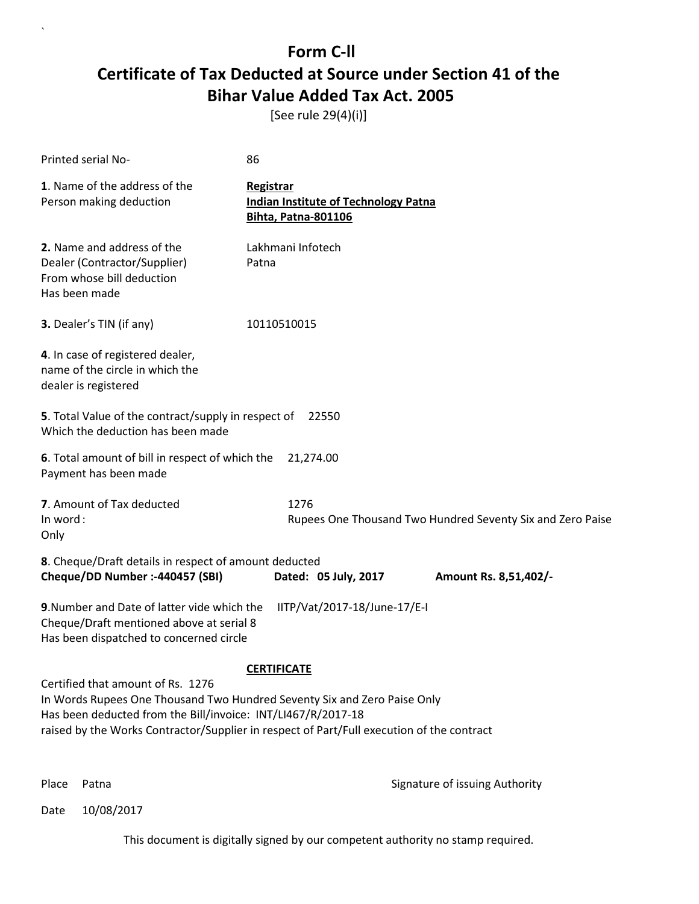# Form C-ll

# Certificate of Tax Deducted at Source under Section 41 of the Bihar Value Added Tax Act. 2005

[See rule 29(4)(i)]

Printed serial No- 86

**1**. Name of the address of the Person making deduction

**Registrar**
**Indian Institute of Technology Patna**
**Bihta, Patna-801106**

**2.** Name and address of the Dealer (Contractor/Supplier) From whose bill deduction Has been made

Lakhmani Infotech
Patna

**3.** Dealer's TIN (if any) 10110510015

**4**. In case of registered dealer, name of the circle in which the dealer is registered

**5**. Total Value of the contract/supply in respect of Which the deduction has been made 22550

**6**. Total amount of bill in respect of which the Payment has been made 21,274.00

**7**. Amount of Tax deducted 1276
In word : Rupees One Thousand Two Hundred Seventy Six and Zero Paise
Only

**8**. Cheque/Draft details in respect of amount deducted
**Cheque/DD Number :-440457 (SBI)** **Dated: 05 July, 2017** **Amount Rs. 8,51,402/-**

**9**.Number and Date of latter vide which the Cheque/Draft mentioned above at serial 8 Has been dispatched to concerned circle IITP/Vat/2017-18/June-17/E-I

**CERTIFICATE**

Certified that amount of Rs. 1276
In Words Rupees One Thousand Two Hundred Seventy Six and Zero Paise Only
Has been deducted from the Bill/invoice: INT/LI467/R/2017-18
raised by the Works Contractor/Supplier in respect of Part/Full execution of the contract

Place Patna

Signature of issuing Authority

Date 10/08/2017

This document is digitally signed by our competent authority no stamp required.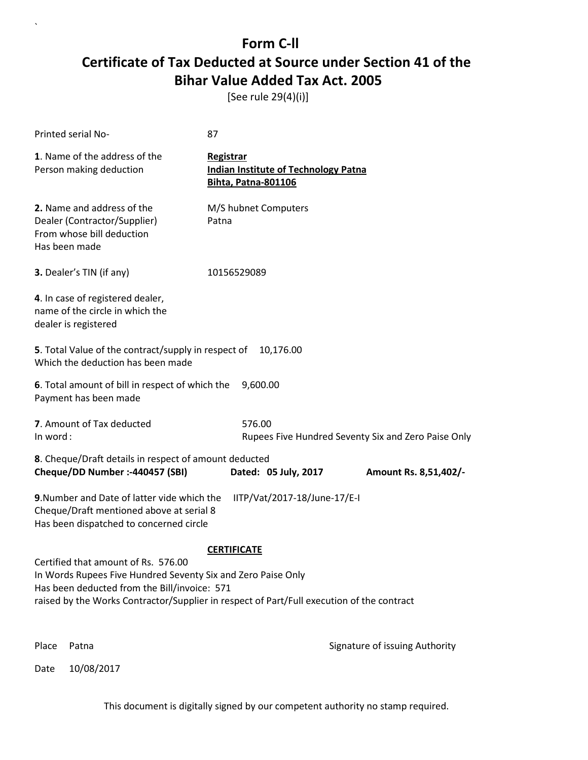# Form C-ll

## Certificate of Tax Deducted at Source under Section 41 of the Bihar Value Added Tax Act. 2005

[See rule 29(4)(i)]

Printed serial No- 87

**1**. Name of the address of the Person making deduction

**Registrar**
**Indian Institute of Technology Patna**
**Bihta, Patna-801106**

**2.** Name and address of the Dealer (Contractor/Supplier) From whose bill deduction Has been made

M/S hubnet Computers
Patna

**3.** Dealer's TIN (if any) 10156529089

**4**. In case of registered dealer, name of the circle in which the dealer is registered

**5**. Total Value of the contract/supply in respect of Which the deduction has been made 10,176.00

**6**. Total amount of bill in respect of which the Payment has been made 9,600.00

**7**. Amount of Tax deducted 576.00
In word : Rupees Five Hundred Seventy Six and Zero Paise Only

**8**. Cheque/Draft details in respect of amount deducted
**Cheque/DD Number :-440457 (SBI)** **Dated: 05 July, 2017** **Amount Rs. 8,51,402/-**

**9**.Number and Date of latter vide which the Cheque/Draft mentioned above at serial 8 Has been dispatched to concerned circle IITP/Vat/2017-18/June-17/E-I

**CERTIFICATE**

Certified that amount of Rs. 576.00
In Words Rupees Five Hundred Seventy Six and Zero Paise Only
Has been deducted from the Bill/invoice: 571
raised by the Works Contractor/Supplier in respect of Part/Full execution of the contract

Place Patna

Signature of issuing Authority

Date 10/08/2017

This document is digitally signed by our competent authority no stamp required.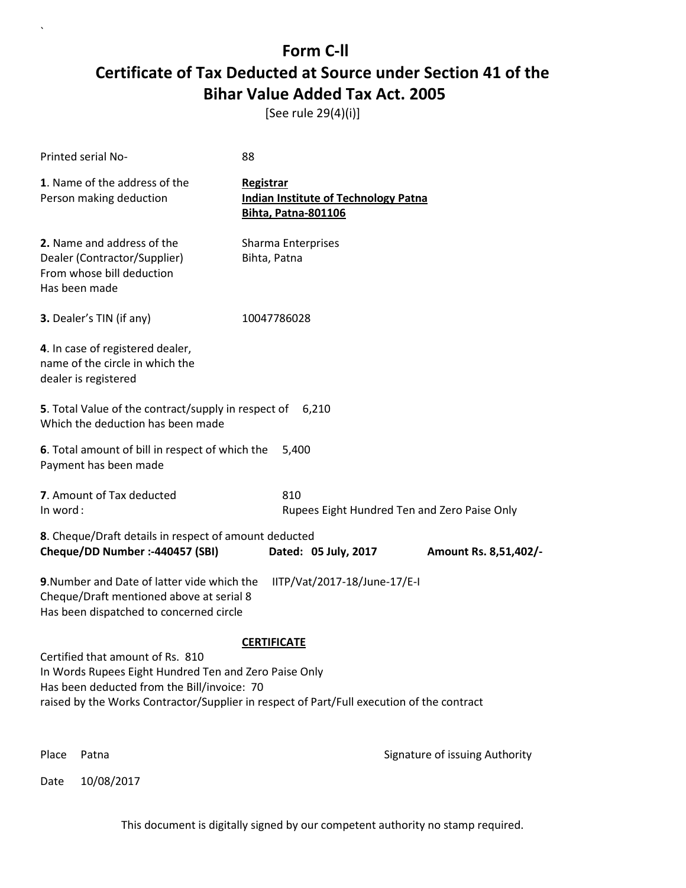# Form C-ll

# Certificate of Tax Deducted at Source under Section 41 of the Bihar Value Added Tax Act. 2005

[See rule 29(4)(i)]

Printed serial No- 88

**1**. Name of the address of the Person making deduction

**Registrar**
**Indian Institute of Technology Patna**
**Bihta, Patna-801106**

**2.** Name and address of the Dealer (Contractor/Supplier) From whose bill deduction Has been made

Sharma Enterprises
Bihta, Patna

**3.** Dealer's TIN (if any) 10047786028

**4**. In case of registered dealer, name of the circle in which the dealer is registered

**5**. Total Value of the contract/supply in respect of Which the deduction has been made 6,210

**6**. Total amount of bill in respect of which the Payment has been made 5,400

**7**. Amount of Tax deducted 810
In word : Rupees Eight Hundred Ten and Zero Paise Only

**8**. Cheque/Draft details in respect of amount deducted
**Cheque/DD Number :-440457 (SBI)** **Dated: 05 July, 2017** **Amount Rs. 8,51,402/-**

**9**.Number and Date of latter vide which the Cheque/Draft mentioned above at serial 8 Has been dispatched to concerned circle IITP/Vat/2017-18/June-17/E-I

**CERTIFICATE**

Certified that amount of Rs. 810
In Words Rupees Eight Hundred Ten and Zero Paise Only
Has been deducted from the Bill/invoice: 70
raised by the Works Contractor/Supplier in respect of Part/Full execution of the contract

Place Patna

Signature of issuing Authority

Date 10/08/2017

This document is digitally signed by our competent authority no stamp required.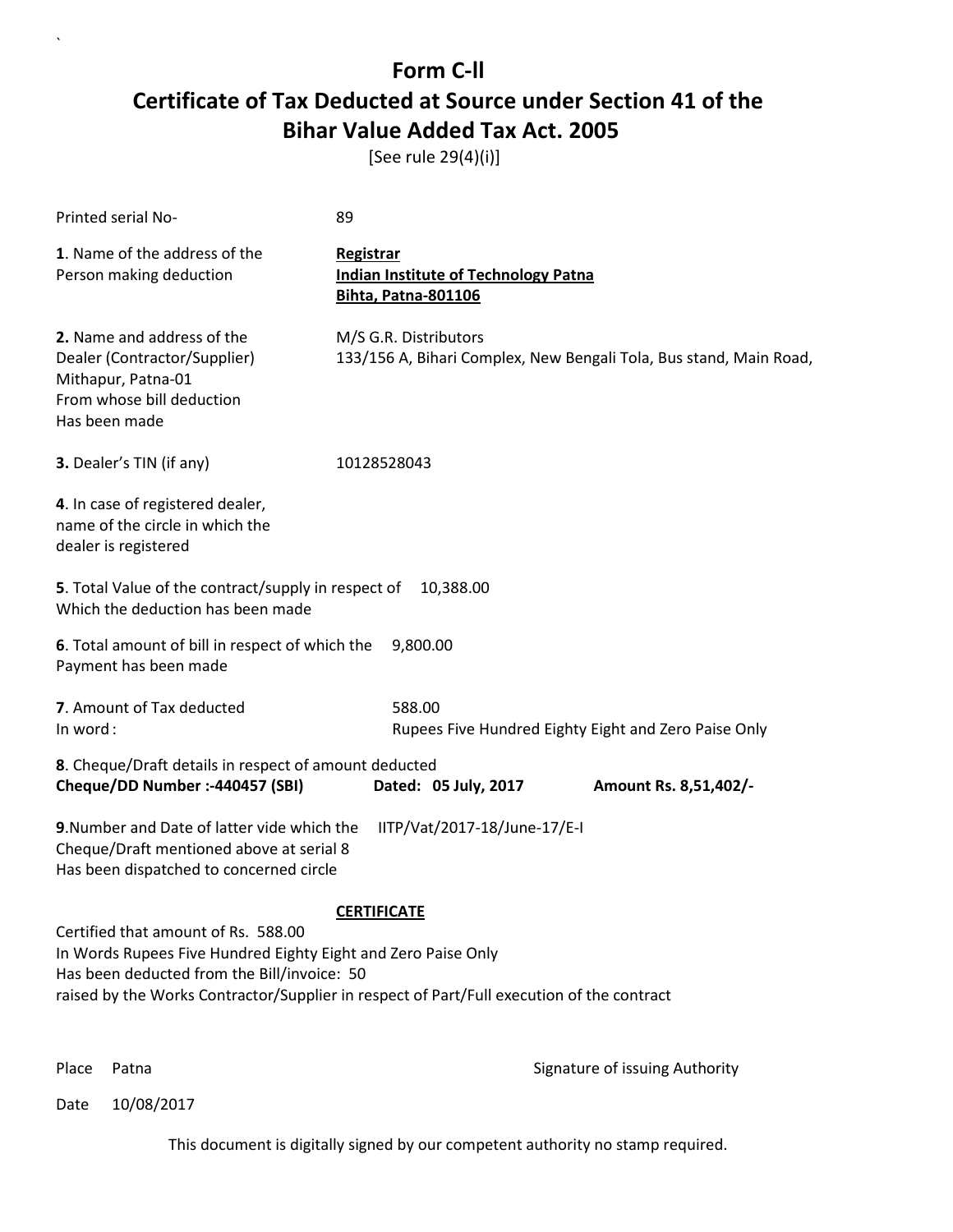# Form C-ll

# Certificate of Tax Deducted at Source under Section 41 of the Bihar Value Added Tax Act. 2005

[See rule 29(4)(i)]

Printed serial No- 89

**1**. Name of the address of the Person making deduction

**Registrar**
**Indian Institute of Technology Patna**
**Bihta, Patna-801106**

**2.** Name and address of the Dealer (Contractor/Supplier) Mithapur, Patna-01 From whose bill deduction Has been made

M/S G.R. Distributors
133/156 A, Bihari Complex, New Bengali Tola, Bus stand, Main Road,

**3.** Dealer's TIN (if any) 10128528043

**4**. In case of registered dealer, name of the circle in which the dealer is registered

**5**. Total Value of the contract/supply in respect of Which the deduction has been made 10,388.00

**6**. Total amount of bill in respect of which the Payment has been made 9,800.00

**7**. Amount of Tax deducted 588.00
In word : Rupees Five Hundred Eighty Eight and Zero Paise Only

**8**. Cheque/Draft details in respect of amount deducted
**Cheque/DD Number :-440457 (SBI)** **Dated: 05 July, 2017** **Amount Rs. 8,51,402/-**

**9**.Number and Date of latter vide which the Cheque/Draft mentioned above at serial 8 Has been dispatched to concerned circle IITP/Vat/2017-18/June-17/E-I

**CERTIFICATE**

Certified that amount of Rs. 588.00
In Words Rupees Five Hundred Eighty Eight and Zero Paise Only
Has been deducted from the Bill/invoice: 50
raised by the Works Contractor/Supplier in respect of Part/Full execution of the contract

Place Patna

Signature of issuing Authority

Date 10/08/2017

This document is digitally signed by our competent authority no stamp required.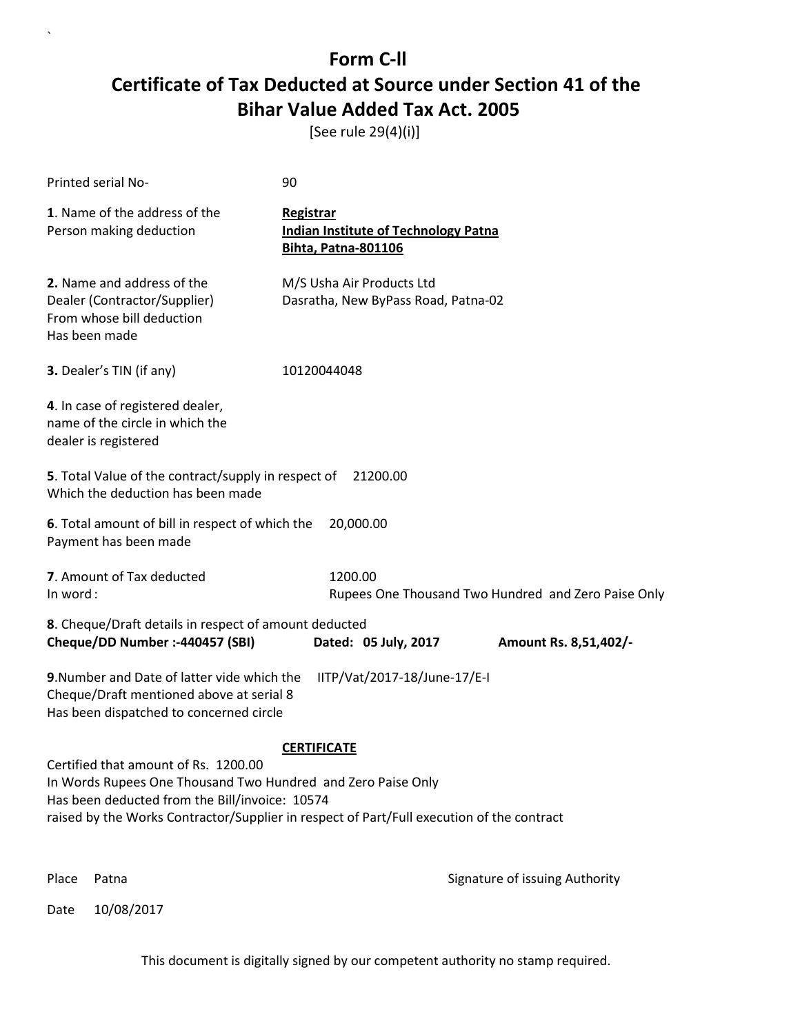# Form C-ll

# Certificate of Tax Deducted at Source under Section 41 of the Bihar Value Added Tax Act. 2005

[See rule 29(4)(i)]

Printed serial No- 90

**1**. Name of the address of the Person making deduction

**Registrar**
**Indian Institute of Technology Patna**
**Bihta, Patna-801106**

**2.** Name and address of the Dealer (Contractor/Supplier) From whose bill deduction Has been made

M/S Usha Air Products Ltd
Dasratha, New ByPass Road, Patna-02

**3.** Dealer's TIN (if any) 10120044048

**4**. In case of registered dealer, name of the circle in which the dealer is registered

**5**. Total Value of the contract/supply in respect of Which the deduction has been made 21200.00

**6**. Total amount of bill in respect of which the Payment has been made 20,000.00

**7**. Amount of Tax deducted 1200.00
In word : Rupees One Thousand Two Hundred and Zero Paise Only

**8**. Cheque/Draft details in respect of amount deducted
**Cheque/DD Number :-440457 (SBI) Dated: 05 July, 2017 Amount Rs. 8,51,402/-**

**9**.Number and Date of latter vide which the Cheque/Draft mentioned above at serial 8 Has been dispatched to concerned circle IITP/Vat/2017-18/June-17/E-I

**CERTIFICATE**

Certified that amount of Rs. 1200.00
In Words Rupees One Thousand Two Hundred and Zero Paise Only
Has been deducted from the Bill/invoice: 10574
raised by the Works Contractor/Supplier in respect of Part/Full execution of the contract

Place Patna

Signature of issuing Authority

Date 10/08/2017

This document is digitally signed by our competent authority no stamp required.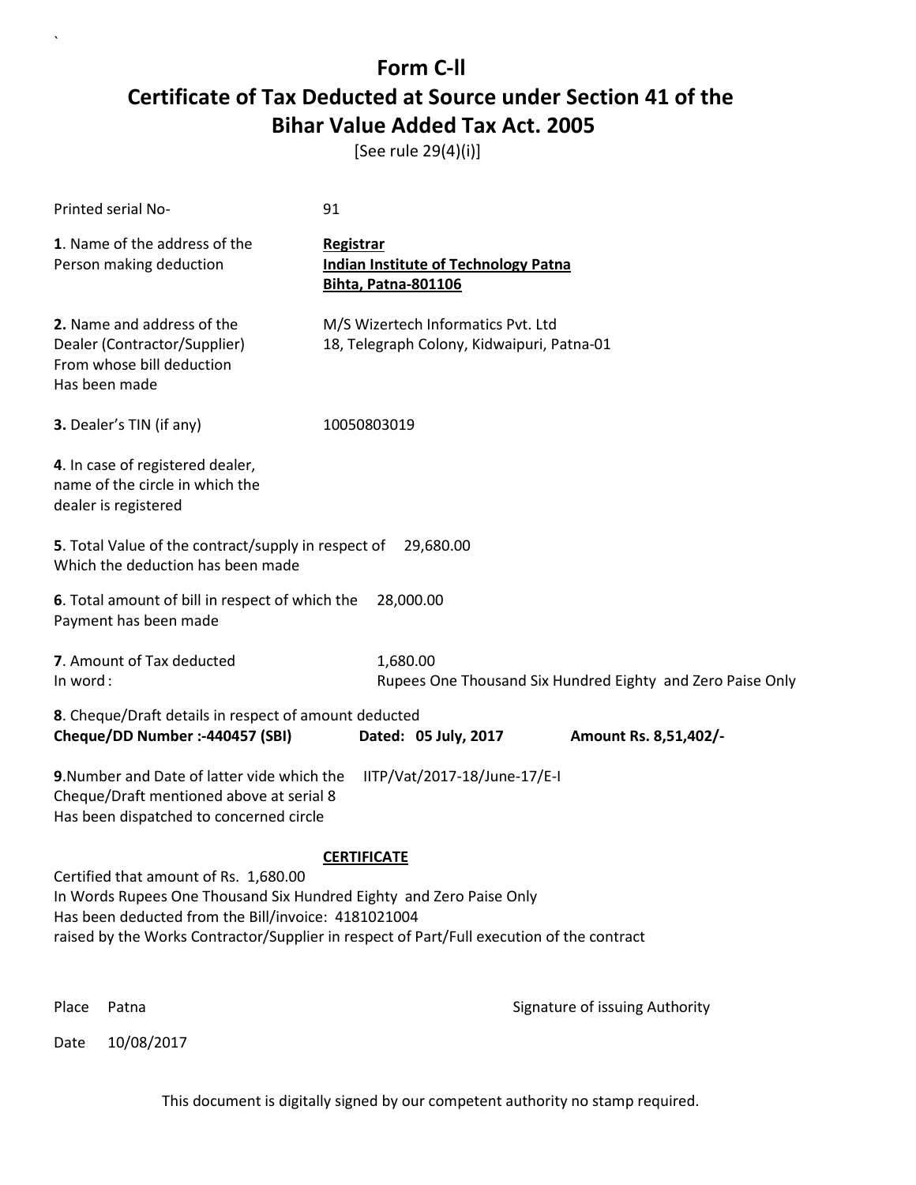# Form C-ll

## Certificate of Tax Deducted at Source under Section 41 of the Bihar Value Added Tax Act. 2005

[See rule 29(4)(i)]

Printed serial No- 91

**1**. Name of the address of the Person making deduction
**Registrar**
**Indian Institute of Technology Patna**
**Bihta, Patna-801106**

**2.** Name and address of the Dealer (Contractor/Supplier) From whose bill deduction Has been made
M/S Wizertech Informatics Pvt. Ltd
18, Telegraph Colony, Kidwaipuri, Patna-01

**3.** Dealer's TIN (if any) 10050803019

**4**. In case of registered dealer, name of the circle in which the dealer is registered

**5**. Total Value of the contract/supply in respect of Which the deduction has been made 29,680.00

**6**. Total amount of bill in respect of which the Payment has been made 28,000.00

**7**. Amount of Tax deducted 1,680.00
In word : Rupees One Thousand Six Hundred Eighty and Zero Paise Only

**8**. Cheque/Draft details in respect of amount deducted
**Cheque/DD Number :-440457 (SBI)** **Dated: 05 July, 2017** **Amount Rs. 8,51,402/-**

**9**.Number and Date of latter vide which the Cheque/Draft mentioned above at serial 8 Has been dispatched to concerned circle IITP/Vat/2017-18/June-17/E-I

**CERTIFICATE**

Certified that amount of Rs. 1,680.00
In Words Rupees One Thousand Six Hundred Eighty and Zero Paise Only
Has been deducted from the Bill/invoice: 4181021004
raised by the Works Contractor/Supplier in respect of Part/Full execution of the contract

Place Patna

Signature of issuing Authority

Date 10/08/2017

This document is digitally signed by our competent authority no stamp required.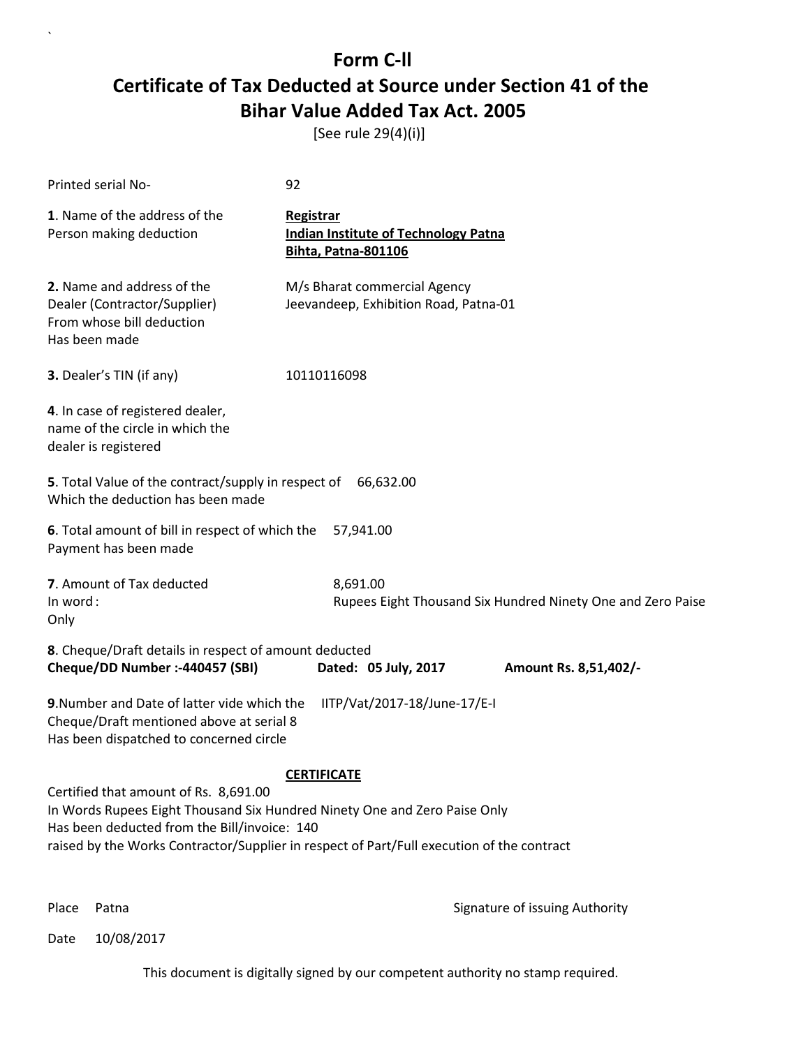# Form C-ll

# Certificate of Tax Deducted at Source under Section 41 of the Bihar Value Added Tax Act. 2005

[See rule 29(4)(i)]

Printed serial No- 92

**1**. Name of the address of the Person making deduction

**Registrar**
**Indian Institute of Technology Patna**
**Bihta, Patna-801106**

**2.** Name and address of the Dealer (Contractor/Supplier) From whose bill deduction Has been made

M/s Bharat commercial Agency
Jeevandeep, Exhibition Road, Patna-01

**3.** Dealer's TIN (if any) 10110116098

**4**. In case of registered dealer, name of the circle in which the dealer is registered

**5**. Total Value of the contract/supply in respect of Which the deduction has been made 66,632.00

**6**. Total amount of bill in respect of which the Payment has been made 57,941.00

**7**. Amount of Tax deducted 8,691.00
In word : Rupees Eight Thousand Six Hundred Ninety One and Zero Paise Only

**8**. Cheque/Draft details in respect of amount deducted
**Cheque/DD Number :-440457 (SBI)** **Dated: 05 July, 2017** **Amount Rs. 8,51,402/-**

**9**.Number and Date of latter vide which the Cheque/Draft mentioned above at serial 8 Has been dispatched to concerned circle IITP/Vat/2017-18/June-17/E-I

**CERTIFICATE**

Certified that amount of Rs. 8,691.00
In Words Rupees Eight Thousand Six Hundred Ninety One and Zero Paise Only
Has been deducted from the Bill/invoice: 140
raised by the Works Contractor/Supplier in respect of Part/Full execution of the contract

Place Patna

Signature of issuing Authority

Date 10/08/2017

This document is digitally signed by our competent authority no stamp required.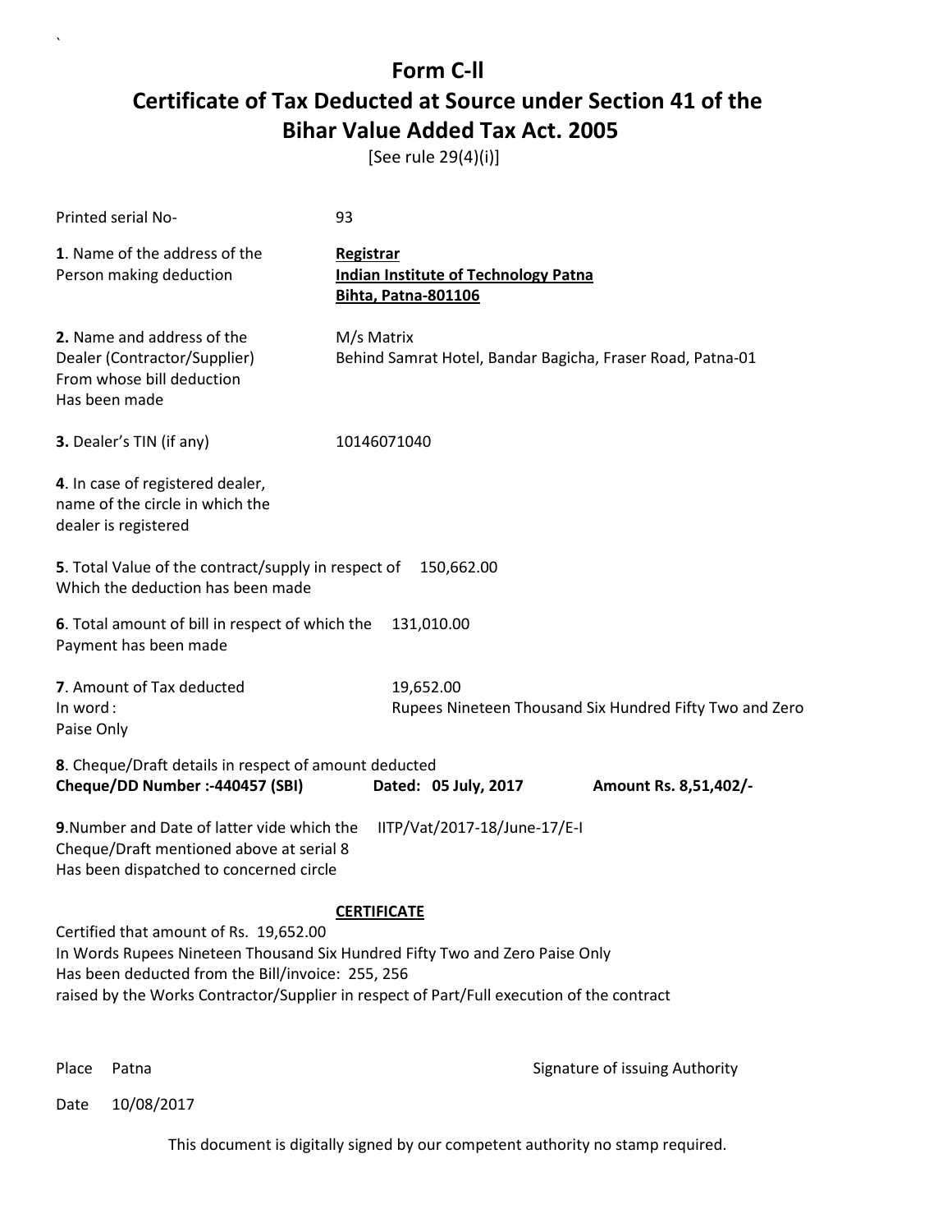# Form C-ll

# Certificate of Tax Deducted at Source under Section 41 of the Bihar Value Added Tax Act. 2005

[See rule 29(4)(i)]

Printed serial No- 93

**1**. Name of the address of the Person making deduction

**Registrar**
**Indian Institute of Technology Patna**
**Bihta, Patna-801106**

**2.** Name and address of the Dealer (Contractor/Supplier) From whose bill deduction Has been made

M/s Matrix
Behind Samrat Hotel, Bandar Bagicha, Fraser Road, Patna-01

**3.** Dealer's TIN (if any) 10146071040

**4**. In case of registered dealer, name of the circle in which the dealer is registered

**5**. Total Value of the contract/supply in respect of Which the deduction has been made 150,662.00

**6**. Total amount of bill in respect of which the Payment has been made 131,010.00

**7**. Amount of Tax deducted 19,652.00
In word : Rupees Nineteen Thousand Six Hundred Fifty Two and Zero Paise Only

**8**. Cheque/Draft details in respect of amount deducted
**Cheque/DD Number :-440457 (SBI)** **Dated: 05 July, 2017** **Amount Rs. 8,51,402/-**

**9**.Number and Date of latter vide which the Cheque/Draft mentioned above at serial 8 Has been dispatched to concerned circle IITP/Vat/2017-18/June-17/E-I

**CERTIFICATE**

Certified that amount of Rs. 19,652.00
In Words Rupees Nineteen Thousand Six Hundred Fifty Two and Zero Paise Only
Has been deducted from the Bill/invoice: 255, 256
raised by the Works Contractor/Supplier in respect of Part/Full execution of the contract

Place Patna

Signature of issuing Authority

Date 10/08/2017

This document is digitally signed by our competent authority no stamp required.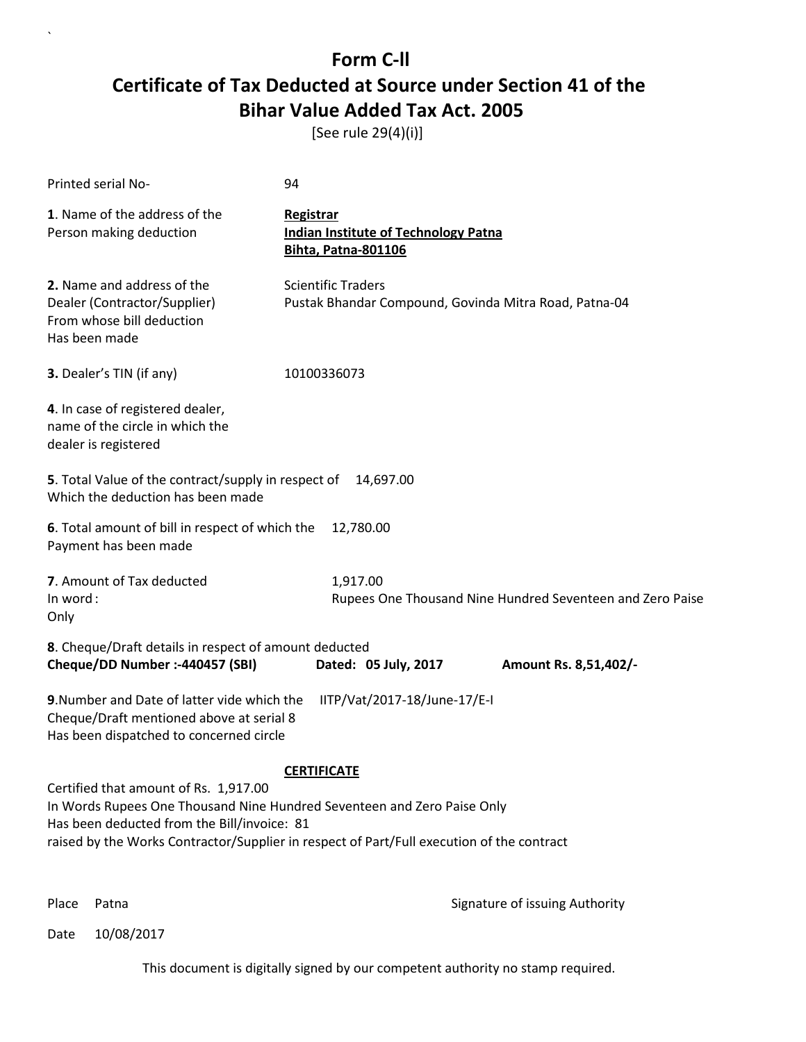# Form C-ll

# Certificate of Tax Deducted at Source under Section 41 of the Bihar Value Added Tax Act. 2005

[See rule 29(4)(i)]

Printed serial No- 94

**1**. Name of the address of the Person making deduction

**Registrar**
**Indian Institute of Technology Patna**
**Bihta, Patna-801106**

**2.** Name and address of the Dealer (Contractor/Supplier) From whose bill deduction Has been made

Scientific Traders
Pustak Bhandar Compound, Govinda Mitra Road, Patna-04

**3.** Dealer's TIN (if any) 10100336073

**4**. In case of registered dealer, name of the circle in which the dealer is registered

**5**. Total Value of the contract/supply in respect of Which the deduction has been made 14,697.00

**6**. Total amount of bill in respect of which the Payment has been made 12,780.00

**7**. Amount of Tax deducted 1,917.00
In word : Rupees One Thousand Nine Hundred Seventeen and Zero Paise Only

**8**. Cheque/Draft details in respect of amount deducted
**Cheque/DD Number :-440457 (SBI)** **Dated: 05 July, 2017** **Amount Rs. 8,51,402/-**

**9**.Number and Date of latter vide which the Cheque/Draft mentioned above at serial 8 Has been dispatched to concerned circle IITP/Vat/2017-18/June-17/E-I

**CERTIFICATE**

Certified that amount of Rs. 1,917.00
In Words Rupees One Thousand Nine Hundred Seventeen and Zero Paise Only
Has been deducted from the Bill/invoice: 81
raised by the Works Contractor/Supplier in respect of Part/Full execution of the contract

Place Patna

Signature of issuing Authority

Date 10/08/2017

This document is digitally signed by our competent authority no stamp required.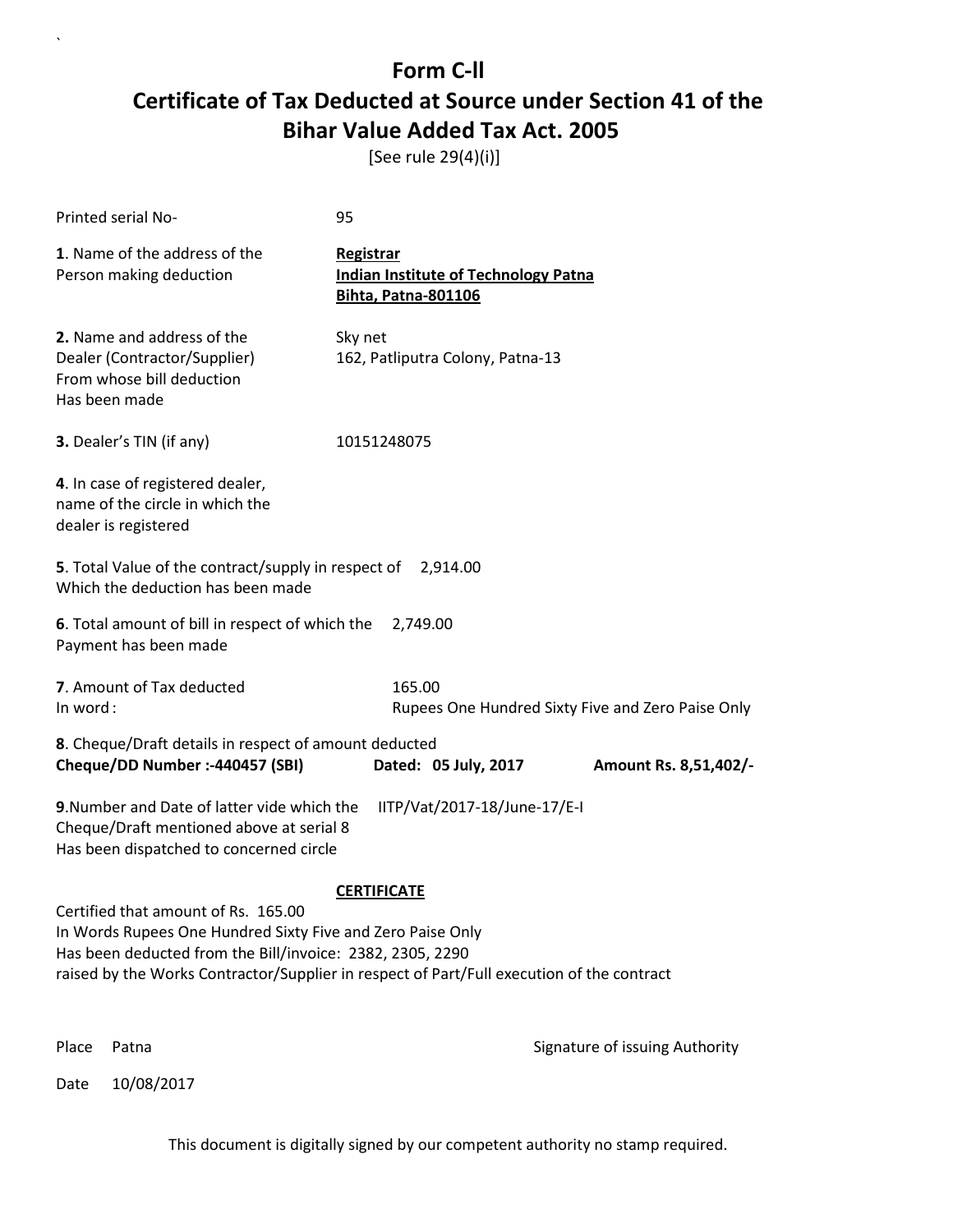# Form C-ll

## Certificate of Tax Deducted at Source under Section 41 of the Bihar Value Added Tax Act. 2005

[See rule 29(4)(i)]

Printed serial No- 95

**1**. Name of the address of the Person making deduction

**Registrar**
**Indian Institute of Technology Patna**
**Bihta, Patna-801106**

**2.** Name and address of the Dealer (Contractor/Supplier) From whose bill deduction Has been made

Sky net
162, Patliputra Colony, Patna-13

**3.** Dealer's TIN (if any) 10151248075

**4**. In case of registered dealer, name of the circle in which the dealer is registered

**5**. Total Value of the contract/supply in respect of Which the deduction has been made 2,914.00

**6**. Total amount of bill in respect of which the Payment has been made 2,749.00

**7**. Amount of Tax deducted 165.00
In word : Rupees One Hundred Sixty Five and Zero Paise Only

**8**. Cheque/Draft details in respect of amount deducted
**Cheque/DD Number :-440457 (SBI)** **Dated: 05 July, 2017** **Amount Rs. 8,51,402/-**

**9**.Number and Date of latter vide which the Cheque/Draft mentioned above at serial 8 Has been dispatched to concerned circle IITP/Vat/2017-18/June-17/E-I

**CERTIFICATE**

Certified that amount of Rs. 165.00
In Words Rupees One Hundred Sixty Five and Zero Paise Only
Has been deducted from the Bill/invoice: 2382, 2305, 2290
raised by the Works Contractor/Supplier in respect of Part/Full execution of the contract

Place Patna

Signature of issuing Authority

Date 10/08/2017

This document is digitally signed by our competent authority no stamp required.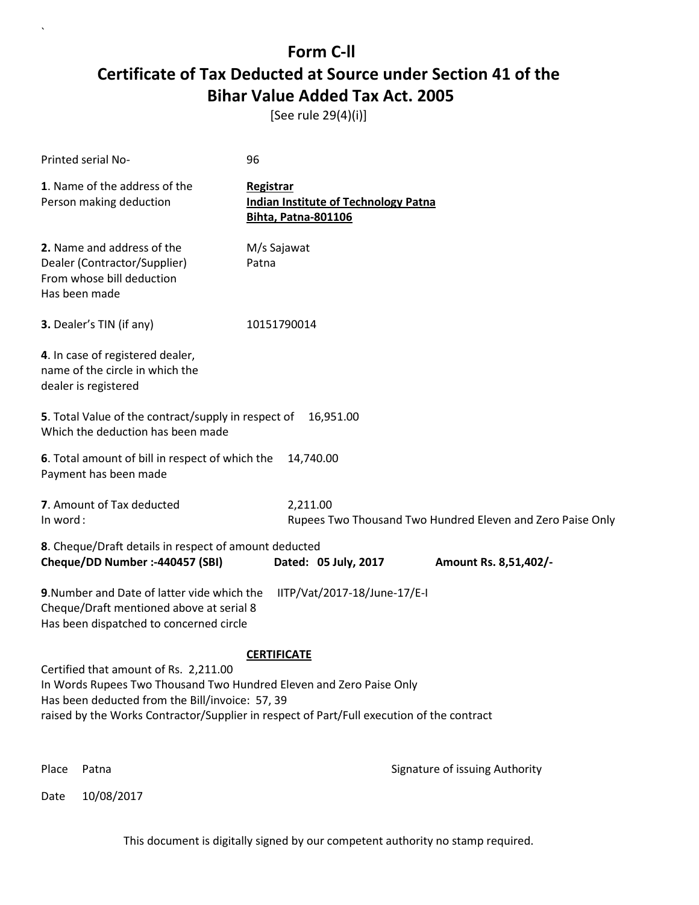# Form C-ll

## Certificate of Tax Deducted at Source under Section 41 of the Bihar Value Added Tax Act. 2005

[See rule 29(4)(i)]

Printed serial No- 96

**1**. Name of the address of the Person making deduction

**Registrar**
**Indian Institute of Technology Patna**
**Bihta, Patna-801106**

**2.** Name and address of the Dealer (Contractor/Supplier) From whose bill deduction Has been made

M/s Sajawat
Patna

**3.** Dealer's TIN (if any) 10151790014

**4**. In case of registered dealer, name of the circle in which the dealer is registered

**5**. Total Value of the contract/supply in respect of Which the deduction has been made 16,951.00

**6**. Total amount of bill in respect of which the Payment has been made 14,740.00

**7**. Amount of Tax deducted 2,211.00
In word : Rupees Two Thousand Two Hundred Eleven and Zero Paise Only

**8**. Cheque/Draft details in respect of amount deducted
**Cheque/DD Number :-440457 (SBI)** **Dated: 05 July, 2017** **Amount Rs. 8,51,402/-**

**9**.Number and Date of latter vide which the Cheque/Draft mentioned above at serial 8 Has been dispatched to concerned circle IITP/Vat/2017-18/June-17/E-I

**CERTIFICATE**

Certified that amount of Rs. 2,211.00
In Words Rupees Two Thousand Two Hundred Eleven and Zero Paise Only
Has been deducted from the Bill/invoice: 57, 39
raised by the Works Contractor/Supplier in respect of Part/Full execution of the contract

Place Patna

Signature of issuing Authority

Date 10/08/2017

This document is digitally signed by our competent authority no stamp required.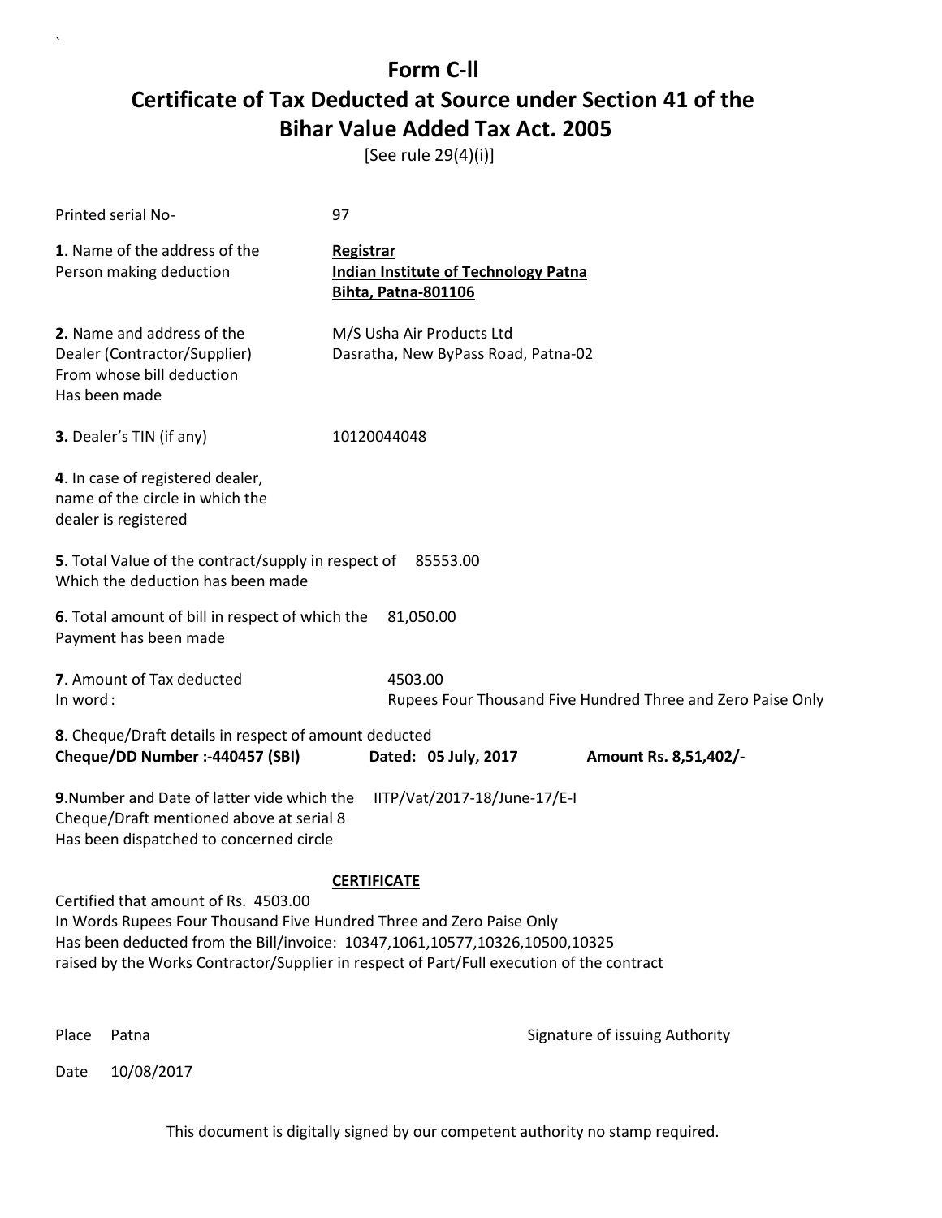# Form C-ll

# Certificate of Tax Deducted at Source under Section 41 of the Bihar Value Added Tax Act. 2005

[See rule 29(4)(i)]

Printed serial No- 97

**1**. Name of the address of the Person making deduction

**Registrar**
**Indian Institute of Technology Patna**
**Bihta, Patna-801106**

**2.** Name and address of the Dealer (Contractor/Supplier) From whose bill deduction Has been made

M/S Usha Air Products Ltd
Dasratha, New ByPass Road, Patna-02

**3.** Dealer's TIN (if any) 10120044048

**4**. In case of registered dealer, name of the circle in which the dealer is registered

**5**. Total Value of the contract/supply in respect of Which the deduction has been made 85553.00

**6**. Total amount of bill in respect of which the Payment has been made 81,050.00

**7**. Amount of Tax deducted 4503.00
In word : Rupees Four Thousand Five Hundred Three and Zero Paise Only

**8**. Cheque/Draft details in respect of amount deducted
**Cheque/DD Number :-440457 (SBI)** **Dated: 05 July, 2017** **Amount Rs. 8,51,402/-**

**9**.Number and Date of latter vide which the Cheque/Draft mentioned above at serial 8 Has been dispatched to concerned circle IITP/Vat/2017-18/June-17/E-I

**CERTIFICATE**

Certified that amount of Rs. 4503.00
In Words Rupees Four Thousand Five Hundred Three and Zero Paise Only
Has been deducted from the Bill/invoice: 10347,1061,10577,10326,10500,10325
raised by the Works Contractor/Supplier in respect of Part/Full execution of the contract

Place Patna

Signature of issuing Authority

Date 10/08/2017

This document is digitally signed by our competent authority no stamp required.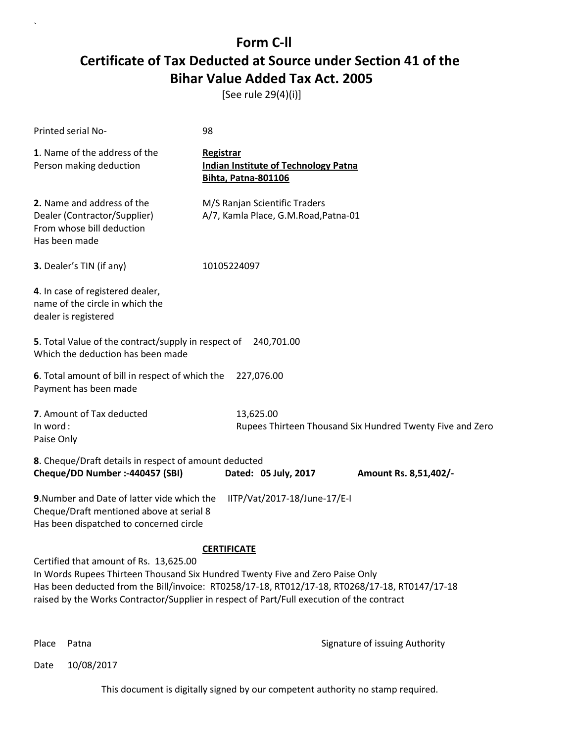# Form C-ll

# Certificate of Tax Deducted at Source under Section 41 of the Bihar Value Added Tax Act. 2005

[See rule 29(4)(i)]

Printed serial No- 98

**1**. Name of the address of the Person making deduction

**Registrar**
**Indian Institute of Technology Patna**
**Bihta, Patna-801106**

**2.** Name and address of the Dealer (Contractor/Supplier) From whose bill deduction Has been made

M/S Ranjan Scientific Traders
A/7, Kamla Place, G.M.Road,Patna-01

**3.** Dealer's TIN (if any) 10105224097

**4**. In case of registered dealer, name of the circle in which the dealer is registered

**5**. Total Value of the contract/supply in respect of Which the deduction has been made 240,701.00

**6**. Total amount of bill in respect of which the Payment has been made 227,076.00

**7**. Amount of Tax deducted 13,625.00
In word : Rupees Thirteen Thousand Six Hundred Twenty Five and Zero Paise Only

**8**. Cheque/Draft details in respect of amount deducted
**Cheque/DD Number :-440457 (SBI)** **Dated: 05 July, 2017** **Amount Rs. 8,51,402/-**

**9**.Number and Date of latter vide which the Cheque/Draft mentioned above at serial 8 Has been dispatched to concerned circle IITP/Vat/2017-18/June-17/E-I

**CERTIFICATE**

Certified that amount of Rs. 13,625.00
In Words Rupees Thirteen Thousand Six Hundred Twenty Five and Zero Paise Only
Has been deducted from the Bill/invoice: RT0258/17-18, RT012/17-18, RT0268/17-18, RT0147/17-18
raised by the Works Contractor/Supplier in respect of Part/Full execution of the contract

Place Patna

Signature of issuing Authority

Date 10/08/2017

This document is digitally signed by our competent authority no stamp required.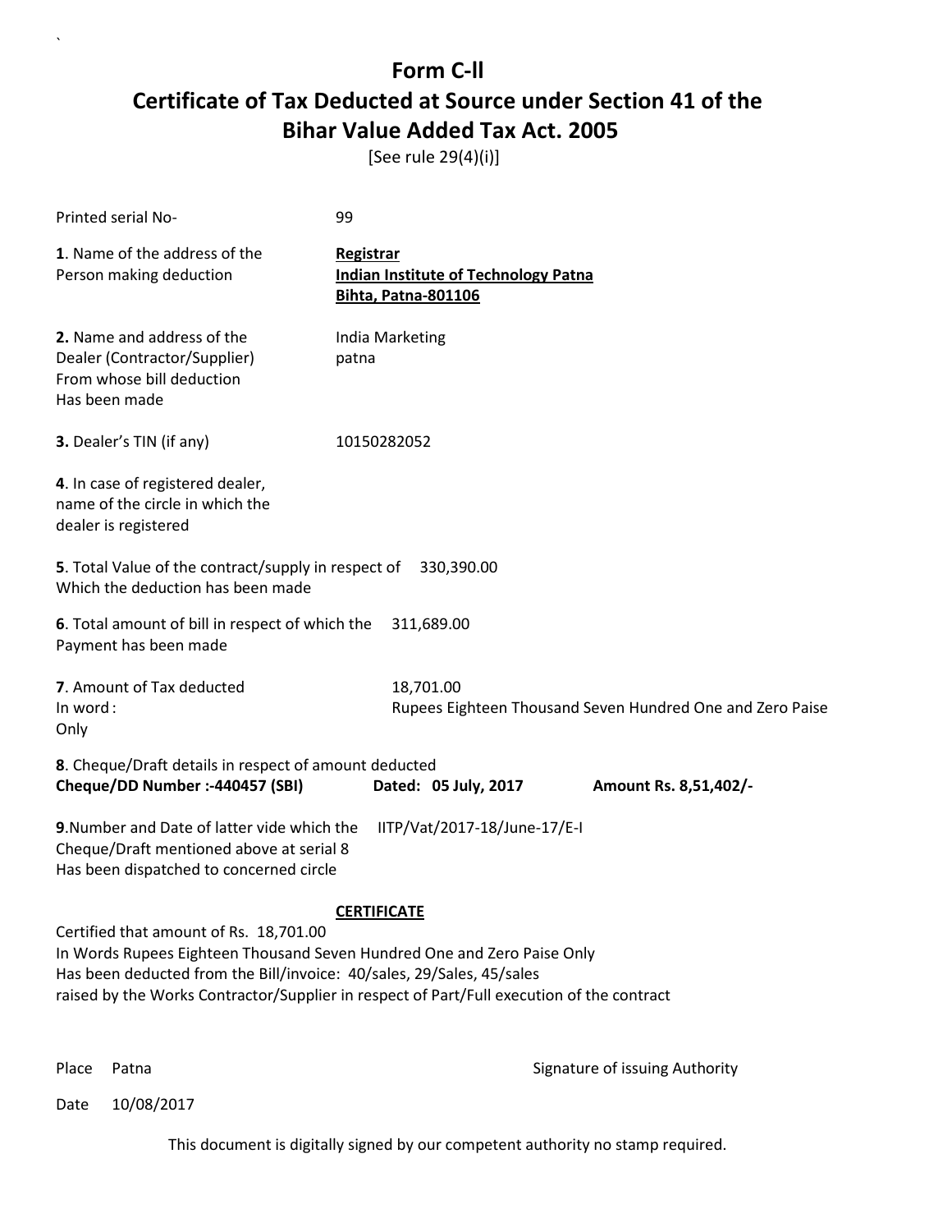# Form C-ll

## Certificate of Tax Deducted at Source under Section 41 of the Bihar Value Added Tax Act. 2005

[See rule 29(4)(i)]

Printed serial No- 99

**1**. Name of the address of the Person making deduction

**Registrar**
**Indian Institute of Technology Patna**
**Bihta, Patna-801106**

**2.** Name and address of the Dealer (Contractor/Supplier) From whose bill deduction Has been made

India Marketing
patna

**3.** Dealer's TIN (if any) 10150282052

**4**. In case of registered dealer, name of the circle in which the dealer is registered

**5**. Total Value of the contract/supply in respect of Which the deduction has been made 330,390.00

**6**. Total amount of bill in respect of which the Payment has been made 311,689.00

**7**. Amount of Tax deducted 18,701.00
In word : Rupees Eighteen Thousand Seven Hundred One and Zero Paise Only

**8**. Cheque/Draft details in respect of amount deducted
**Cheque/DD Number :-440457 (SBI)** **Dated: 05 July, 2017** **Amount Rs. 8,51,402/-**

**9**.Number and Date of latter vide which the Cheque/Draft mentioned above at serial 8 Has been dispatched to concerned circle IITP/Vat/2017-18/June-17/E-I

**CERTIFICATE**

Certified that amount of Rs. 18,701.00
In Words Rupees Eighteen Thousand Seven Hundred One and Zero Paise Only
Has been deducted from the Bill/invoice: 40/sales, 29/Sales, 45/sales
raised by the Works Contractor/Supplier in respect of Part/Full execution of the contract

Place Patna

Signature of issuing Authority

Date 10/08/2017

This document is digitally signed by our competent authority no stamp required.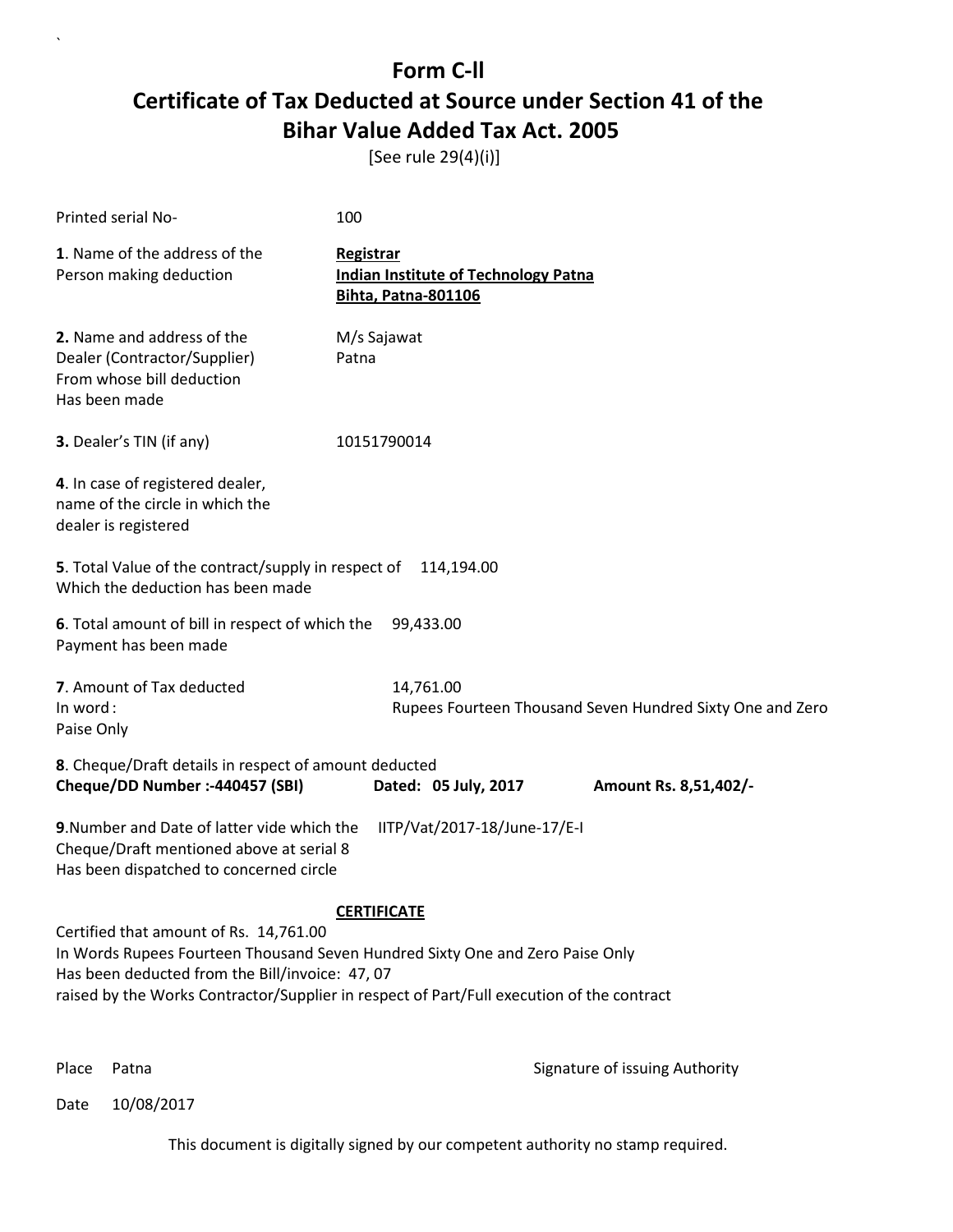# Form C-ll

## Certificate of Tax Deducted at Source under Section 41 of the Bihar Value Added Tax Act. 2005

[See rule 29(4)(i)]

Printed serial No- 100

**1**. Name of the address of the Person making deduction

**Registrar**
**Indian Institute of Technology Patna**
**Bihta, Patna-801106**

**2.** Name and address of the Dealer (Contractor/Supplier) From whose bill deduction Has been made

M/s Sajawat
Patna

**3.** Dealer's TIN (if any) 10151790014

**4**. In case of registered dealer, name of the circle in which the dealer is registered

**5**. Total Value of the contract/supply in respect of Which the deduction has been made 114,194.00

**6**. Total amount of bill in respect of which the Payment has been made 99,433.00

**7**. Amount of Tax deducted 14,761.00
In word : Rupees Fourteen Thousand Seven Hundred Sixty One and Zero Paise Only

**8**. Cheque/Draft details in respect of amount deducted
**Cheque/DD Number :-440457 (SBI)** **Dated: 05 July, 2017** **Amount Rs. 8,51,402/-**

**9**.Number and Date of latter vide which the Cheque/Draft mentioned above at serial 8 Has been dispatched to concerned circle IITP/Vat/2017-18/June-17/E-I

**CERTIFICATE**

Certified that amount of Rs. 14,761.00
In Words Rupees Fourteen Thousand Seven Hundred Sixty One and Zero Paise Only
Has been deducted from the Bill/invoice: 47, 07
raised by the Works Contractor/Supplier in respect of Part/Full execution of the contract

Place Patna

Signature of issuing Authority

Date 10/08/2017

This document is digitally signed by our competent authority no stamp required.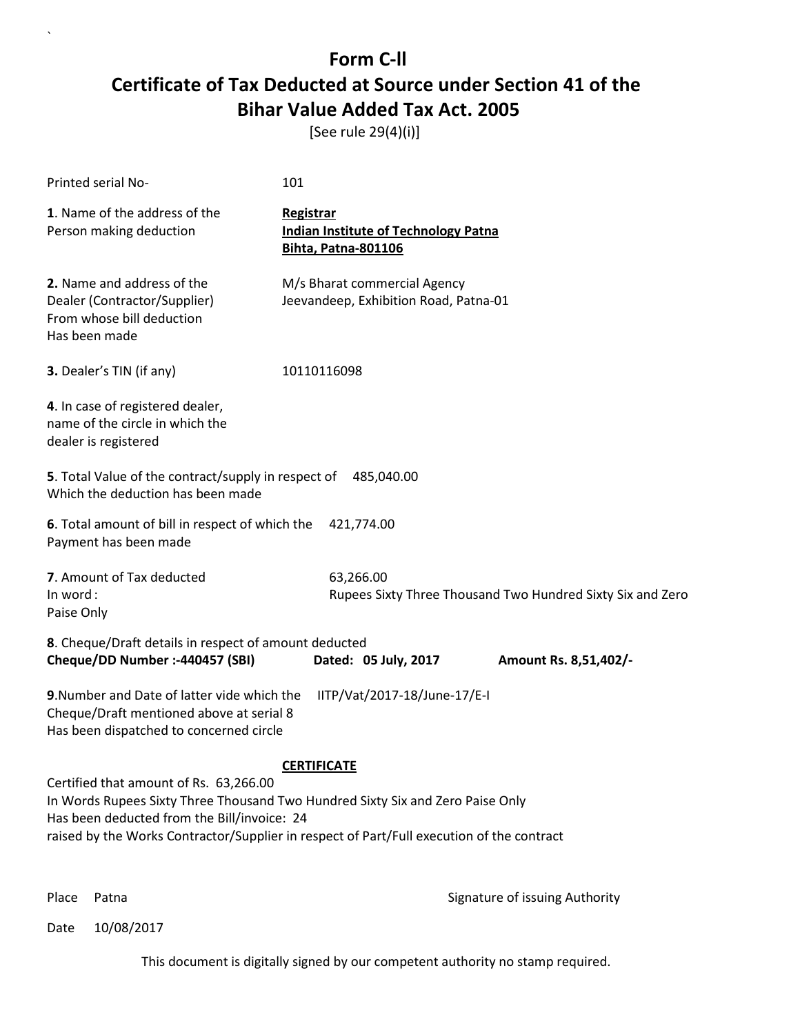# Form C-ll

# Certificate of Tax Deducted at Source under Section 41 of the Bihar Value Added Tax Act. 2005

[See rule 29(4)(i)]

Printed serial No- 101

**1**. Name of the address of the Person making deduction

**Registrar**
**Indian Institute of Technology Patna**
**Bihta, Patna-801106**

**2.** Name and address of the Dealer (Contractor/Supplier) From whose bill deduction Has been made

M/s Bharat commercial Agency
Jeevandeep, Exhibition Road, Patna-01

**3.** Dealer's TIN (if any) 10110116098

**4**. In case of registered dealer, name of the circle in which the dealer is registered

**5**. Total Value of the contract/supply in respect of Which the deduction has been made 485,040.00

**6**. Total amount of bill in respect of which the Payment has been made 421,774.00

**7**. Amount of Tax deducted 63,266.00
In word : Rupees Sixty Three Thousand Two Hundred Sixty Six and Zero Paise Only

**8**. Cheque/Draft details in respect of amount deducted
**Cheque/DD Number :-440457 (SBI)** **Dated: 05 July, 2017** **Amount Rs. 8,51,402/-**

**9**.Number and Date of latter vide which the Cheque/Draft mentioned above at serial 8 Has been dispatched to concerned circle IITP/Vat/2017-18/June-17/E-I

**CERTIFICATE**

Certified that amount of Rs. 63,266.00
In Words Rupees Sixty Three Thousand Two Hundred Sixty Six and Zero Paise Only
Has been deducted from the Bill/invoice: 24
raised by the Works Contractor/Supplier in respect of Part/Full execution of the contract

Place Patna

Signature of issuing Authority

Date 10/08/2017

This document is digitally signed by our competent authority no stamp required.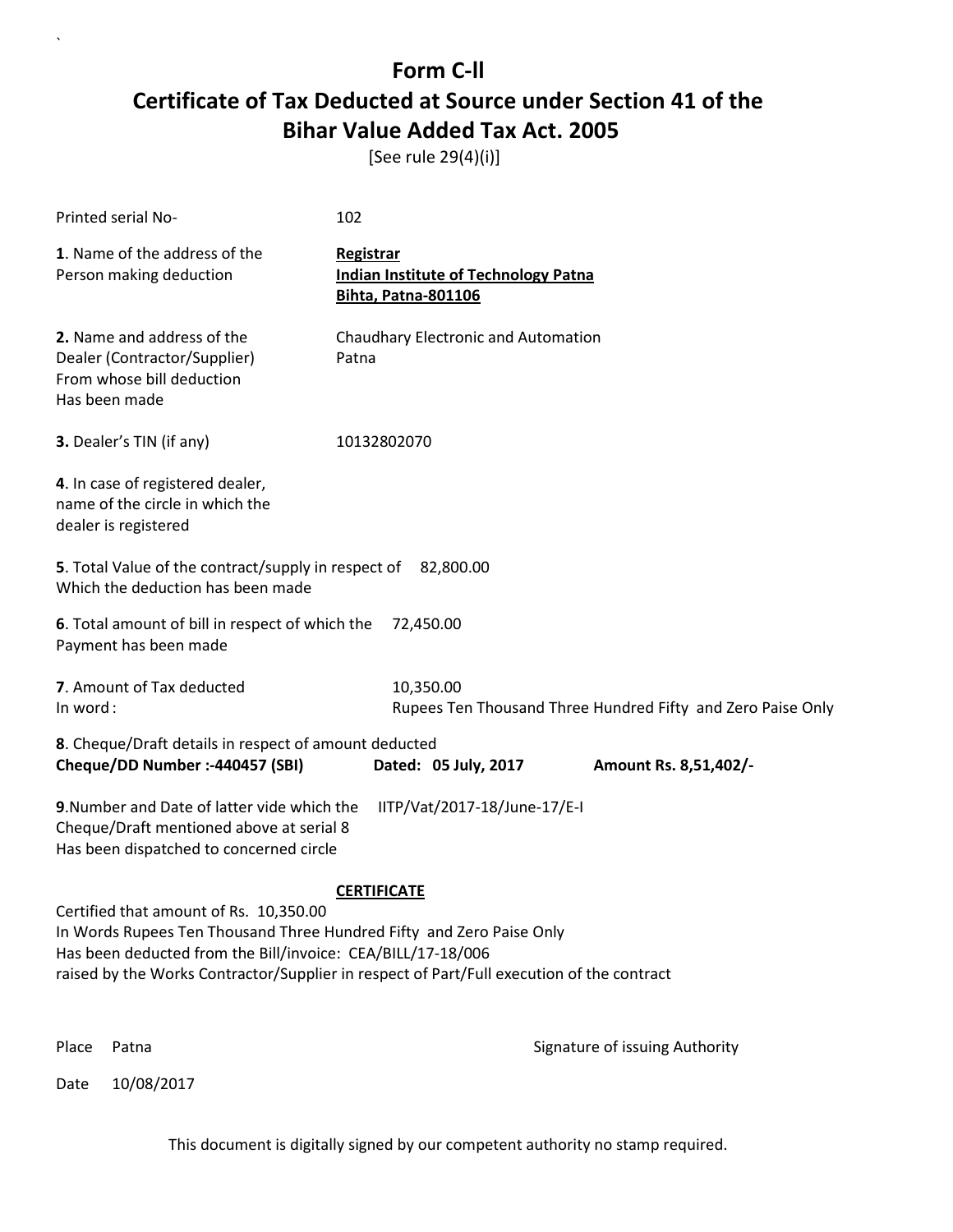# Form C-ll

# Certificate of Tax Deducted at Source under Section 41 of the Bihar Value Added Tax Act. 2005

[See rule 29(4)(i)]

Printed serial No- 102

**1**. Name of the address of the Person making deduction

**Registrar**
**Indian Institute of Technology Patna**
**Bihta, Patna-801106**

**2.** Name and address of the Dealer (Contractor/Supplier) From whose bill deduction Has been made

Chaudhary Electronic and Automation
Patna

**3.** Dealer's TIN (if any) 10132802070

**4**. In case of registered dealer, name of the circle in which the dealer is registered

**5**. Total Value of the contract/supply in respect of Which the deduction has been made 82,800.00

**6**. Total amount of bill in respect of which the Payment has been made 72,450.00

**7**. Amount of Tax deducted 10,350.00
In word : Rupees Ten Thousand Three Hundred Fifty and Zero Paise Only

**8**. Cheque/Draft details in respect of amount deducted
**Cheque/DD Number :-440457 (SBI)** **Dated: 05 July, 2017** **Amount Rs. 8,51,402/-**

**9**.Number and Date of latter vide which the Cheque/Draft mentioned above at serial 8 Has been dispatched to concerned circle IITP/Vat/2017-18/June-17/E-I

**CERTIFICATE**

Certified that amount of Rs. 10,350.00
In Words Rupees Ten Thousand Three Hundred Fifty and Zero Paise Only
Has been deducted from the Bill/invoice: CEA/BILL/17-18/006
raised by the Works Contractor/Supplier in respect of Part/Full execution of the contract

Place Patna

Signature of issuing Authority

Date 10/08/2017

This document is digitally signed by our competent authority no stamp required.